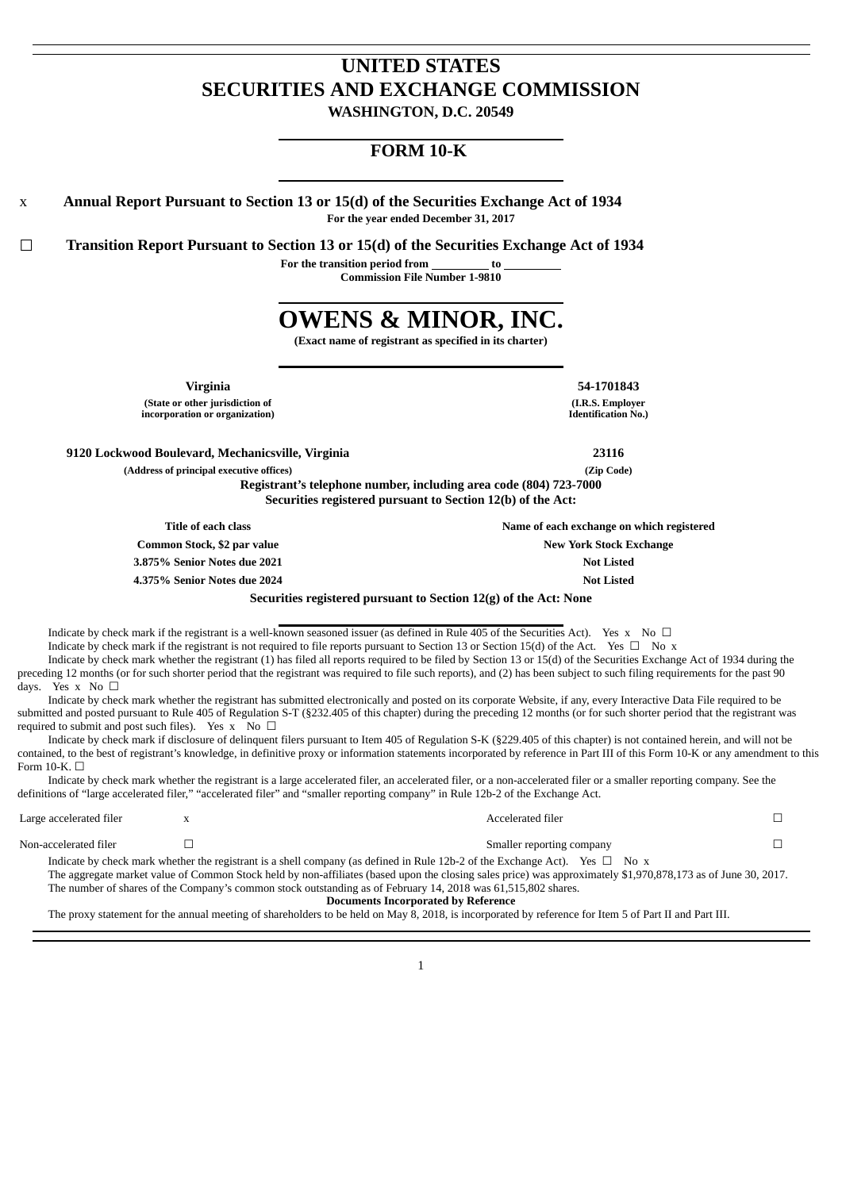# UNITED STATES
# SECURITIES AND EXCHANGE COMMISSION
**WASHINGTON, D.C. 20549**

## FORM 10-K

x **Annual Report Pursuant to Section 13 or 15(d) of the Securities Exchange Act of 1934**
**For the year ended December 31, 2017**

☐ **Transition Report Pursuant to Section 13 or 15(d) of the Securities Exchange Act of 1934**
**For the transition period from \_\_\_\_\_\_\_\_\_\_ to \_\_\_\_\_\_\_\_\_\_**
**Commission File Number 1-9810**

# OWENS & MINOR, INC.
**(Exact name of registrant as specified in its charter)**

| | |
|---|---|
| **Virginia** | **54-1701843** |
| **(State or other jurisdiction of incorporation or organization)** | **(I.R.S. Employer Identification No.)** |
| **9120 Lockwood Boulevard, Mechanicsville, Virginia** | **23116** |
| **(Address of principal executive offices)** | **(Zip Code)** |

**Registrant's telephone number, including area code (804) 723-7000**
**Securities registered pursuant to Section 12(b) of the Act:**

| Title of each class | Name of each exchange on which registered |
|---|---|
| Common Stock, $2 par value | New York Stock Exchange |
| 3.875% Senior Notes due 2021 | Not Listed |
| 4.375% Senior Notes due 2024 | Not Listed |

**Securities registered pursuant to Section 12(g) of the Act: None**

Indicate by check mark if the registrant is a well-known seasoned issuer (as defined in Rule 405 of the Securities Act). Yes x No ☐

Indicate by check mark if the registrant is not required to file reports pursuant to Section 13 or Section 15(d) of the Act. Yes ☐ No x

Indicate by check mark whether the registrant (1) has filed all reports required to be filed by Section 13 or 15(d) of the Securities Exchange Act of 1934 during the preceding 12 months (or for such shorter period that the registrant was required to file such reports), and (2) has been subject to such filing requirements for the past 90 days. Yes x No ☐

Indicate by check mark whether the registrant has submitted electronically and posted on its corporate Website, if any, every Interactive Data File required to be submitted and posted pursuant to Rule 405 of Regulation S-T (§232.405 of this chapter) during the preceding 12 months (or for such shorter period that the registrant was required to submit and post such files). Yes x No ☐

Indicate by check mark if disclosure of delinquent filers pursuant to Item 405 of Regulation S-K (§229.405 of this chapter) is not contained herein, and will not be contained, to the best of registrant's knowledge, in definitive proxy or information statements incorporated by reference in Part III of this Form 10-K or any amendment to this Form 10-K. ☐

Indicate by check mark whether the registrant is a large accelerated filer, an accelerated filer, or a non-accelerated filer or a smaller reporting company. See the definitions of "large accelerated filer," "accelerated filer" and "smaller reporting company" in Rule 12b-2 of the Exchange Act.

| | | | |
|---|---|---|---|
| Large accelerated filer | x | Accelerated filer | ☐ |
| Non-accelerated filer | ☐ | Smaller reporting company | ☐ |

Indicate by check mark whether the registrant is a shell company (as defined in Rule 12b-2 of the Exchange Act). Yes ☐ No x

The aggregate market value of Common Stock held by non-affiliates (based upon the closing sales price) was approximately $1,970,878,173 as of June 30, 2017.

The number of shares of the Company's common stock outstanding as of February 14, 2018 was 61,515,802 shares.

**Documents Incorporated by Reference**

The proxy statement for the annual meeting of shareholders to be held on May 8, 2018, is incorporated by reference for Item 5 of Part II and Part III.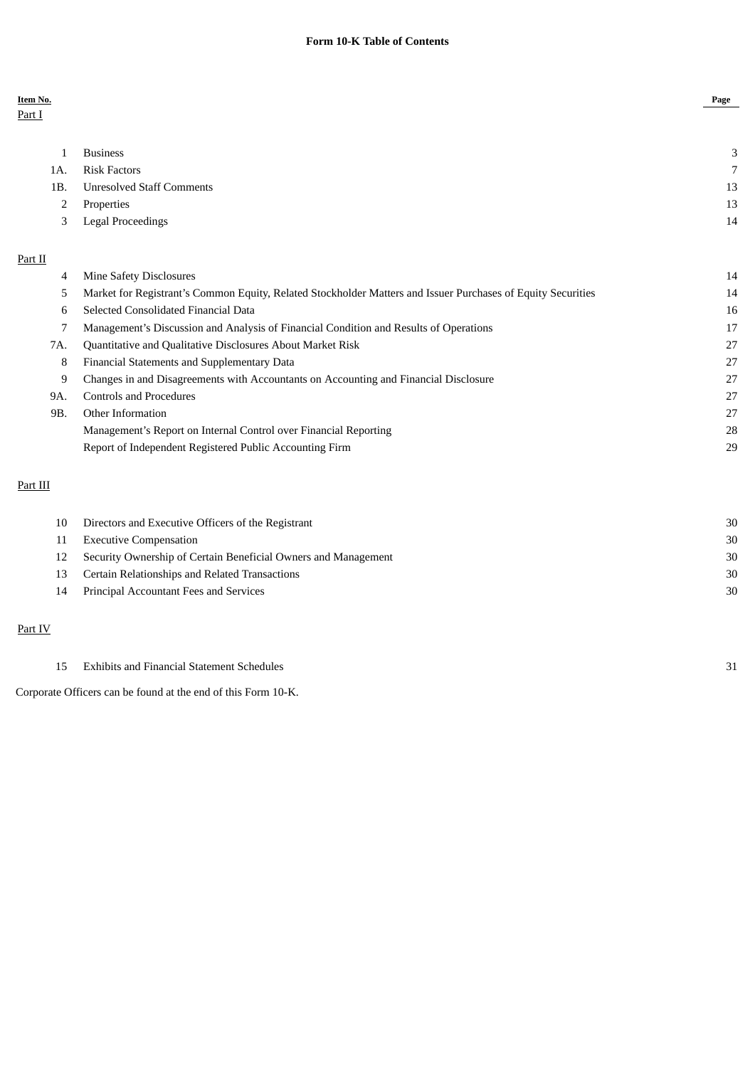# Form 10-K Table of Contents

| Item No. | | Page |
|---|---|---|
| Part I | | |
| 1 | Business | 3 |
| 1A. | Risk Factors | 7 |
| 1B. | Unresolved Staff Comments | 13 |
| 2 | Properties | 13 |
| 3 | Legal Proceedings | 14 |
| Part II | | |
| 4 | Mine Safety Disclosures | 14 |
| 5 | Market for Registrant’s Common Equity, Related Stockholder Matters and Issuer Purchases of Equity Securities | 14 |
| 6 | Selected Consolidated Financial Data | 16 |
| 7 | Management’s Discussion and Analysis of Financial Condition and Results of Operations | 17 |
| 7A. | Quantitative and Qualitative Disclosures About Market Risk | 27 |
| 8 | Financial Statements and Supplementary Data | 27 |
| 9 | Changes in and Disagreements with Accountants on Accounting and Financial Disclosure | 27 |
| 9A. | Controls and Procedures | 27 |
| 9B. | Other Information | 27 |
| | Management’s Report on Internal Control over Financial Reporting | 28 |
| | Report of Independent Registered Public Accounting Firm | 29 |
| Part III | | |
| 10 | Directors and Executive Officers of the Registrant | 30 |
| 11 | Executive Compensation | 30 |
| 12 | Security Ownership of Certain Beneficial Owners and Management | 30 |
| 13 | Certain Relationships and Related Transactions | 30 |
| 14 | Principal Accountant Fees and Services | 30 |
| Part IV | | |
| 15 | Exhibits and Financial Statement Schedules | 31 |

Corporate Officers can be found at the end of this Form 10-K.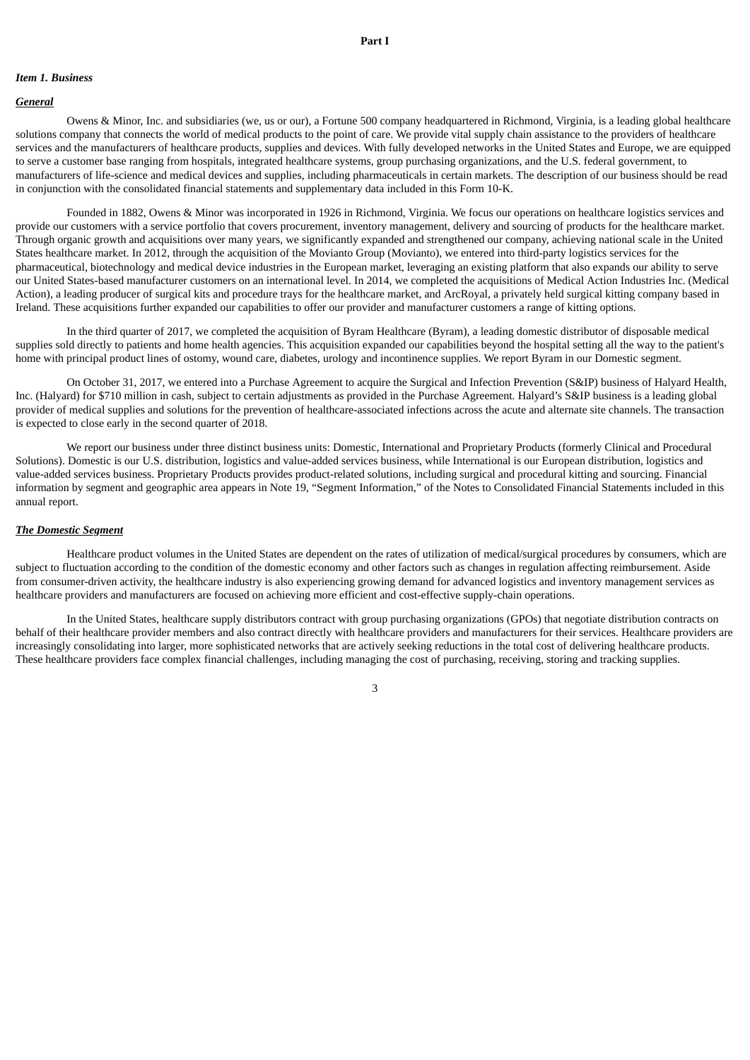# Part I

***Item 1. Business***

***General***

Owens & Minor, Inc. and subsidiaries (we, us or our), a Fortune 500 company headquartered in Richmond, Virginia, is a leading global healthcare solutions company that connects the world of medical products to the point of care. We provide vital supply chain assistance to the providers of healthcare services and the manufacturers of healthcare products, supplies and devices. With fully developed networks in the United States and Europe, we are equipped to serve a customer base ranging from hospitals, integrated healthcare systems, group purchasing organizations, and the U.S. federal government, to manufacturers of life-science and medical devices and supplies, including pharmaceuticals in certain markets. The description of our business should be read in conjunction with the consolidated financial statements and supplementary data included in this Form 10-K.

Founded in 1882, Owens & Minor was incorporated in 1926 in Richmond, Virginia. We focus our operations on healthcare logistics services and provide our customers with a service portfolio that covers procurement, inventory management, delivery and sourcing of products for the healthcare market. Through organic growth and acquisitions over many years, we significantly expanded and strengthened our company, achieving national scale in the United States healthcare market. In 2012, through the acquisition of the Movianto Group (Movianto), we entered into third-party logistics services for the pharmaceutical, biotechnology and medical device industries in the European market, leveraging an existing platform that also expands our ability to serve our United States-based manufacturer customers on an international level. In 2014, we completed the acquisitions of Medical Action Industries Inc. (Medical Action), a leading producer of surgical kits and procedure trays for the healthcare market, and ArcRoyal, a privately held surgical kitting company based in Ireland. These acquisitions further expanded our capabilities to offer our provider and manufacturer customers a range of kitting options.

In the third quarter of 2017, we completed the acquisition of Byram Healthcare (Byram), a leading domestic distributor of disposable medical supplies sold directly to patients and home health agencies. This acquisition expanded our capabilities beyond the hospital setting all the way to the patient's home with principal product lines of ostomy, wound care, diabetes, urology and incontinence supplies. We report Byram in our Domestic segment.

On October 31, 2017, we entered into a Purchase Agreement to acquire the Surgical and Infection Prevention (S&IP) business of Halyard Health, Inc. (Halyard) for $710 million in cash, subject to certain adjustments as provided in the Purchase Agreement. Halyard's S&IP business is a leading global provider of medical supplies and solutions for the prevention of healthcare-associated infections across the acute and alternate site channels. The transaction is expected to close early in the second quarter of 2018.

We report our business under three distinct business units: Domestic, International and Proprietary Products (formerly Clinical and Procedural Solutions). Domestic is our U.S. distribution, logistics and value-added services business, while International is our European distribution, logistics and value-added services business. Proprietary Products provides product-related solutions, including surgical and procedural kitting and sourcing. Financial information by segment and geographic area appears in Note 19, "Segment Information," of the Notes to Consolidated Financial Statements included in this annual report.

***The Domestic Segment***

Healthcare product volumes in the United States are dependent on the rates of utilization of medical/surgical procedures by consumers, which are subject to fluctuation according to the condition of the domestic economy and other factors such as changes in regulation affecting reimbursement. Aside from consumer-driven activity, the healthcare industry is also experiencing growing demand for advanced logistics and inventory management services as healthcare providers and manufacturers are focused on achieving more efficient and cost-effective supply-chain operations.

In the United States, healthcare supply distributors contract with group purchasing organizations (GPOs) that negotiate distribution contracts on behalf of their healthcare provider members and also contract directly with healthcare providers and manufacturers for their services. Healthcare providers are increasingly consolidating into larger, more sophisticated networks that are actively seeking reductions in the total cost of delivering healthcare products. These healthcare providers face complex financial challenges, including managing the cost of purchasing, receiving, storing and tracking supplies.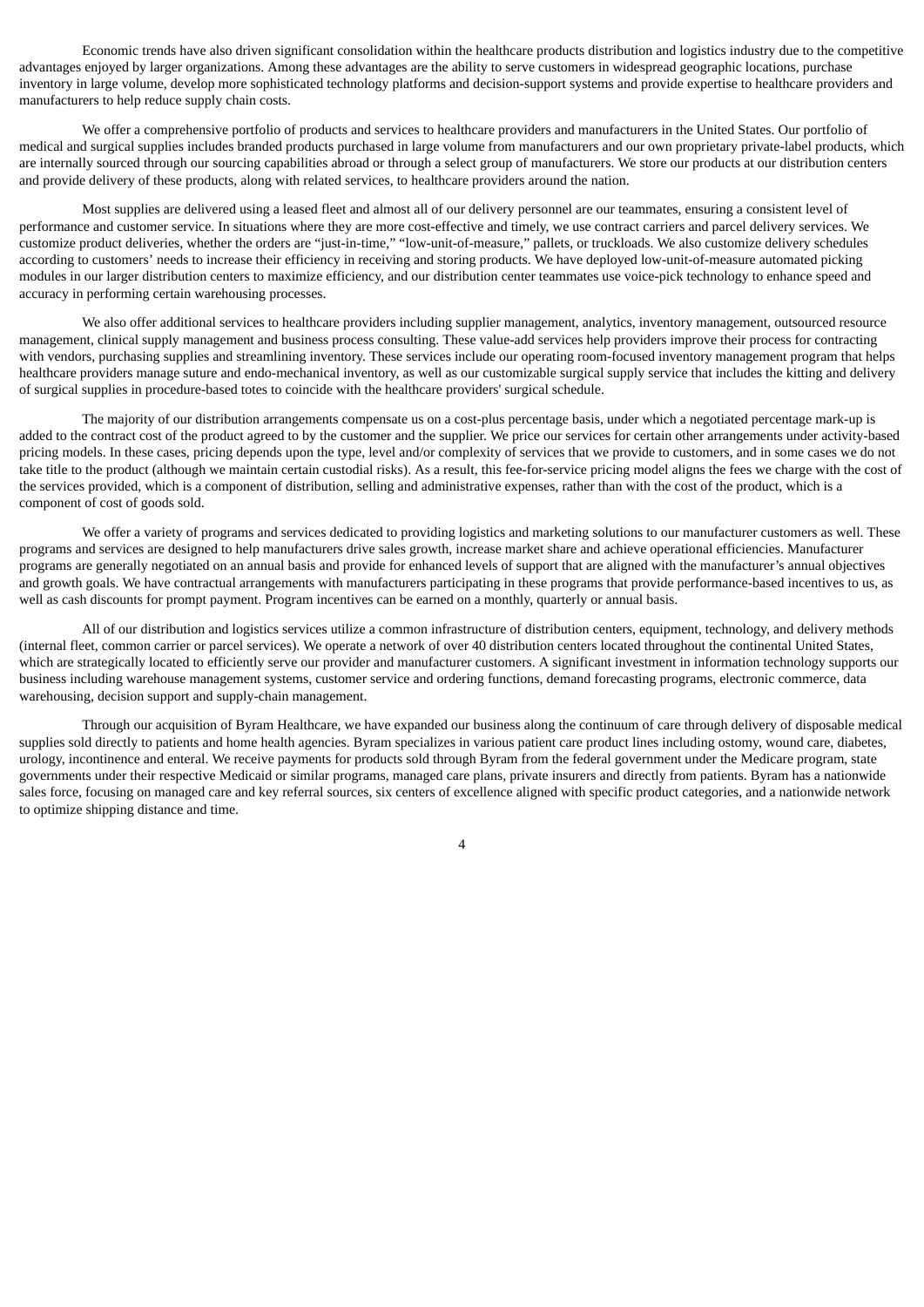Economic trends have also driven significant consolidation within the healthcare products distribution and logistics industry due to the competitive advantages enjoyed by larger organizations. Among these advantages are the ability to serve customers in widespread geographic locations, purchase inventory in large volume, develop more sophisticated technology platforms and decision-support systems and provide expertise to healthcare providers and manufacturers to help reduce supply chain costs.

We offer a comprehensive portfolio of products and services to healthcare providers and manufacturers in the United States. Our portfolio of medical and surgical supplies includes branded products purchased in large volume from manufacturers and our own proprietary private-label products, which are internally sourced through our sourcing capabilities abroad or through a select group of manufacturers. We store our products at our distribution centers and provide delivery of these products, along with related services, to healthcare providers around the nation.

Most supplies are delivered using a leased fleet and almost all of our delivery personnel are our teammates, ensuring a consistent level of performance and customer service. In situations where they are more cost-effective and timely, we use contract carriers and parcel delivery services. We customize product deliveries, whether the orders are "just-in-time," "low-unit-of-measure," pallets, or truckloads. We also customize delivery schedules according to customers' needs to increase their efficiency in receiving and storing products. We have deployed low-unit-of-measure automated picking modules in our larger distribution centers to maximize efficiency, and our distribution center teammates use voice-pick technology to enhance speed and accuracy in performing certain warehousing processes.

We also offer additional services to healthcare providers including supplier management, analytics, inventory management, outsourced resource management, clinical supply management and business process consulting. These value-add services help providers improve their process for contracting with vendors, purchasing supplies and streamlining inventory. These services include our operating room-focused inventory management program that helps healthcare providers manage suture and endo-mechanical inventory, as well as our customizable surgical supply service that includes the kitting and delivery of surgical supplies in procedure-based totes to coincide with the healthcare providers' surgical schedule.

The majority of our distribution arrangements compensate us on a cost-plus percentage basis, under which a negotiated percentage mark-up is added to the contract cost of the product agreed to by the customer and the supplier. We price our services for certain other arrangements under activity-based pricing models. In these cases, pricing depends upon the type, level and/or complexity of services that we provide to customers, and in some cases we do not take title to the product (although we maintain certain custodial risks). As a result, this fee-for-service pricing model aligns the fees we charge with the cost of the services provided, which is a component of distribution, selling and administrative expenses, rather than with the cost of the product, which is a component of cost of goods sold.

We offer a variety of programs and services dedicated to providing logistics and marketing solutions to our manufacturer customers as well. These programs and services are designed to help manufacturers drive sales growth, increase market share and achieve operational efficiencies. Manufacturer programs are generally negotiated on an annual basis and provide for enhanced levels of support that are aligned with the manufacturer's annual objectives and growth goals. We have contractual arrangements with manufacturers participating in these programs that provide performance-based incentives to us, as well as cash discounts for prompt payment. Program incentives can be earned on a monthly, quarterly or annual basis.

All of our distribution and logistics services utilize a common infrastructure of distribution centers, equipment, technology, and delivery methods (internal fleet, common carrier or parcel services). We operate a network of over 40 distribution centers located throughout the continental United States, which are strategically located to efficiently serve our provider and manufacturer customers. A significant investment in information technology supports our business including warehouse management systems, customer service and ordering functions, demand forecasting programs, electronic commerce, data warehousing, decision support and supply-chain management.

Through our acquisition of Byram Healthcare, we have expanded our business along the continuum of care through delivery of disposable medical supplies sold directly to patients and home health agencies. Byram specializes in various patient care product lines including ostomy, wound care, diabetes, urology, incontinence and enteral. We receive payments for products sold through Byram from the federal government under the Medicare program, state governments under their respective Medicaid or similar programs, managed care plans, private insurers and directly from patients. Byram has a nationwide sales force, focusing on managed care and key referral sources, six centers of excellence aligned with specific product categories, and a nationwide network to optimize shipping distance and time.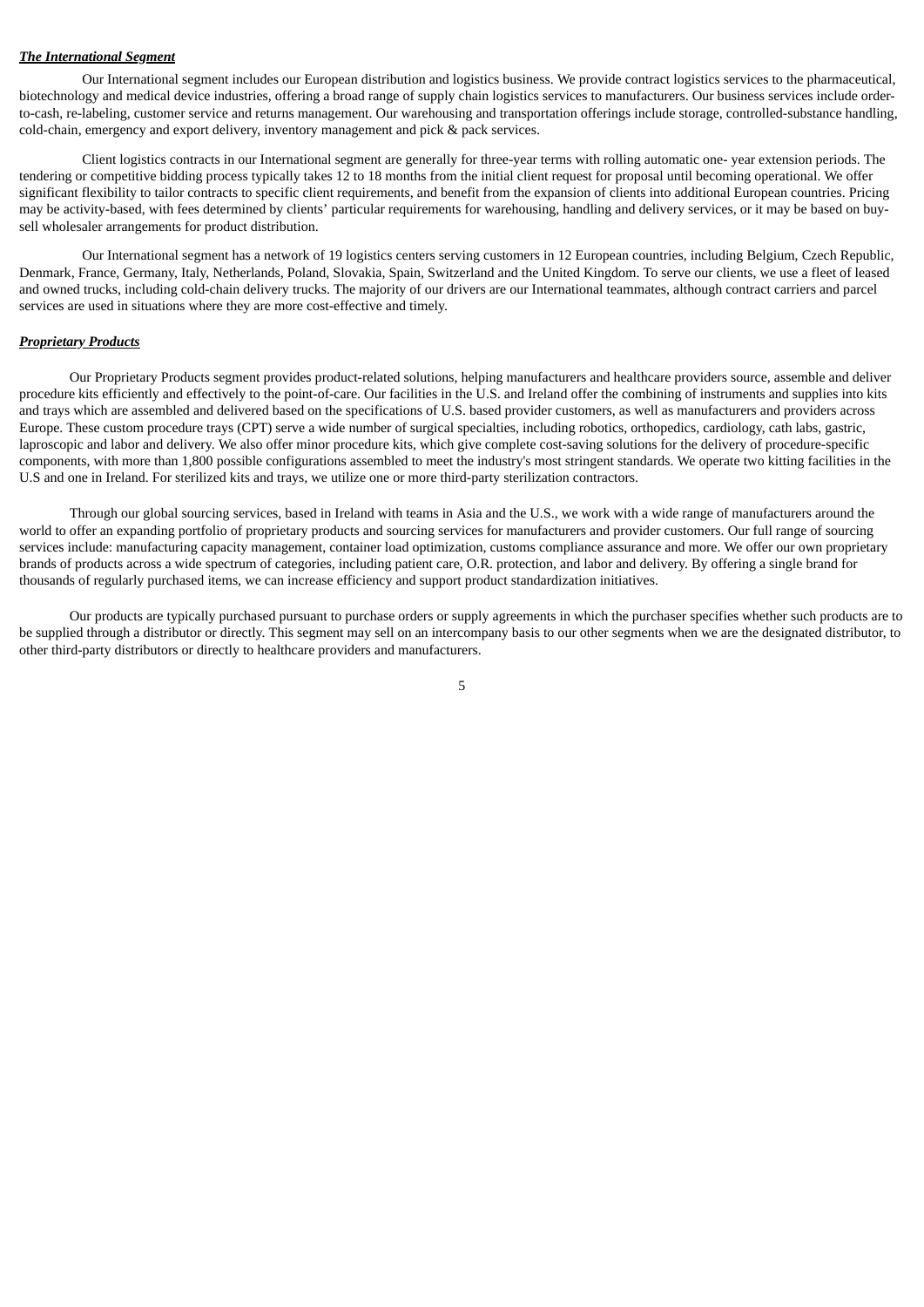***The International Segment***

Our International segment includes our European distribution and logistics business. We provide contract logistics services to the pharmaceutical, biotechnology and medical device industries, offering a broad range of supply chain logistics services to manufacturers. Our business services include order-to-cash, re-labeling, customer service and returns management. Our warehousing and transportation offerings include storage, controlled-substance handling, cold-chain, emergency and export delivery, inventory management and pick & pack services.

Client logistics contracts in our International segment are generally for three-year terms with rolling automatic one- year extension periods. The tendering or competitive bidding process typically takes 12 to 18 months from the initial client request for proposal until becoming operational. We offer significant flexibility to tailor contracts to specific client requirements, and benefit from the expansion of clients into additional European countries. Pricing may be activity-based, with fees determined by clients' particular requirements for warehousing, handling and delivery services, or it may be based on buy-sell wholesaler arrangements for product distribution.

Our International segment has a network of 19 logistics centers serving customers in 12 European countries, including Belgium, Czech Republic, Denmark, France, Germany, Italy, Netherlands, Poland, Slovakia, Spain, Switzerland and the United Kingdom. To serve our clients, we use a fleet of leased and owned trucks, including cold-chain delivery trucks. The majority of our drivers are our International teammates, although contract carriers and parcel services are used in situations where they are more cost-effective and timely.

***Proprietary Products***

Our Proprietary Products segment provides product-related solutions, helping manufacturers and healthcare providers source, assemble and deliver procedure kits efficiently and effectively to the point-of-care. Our facilities in the U.S. and Ireland offer the combining of instruments and supplies into kits and trays which are assembled and delivered based on the specifications of U.S. based provider customers, as well as manufacturers and providers across Europe. These custom procedure trays (CPT) serve a wide number of surgical specialties, including robotics, orthopedics, cardiology, cath labs, gastric, laproscopic and labor and delivery. We also offer minor procedure kits, which give complete cost-saving solutions for the delivery of procedure-specific components, with more than 1,800 possible configurations assembled to meet the industry's most stringent standards. We operate two kitting facilities in the U.S and one in Ireland. For sterilized kits and trays, we utilize one or more third-party sterilization contractors.

Through our global sourcing services, based in Ireland with teams in Asia and the U.S., we work with a wide range of manufacturers around the world to offer an expanding portfolio of proprietary products and sourcing services for manufacturers and provider customers. Our full range of sourcing services include: manufacturing capacity management, container load optimization, customs compliance assurance and more. We offer our own proprietary brands of products across a wide spectrum of categories, including patient care, O.R. protection, and labor and delivery. By offering a single brand for thousands of regularly purchased items, we can increase efficiency and support product standardization initiatives.

Our products are typically purchased pursuant to purchase orders or supply agreements in which the purchaser specifies whether such products are to be supplied through a distributor or directly. This segment may sell on an intercompany basis to our other segments when we are the designated distributor, to other third-party distributors or directly to healthcare providers and manufacturers.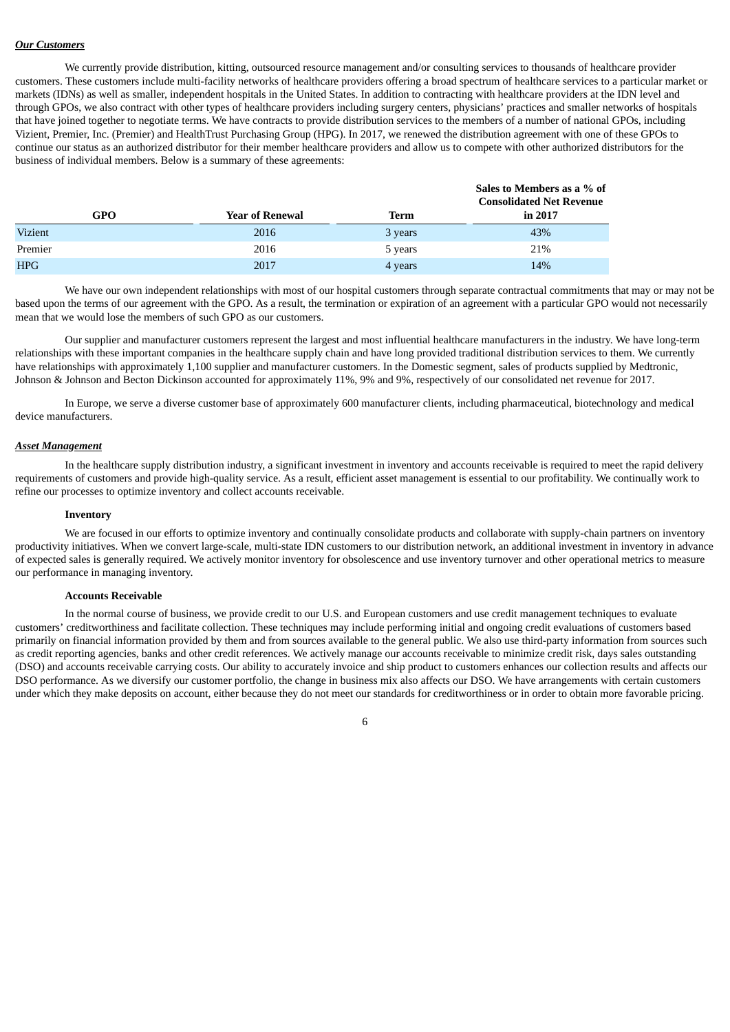***Our Customers***

We currently provide distribution, kitting, outsourced resource management and/or consulting services to thousands of healthcare provider customers. These customers include multi-facility networks of healthcare providers offering a broad spectrum of healthcare services to a particular market or markets (IDNs) as well as smaller, independent hospitals in the United States. In addition to contracting with healthcare providers at the IDN level and through GPOs, we also contract with other types of healthcare providers including surgery centers, physicians' practices and smaller networks of hospitals that have joined together to negotiate terms. We have contracts to provide distribution services to the members of a number of national GPOs, including Vizient, Premier, Inc. (Premier) and HealthTrust Purchasing Group (HPG). In 2017, we renewed the distribution agreement with one of these GPOs to continue our status as an authorized distributor for their member healthcare providers and allow us to compete with other authorized distributors for the business of individual members. Below is a summary of these agreements:

| GPO | Year of Renewal | Term | Sales to Members as a % of Consolidated Net Revenue in 2017 |
|---|---|---|---|
| Vizient | 2016 | 3 years | 43% |
| Premier | 2016 | 5 years | 21% |
| HPG | 2017 | 4 years | 14% |

We have our own independent relationships with most of our hospital customers through separate contractual commitments that may or may not be based upon the terms of our agreement with the GPO. As a result, the termination or expiration of an agreement with a particular GPO would not necessarily mean that we would lose the members of such GPO as our customers.

Our supplier and manufacturer customers represent the largest and most influential healthcare manufacturers in the industry. We have long-term relationships with these important companies in the healthcare supply chain and have long provided traditional distribution services to them. We currently have relationships with approximately 1,100 supplier and manufacturer customers. In the Domestic segment, sales of products supplied by Medtronic, Johnson & Johnson and Becton Dickinson accounted for approximately 11%, 9% and 9%, respectively of our consolidated net revenue for 2017.

In Europe, we serve a diverse customer base of approximately 600 manufacturer clients, including pharmaceutical, biotechnology and medical device manufacturers.

***Asset Management***

In the healthcare supply distribution industry, a significant investment in inventory and accounts receivable is required to meet the rapid delivery requirements of customers and provide high-quality service. As a result, efficient asset management is essential to our profitability. We continually work to refine our processes to optimize inventory and collect accounts receivable.

**Inventory**

We are focused in our efforts to optimize inventory and continually consolidate products and collaborate with supply-chain partners on inventory productivity initiatives. When we convert large-scale, multi-state IDN customers to our distribution network, an additional investment in inventory in advance of expected sales is generally required. We actively monitor inventory for obsolescence and use inventory turnover and other operational metrics to measure our performance in managing inventory.

**Accounts Receivable**

In the normal course of business, we provide credit to our U.S. and European customers and use credit management techniques to evaluate customers' creditworthiness and facilitate collection. These techniques may include performing initial and ongoing credit evaluations of customers based primarily on financial information provided by them and from sources available to the general public. We also use third-party information from sources such as credit reporting agencies, banks and other credit references. We actively manage our accounts receivable to minimize credit risk, days sales outstanding (DSO) and accounts receivable carrying costs. Our ability to accurately invoice and ship product to customers enhances our collection results and affects our DSO performance. As we diversify our customer portfolio, the change in business mix also affects our DSO. We have arrangements with certain customers under which they make deposits on account, either because they do not meet our standards for creditworthiness or in order to obtain more favorable pricing.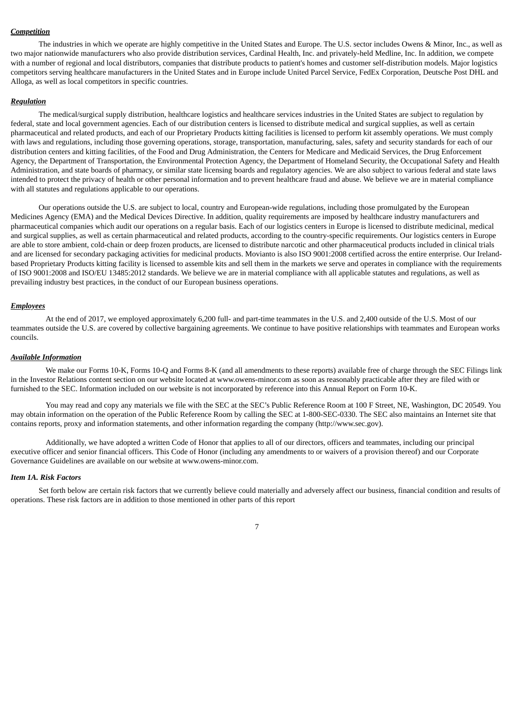***Competition***

The industries in which we operate are highly competitive in the United States and Europe. The U.S. sector includes Owens & Minor, Inc., as well as two major nationwide manufacturers who also provide distribution services, Cardinal Health, Inc. and privately-held Medline, Inc. In addition, we compete with a number of regional and local distributors, companies that distribute products to patient's homes and customer self-distribution models. Major logistics competitors serving healthcare manufacturers in the United States and in Europe include United Parcel Service, FedEx Corporation, Deutsche Post DHL and Alloga, as well as local competitors in specific countries.

***Regulation***

The medical/surgical supply distribution, healthcare logistics and healthcare services industries in the United States are subject to regulation by federal, state and local government agencies. Each of our distribution centers is licensed to distribute medical and surgical supplies, as well as certain pharmaceutical and related products, and each of our Proprietary Products kitting facilities is licensed to perform kit assembly operations. We must comply with laws and regulations, including those governing operations, storage, transportation, manufacturing, sales, safety and security standards for each of our distribution centers and kitting facilities, of the Food and Drug Administration, the Centers for Medicare and Medicaid Services, the Drug Enforcement Agency, the Department of Transportation, the Environmental Protection Agency, the Department of Homeland Security, the Occupational Safety and Health Administration, and state boards of pharmacy, or similar state licensing boards and regulatory agencies. We are also subject to various federal and state laws intended to protect the privacy of health or other personal information and to prevent healthcare fraud and abuse. We believe we are in material compliance with all statutes and regulations applicable to our operations.

Our operations outside the U.S. are subject to local, country and European-wide regulations, including those promulgated by the European Medicines Agency (EMA) and the Medical Devices Directive. In addition, quality requirements are imposed by healthcare industry manufacturers and pharmaceutical companies which audit our operations on a regular basis. Each of our logistics centers in Europe is licensed to distribute medicinal, medical and surgical supplies, as well as certain pharmaceutical and related products, according to the country-specific requirements. Our logistics centers in Europe are able to store ambient, cold-chain or deep frozen products, are licensed to distribute narcotic and other pharmaceutical products included in clinical trials and are licensed for secondary packaging activities for medicinal products. Movianto is also ISO 9001:2008 certified across the entire enterprise. Our Ireland-based Proprietary Products kitting facility is licensed to assemble kits and sell them in the markets we serve and operates in compliance with the requirements of ISO 9001:2008 and ISO/EU 13485:2012 standards. We believe we are in material compliance with all applicable statutes and regulations, as well as prevailing industry best practices, in the conduct of our European business operations.

***Employees***

At the end of 2017, we employed approximately 6,200 full- and part-time teammates in the U.S. and 2,400 outside of the U.S. Most of our teammates outside the U.S. are covered by collective bargaining agreements. We continue to have positive relationships with teammates and European works councils.

***Available Information***

We make our Forms 10-K, Forms 10-Q and Forms 8-K (and all amendments to these reports) available free of charge through the SEC Filings link in the Investor Relations content section on our website located at www.owens-minor.com as soon as reasonably practicable after they are filed with or furnished to the SEC. Information included on our website is not incorporated by reference into this Annual Report on Form 10-K.

You may read and copy any materials we file with the SEC at the SEC's Public Reference Room at 100 F Street, NE, Washington, DC 20549. You may obtain information on the operation of the Public Reference Room by calling the SEC at 1-800-SEC-0330. The SEC also maintains an Internet site that contains reports, proxy and information statements, and other information regarding the company (http://www.sec.gov).

Additionally, we have adopted a written Code of Honor that applies to all of our directors, officers and teammates, including our principal executive officer and senior financial officers. This Code of Honor (including any amendments to or waivers of a provision thereof) and our Corporate Governance Guidelines are available on our website at www.owens-minor.com.

### *Item 1A. Risk Factors*

Set forth below are certain risk factors that we currently believe could materially and adversely affect our business, financial condition and results of operations. These risk factors are in addition to those mentioned in other parts of this report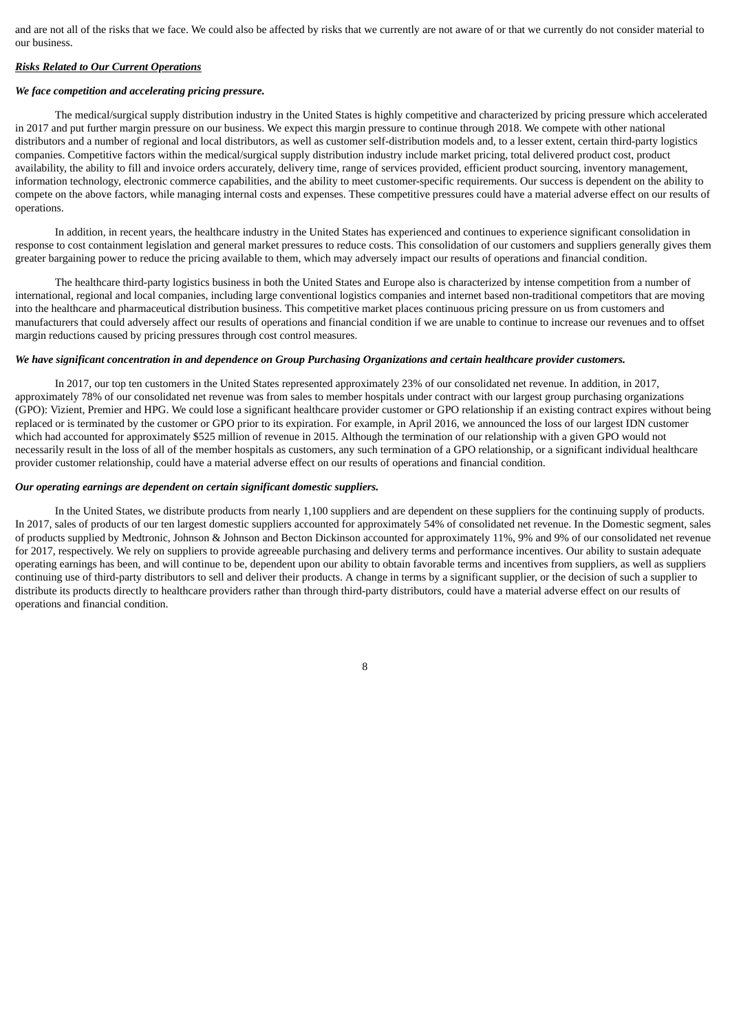and are not all of the risks that we face. We could also be affected by risks that we currently are not aware of or that we currently do not consider material to our business.

***Risks Related to Our Current Operations***

***We face competition and accelerating pricing pressure.***

The medical/surgical supply distribution industry in the United States is highly competitive and characterized by pricing pressure which accelerated in 2017 and put further margin pressure on our business. We expect this margin pressure to continue through 2018. We compete with other national distributors and a number of regional and local distributors, as well as customer self-distribution models and, to a lesser extent, certain third-party logistics companies. Competitive factors within the medical/surgical supply distribution industry include market pricing, total delivered product cost, product availability, the ability to fill and invoice orders accurately, delivery time, range of services provided, efficient product sourcing, inventory management, information technology, electronic commerce capabilities, and the ability to meet customer-specific requirements. Our success is dependent on the ability to compete on the above factors, while managing internal costs and expenses. These competitive pressures could have a material adverse effect on our results of operations.

In addition, in recent years, the healthcare industry in the United States has experienced and continues to experience significant consolidation in response to cost containment legislation and general market pressures to reduce costs. This consolidation of our customers and suppliers generally gives them greater bargaining power to reduce the pricing available to them, which may adversely impact our results of operations and financial condition.

The healthcare third-party logistics business in both the United States and Europe also is characterized by intense competition from a number of international, regional and local companies, including large conventional logistics companies and internet based non-traditional competitors that are moving into the healthcare and pharmaceutical distribution business. This competitive market places continuous pricing pressure on us from customers and manufacturers that could adversely affect our results of operations and financial condition if we are unable to continue to increase our revenues and to offset margin reductions caused by pricing pressures through cost control measures.

***We have significant concentration in and dependence on Group Purchasing Organizations and certain healthcare provider customers.***

In 2017, our top ten customers in the United States represented approximately 23% of our consolidated net revenue. In addition, in 2017, approximately 78% of our consolidated net revenue was from sales to member hospitals under contract with our largest group purchasing organizations (GPO): Vizient, Premier and HPG. We could lose a significant healthcare provider customer or GPO relationship if an existing contract expires without being replaced or is terminated by the customer or GPO prior to its expiration. For example, in April 2016, we announced the loss of our largest IDN customer which had accounted for approximately $525 million of revenue in 2015. Although the termination of our relationship with a given GPO would not necessarily result in the loss of all of the member hospitals as customers, any such termination of a GPO relationship, or a significant individual healthcare provider customer relationship, could have a material adverse effect on our results of operations and financial condition.

***Our operating earnings are dependent on certain significant domestic suppliers.***

In the United States, we distribute products from nearly 1,100 suppliers and are dependent on these suppliers for the continuing supply of products. In 2017, sales of products of our ten largest domestic suppliers accounted for approximately 54% of consolidated net revenue. In the Domestic segment, sales of products supplied by Medtronic, Johnson & Johnson and Becton Dickinson accounted for approximately 11%, 9% and 9% of our consolidated net revenue for 2017, respectively. We rely on suppliers to provide agreeable purchasing and delivery terms and performance incentives. Our ability to sustain adequate operating earnings has been, and will continue to be, dependent upon our ability to obtain favorable terms and incentives from suppliers, as well as suppliers continuing use of third-party distributors to sell and deliver their products. A change in terms by a significant supplier, or the decision of such a supplier to distribute its products directly to healthcare providers rather than through third-party distributors, could have a material adverse effect on our results of operations and financial condition.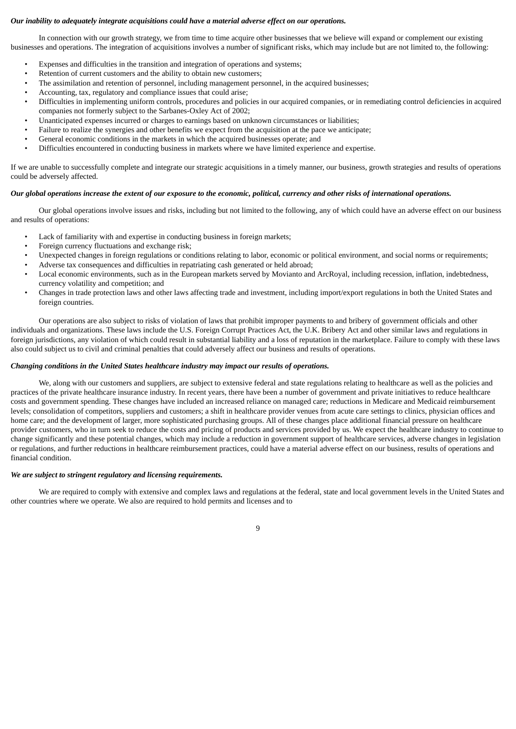***Our inability to adequately integrate acquisitions could have a material adverse effect on our operations.***

In connection with our growth strategy, we from time to time acquire other businesses that we believe will expand or complement our existing businesses and operations. The integration of acquisitions involves a number of significant risks, which may include but are not limited to, the following:

- Expenses and difficulties in the transition and integration of operations and systems;
- Retention of current customers and the ability to obtain new customers;
- The assimilation and retention of personnel, including management personnel, in the acquired businesses;
- Accounting, tax, regulatory and compliance issues that could arise;
- Difficulties in implementing uniform controls, procedures and policies in our acquired companies, or in remediating control deficiencies in acquired companies not formerly subject to the Sarbanes-Oxley Act of 2002;
- Unanticipated expenses incurred or charges to earnings based on unknown circumstances or liabilities;
- Failure to realize the synergies and other benefits we expect from the acquisition at the pace we anticipate;
- General economic conditions in the markets in which the acquired businesses operate; and
- Difficulties encountered in conducting business in markets where we have limited experience and expertise.

If we are unable to successfully complete and integrate our strategic acquisitions in a timely manner, our business, growth strategies and results of operations could be adversely affected.

***Our global operations increase the extent of our exposure to the economic, political, currency and other risks of international operations.***

Our global operations involve issues and risks, including but not limited to the following, any of which could have an adverse effect on our business and results of operations:

- Lack of familiarity with and expertise in conducting business in foreign markets;
- Foreign currency fluctuations and exchange risk;
- Unexpected changes in foreign regulations or conditions relating to labor, economic or political environment, and social norms or requirements;
- Adverse tax consequences and difficulties in repatriating cash generated or held abroad;
- Local economic environments, such as in the European markets served by Movianto and ArcRoyal, including recession, inflation, indebtedness, currency volatility and competition; and
- Changes in trade protection laws and other laws affecting trade and investment, including import/export regulations in both the United States and foreign countries.

Our operations are also subject to risks of violation of laws that prohibit improper payments to and bribery of government officials and other individuals and organizations. These laws include the U.S. Foreign Corrupt Practices Act, the U.K. Bribery Act and other similar laws and regulations in foreign jurisdictions, any violation of which could result in substantial liability and a loss of reputation in the marketplace. Failure to comply with these laws also could subject us to civil and criminal penalties that could adversely affect our business and results of operations.

***Changing conditions in the United States healthcare industry may impact our results of operations.***

We, along with our customers and suppliers, are subject to extensive federal and state regulations relating to healthcare as well as the policies and practices of the private healthcare insurance industry. In recent years, there have been a number of government and private initiatives to reduce healthcare costs and government spending. These changes have included an increased reliance on managed care; reductions in Medicare and Medicaid reimbursement levels; consolidation of competitors, suppliers and customers; a shift in healthcare provider venues from acute care settings to clinics, physician offices and home care; and the development of larger, more sophisticated purchasing groups. All of these changes place additional financial pressure on healthcare provider customers, who in turn seek to reduce the costs and pricing of products and services provided by us. We expect the healthcare industry to continue to change significantly and these potential changes, which may include a reduction in government support of healthcare services, adverse changes in legislation or regulations, and further reductions in healthcare reimbursement practices, could have a material adverse effect on our business, results of operations and financial condition.

***We are subject to stringent regulatory and licensing requirements.***

We are required to comply with extensive and complex laws and regulations at the federal, state and local government levels in the United States and other countries where we operate. We also are required to hold permits and licenses and to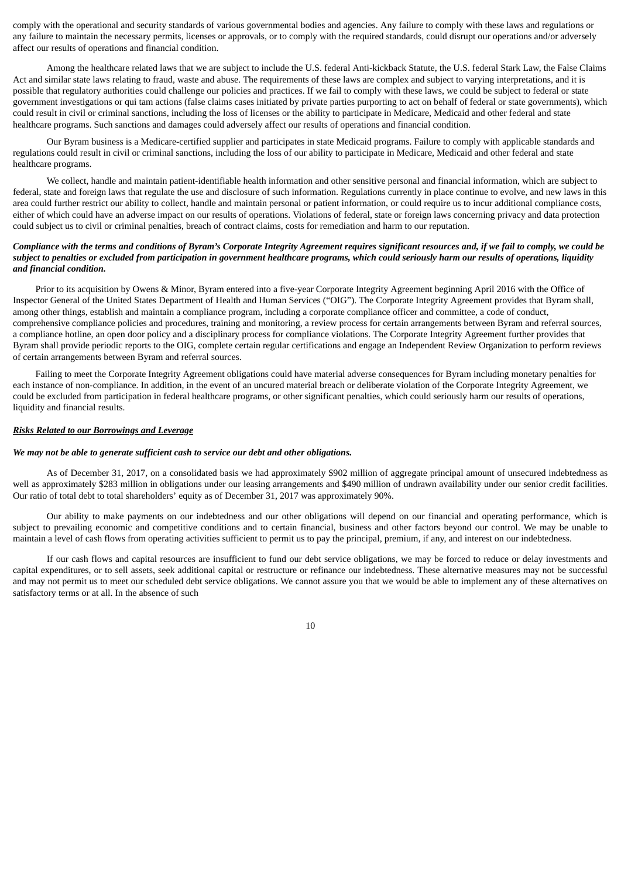comply with the operational and security standards of various governmental bodies and agencies. Any failure to comply with these laws and regulations or any failure to maintain the necessary permits, licenses or approvals, or to comply with the required standards, could disrupt our operations and/or adversely affect our results of operations and financial condition.

Among the healthcare related laws that we are subject to include the U.S. federal Anti-kickback Statute, the U.S. federal Stark Law, the False Claims Act and similar state laws relating to fraud, waste and abuse. The requirements of these laws are complex and subject to varying interpretations, and it is possible that regulatory authorities could challenge our policies and practices. If we fail to comply with these laws, we could be subject to federal or state government investigations or qui tam actions (false claims cases initiated by private parties purporting to act on behalf of federal or state governments), which could result in civil or criminal sanctions, including the loss of licenses or the ability to participate in Medicare, Medicaid and other federal and state healthcare programs. Such sanctions and damages could adversely affect our results of operations and financial condition.

Our Byram business is a Medicare-certified supplier and participates in state Medicaid programs. Failure to comply with applicable standards and regulations could result in civil or criminal sanctions, including the loss of our ability to participate in Medicare, Medicaid and other federal and state healthcare programs.

We collect, handle and maintain patient-identifiable health information and other sensitive personal and financial information, which are subject to federal, state and foreign laws that regulate the use and disclosure of such information. Regulations currently in place continue to evolve, and new laws in this area could further restrict our ability to collect, handle and maintain personal or patient information, or could require us to incur additional compliance costs, either of which could have an adverse impact on our results of operations. Violations of federal, state or foreign laws concerning privacy and data protection could subject us to civil or criminal penalties, breach of contract claims, costs for remediation and harm to our reputation.

***Compliance with the terms and conditions of Byram's Corporate Integrity Agreement requires significant resources and, if we fail to comply, we could be subject to penalties or excluded from participation in government healthcare programs, which could seriously harm our results of operations, liquidity and financial condition.***

Prior to its acquisition by Owens & Minor, Byram entered into a five-year Corporate Integrity Agreement beginning April 2016 with the Office of Inspector General of the United States Department of Health and Human Services ("OIG"). The Corporate Integrity Agreement provides that Byram shall, among other things, establish and maintain a compliance program, including a corporate compliance officer and committee, a code of conduct, comprehensive compliance policies and procedures, training and monitoring, a review process for certain arrangements between Byram and referral sources, a compliance hotline, an open door policy and a disciplinary process for compliance violations. The Corporate Integrity Agreement further provides that Byram shall provide periodic reports to the OIG, complete certain regular certifications and engage an Independent Review Organization to perform reviews of certain arrangements between Byram and referral sources.

Failing to meet the Corporate Integrity Agreement obligations could have material adverse consequences for Byram including monetary penalties for each instance of non-compliance. In addition, in the event of an uncured material breach or deliberate violation of the Corporate Integrity Agreement, we could be excluded from participation in federal healthcare programs, or other significant penalties, which could seriously harm our results of operations, liquidity and financial results.

***Risks Related to our Borrowings and Leverage***

***We may not be able to generate sufficient cash to service our debt and other obligations.***

As of December 31, 2017, on a consolidated basis we had approximately $902 million of aggregate principal amount of unsecured indebtedness as well as approximately $283 million in obligations under our leasing arrangements and $490 million of undrawn availability under our senior credit facilities. Our ratio of total debt to total shareholders' equity as of December 31, 2017 was approximately 90%.

Our ability to make payments on our indebtedness and our other obligations will depend on our financial and operating performance, which is subject to prevailing economic and competitive conditions and to certain financial, business and other factors beyond our control. We may be unable to maintain a level of cash flows from operating activities sufficient to permit us to pay the principal, premium, if any, and interest on our indebtedness.

If our cash flows and capital resources are insufficient to fund our debt service obligations, we may be forced to reduce or delay investments and capital expenditures, or to sell assets, seek additional capital or restructure or refinance our indebtedness. These alternative measures may not be successful and may not permit us to meet our scheduled debt service obligations. We cannot assure you that we would be able to implement any of these alternatives on satisfactory terms or at all. In the absence of such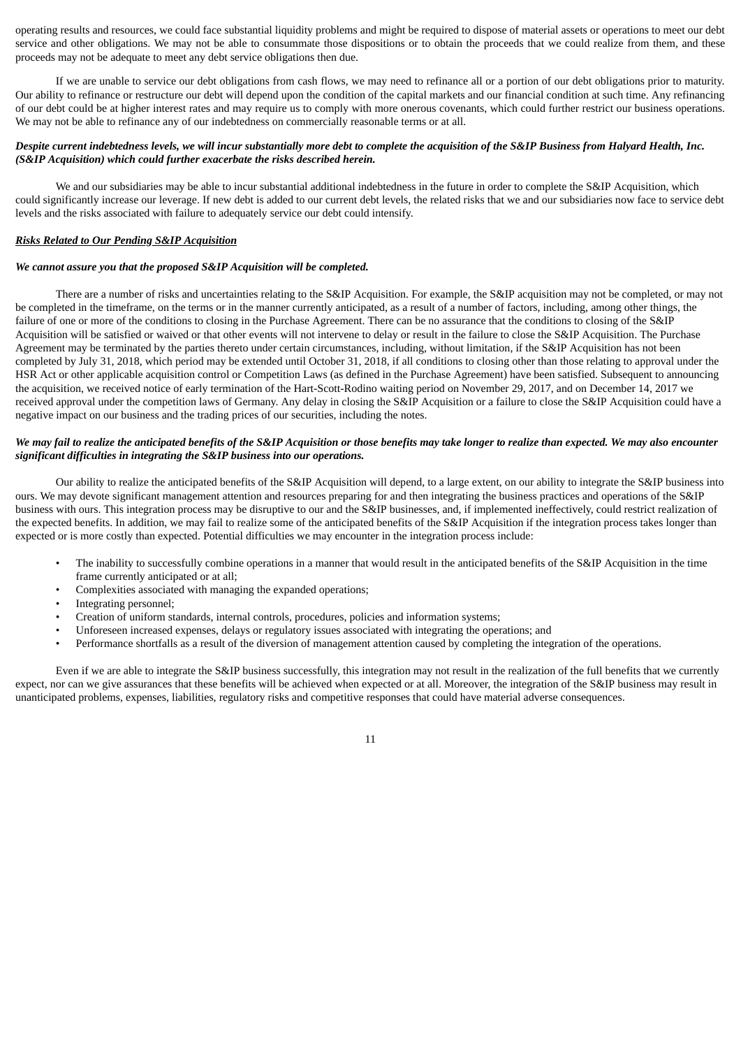operating results and resources, we could face substantial liquidity problems and might be required to dispose of material assets or operations to meet our debt service and other obligations. We may not be able to consummate those dispositions or to obtain the proceeds that we could realize from them, and these proceeds may not be adequate to meet any debt service obligations then due.

If we are unable to service our debt obligations from cash flows, we may need to refinance all or a portion of our debt obligations prior to maturity. Our ability to refinance or restructure our debt will depend upon the condition of the capital markets and our financial condition at such time. Any refinancing of our debt could be at higher interest rates and may require us to comply with more onerous covenants, which could further restrict our business operations. We may not be able to refinance any of our indebtedness on commercially reasonable terms or at all.

***Despite current indebtedness levels, we will incur substantially more debt to complete the acquisition of the S&IP Business from Halyard Health, Inc. (S&IP Acquisition) which could further exacerbate the risks described herein.***

We and our subsidiaries may be able to incur substantial additional indebtedness in the future in order to complete the S&IP Acquisition, which could significantly increase our leverage. If new debt is added to our current debt levels, the related risks that we and our subsidiaries now face to service debt levels and the risks associated with failure to adequately service our debt could intensify.

***Risks Related to Our Pending S&IP Acquisition***

***We cannot assure you that the proposed S&IP Acquisition will be completed.***

There are a number of risks and uncertainties relating to the S&IP Acquisition. For example, the S&IP acquisition may not be completed, or may not be completed in the timeframe, on the terms or in the manner currently anticipated, as a result of a number of factors, including, among other things, the failure of one or more of the conditions to closing in the Purchase Agreement. There can be no assurance that the conditions to closing of the S&IP Acquisition will be satisfied or waived or that other events will not intervene to delay or result in the failure to close the S&IP Acquisition. The Purchase Agreement may be terminated by the parties thereto under certain circumstances, including, without limitation, if the S&IP Acquisition has not been completed by July 31, 2018, which period may be extended until October 31, 2018, if all conditions to closing other than those relating to approval under the HSR Act or other applicable acquisition control or Competition Laws (as defined in the Purchase Agreement) have been satisfied. Subsequent to announcing the acquisition, we received notice of early termination of the Hart-Scott-Rodino waiting period on November 29, 2017, and on December 14, 2017 we received approval under the competition laws of Germany. Any delay in closing the S&IP Acquisition or a failure to close the S&IP Acquisition could have a negative impact on our business and the trading prices of our securities, including the notes.

***We may fail to realize the anticipated benefits of the S&IP Acquisition or those benefits may take longer to realize than expected. We may also encounter significant difficulties in integrating the S&IP business into our operations.***

Our ability to realize the anticipated benefits of the S&IP Acquisition will depend, to a large extent, on our ability to integrate the S&IP business into ours. We may devote significant management attention and resources preparing for and then integrating the business practices and operations of the S&IP business with ours. This integration process may be disruptive to our and the S&IP businesses, and, if implemented ineffectively, could restrict realization of the expected benefits. In addition, we may fail to realize some of the anticipated benefits of the S&IP Acquisition if the integration process takes longer than expected or is more costly than expected. Potential difficulties we may encounter in the integration process include:

- The inability to successfully combine operations in a manner that would result in the anticipated benefits of the S&IP Acquisition in the time frame currently anticipated or at all;
- Complexities associated with managing the expanded operations;
- Integrating personnel;
- Creation of uniform standards, internal controls, procedures, policies and information systems;
- Unforeseen increased expenses, delays or regulatory issues associated with integrating the operations; and
- Performance shortfalls as a result of the diversion of management attention caused by completing the integration of the operations.

Even if we are able to integrate the S&IP business successfully, this integration may not result in the realization of the full benefits that we currently expect, nor can we give assurances that these benefits will be achieved when expected or at all. Moreover, the integration of the S&IP business may result in unanticipated problems, expenses, liabilities, regulatory risks and competitive responses that could have material adverse consequences.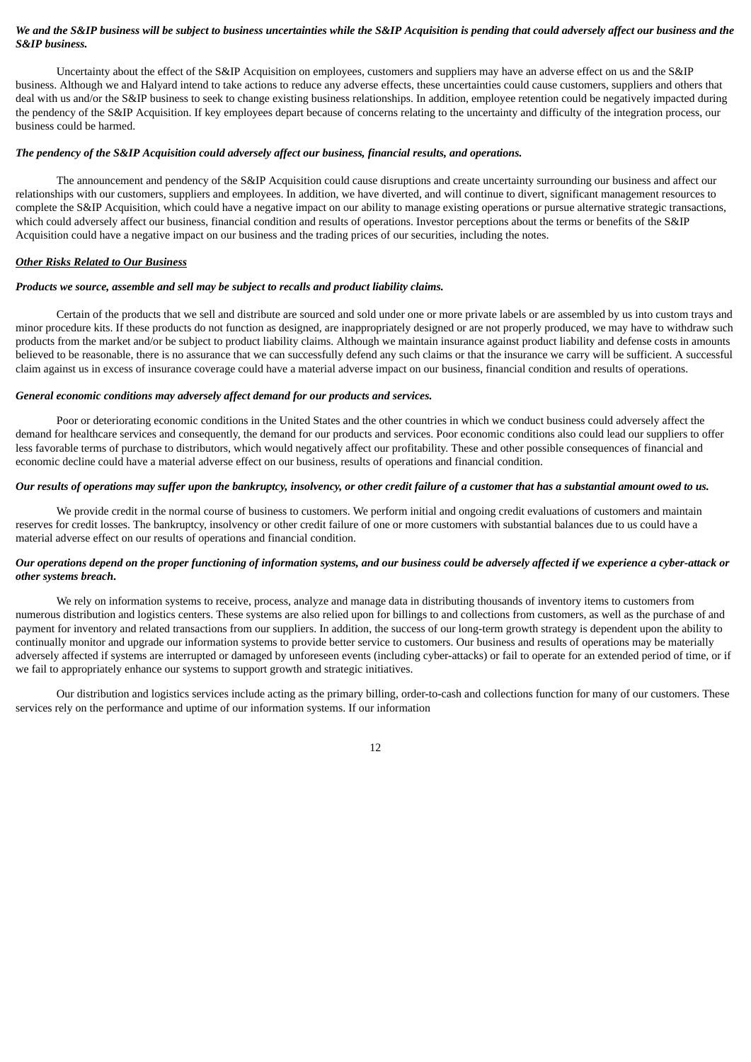***We and the S&IP business will be subject to business uncertainties while the S&IP Acquisition is pending that could adversely affect our business and the S&IP business.***

Uncertainty about the effect of the S&IP Acquisition on employees, customers and suppliers may have an adverse effect on us and the S&IP business. Although we and Halyard intend to take actions to reduce any adverse effects, these uncertainties could cause customers, suppliers and others that deal with us and/or the S&IP business to seek to change existing business relationships. In addition, employee retention could be negatively impacted during the pendency of the S&IP Acquisition. If key employees depart because of concerns relating to the uncertainty and difficulty of the integration process, our business could be harmed.

***The pendency of the S&IP Acquisition could adversely affect our business, financial results, and operations.***

The announcement and pendency of the S&IP Acquisition could cause disruptions and create uncertainty surrounding our business and affect our relationships with our customers, suppliers and employees. In addition, we have diverted, and will continue to divert, significant management resources to complete the S&IP Acquisition, which could have a negative impact on our ability to manage existing operations or pursue alternative strategic transactions, which could adversely affect our business, financial condition and results of operations. Investor perceptions about the terms or benefits of the S&IP Acquisition could have a negative impact on our business and the trading prices of our securities, including the notes.

***Other Risks Related to Our Business***

***Products we source, assemble and sell may be subject to recalls and product liability claims.***

Certain of the products that we sell and distribute are sourced and sold under one or more private labels or are assembled by us into custom trays and minor procedure kits. If these products do not function as designed, are inappropriately designed or are not properly produced, we may have to withdraw such products from the market and/or be subject to product liability claims. Although we maintain insurance against product liability and defense costs in amounts believed to be reasonable, there is no assurance that we can successfully defend any such claims or that the insurance we carry will be sufficient. A successful claim against us in excess of insurance coverage could have a material adverse impact on our business, financial condition and results of operations.

***General economic conditions may adversely affect demand for our products and services.***

Poor or deteriorating economic conditions in the United States and the other countries in which we conduct business could adversely affect the demand for healthcare services and consequently, the demand for our products and services. Poor economic conditions also could lead our suppliers to offer less favorable terms of purchase to distributors, which would negatively affect our profitability. These and other possible consequences of financial and economic decline could have a material adverse effect on our business, results of operations and financial condition.

***Our results of operations may suffer upon the bankruptcy, insolvency, or other credit failure of a customer that has a substantial amount owed to us.***

We provide credit in the normal course of business to customers. We perform initial and ongoing credit evaluations of customers and maintain reserves for credit losses. The bankruptcy, insolvency or other credit failure of one or more customers with substantial balances due to us could have a material adverse effect on our results of operations and financial condition.

***Our operations depend on the proper functioning of information systems, and our business could be adversely affected if we experience a cyber-attack or other systems breach.***

We rely on information systems to receive, process, analyze and manage data in distributing thousands of inventory items to customers from numerous distribution and logistics centers. These systems are also relied upon for billings to and collections from customers, as well as the purchase of and payment for inventory and related transactions from our suppliers. In addition, the success of our long-term growth strategy is dependent upon the ability to continually monitor and upgrade our information systems to provide better service to customers. Our business and results of operations may be materially adversely affected if systems are interrupted or damaged by unforeseen events (including cyber-attacks) or fail to operate for an extended period of time, or if we fail to appropriately enhance our systems to support growth and strategic initiatives.

Our distribution and logistics services include acting as the primary billing, order-to-cash and collections function for many of our customers. These services rely on the performance and uptime of our information systems. If our information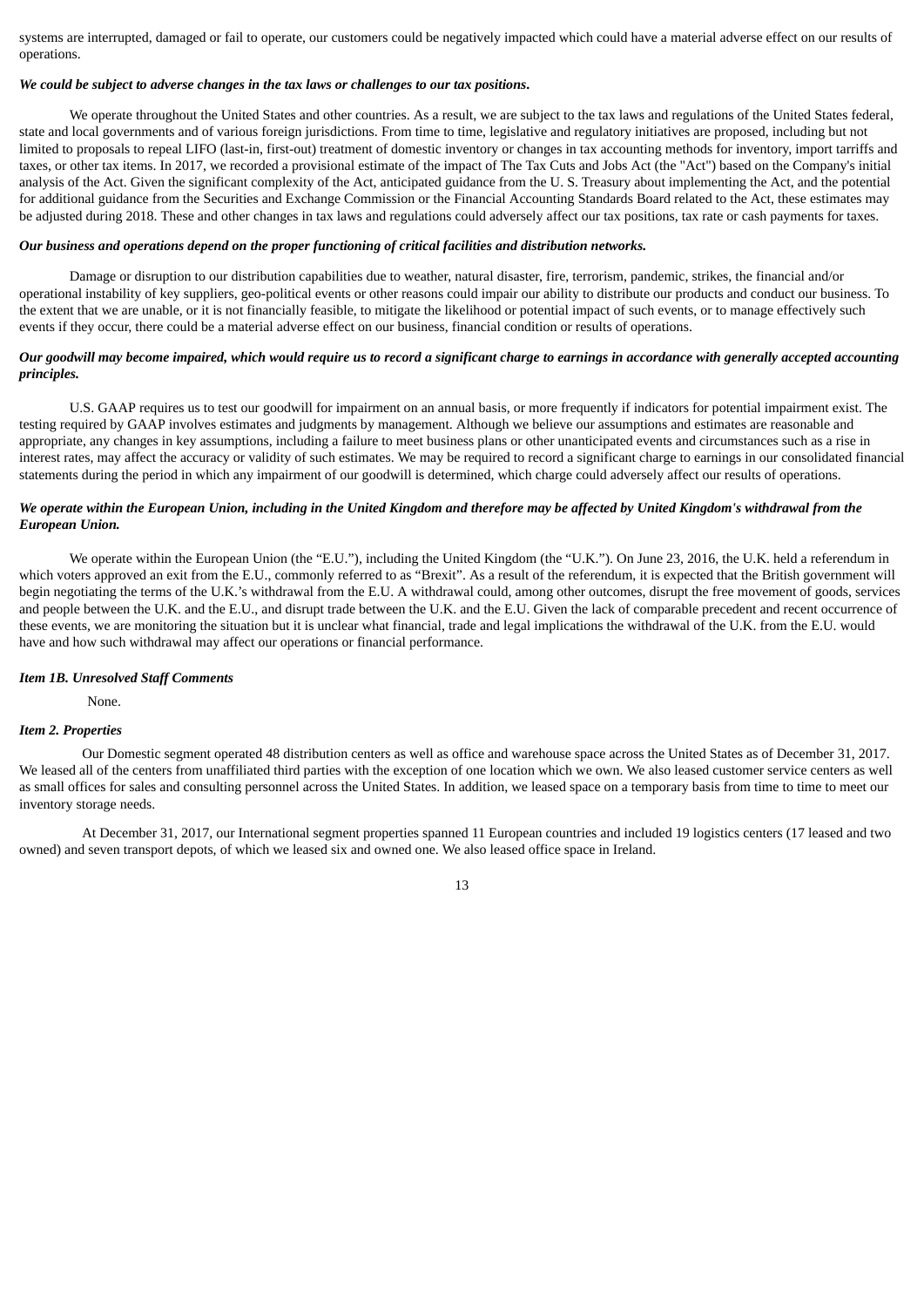systems are interrupted, damaged or fail to operate, our customers could be negatively impacted which could have a material adverse effect on our results of operations.

***We could be subject to adverse changes in the tax laws or challenges to our tax positions.***

We operate throughout the United States and other countries. As a result, we are subject to the tax laws and regulations of the United States federal, state and local governments and of various foreign jurisdictions. From time to time, legislative and regulatory initiatives are proposed, including but not limited to proposals to repeal LIFO (last-in, first-out) treatment of domestic inventory or changes in tax accounting methods for inventory, import tarriffs and taxes, or other tax items. In 2017, we recorded a provisional estimate of the impact of The Tax Cuts and Jobs Act (the "Act") based on the Company's initial analysis of the Act. Given the significant complexity of the Act, anticipated guidance from the U. S. Treasury about implementing the Act, and the potential for additional guidance from the Securities and Exchange Commission or the Financial Accounting Standards Board related to the Act, these estimates may be adjusted during 2018. These and other changes in tax laws and regulations could adversely affect our tax positions, tax rate or cash payments for taxes.

***Our business and operations depend on the proper functioning of critical facilities and distribution networks.***

Damage or disruption to our distribution capabilities due to weather, natural disaster, fire, terrorism, pandemic, strikes, the financial and/or operational instability of key suppliers, geo-political events or other reasons could impair our ability to distribute our products and conduct our business. To the extent that we are unable, or it is not financially feasible, to mitigate the likelihood or potential impact of such events, or to manage effectively such events if they occur, there could be a material adverse effect on our business, financial condition or results of operations.

***Our goodwill may become impaired, which would require us to record a significant charge to earnings in accordance with generally accepted accounting principles.***

U.S. GAAP requires us to test our goodwill for impairment on an annual basis, or more frequently if indicators for potential impairment exist. The testing required by GAAP involves estimates and judgments by management. Although we believe our assumptions and estimates are reasonable and appropriate, any changes in key assumptions, including a failure to meet business plans or other unanticipated events and circumstances such as a rise in interest rates, may affect the accuracy or validity of such estimates. We may be required to record a significant charge to earnings in our consolidated financial statements during the period in which any impairment of our goodwill is determined, which charge could adversely affect our results of operations.

***We operate within the European Union, including in the United Kingdom and therefore may be affected by United Kingdom's withdrawal from the European Union.***

We operate within the European Union (the "E.U."), including the United Kingdom (the "U.K."). On June 23, 2016, the U.K. held a referendum in which voters approved an exit from the E.U., commonly referred to as "Brexit". As a result of the referendum, it is expected that the British government will begin negotiating the terms of the U.K.'s withdrawal from the E.U. A withdrawal could, among other outcomes, disrupt the free movement of goods, services and people between the U.K. and the E.U., and disrupt trade between the U.K. and the E.U. Given the lack of comparable precedent and recent occurrence of these events, we are monitoring the situation but it is unclear what financial, trade and legal implications the withdrawal of the U.K. from the E.U. would have and how such withdrawal may affect our operations or financial performance.

***Item 1B. Unresolved Staff Comments***

None.

***Item 2. Properties***

Our Domestic segment operated 48 distribution centers as well as office and warehouse space across the United States as of December 31, 2017. We leased all of the centers from unaffiliated third parties with the exception of one location which we own. We also leased customer service centers as well as small offices for sales and consulting personnel across the United States. In addition, we leased space on a temporary basis from time to time to meet our inventory storage needs.

At December 31, 2017, our International segment properties spanned 11 European countries and included 19 logistics centers (17 leased and two owned) and seven transport depots, of which we leased six and owned one. We also leased office space in Ireland.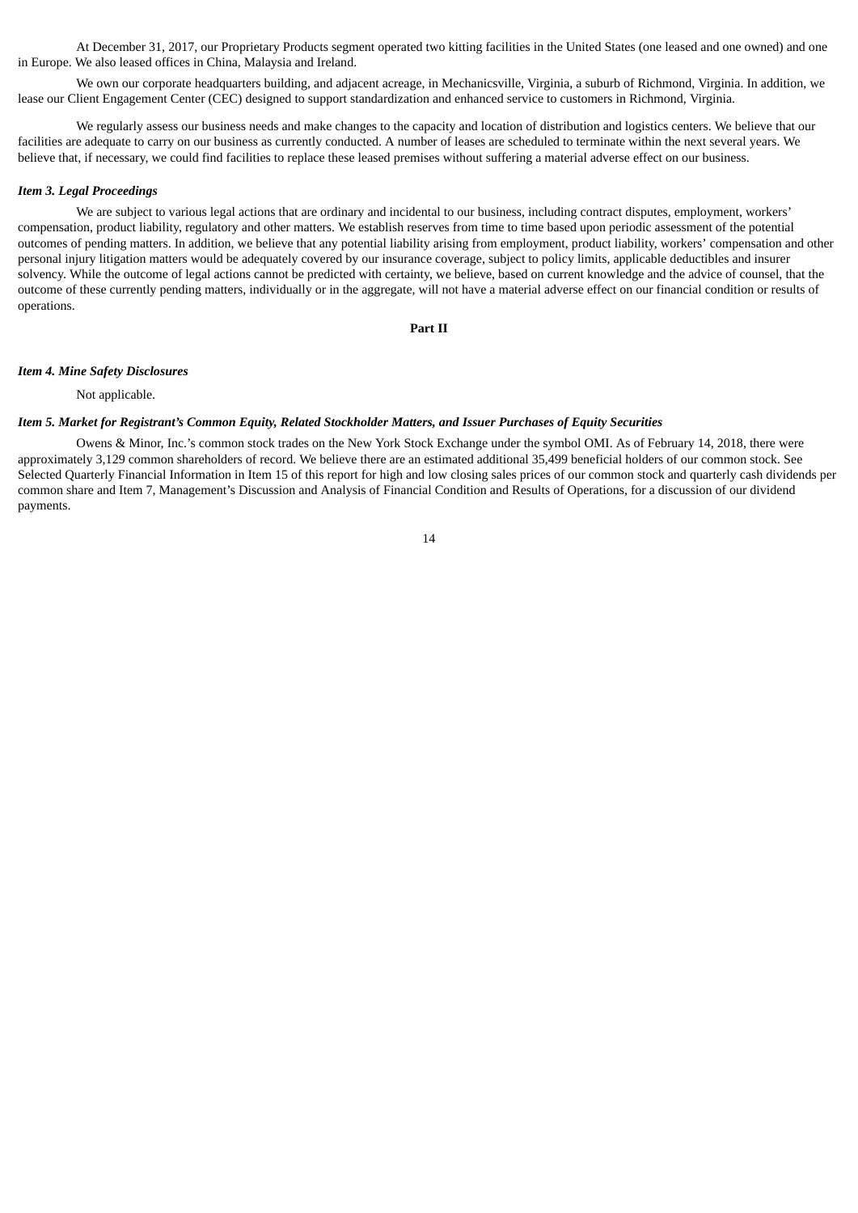At December 31, 2017, our Proprietary Products segment operated two kitting facilities in the United States (one leased and one owned) and one in Europe. We also leased offices in China, Malaysia and Ireland.

We own our corporate headquarters building, and adjacent acreage, in Mechanicsville, Virginia, a suburb of Richmond, Virginia. In addition, we lease our Client Engagement Center (CEC) designed to support standardization and enhanced service to customers in Richmond, Virginia.

We regularly assess our business needs and make changes to the capacity and location of distribution and logistics centers. We believe that our facilities are adequate to carry on our business as currently conducted. A number of leases are scheduled to terminate within the next several years. We believe that, if necessary, we could find facilities to replace these leased premises without suffering a material adverse effect on our business.

### *Item 3. Legal Proceedings*

We are subject to various legal actions that are ordinary and incidental to our business, including contract disputes, employment, workers' compensation, product liability, regulatory and other matters. We establish reserves from time to time based upon periodic assessment of the potential outcomes of pending matters. In addition, we believe that any potential liability arising from employment, product liability, workers' compensation and other personal injury litigation matters would be adequately covered by our insurance coverage, subject to policy limits, applicable deductibles and insurer solvency. While the outcome of legal actions cannot be predicted with certainty, we believe, based on current knowledge and the advice of counsel, that the outcome of these currently pending matters, individually or in the aggregate, will not have a material adverse effect on our financial condition or results of operations.

## Part II

### *Item 4. Mine Safety Disclosures*

Not applicable.

### *Item 5. Market for Registrant's Common Equity, Related Stockholder Matters, and Issuer Purchases of Equity Securities*

Owens & Minor, Inc.'s common stock trades on the New York Stock Exchange under the symbol OMI. As of February 14, 2018, there were approximately 3,129 common shareholders of record. We believe there are an estimated additional 35,499 beneficial holders of our common stock. See Selected Quarterly Financial Information in Item 15 of this report for high and low closing sales prices of our common stock and quarterly cash dividends per common share and Item 7, Management's Discussion and Analysis of Financial Condition and Results of Operations, for a discussion of our dividend payments.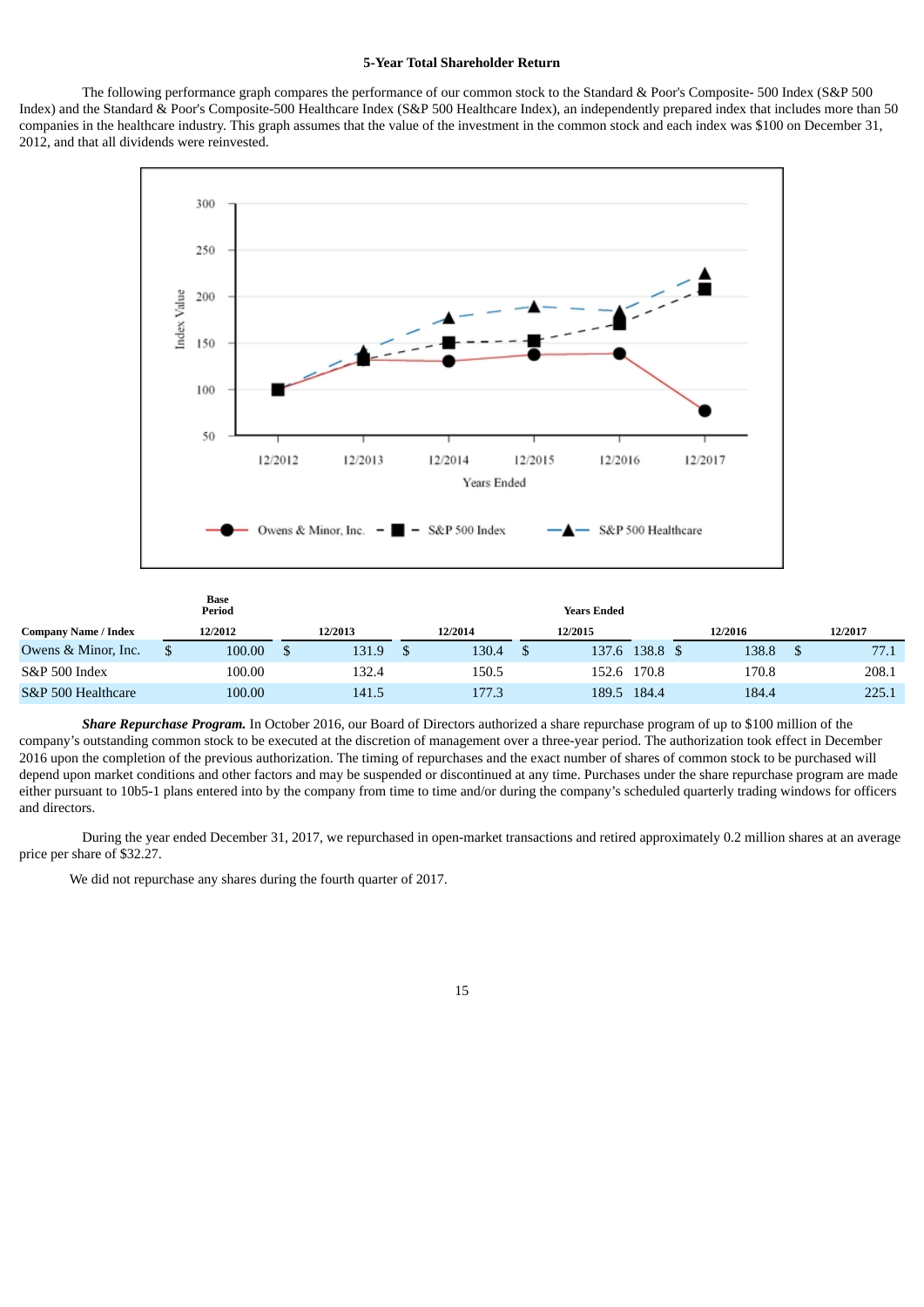**5-Year Total Shareholder Return**

The following performance graph compares the performance of our common stock to the Standard & Poor's Composite- 500 Index (S&P 500 Index) and the Standard & Poor's Composite-500 Healthcare Index (S&P 500 Healthcare Index), an independently prepared index that includes more than 50 companies in the healthcare industry. This graph assumes that the value of the investment in the common stock and each index was $100 on December 31, 2012, and that all dividends were reinvested.

| | Base Period | Years Ended | | | | | |
|---|---|---|---|---|---|---|---|
| **Company Name / Index** | **12/2012** | **12/2013** | **12/2014** | **12/2015** | | **12/2016** | **12/2017** |
| Owens & Minor, Inc. | $ 100.00 | $ 131.9 | $ 130.4 | $ 137.6 | 138.8 | $ 138.8 | $ 77.1 |
| S&P 500 Index | 100.00 | 132.4 | 150.5 | 152.6 | 170.8 | 170.8 | 208.1 |
| S&P 500 Healthcare | 100.00 | 141.5 | 177.3 | 189.5 | 184.4 | 184.4 | 225.1 |

***Share Repurchase Program.*** In October 2016, our Board of Directors authorized a share repurchase program of up to $100 million of the company's outstanding common stock to be executed at the discretion of management over a three-year period. The authorization took effect in December 2016 upon the completion of the previous authorization. The timing of repurchases and the exact number of shares of common stock to be purchased will depend upon market conditions and other factors and may be suspended or discontinued at any time. Purchases under the share repurchase program are made either pursuant to 10b5-1 plans entered into by the company from time to time and/or during the company's scheduled quarterly trading windows for officers and directors.

During the year ended December 31, 2017, we repurchased in open-market transactions and retired approximately 0.2 million shares at an average price per share of $32.27.

We did not repurchase any shares during the fourth quarter of 2017.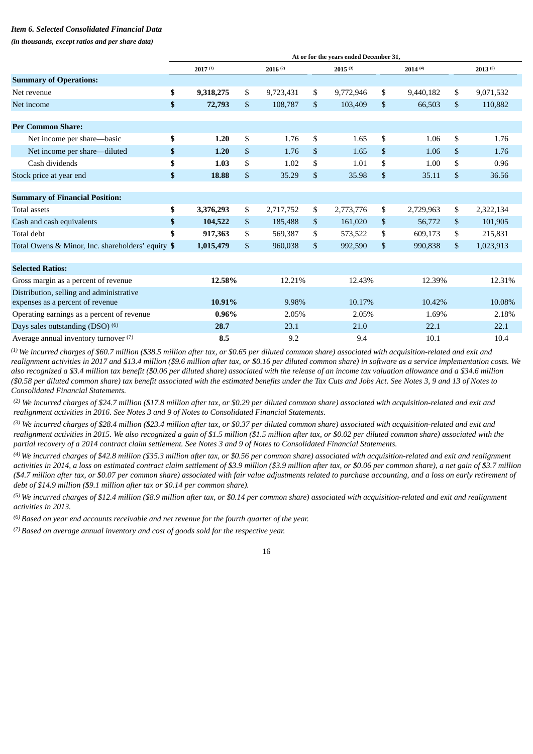### *Item 6. Selected Consolidated Financial Data*

***(in thousands, except ratios and per share data)***

| | At or for the years ended December 31, | | | | |
|---|---|---|---|---|---|
| | **2017** [(1)] | **2016** [(2)] | **2015** [(3)] | **2014** [(4)] | **2013** [(5)] |
| **Summary of Operations:** | | | | | |
| Net revenue | **$ 9,318,275** | $ 9,723,431 | $ 9,772,946 | $ 9,440,182 | $ 9,071,532 |
| Net income | **$ 72,793** | $ 108,787 | $ 103,409 | $ 66,503 | $ 110,882 |
| **Per Common Share:** | | | | | |
| Net income per share—basic | **$ 1.20** | $ 1.76 | $ 1.65 | $ 1.06 | $ 1.76 |
| Net income per share—diluted | **$ 1.20** | $ 1.76 | $ 1.65 | $ 1.06 | $ 1.76 |
| Cash dividends | **$ 1.03** | $ 1.02 | $ 1.01 | $ 1.00 | $ 0.96 |
| Stock price at year end | **$ 18.88** | $ 35.29 | $ 35.98 | $ 35.11 | $ 36.56 |
| **Summary of Financial Position:** | | | | | |
| Total assets | **$ 3,376,293** | $ 2,717,752 | $ 2,773,776 | $ 2,729,963 | $ 2,322,134 |
| Cash and cash equivalents | **$ 104,522** | $ 185,488 | $ 161,020 | $ 56,772 | $ 101,905 |
| Total debt | **$ 917,363** | $ 569,387 | $ 573,522 | $ 609,173 | $ 215,831 |
| Total Owens & Minor, Inc. shareholders' equity | **$ 1,015,479** | $ 960,038 | $ 992,590 | $ 990,838 | $ 1,023,913 |
| **Selected Ratios:** | | | | | |
| Gross margin as a percent of revenue | **12.58%** | 12.21% | 12.43% | 12.39% | 12.31% |
| Distribution, selling and administrative expenses as a percent of revenue | **10.91%** | 9.98% | 10.17% | 10.42% | 10.08% |
| Operating earnings as a percent of revenue | **0.96%** | 2.05% | 2.05% | 1.69% | 2.18% |
| Days sales outstanding (DSO) [(6)] | **28.7** | 23.1 | 21.0 | 22.1 | 22.1 |
| Average annual inventory turnover [(7)] | **8.5** | 9.2 | 9.4 | 10.1 | 10.4 |

*[(1)] We incurred charges of $60.7 million ($38.5 million after tax, or $0.65 per diluted common share) associated with acquisition-related and exit and realignment activities in 2017 and $13.4 million ($9.6 million after tax, or $0.16 per diluted common share) in software as a service implementation costs. We also recognized a $3.4 million tax benefit ($0.06 per diluted share) associated with the release of an income tax valuation allowance and a $34.6 million ($0.58 per diluted common share) tax benefit associated with the estimated benefits under the Tax Cuts and Jobs Act. See Notes 3, 9 and 13 of Notes to Consolidated Financial Statements.*

*[(2)] We incurred charges of $24.7 million ($17.8 million after tax, or $0.29 per diluted common share) associated with acquisition-related and exit and realignment activities in 2016. See Notes 3 and 9 of Notes to Consolidated Financial Statements.*

*[(3)] We incurred charges of $28.4 million ($23.4 million after tax, or $0.37 per diluted common share) associated with acquisition-related and exit and realignment activities in 2015. We also recognized a gain of $1.5 million ($1.5 million after tax, or $0.02 per diluted common share) associated with the partial recovery of a 2014 contract claim settlement. See Notes 3 and 9 of Notes to Consolidated Financial Statements.*

*[(4)] We incurred charges of $42.8 million ($35.3 million after tax, or $0.56 per common share) associated with acquisition-related and exit and realignment activities in 2014, a loss on estimated contract claim settlement of $3.9 million ($3.9 million after tax, or $0.06 per common share), a net gain of $3.7 million ($4.7 million after tax, or $0.07 per common share) associated with fair value adjustments related to purchase accounting, and a loss on early retirement of debt of $14.9 million ($9.1 million after tax or $0.14 per common share).*

*[(5)] We incurred charges of $12.4 million ($8.9 million after tax, or $0.14 per common share) associated with acquisition-related and exit and realignment activities in 2013.*

*[(6)] Based on year end accounts receivable and net revenue for the fourth quarter of the year.*

*[(7)] Based on average annual inventory and cost of goods sold for the respective year.*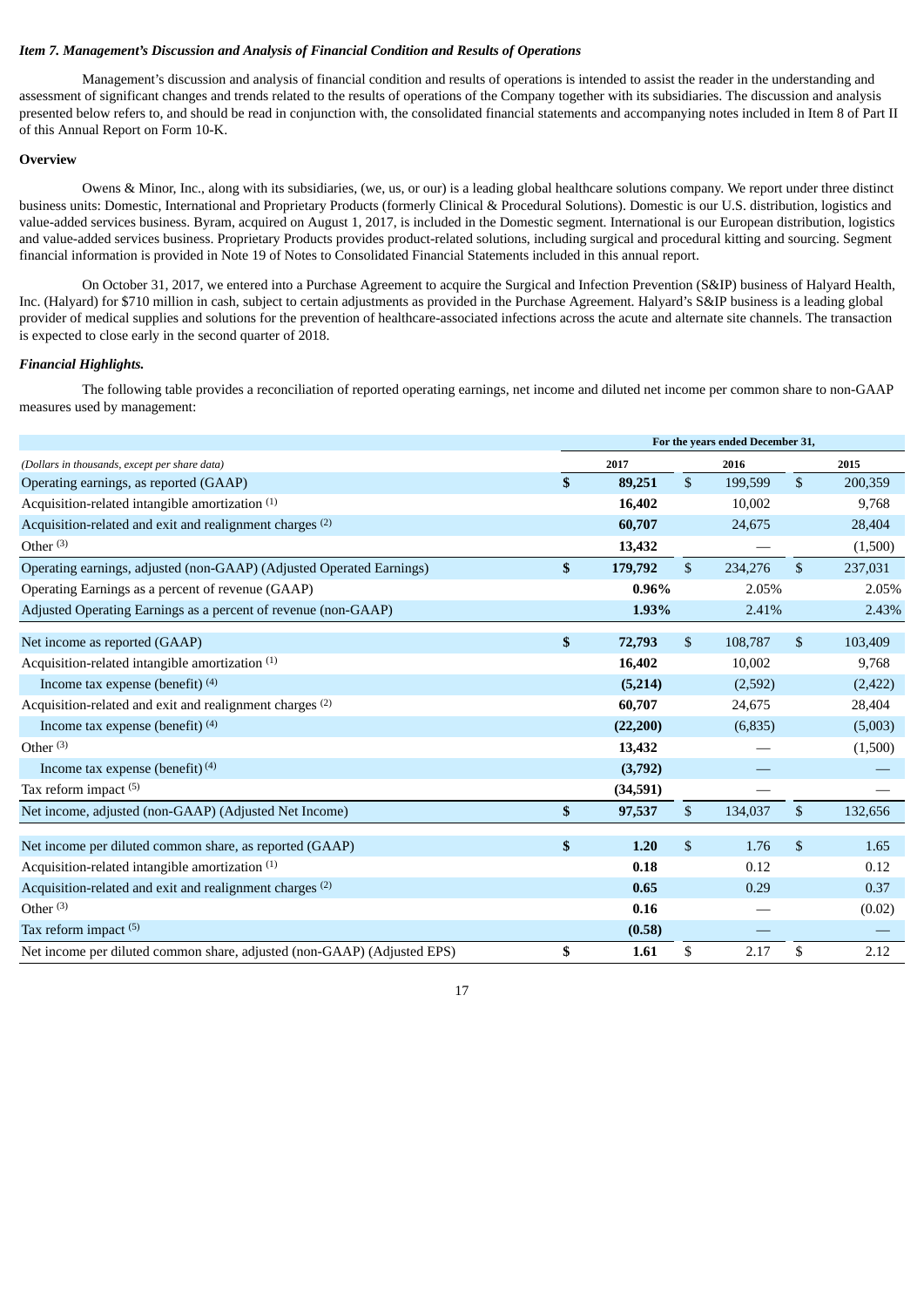*Item 7. Management's Discussion and Analysis of Financial Condition and Results of Operations*

Management's discussion and analysis of financial condition and results of operations is intended to assist the reader in the understanding and assessment of significant changes and trends related to the results of operations of the Company together with its subsidiaries. The discussion and analysis presented below refers to, and should be read in conjunction with, the consolidated financial statements and accompanying notes included in Item 8 of Part II of this Annual Report on Form 10-K.

**Overview**

Owens & Minor, Inc., along with its subsidiaries, (we, us, or our) is a leading global healthcare solutions company. We report under three distinct business units: Domestic, International and Proprietary Products (formerly Clinical & Procedural Solutions). Domestic is our U.S. distribution, logistics and value-added services business. Byram, acquired on August 1, 2017, is included in the Domestic segment. International is our European distribution, logistics and value-added services business. Proprietary Products provides product-related solutions, including surgical and procedural kitting and sourcing. Segment financial information is provided in Note 19 of Notes to Consolidated Financial Statements included in this annual report.

On October 31, 2017, we entered into a Purchase Agreement to acquire the Surgical and Infection Prevention (S&IP) business of Halyard Health, Inc. (Halyard) for $710 million in cash, subject to certain adjustments as provided in the Purchase Agreement. Halyard's S&IP business is a leading global provider of medical supplies and solutions for the prevention of healthcare-associated infections across the acute and alternate site channels. The transaction is expected to close early in the second quarter of 2018.

***Financial Highlights.***

The following table provides a reconciliation of reported operating earnings, net income and diluted net income per common share to non-GAAP measures used by management:

| | For the years ended December 31, | | |
|---|---|---|---|
| *(Dollars in thousands, except per share data)* | **2017** | 2016 | 2015 |
| Operating earnings, as reported (GAAP) | **$ 89,251** | $ 199,599 | $ 200,359 |
| Acquisition-related intangible amortization [(1)] | **16,402** | 10,002 | 9,768 |
| Acquisition-related and exit and realignment charges [(2)] | **60,707** | 24,675 | 28,404 |
| Other [(3)] | **13,432** | — | (1,500) |
| Operating earnings, adjusted (non-GAAP) (Adjusted Operated Earnings) | **$ 179,792** | $ 234,276 | $ 237,031 |
| Operating Earnings as a percent of revenue (GAAP) | **0.96%** | 2.05% | 2.05% |
| Adjusted Operating Earnings as a percent of revenue (non-GAAP) | **1.93%** | 2.41% | 2.43% |
| | | | |
| Net income as reported (GAAP) | **$ 72,793** | $ 108,787 | $ 103,409 |
| Acquisition-related intangible amortization [(1)] | **16,402** | 10,002 | 9,768 |
| Income tax expense (benefit) [(4)] | **(5,214)** | (2,592) | (2,422) |
| Acquisition-related and exit and realignment charges [(2)] | **60,707** | 24,675 | 28,404 |
| Income tax expense (benefit) [(4)] | **(22,200)** | (6,835) | (5,003) |
| Other [(3)] | **13,432** | — | (1,500) |
| Income tax expense (benefit) [(4)] | **(3,792)** | — | — |
| Tax reform impact [(5)] | **(34,591)** | — | — |
| Net income, adjusted (non-GAAP) (Adjusted Net Income) | **$ 97,537** | $ 134,037 | $ 132,656 |
| | | | |
| Net income per diluted common share, as reported (GAAP) | **$ 1.20** | $ 1.76 | $ 1.65 |
| Acquisition-related intangible amortization [(1)] | **0.18** | 0.12 | 0.12 |
| Acquisition-related and exit and realignment charges [(2)] | **0.65** | 0.29 | 0.37 |
| Other [(3)] | **0.16** | — | (0.02) |
| Tax reform impact [(5)] | **(0.58)** | — | — |
| Net income per diluted common share, adjusted (non-GAAP) (Adjusted EPS) | **$ 1.61** | $ 2.17 | $ 2.12 |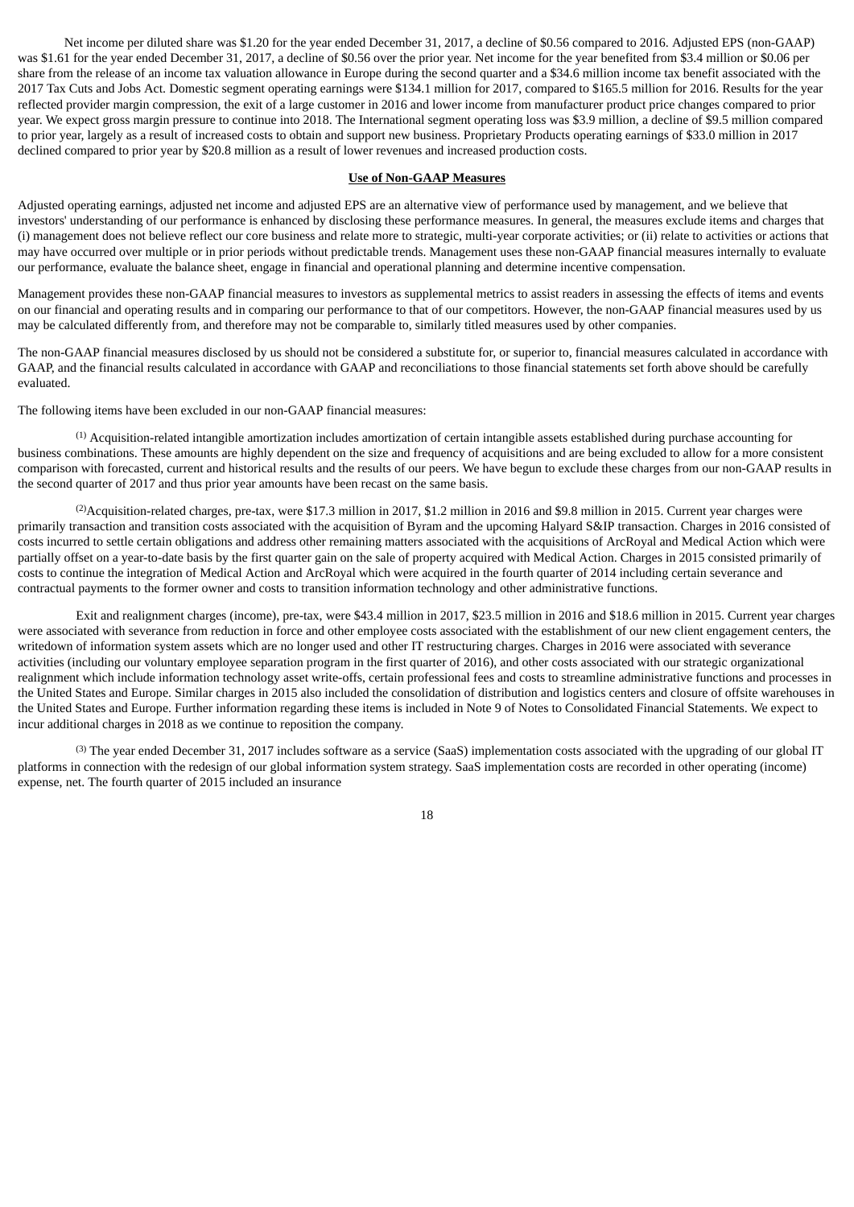Net income per diluted share was $1.20 for the year ended December 31, 2017, a decline of $0.56 compared to 2016. Adjusted EPS (non-GAAP) was $1.61 for the year ended December 31, 2017, a decline of $0.56 over the prior year. Net income for the year benefited from $3.4 million or $0.06 per share from the release of an income tax valuation allowance in Europe during the second quarter and a $34.6 million income tax benefit associated with the 2017 Tax Cuts and Jobs Act. Domestic segment operating earnings were $134.1 million for 2017, compared to $165.5 million for 2016. Results for the year reflected provider margin compression, the exit of a large customer in 2016 and lower income from manufacturer product price changes compared to prior year. We expect gross margin pressure to continue into 2018. The International segment operating loss was $3.9 million, a decline of $9.5 million compared to prior year, largely as a result of increased costs to obtain and support new business. Proprietary Products operating earnings of $33.0 million in 2017 declined compared to prior year by $20.8 million as a result of lower revenues and increased production costs.

## Use of Non-GAAP Measures

Adjusted operating earnings, adjusted net income and adjusted EPS are an alternative view of performance used by management, and we believe that investors' understanding of our performance is enhanced by disclosing these performance measures. In general, the measures exclude items and charges that (i) management does not believe reflect our core business and relate more to strategic, multi-year corporate activities; or (ii) relate to activities or actions that may have occurred over multiple or in prior periods without predictable trends. Management uses these non-GAAP financial measures internally to evaluate our performance, evaluate the balance sheet, engage in financial and operational planning and determine incentive compensation.

Management provides these non-GAAP financial measures to investors as supplemental metrics to assist readers in assessing the effects of items and events on our financial and operating results and in comparing our performance to that of our competitors. However, the non-GAAP financial measures used by us may be calculated differently from, and therefore may not be comparable to, similarly titled measures used by other companies.

The non-GAAP financial measures disclosed by us should not be considered a substitute for, or superior to, financial measures calculated in accordance with GAAP, and the financial results calculated in accordance with GAAP and reconciliations to those financial statements set forth above should be carefully evaluated.

The following items have been excluded in our non-GAAP financial measures:

[1] Acquisition-related intangible amortization includes amortization of certain intangible assets established during purchase accounting for business combinations. These amounts are highly dependent on the size and frequency of acquisitions and are being excluded to allow for a more consistent comparison with forecasted, current and historical results and the results of our peers. We have begun to exclude these charges from our non-GAAP results in the second quarter of 2017 and thus prior year amounts have been recast on the same basis.

[2] Acquisition-related charges, pre-tax, were $17.3 million in 2017, $1.2 million in 2016 and $9.8 million in 2015. Current year charges were primarily transaction and transition costs associated with the acquisition of Byram and the upcoming Halyard S&IP transaction. Charges in 2016 consisted of costs incurred to settle certain obligations and address other remaining matters associated with the acquisitions of ArcRoyal and Medical Action which were partially offset on a year-to-date basis by the first quarter gain on the sale of property acquired with Medical Action. Charges in 2015 consisted primarily of costs to continue the integration of Medical Action and ArcRoyal which were acquired in the fourth quarter of 2014 including certain severance and contractual payments to the former owner and costs to transition information technology and other administrative functions.

Exit and realignment charges (income), pre-tax, were $43.4 million in 2017, $23.5 million in 2016 and $18.6 million in 2015. Current year charges were associated with severance from reduction in force and other employee costs associated with the establishment of our new client engagement centers, the writedown of information system assets which are no longer used and other IT restructuring charges. Charges in 2016 were associated with severance activities (including our voluntary employee separation program in the first quarter of 2016), and other costs associated with our strategic organizational realignment which include information technology asset write-offs, certain professional fees and costs to streamline administrative functions and processes in the United States and Europe. Similar charges in 2015 also included the consolidation of distribution and logistics centers and closure of offsite warehouses in the United States and Europe. Further information regarding these items is included in Note 9 of Notes to Consolidated Financial Statements. We expect to incur additional charges in 2018 as we continue to reposition the company.

[3] The year ended December 31, 2017 includes software as a service (SaaS) implementation costs associated with the upgrading of our global IT platforms in connection with the redesign of our global information system strategy. SaaS implementation costs are recorded in other operating (income) expense, net. The fourth quarter of 2015 included an insurance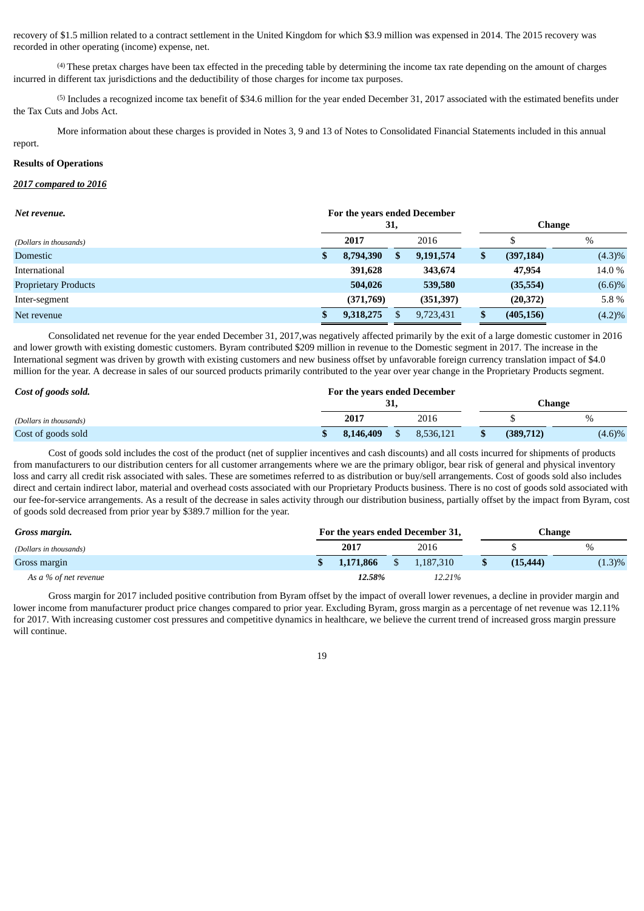recovery of $1.5 million related to a contract settlement in the United Kingdom for which $3.9 million was expensed in 2014. The 2015 recovery was recorded in other operating (income) expense, net.

(4) These pretax charges have been tax effected in the preceding table by determining the income tax rate depending on the amount of charges incurred in different tax jurisdictions and the deductibility of those charges for income tax purposes.

(5) Includes a recognized income tax benefit of $34.6 million for the year ended December 31, 2017 associated with the estimated benefits under the Tax Cuts and Jobs Act.

More information about these charges is provided in Notes 3, 9 and 13 of Notes to Consolidated Financial Statements included in this annual report.

**Results of Operations**

***2017 compared to 2016***

| ***Net revenue.*** | **For the years ended December 31,** | | **Change** | |
|---|---|---|---|---|
| *(Dollars in thousands)* | **2017** | 2016 | $ | % |
| Domestic | **$ 8,794,390** | **$ 9,191,574** | **$ (397,184)** | (4.3)% |
| International | **391,628** | **343,674** | **47,954** | 14.0 % |
| Proprietary Products | **504,026** | **539,580** | **(35,554)** | (6.6)% |
| Inter-segment | **(371,769)** | **(351,397)** | **(20,372)** | 5.8 % |
| Net revenue | **$ 9,318,275** | $ 9,723,431 | **$ (405,156)** | (4.2)% |

Consolidated net revenue for the year ended December 31, 2017,was negatively affected primarily by the exit of a large domestic customer in 2016 and lower growth with existing domestic customers. Byram contributed $209 million in revenue to the Domestic segment in 2017. The increase in the International segment was driven by growth with existing customers and new business offset by unfavorable foreign currency translation impact of $4.0 million for the year. A decrease in sales of our sourced products primarily contributed to the year over year change in the Proprietary Products segment.

| ***Cost of goods sold.*** | **For the years ended December 31,** | | **Change** | |
|---|---|---|---|---|
| *(Dollars in thousands)* | **2017** | 2016 | $ | % |
| Cost of goods sold | **$ 8,146,409** | $ 8,536,121 | **$ (389,712)** | (4.6)% |

Cost of goods sold includes the cost of the product (net of supplier incentives and cash discounts) and all costs incurred for shipments of products from manufacturers to our distribution centers for all customer arrangements where we are the primary obligor, bear risk of general and physical inventory loss and carry all credit risk associated with sales. These are sometimes referred to as distribution or buy/sell arrangements. Cost of goods sold also includes direct and certain indirect labor, material and overhead costs associated with our Proprietary Products business. There is no cost of goods sold associated with our fee-for-service arrangements. As a result of the decrease in sales activity through our distribution business, partially offset by the impact from Byram, cost of goods sold decreased from prior year by $389.7 million for the year.

| ***Gross margin.*** | **For the years ended December 31,** | | **Change** | |
|---|---|---|---|---|
| *(Dollars in thousands)* | **2017** | 2016 | $ | % |
| Gross margin | **$ 1,171,866** | $ 1,187,310 | **$ (15,444)** | (1.3)% |
| *As a % of net revenue* | ***12.58%*** | *12.21%* | | |

Gross margin for 2017 included positive contribution from Byram offset by the impact of overall lower revenues, a decline in provider margin and lower income from manufacturer product price changes compared to prior year. Excluding Byram, gross margin as a percentage of net revenue was 12.11% for 2017. With increasing customer cost pressures and competitive dynamics in healthcare, we believe the current trend of increased gross margin pressure will continue.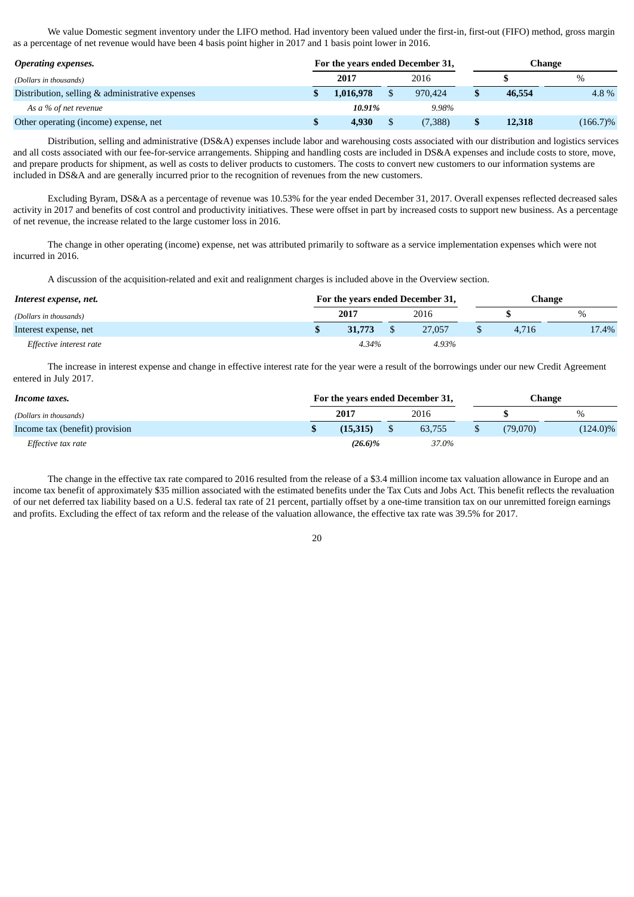We value Domestic segment inventory under the LIFO method. Had inventory been valued under the first-in, first-out (FIFO) method, gross margin as a percentage of net revenue would have been 4 basis point higher in 2017 and 1 basis point lower in 2016.

| ***Operating expenses.*** | For the years ended December 31, | | Change | |
|---|---|---|---|---|
| *(Dollars in thousands)* | **2017** | 2016 | **$** | % |
| Distribution, selling & administrative expenses | **$ 1,016,978** | $ 970,424 | **$ 46,554** | 4.8 % |
| *As a % of net revenue* | ***10.91%*** | *9.98%* | | |
| Other operating (income) expense, net | **$ 4,930** | $ (7,388) | **$ 12,318** | (166.7)% |

Distribution, selling and administrative (DS&A) expenses include labor and warehousing costs associated with our distribution and logistics services and all costs associated with our fee-for-service arrangements. Shipping and handling costs are included in DS&A expenses and include costs to store, move, and prepare products for shipment, as well as costs to deliver products to customers. The costs to convert new customers to our information systems are included in DS&A and are generally incurred prior to the recognition of revenues from the new customers.

Excluding Byram, DS&A as a percentage of revenue was 10.53% for the year ended December 31, 2017. Overall expenses reflected decreased sales activity in 2017 and benefits of cost control and productivity initiatives. These were offset in part by increased costs to support new business. As a percentage of net revenue, the increase related to the large customer loss in 2016.

The change in other operating (income) expense, net was attributed primarily to software as a service implementation expenses which were not incurred in 2016.

A discussion of the acquisition-related and exit and realignment charges is included above in the Overview section.

| ***Interest expense, net.*** | For the years ended December 31, | | Change | |
|---|---|---|---|---|
| *(Dollars in thousands)* | **2017** | 2016 | **$** | % |
| Interest expense, net | **$ 31,773** | $ 27,057 | $ 4,716 | 17.4% |
| *Effective interest rate* | *4.34%* | *4.93%* | | |

The increase in interest expense and change in effective interest rate for the year were a result of the borrowings under our new Credit Agreement entered in July 2017.

| ***Income taxes.*** | For the years ended December 31, | | Change | |
|---|---|---|---|---|
| *(Dollars in thousands)* | **2017** | 2016 | **$** | % |
| Income tax (benefit) provision | **$ (15,315)** | $ 63,755 | $ (79,070) | (124.0)% |
| *Effective tax rate* | ***(26.6)%*** | *37.0%* | | |

The change in the effective tax rate compared to 2016 resulted from the release of a $3.4 million income tax valuation allowance in Europe and an income tax benefit of approximately $35 million associated with the estimated benefits under the Tax Cuts and Jobs Act. This benefit reflects the revaluation of our net deferred tax liability based on a U.S. federal tax rate of 21 percent, partially offset by a one-time transition tax on our unremitted foreign earnings and profits. Excluding the effect of tax reform and the release of the valuation allowance, the effective tax rate was 39.5% for 2017.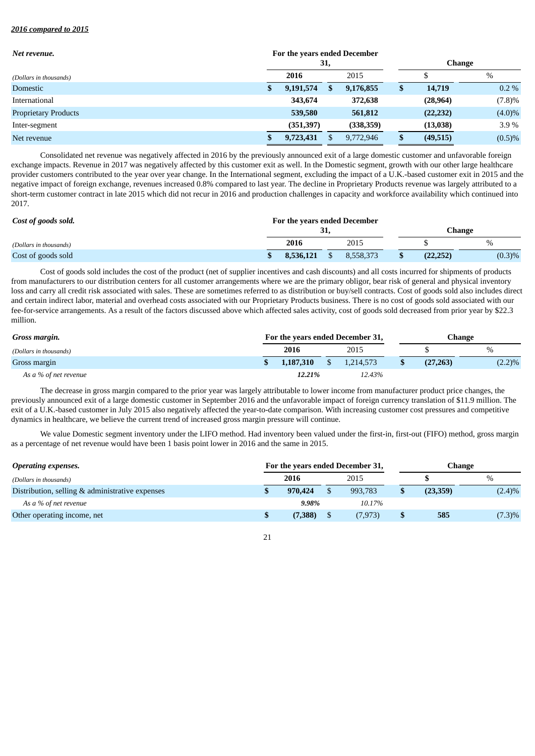***2016 compared to 2015***

| ***Net revenue.*** | For the years ended December 31, | | Change | |
|---|---|---|---|---|
| *(Dollars in thousands)* | **2016** | 2015 | $ | % |
| Domestic | **$ 9,191,574** | **$ 9,176,855** | **$ 14,719** | 0.2 % |
| International | **343,674** | **372,638** | **(28,964)** | (7.8)% |
| Proprietary Products | **539,580** | **561,812** | **(22,232)** | (4.0)% |
| Inter-segment | **(351,397)** | **(338,359)** | **(13,038)** | 3.9 % |
| Net revenue | **$ 9,723,431** | $ 9,772,946 | **$ (49,515)** | (0.5)% |

Consolidated net revenue was negatively affected in 2016 by the previously announced exit of a large domestic customer and unfavorable foreign exchange impacts. Revenue in 2017 was negatively affected by this customer exit as well. In the Domestic segment, growth with our other large healthcare provider customers contributed to the year over year change. In the International segment, excluding the impact of a U.K.-based customer exit in 2015 and the negative impact of foreign exchange, revenues increased 0.8% compared to last year. The decline in Proprietary Products revenue was largely attributed to a short-term customer contract in late 2015 which did not recur in 2016 and production challenges in capacity and workforce availability which continued into 2017.

| ***Cost of goods sold.*** | For the years ended December 31, | | Change | |
|---|---|---|---|---|
| *(Dollars in thousands)* | **2016** | 2015 | $ | % |
| Cost of goods sold | **$ 8,536,121** | $ 8,558,373 | **$ (22,252)** | (0.3)% |

Cost of goods sold includes the cost of the product (net of supplier incentives and cash discounts) and all costs incurred for shipments of products from manufacturers to our distribution centers for all customer arrangements where we are the primary obligor, bear risk of general and physical inventory loss and carry all credit risk associated with sales. These are sometimes referred to as distribution or buy/sell contracts. Cost of goods sold also includes direct and certain indirect labor, material and overhead costs associated with our Proprietary Products business. There is no cost of goods sold associated with our fee-for-service arrangements. As a result of the factors discussed above which affected sales activity, cost of goods sold decreased from prior year by $22.3 million.

| ***Gross margin.*** | For the years ended December 31, | | Change | |
|---|---|---|---|---|
| *(Dollars in thousands)* | **2016** | 2015 | $ | % |
| Gross margin | **$ 1,187,310** | $ 1,214,573 | **$ (27,263)** | (2.2)% |
| *As a % of net revenue* | ***12.21%*** | *12.43%* | | |

The decrease in gross margin compared to the prior year was largely attributable to lower income from manufacturer product price changes, the previously announced exit of a large domestic customer in September 2016 and the unfavorable impact of foreign currency translation of $11.9 million. The exit of a U.K.-based customer in July 2015 also negatively affected the year-to-date comparison. With increasing customer cost pressures and competitive dynamics in healthcare, we believe the current trend of increased gross margin pressure will continue.

We value Domestic segment inventory under the LIFO method. Had inventory been valued under the first-in, first-out (FIFO) method, gross margin as a percentage of net revenue would have been 1 basis point lower in 2016 and the same in 2015.

| ***Operating expenses.*** | For the years ended December 31, | | Change | |
|---|---|---|---|---|
| *(Dollars in thousands)* | **2016** | 2015 | **$** | % |
| Distribution, selling & administrative expenses | **$ 970,424** | $ 993,783 | **$ (23,359)** | (2.4)% |
| *As a % of net revenue* | ***9.98%*** | *10.17%* | | |
| Other operating income, net | **$ (7,388)** | $ (7,973) | **$ 585** | (7.3)% |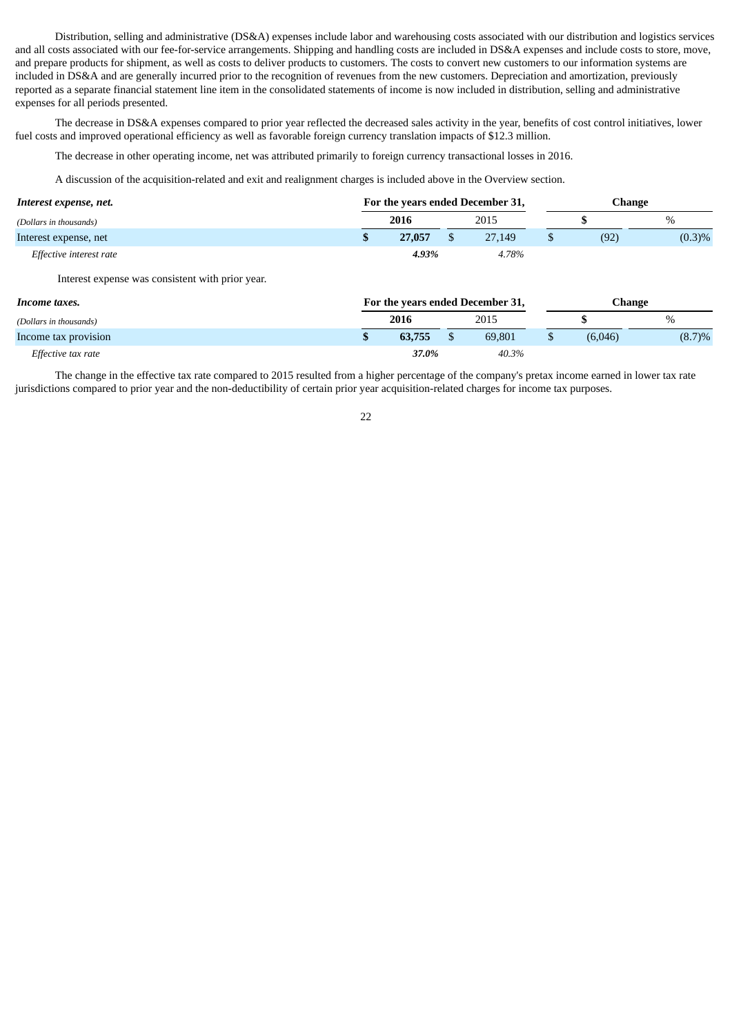Distribution, selling and administrative (DS&A) expenses include labor and warehousing costs associated with our distribution and logistics services and all costs associated with our fee-for-service arrangements. Shipping and handling costs are included in DS&A expenses and include costs to store, move, and prepare products for shipment, as well as costs to deliver products to customers. The costs to convert new customers to our information systems are included in DS&A and are generally incurred prior to the recognition of revenues from the new customers. Depreciation and amortization, previously reported as a separate financial statement line item in the consolidated statements of income is now included in distribution, selling and administrative expenses for all periods presented.

The decrease in DS&A expenses compared to prior year reflected the decreased sales activity in the year, benefits of cost control initiatives, lower fuel costs and improved operational efficiency as well as favorable foreign currency translation impacts of $12.3 million.

The decrease in other operating income, net was attributed primarily to foreign currency transactional losses in 2016.

A discussion of the acquisition-related and exit and realignment charges is included above in the Overview section.

| ***Interest expense, net.*** | For the years ended December 31, | | Change | |
|---|---|---|---|---|
| *(Dollars in thousands)* | **2016** | 2015 | **$** | % |
| Interest expense, net | **$ 27,057** | $ 27,149 | $ (92) | (0.3)% |
| *Effective interest rate* | ***4.93%*** | *4.78%* | | |

Interest expense was consistent with prior year.

| ***Income taxes.*** | For the years ended December 31, | | Change | |
|---|---|---|---|---|
| *(Dollars in thousands)* | **2016** | 2015 | **$** | % |
| Income tax provision | **$ 63,755** | $ 69,801 | $ (6,046) | (8.7)% |
| *Effective tax rate* | ***37.0%*** | *40.3%* | | |

The change in the effective tax rate compared to 2015 resulted from a higher percentage of the company's pretax income earned in lower tax rate jurisdictions compared to prior year and the non-deductibility of certain prior year acquisition-related charges for income tax purposes.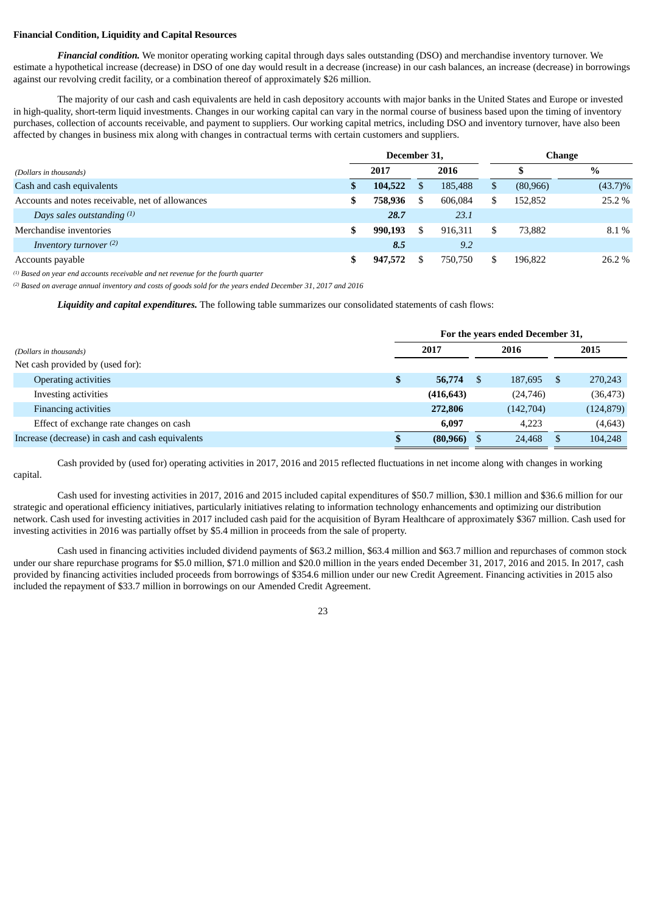**Financial Condition, Liquidity and Capital Resources**

***Financial condition.*** We monitor operating working capital through days sales outstanding (DSO) and merchandise inventory turnover. We estimate a hypothetical increase (decrease) in DSO of one day would result in a decrease (increase) in our cash balances, an increase (decrease) in borrowings against our revolving credit facility, or a combination thereof of approximately $26 million.

The majority of our cash and cash equivalents are held in cash depository accounts with major banks in the United States and Europe or invested in high-quality, short-term liquid investments. Changes in our working capital can vary in the normal course of business based upon the timing of inventory purchases, collection of accounts receivable, and payment to suppliers. Our working capital metrics, including DSO and inventory turnover, have also been affected by changes in business mix along with changes in contractual terms with certain customers and suppliers.

| *(Dollars in thousands)* | December 31, 2017 | December 31, 2016 | Change $ | Change % |
|---|---|---|---|---|
| Cash and cash equivalents | **$ 104,522** | $ 185,488 | $ (80,966) | (43.7)% |
| Accounts and notes receivable, net of allowances | **$ 758,936** | $ 606,084 | $ 152,852 | 25.2 % |
| *Days sales outstanding* [(1)] | ***28.7*** | *23.1* | | |
| Merchandise inventories | **$ 990,193** | $ 916,311 | $ 73,882 | 8.1 % |
| *Inventory turnover* [(2)] | ***8.5*** | *9.2* | | |
| Accounts payable | **$ 947,572** | $ 750,750 | $ 196,822 | 26.2 % |

*[(1)] Based on year end accounts receivable and net revenue for the fourth quarter*

*[(2)] Based on average annual inventory and costs of goods sold for the years ended December 31, 2017 and 2016*

***Liquidity and capital expenditures.*** The following table summarizes our consolidated statements of cash flows:

| *(Dollars in thousands)* | 2017 | 2016 | 2015 |
|---|---|---|---|
| Net cash provided by (used for): | | | |
| Operating activities | **$ 56,774** | $ 187,695 | $ 270,243 |
| Investing activities | **(416,643)** | (24,746) | (36,473) |
| Financing activities | **272,806** | (142,704) | (124,879) |
| Effect of exchange rate changes on cash | **6,097** | 4,223 | (4,643) |
| Increase (decrease) in cash and cash equivalents | **$ (80,966)** | $ 24,468 | $ 104,248 |

Cash provided by (used for) operating activities in 2017, 2016 and 2015 reflected fluctuations in net income along with changes in working capital.

Cash used for investing activities in 2017, 2016 and 2015 included capital expenditures of $50.7 million, $30.1 million and $36.6 million for our strategic and operational efficiency initiatives, particularly initiatives relating to information technology enhancements and optimizing our distribution network. Cash used for investing activities in 2017 included cash paid for the acquisition of Byram Healthcare of approximately $367 million. Cash used for investing activities in 2016 was partially offset by $5.4 million in proceeds from the sale of property.

Cash used in financing activities included dividend payments of $63.2 million, $63.4 million and $63.7 million and repurchases of common stock under our share repurchase programs for $5.0 million, $71.0 million and $20.0 million in the years ended December 31, 2017, 2016 and 2015. In 2017, cash provided by financing activities included proceeds from borrowings of $354.6 million under our new Credit Agreement. Financing activities in 2015 also included the repayment of $33.7 million in borrowings on our Amended Credit Agreement.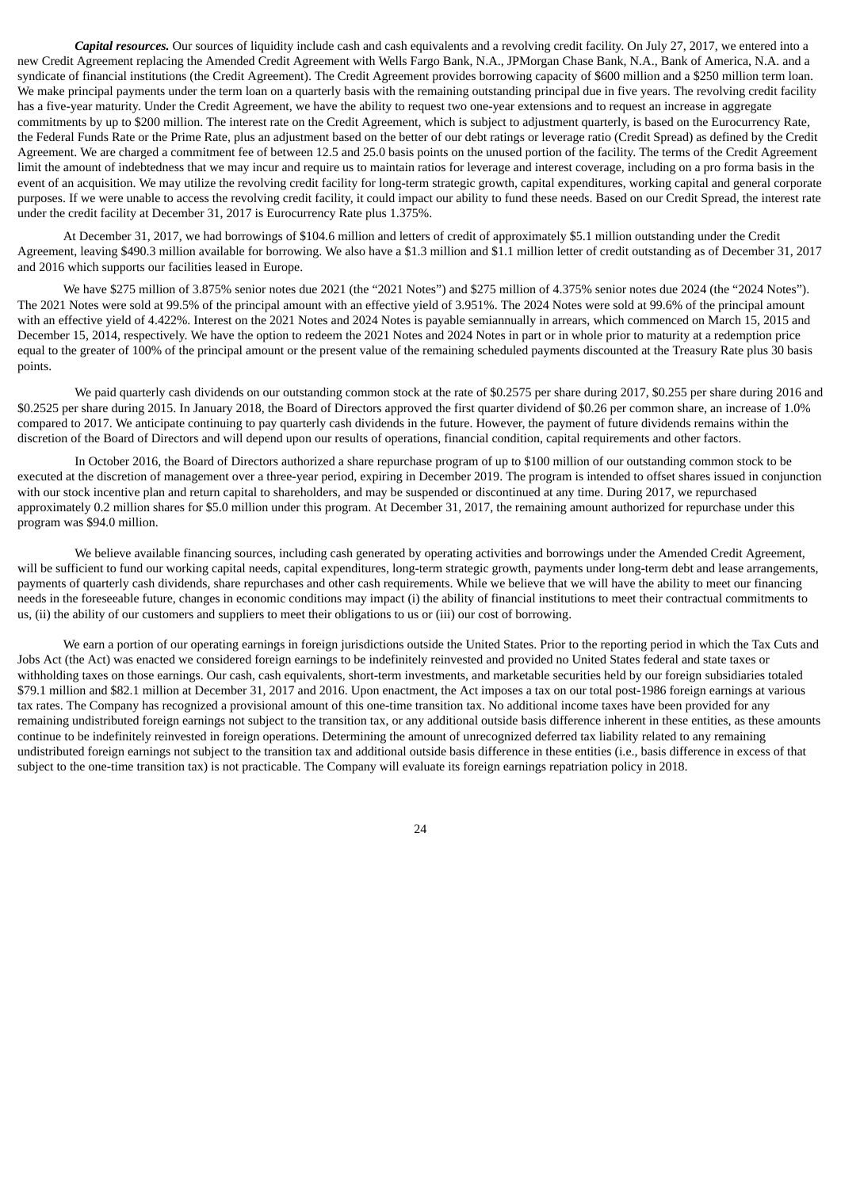***Capital resources.*** Our sources of liquidity include cash and cash equivalents and a revolving credit facility. On July 27, 2017, we entered into a new Credit Agreement replacing the Amended Credit Agreement with Wells Fargo Bank, N.A., JPMorgan Chase Bank, N.A., Bank of America, N.A. and a syndicate of financial institutions (the Credit Agreement). The Credit Agreement provides borrowing capacity of $600 million and a $250 million term loan. We make principal payments under the term loan on a quarterly basis with the remaining outstanding principal due in five years. The revolving credit facility has a five-year maturity. Under the Credit Agreement, we have the ability to request two one-year extensions and to request an increase in aggregate commitments by up to $200 million. The interest rate on the Credit Agreement, which is subject to adjustment quarterly, is based on the Eurocurrency Rate, the Federal Funds Rate or the Prime Rate, plus an adjustment based on the better of our debt ratings or leverage ratio (Credit Spread) as defined by the Credit Agreement. We are charged a commitment fee of between 12.5 and 25.0 basis points on the unused portion of the facility. The terms of the Credit Agreement limit the amount of indebtedness that we may incur and require us to maintain ratios for leverage and interest coverage, including on a pro forma basis in the event of an acquisition. We may utilize the revolving credit facility for long-term strategic growth, capital expenditures, working capital and general corporate purposes. If we were unable to access the revolving credit facility, it could impact our ability to fund these needs. Based on our Credit Spread, the interest rate under the credit facility at December 31, 2017 is Eurocurrency Rate plus 1.375%.

At December 31, 2017, we had borrowings of $104.6 million and letters of credit of approximately $5.1 million outstanding under the Credit Agreement, leaving $490.3 million available for borrowing. We also have a $1.3 million and $1.1 million letter of credit outstanding as of December 31, 2017 and 2016 which supports our facilities leased in Europe.

We have $275 million of 3.875% senior notes due 2021 (the "2021 Notes") and $275 million of 4.375% senior notes due 2024 (the "2024 Notes"). The 2021 Notes were sold at 99.5% of the principal amount with an effective yield of 3.951%. The 2024 Notes were sold at 99.6% of the principal amount with an effective yield of 4.422%. Interest on the 2021 Notes and 2024 Notes is payable semiannually in arrears, which commenced on March 15, 2015 and December 15, 2014, respectively. We have the option to redeem the 2021 Notes and 2024 Notes in part or in whole prior to maturity at a redemption price equal to the greater of 100% of the principal amount or the present value of the remaining scheduled payments discounted at the Treasury Rate plus 30 basis points.

We paid quarterly cash dividends on our outstanding common stock at the rate of $0.2575 per share during 2017, $0.255 per share during 2016 and $0.2525 per share during 2015. In January 2018, the Board of Directors approved the first quarter dividend of $0.26 per common share, an increase of 1.0% compared to 2017. We anticipate continuing to pay quarterly cash dividends in the future. However, the payment of future dividends remains within the discretion of the Board of Directors and will depend upon our results of operations, financial condition, capital requirements and other factors.

In October 2016, the Board of Directors authorized a share repurchase program of up to $100 million of our outstanding common stock to be executed at the discretion of management over a three-year period, expiring in December 2019. The program is intended to offset shares issued in conjunction with our stock incentive plan and return capital to shareholders, and may be suspended or discontinued at any time. During 2017, we repurchased approximately 0.2 million shares for $5.0 million under this program. At December 31, 2017, the remaining amount authorized for repurchase under this program was $94.0 million.

We believe available financing sources, including cash generated by operating activities and borrowings under the Amended Credit Agreement, will be sufficient to fund our working capital needs, capital expenditures, long-term strategic growth, payments under long-term debt and lease arrangements, payments of quarterly cash dividends, share repurchases and other cash requirements. While we believe that we will have the ability to meet our financing needs in the foreseeable future, changes in economic conditions may impact (i) the ability of financial institutions to meet their contractual commitments to us, (ii) the ability of our customers and suppliers to meet their obligations to us or (iii) our cost of borrowing.

We earn a portion of our operating earnings in foreign jurisdictions outside the United States. Prior to the reporting period in which the Tax Cuts and Jobs Act (the Act) was enacted we considered foreign earnings to be indefinitely reinvested and provided no United States federal and state taxes or withholding taxes on those earnings. Our cash, cash equivalents, short-term investments, and marketable securities held by our foreign subsidiaries totaled $79.1 million and $82.1 million at December 31, 2017 and 2016. Upon enactment, the Act imposes a tax on our total post-1986 foreign earnings at various tax rates. The Company has recognized a provisional amount of this one-time transition tax. No additional income taxes have been provided for any remaining undistributed foreign earnings not subject to the transition tax, or any additional outside basis difference inherent in these entities, as these amounts continue to be indefinitely reinvested in foreign operations. Determining the amount of unrecognized deferred tax liability related to any remaining undistributed foreign earnings not subject to the transition tax and additional outside basis difference in these entities (i.e., basis difference in excess of that subject to the one-time transition tax) is not practicable. The Company will evaluate its foreign earnings repatriation policy in 2018.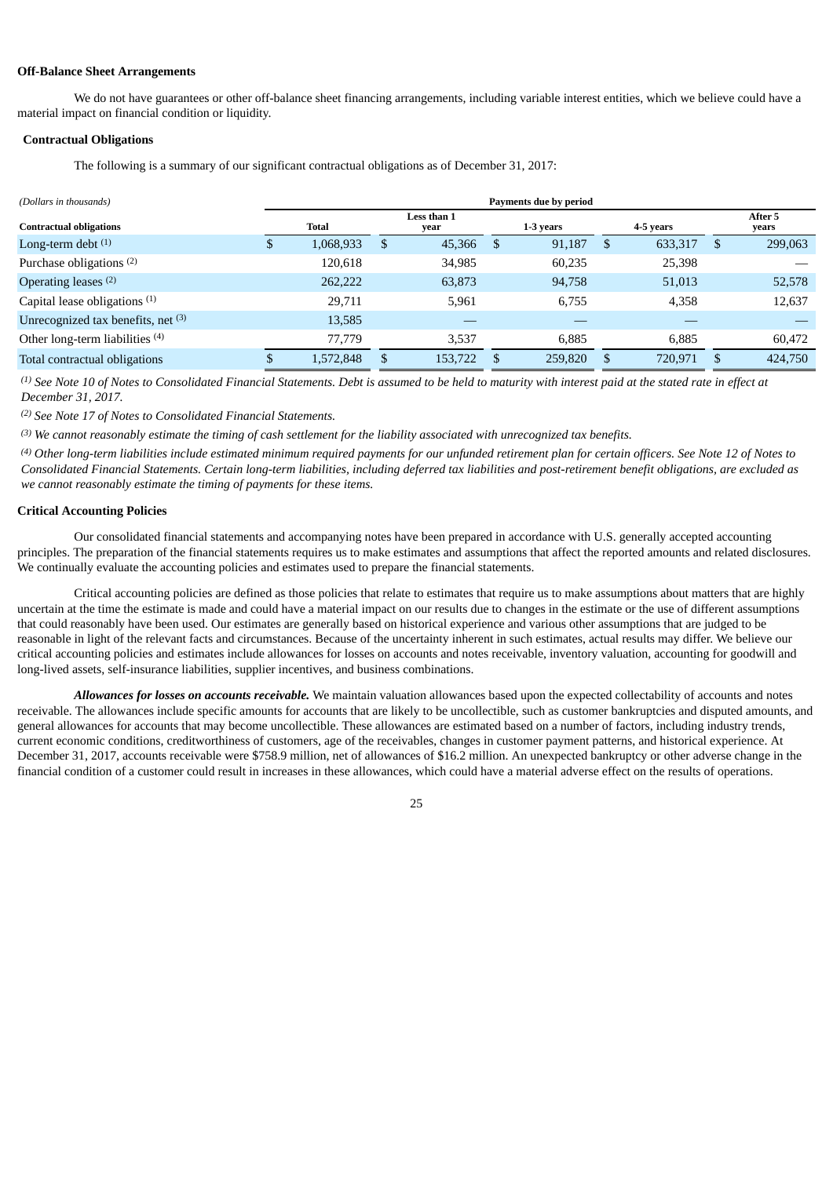**Off-Balance Sheet Arrangements**

We do not have guarantees or other off-balance sheet financing arrangements, including variable interest entities, which we believe could have a material impact on financial condition or liquidity.

**Contractual Obligations**

The following is a summary of our significant contractual obligations as of December 31, 2017:

| *(Dollars in thousands)* | Payments due by period | | | | |
|---|---|---|---|---|---|
| **Contractual obligations** | **Total** | **Less than 1 year** | **1-3 years** | **4-5 years** | **After 5 years** |
| Long-term debt [(1)] | $ 1,068,933 | $ 45,366 | $ 91,187 | $ 633,317 | $ 299,063 |
| Purchase obligations [(2)] | 120,618 | 34,985 | 60,235 | 25,398 | — |
| Operating leases [(2)] | 262,222 | 63,873 | 94,758 | 51,013 | 52,578 |
| Capital lease obligations [(1)] | 29,711 | 5,961 | 6,755 | 4,358 | 12,637 |
| Unrecognized tax benefits, net [(3)] | 13,585 | — | — | — | — |
| Other long-term liabilities [(4)] | 77,779 | 3,537 | 6,885 | 6,885 | 60,472 |
| Total contractual obligations | $ 1,572,848 | $ 153,722 | $ 259,820 | $ 720,971 | $ 424,750 |

*[(1)] See Note 10 of Notes to Consolidated Financial Statements. Debt is assumed to be held to maturity with interest paid at the stated rate in effect at December 31, 2017.*

*[(2)] See Note 17 of Notes to Consolidated Financial Statements.*

*[(3)] We cannot reasonably estimate the timing of cash settlement for the liability associated with unrecognized tax benefits.*

*[(4)] Other long-term liabilities include estimated minimum required payments for our unfunded retirement plan for certain officers. See Note 12 of Notes to Consolidated Financial Statements. Certain long-term liabilities, including deferred tax liabilities and post-retirement benefit obligations, are excluded as we cannot reasonably estimate the timing of payments for these items.*

**Critical Accounting Policies**

Our consolidated financial statements and accompanying notes have been prepared in accordance with U.S. generally accepted accounting principles. The preparation of the financial statements requires us to make estimates and assumptions that affect the reported amounts and related disclosures. We continually evaluate the accounting policies and estimates used to prepare the financial statements.

Critical accounting policies are defined as those policies that relate to estimates that require us to make assumptions about matters that are highly uncertain at the time the estimate is made and could have a material impact on our results due to changes in the estimate or the use of different assumptions that could reasonably have been used. Our estimates are generally based on historical experience and various other assumptions that are judged to be reasonable in light of the relevant facts and circumstances. Because of the uncertainty inherent in such estimates, actual results may differ. We believe our critical accounting policies and estimates include allowances for losses on accounts and notes receivable, inventory valuation, accounting for goodwill and long-lived assets, self-insurance liabilities, supplier incentives, and business combinations.

***Allowances for losses on accounts receivable.*** We maintain valuation allowances based upon the expected collectability of accounts and notes receivable. The allowances include specific amounts for accounts that are likely to be uncollectible, such as customer bankruptcies and disputed amounts, and general allowances for accounts that may become uncollectible. These allowances are estimated based on a number of factors, including industry trends, current economic conditions, creditworthiness of customers, age of the receivables, changes in customer payment patterns, and historical experience. At December 31, 2017, accounts receivable were $758.9 million, net of allowances of $16.2 million. An unexpected bankruptcy or other adverse change in the financial condition of a customer could result in increases in these allowances, which could have a material adverse effect on the results of operations.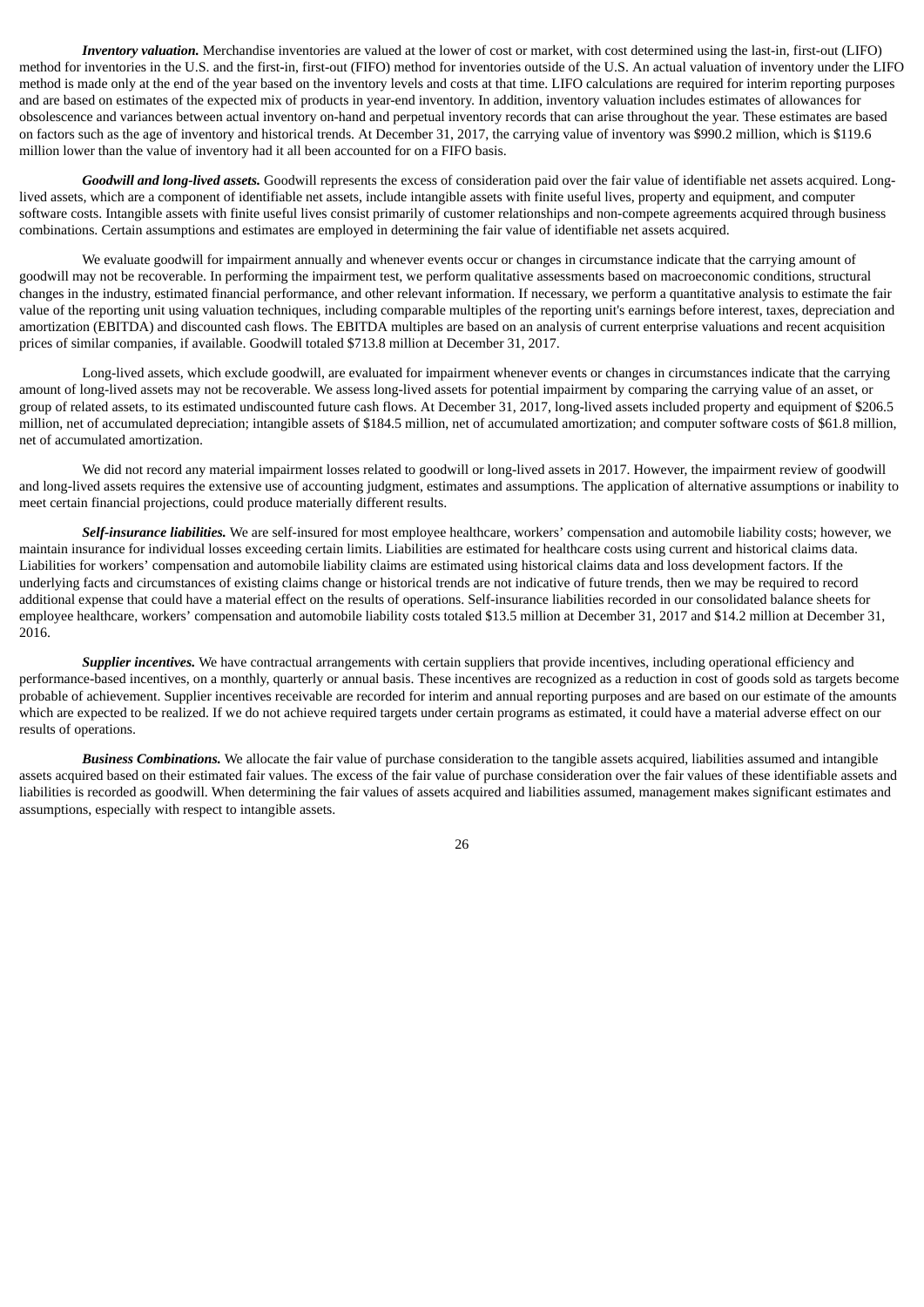***Inventory valuation.*** Merchandise inventories are valued at the lower of cost or market, with cost determined using the last-in, first-out (LIFO) method for inventories in the U.S. and the first-in, first-out (FIFO) method for inventories outside of the U.S. An actual valuation of inventory under the LIFO method is made only at the end of the year based on the inventory levels and costs at that time. LIFO calculations are required for interim reporting purposes and are based on estimates of the expected mix of products in year-end inventory. In addition, inventory valuation includes estimates of allowances for obsolescence and variances between actual inventory on-hand and perpetual inventory records that can arise throughout the year. These estimates are based on factors such as the age of inventory and historical trends. At December 31, 2017, the carrying value of inventory was $990.2 million, which is $119.6 million lower than the value of inventory had it all been accounted for on a FIFO basis.

***Goodwill and long-lived assets.*** Goodwill represents the excess of consideration paid over the fair value of identifiable net assets acquired. Long-lived assets, which are a component of identifiable net assets, include intangible assets with finite useful lives, property and equipment, and computer software costs. Intangible assets with finite useful lives consist primarily of customer relationships and non-compete agreements acquired through business combinations. Certain assumptions and estimates are employed in determining the fair value of identifiable net assets acquired.

We evaluate goodwill for impairment annually and whenever events occur or changes in circumstance indicate that the carrying amount of goodwill may not be recoverable. In performing the impairment test, we perform qualitative assessments based on macroeconomic conditions, structural changes in the industry, estimated financial performance, and other relevant information. If necessary, we perform a quantitative analysis to estimate the fair value of the reporting unit using valuation techniques, including comparable multiples of the reporting unit's earnings before interest, taxes, depreciation and amortization (EBITDA) and discounted cash flows. The EBITDA multiples are based on an analysis of current enterprise valuations and recent acquisition prices of similar companies, if available. Goodwill totaled $713.8 million at December 31, 2017.

Long-lived assets, which exclude goodwill, are evaluated for impairment whenever events or changes in circumstances indicate that the carrying amount of long-lived assets may not be recoverable. We assess long-lived assets for potential impairment by comparing the carrying value of an asset, or group of related assets, to its estimated undiscounted future cash flows. At December 31, 2017, long-lived assets included property and equipment of $206.5 million, net of accumulated depreciation; intangible assets of $184.5 million, net of accumulated amortization; and computer software costs of $61.8 million, net of accumulated amortization.

We did not record any material impairment losses related to goodwill or long-lived assets in 2017. However, the impairment review of goodwill and long-lived assets requires the extensive use of accounting judgment, estimates and assumptions. The application of alternative assumptions or inability to meet certain financial projections, could produce materially different results.

***Self-insurance liabilities.*** We are self-insured for most employee healthcare, workers' compensation and automobile liability costs; however, we maintain insurance for individual losses exceeding certain limits. Liabilities are estimated for healthcare costs using current and historical claims data. Liabilities for workers' compensation and automobile liability claims are estimated using historical claims data and loss development factors. If the underlying facts and circumstances of existing claims change or historical trends are not indicative of future trends, then we may be required to record additional expense that could have a material effect on the results of operations. Self-insurance liabilities recorded in our consolidated balance sheets for employee healthcare, workers' compensation and automobile liability costs totaled $13.5 million at December 31, 2017 and $14.2 million at December 31, 2016.

***Supplier incentives.*** We have contractual arrangements with certain suppliers that provide incentives, including operational efficiency and performance-based incentives, on a monthly, quarterly or annual basis. These incentives are recognized as a reduction in cost of goods sold as targets become probable of achievement. Supplier incentives receivable are recorded for interim and annual reporting purposes and are based on our estimate of the amounts which are expected to be realized. If we do not achieve required targets under certain programs as estimated, it could have a material adverse effect on our results of operations.

***Business Combinations.*** We allocate the fair value of purchase consideration to the tangible assets acquired, liabilities assumed and intangible assets acquired based on their estimated fair values. The excess of the fair value of purchase consideration over the fair values of these identifiable assets and liabilities is recorded as goodwill. When determining the fair values of assets acquired and liabilities assumed, management makes significant estimates and assumptions, especially with respect to intangible assets.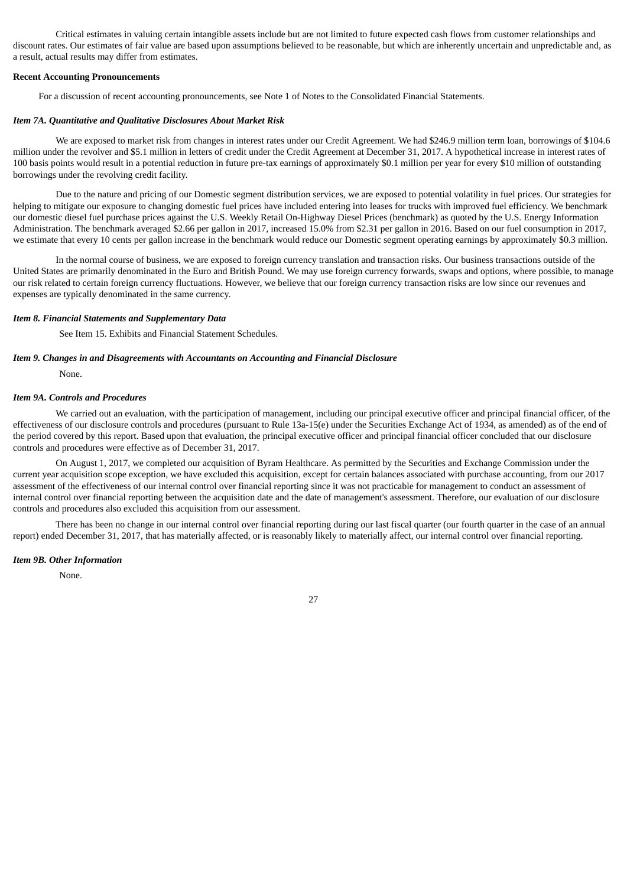Critical estimates in valuing certain intangible assets include but are not limited to future expected cash flows from customer relationships and discount rates. Our estimates of fair value are based upon assumptions believed to be reasonable, but which are inherently uncertain and unpredictable and, as a result, actual results may differ from estimates.

**Recent Accounting Pronouncements**

For a discussion of recent accounting pronouncements, see Note 1 of Notes to the Consolidated Financial Statements.

***Item 7A. Quantitative and Qualitative Disclosures About Market Risk***

We are exposed to market risk from changes in interest rates under our Credit Agreement. We had $246.9 million term loan, borrowings of $104.6 million under the revolver and $5.1 million in letters of credit under the Credit Agreement at December 31, 2017. A hypothetical increase in interest rates of 100 basis points would result in a potential reduction in future pre-tax earnings of approximately $0.1 million per year for every $10 million of outstanding borrowings under the revolving credit facility.

Due to the nature and pricing of our Domestic segment distribution services, we are exposed to potential volatility in fuel prices. Our strategies for helping to mitigate our exposure to changing domestic fuel prices have included entering into leases for trucks with improved fuel efficiency. We benchmark our domestic diesel fuel purchase prices against the U.S. Weekly Retail On-Highway Diesel Prices (benchmark) as quoted by the U.S. Energy Information Administration. The benchmark averaged $2.66 per gallon in 2017, increased 15.0% from $2.31 per gallon in 2016. Based on our fuel consumption in 2017, we estimate that every 10 cents per gallon increase in the benchmark would reduce our Domestic segment operating earnings by approximately $0.3 million.

In the normal course of business, we are exposed to foreign currency translation and transaction risks. Our business transactions outside of the United States are primarily denominated in the Euro and British Pound. We may use foreign currency forwards, swaps and options, where possible, to manage our risk related to certain foreign currency fluctuations. However, we believe that our foreign currency transaction risks are low since our revenues and expenses are typically denominated in the same currency.

***Item 8. Financial Statements and Supplementary Data***

See Item 15. Exhibits and Financial Statement Schedules.

***Item 9. Changes in and Disagreements with Accountants on Accounting and Financial Disclosure***

None.

***Item 9A. Controls and Procedures***

We carried out an evaluation, with the participation of management, including our principal executive officer and principal financial officer, of the effectiveness of our disclosure controls and procedures (pursuant to Rule 13a-15(e) under the Securities Exchange Act of 1934, as amended) as of the end of the period covered by this report. Based upon that evaluation, the principal executive officer and principal financial officer concluded that our disclosure controls and procedures were effective as of December 31, 2017.

On August 1, 2017, we completed our acquisition of Byram Healthcare. As permitted by the Securities and Exchange Commission under the current year acquisition scope exception, we have excluded this acquisition, except for certain balances associated with purchase accounting, from our 2017 assessment of the effectiveness of our internal control over financial reporting since it was not practicable for management to conduct an assessment of internal control over financial reporting between the acquisition date and the date of management's assessment. Therefore, our evaluation of our disclosure controls and procedures also excluded this acquisition from our assessment.

There has been no change in our internal control over financial reporting during our last fiscal quarter (our fourth quarter in the case of an annual report) ended December 31, 2017, that has materially affected, or is reasonably likely to materially affect, our internal control over financial reporting.

***Item 9B. Other Information***

None.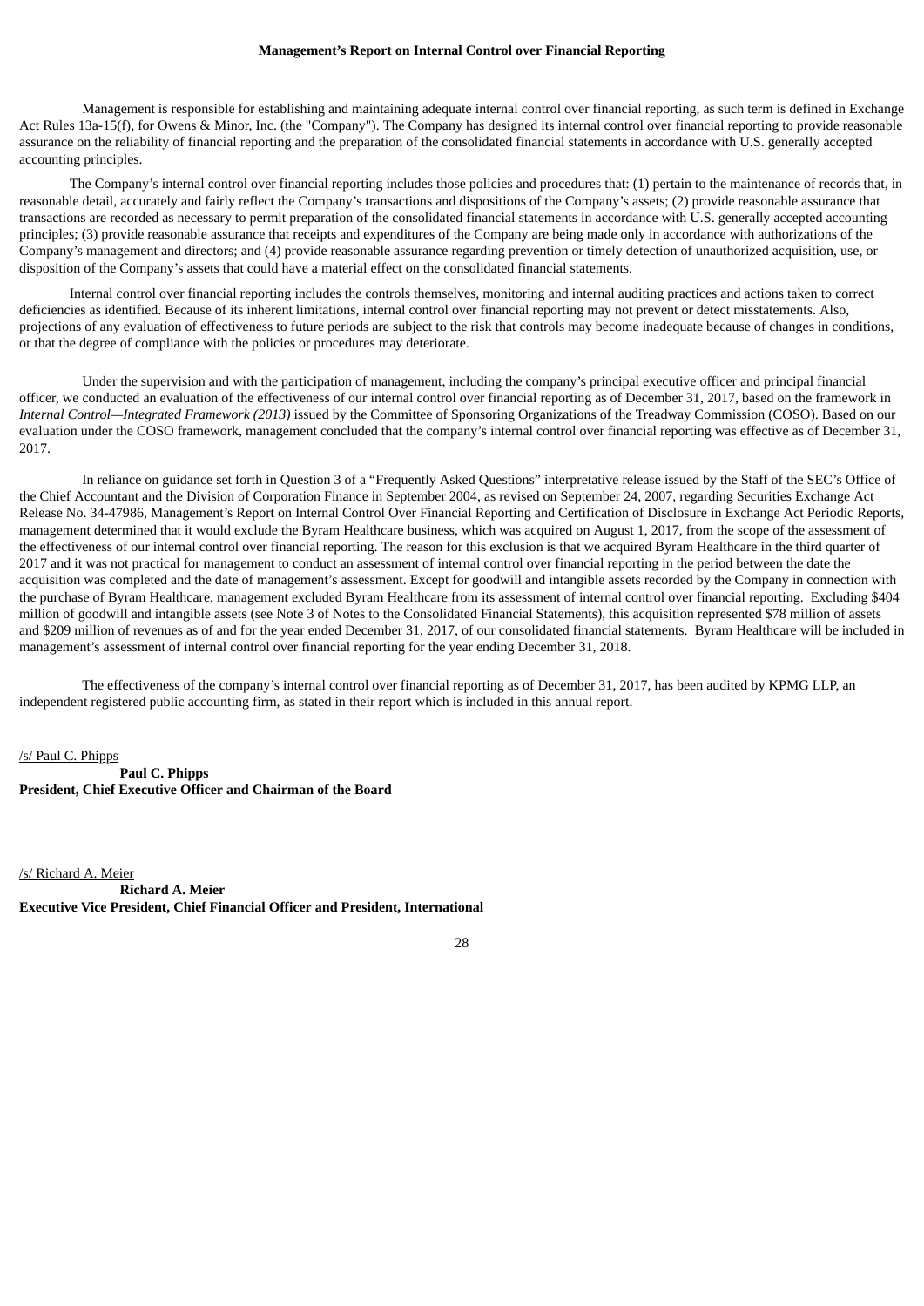## Management's Report on Internal Control over Financial Reporting

Management is responsible for establishing and maintaining adequate internal control over financial reporting, as such term is defined in Exchange Act Rules 13a-15(f), for Owens & Minor, Inc. (the "Company"). The Company has designed its internal control over financial reporting to provide reasonable assurance on the reliability of financial reporting and the preparation of the consolidated financial statements in accordance with U.S. generally accepted accounting principles.

The Company's internal control over financial reporting includes those policies and procedures that: (1) pertain to the maintenance of records that, in reasonable detail, accurately and fairly reflect the Company's transactions and dispositions of the Company's assets; (2) provide reasonable assurance that transactions are recorded as necessary to permit preparation of the consolidated financial statements in accordance with U.S. generally accepted accounting principles; (3) provide reasonable assurance that receipts and expenditures of the Company are being made only in accordance with authorizations of the Company's management and directors; and (4) provide reasonable assurance regarding prevention or timely detection of unauthorized acquisition, use, or disposition of the Company's assets that could have a material effect on the consolidated financial statements.

Internal control over financial reporting includes the controls themselves, monitoring and internal auditing practices and actions taken to correct deficiencies as identified. Because of its inherent limitations, internal control over financial reporting may not prevent or detect misstatements. Also, projections of any evaluation of effectiveness to future periods are subject to the risk that controls may become inadequate because of changes in conditions, or that the degree of compliance with the policies or procedures may deteriorate.

Under the supervision and with the participation of management, including the company's principal executive officer and principal financial officer, we conducted an evaluation of the effectiveness of our internal control over financial reporting as of December 31, 2017, based on the framework in *Internal Control—Integrated Framework (2013)* issued by the Committee of Sponsoring Organizations of the Treadway Commission (COSO). Based on our evaluation under the COSO framework, management concluded that the company's internal control over financial reporting was effective as of December 31, 2017.

In reliance on guidance set forth in Question 3 of a "Frequently Asked Questions" interpretative release issued by the Staff of the SEC's Office of the Chief Accountant and the Division of Corporation Finance in September 2004, as revised on September 24, 2007, regarding Securities Exchange Act Release No. 34-47986, Management's Report on Internal Control Over Financial Reporting and Certification of Disclosure in Exchange Act Periodic Reports, management determined that it would exclude the Byram Healthcare business, which was acquired on August 1, 2017, from the scope of the assessment of the effectiveness of our internal control over financial reporting. The reason for this exclusion is that we acquired Byram Healthcare in the third quarter of 2017 and it was not practical for management to conduct an assessment of internal control over financial reporting in the period between the date the acquisition was completed and the date of management's assessment. Except for goodwill and intangible assets recorded by the Company in connection with the purchase of Byram Healthcare, management excluded Byram Healthcare from its assessment of internal control over financial reporting. Excluding $404 million of goodwill and intangible assets (see Note 3 of Notes to the Consolidated Financial Statements), this acquisition represented $78 million of assets and $209 million of revenues as of and for the year ended December 31, 2017, of our consolidated financial statements. Byram Healthcare will be included in management's assessment of internal control over financial reporting for the year ending December 31, 2018.

The effectiveness of the company's internal control over financial reporting as of December 31, 2017, has been audited by KPMG LLP, an independent registered public accounting firm, as stated in their report which is included in this annual report.

/s/ Paul C. Phipps

**Paul C. Phipps**
**President, Chief Executive Officer and Chairman of the Board**

/s/ Richard A. Meier

**Richard A. Meier**
**Executive Vice President, Chief Financial Officer and President, International**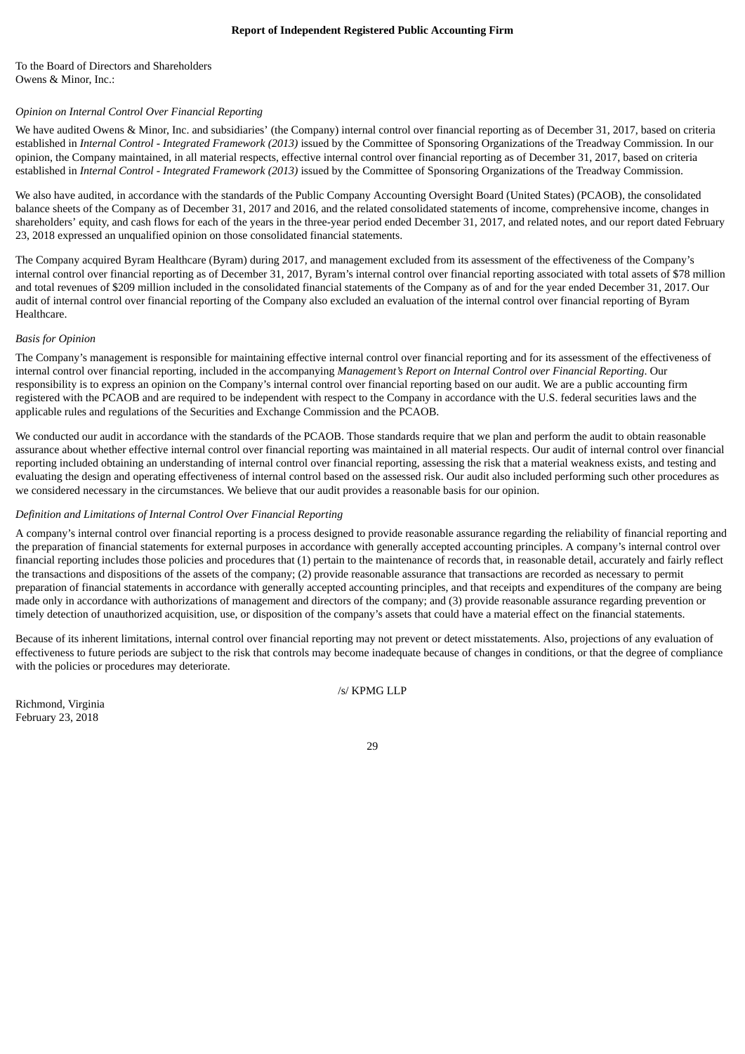**Report of Independent Registered Public Accounting Firm**

To the Board of Directors and Shareholders
Owens & Minor, Inc.:

*Opinion on Internal Control Over Financial Reporting*

We have audited Owens & Minor, Inc. and subsidiaries' (the Company) internal control over financial reporting as of December 31, 2017, based on criteria established in *Internal Control - Integrated Framework (2013)* issued by the Committee of Sponsoring Organizations of the Treadway Commission*.* In our opinion, the Company maintained, in all material respects, effective internal control over financial reporting as of December 31, 2017, based on criteria established in *Internal Control - Integrated Framework (2013)* issued by the Committee of Sponsoring Organizations of the Treadway Commission.

We also have audited, in accordance with the standards of the Public Company Accounting Oversight Board (United States) (PCAOB), the consolidated balance sheets of the Company as of December 31, 2017 and 2016, and the related consolidated statements of income, comprehensive income, changes in shareholders' equity, and cash flows for each of the years in the three-year period ended December 31, 2017, and related notes, and our report dated February 23, 2018 expressed an unqualified opinion on those consolidated financial statements.

The Company acquired Byram Healthcare (Byram) during 2017, and management excluded from its assessment of the effectiveness of the Company's internal control over financial reporting as of December 31, 2017, Byram's internal control over financial reporting associated with total assets of $78 million and total revenues of $209 million included in the consolidated financial statements of the Company as of and for the year ended December 31, 2017. Our audit of internal control over financial reporting of the Company also excluded an evaluation of the internal control over financial reporting of Byram Healthcare.

*Basis for Opinion*

The Company's management is responsible for maintaining effective internal control over financial reporting and for its assessment of the effectiveness of internal control over financial reporting, included in the accompanying *Management's Report on Internal Control over Financial Reporting*. Our responsibility is to express an opinion on the Company's internal control over financial reporting based on our audit. We are a public accounting firm registered with the PCAOB and are required to be independent with respect to the Company in accordance with the U.S. federal securities laws and the applicable rules and regulations of the Securities and Exchange Commission and the PCAOB.

We conducted our audit in accordance with the standards of the PCAOB. Those standards require that we plan and perform the audit to obtain reasonable assurance about whether effective internal control over financial reporting was maintained in all material respects. Our audit of internal control over financial reporting included obtaining an understanding of internal control over financial reporting, assessing the risk that a material weakness exists, and testing and evaluating the design and operating effectiveness of internal control based on the assessed risk. Our audit also included performing such other procedures as we considered necessary in the circumstances. We believe that our audit provides a reasonable basis for our opinion.

*Definition and Limitations of Internal Control Over Financial Reporting*

A company's internal control over financial reporting is a process designed to provide reasonable assurance regarding the reliability of financial reporting and the preparation of financial statements for external purposes in accordance with generally accepted accounting principles. A company's internal control over financial reporting includes those policies and procedures that (1) pertain to the maintenance of records that, in reasonable detail, accurately and fairly reflect the transactions and dispositions of the assets of the company; (2) provide reasonable assurance that transactions are recorded as necessary to permit preparation of financial statements in accordance with generally accepted accounting principles, and that receipts and expenditures of the company are being made only in accordance with authorizations of management and directors of the company; and (3) provide reasonable assurance regarding prevention or timely detection of unauthorized acquisition, use, or disposition of the company's assets that could have a material effect on the financial statements.

Because of its inherent limitations, internal control over financial reporting may not prevent or detect misstatements. Also, projections of any evaluation of effectiveness to future periods are subject to the risk that controls may become inadequate because of changes in conditions, or that the degree of compliance with the policies or procedures may deteriorate.

/s/ KPMG LLP

Richmond, Virginia
February 23, 2018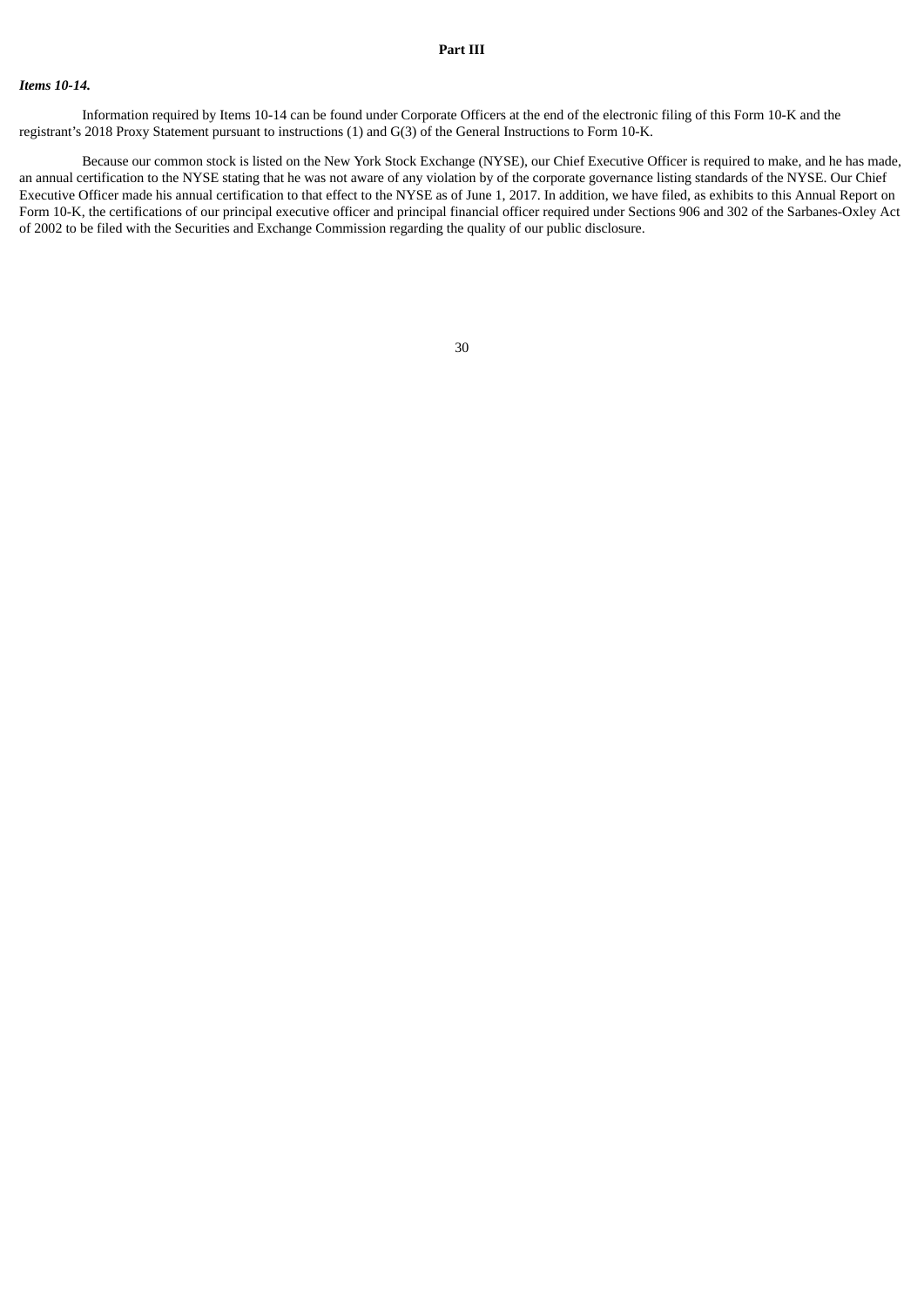## Part III

***Items 10-14.***

Information required by Items 10-14 can be found under Corporate Officers at the end of the electronic filing of this Form 10-K and the registrant's 2018 Proxy Statement pursuant to instructions (1) and G(3) of the General Instructions to Form 10-K.

Because our common stock is listed on the New York Stock Exchange (NYSE), our Chief Executive Officer is required to make, and he has made, an annual certification to the NYSE stating that he was not aware of any violation by of the corporate governance listing standards of the NYSE. Our Chief Executive Officer made his annual certification to that effect to the NYSE as of June 1, 2017. In addition, we have filed, as exhibits to this Annual Report on Form 10-K, the certifications of our principal executive officer and principal financial officer required under Sections 906 and 302 of the Sarbanes-Oxley Act of 2002 to be filed with the Securities and Exchange Commission regarding the quality of our public disclosure.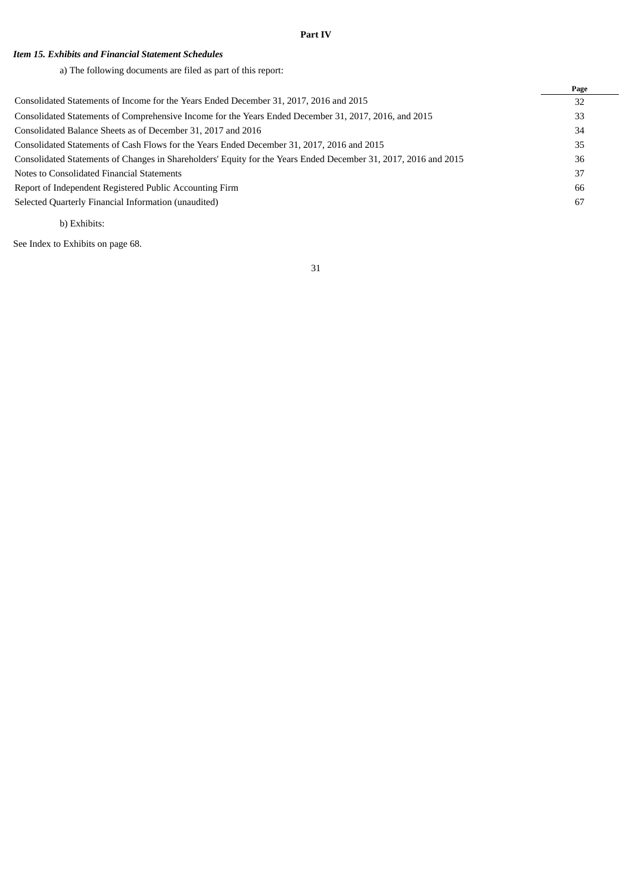**Part IV**

***Item 15. Exhibits and Financial Statement Schedules***

a) The following documents are filed as part of this report:

| | Page |
|---|---|
| Consolidated Statements of Income for the Years Ended December 31, 2017, 2016 and 2015 | 32 |
| Consolidated Statements of Comprehensive Income for the Years Ended December 31, 2017, 2016, and 2015 | 33 |
| Consolidated Balance Sheets as of December 31, 2017 and 2016 | 34 |
| Consolidated Statements of Cash Flows for the Years Ended December 31, 2017, 2016 and 2015 | 35 |
| Consolidated Statements of Changes in Shareholders' Equity for the Years Ended December 31, 2017, 2016 and 2015 | 36 |
| Notes to Consolidated Financial Statements | 37 |
| Report of Independent Registered Public Accounting Firm | 66 |
| Selected Quarterly Financial Information (unaudited) | 67 |

b) Exhibits:

See Index to Exhibits on page 68.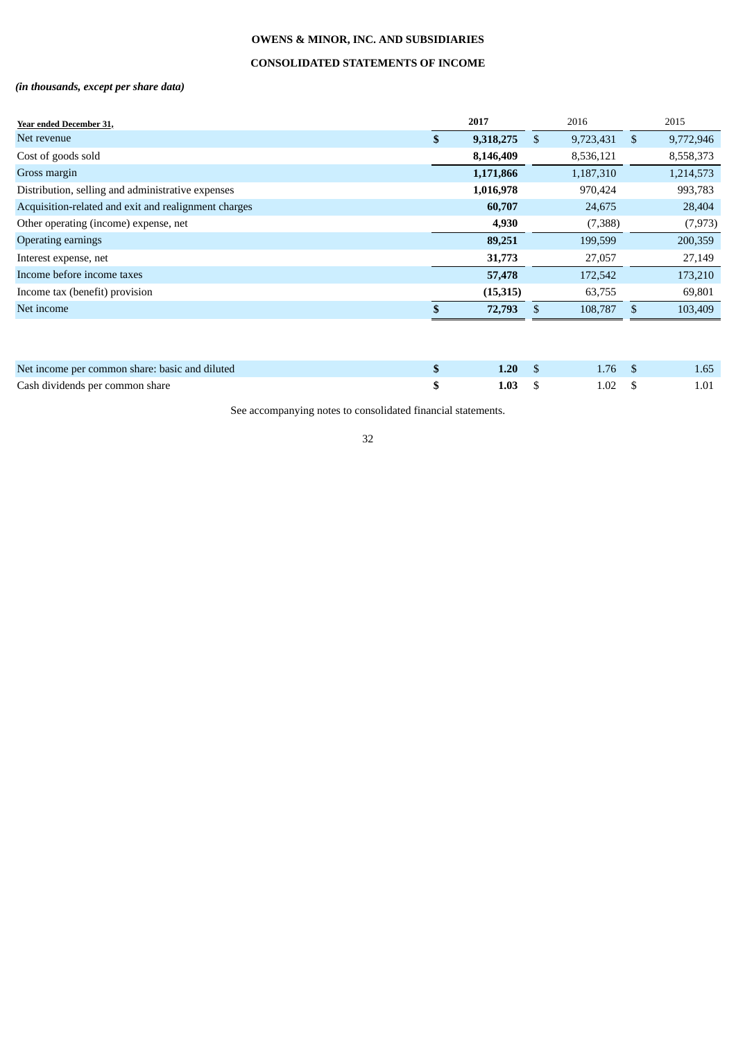**OWENS & MINOR, INC. AND SUBSIDIARIES**

**CONSOLIDATED STATEMENTS OF INCOME**

***(in thousands, except per share data)***

| Year ended December 31, | 2017 | 2016 | 2015 |
|---|---|---|---|
| Net revenue | **$ 9,318,275** | $ 9,723,431 | $ 9,772,946 |
| Cost of goods sold | **8,146,409** | 8,536,121 | 8,558,373 |
| Gross margin | **1,171,866** | 1,187,310 | 1,214,573 |
| Distribution, selling and administrative expenses | **1,016,978** | 970,424 | 993,783 |
| Acquisition-related and exit and realignment charges | **60,707** | 24,675 | 28,404 |
| Other operating (income) expense, net | **4,930** | (7,388) | (7,973) |
| Operating earnings | **89,251** | 199,599 | 200,359 |
| Interest expense, net | **31,773** | 27,057 | 27,149 |
| Income before income taxes | **57,478** | 172,542 | 173,210 |
| Income tax (benefit) provision | **(15,315)** | 63,755 | 69,801 |
| Net income | **$ 72,793** | $ 108,787 | $ 103,409 |
| | | | |
| Net income per common share: basic and diluted | **$ 1.20** | $ 1.76 | $ 1.65 |
| Cash dividends per common share | **$ 1.03** | $ 1.02 | $ 1.01 |

See accompanying notes to consolidated financial statements.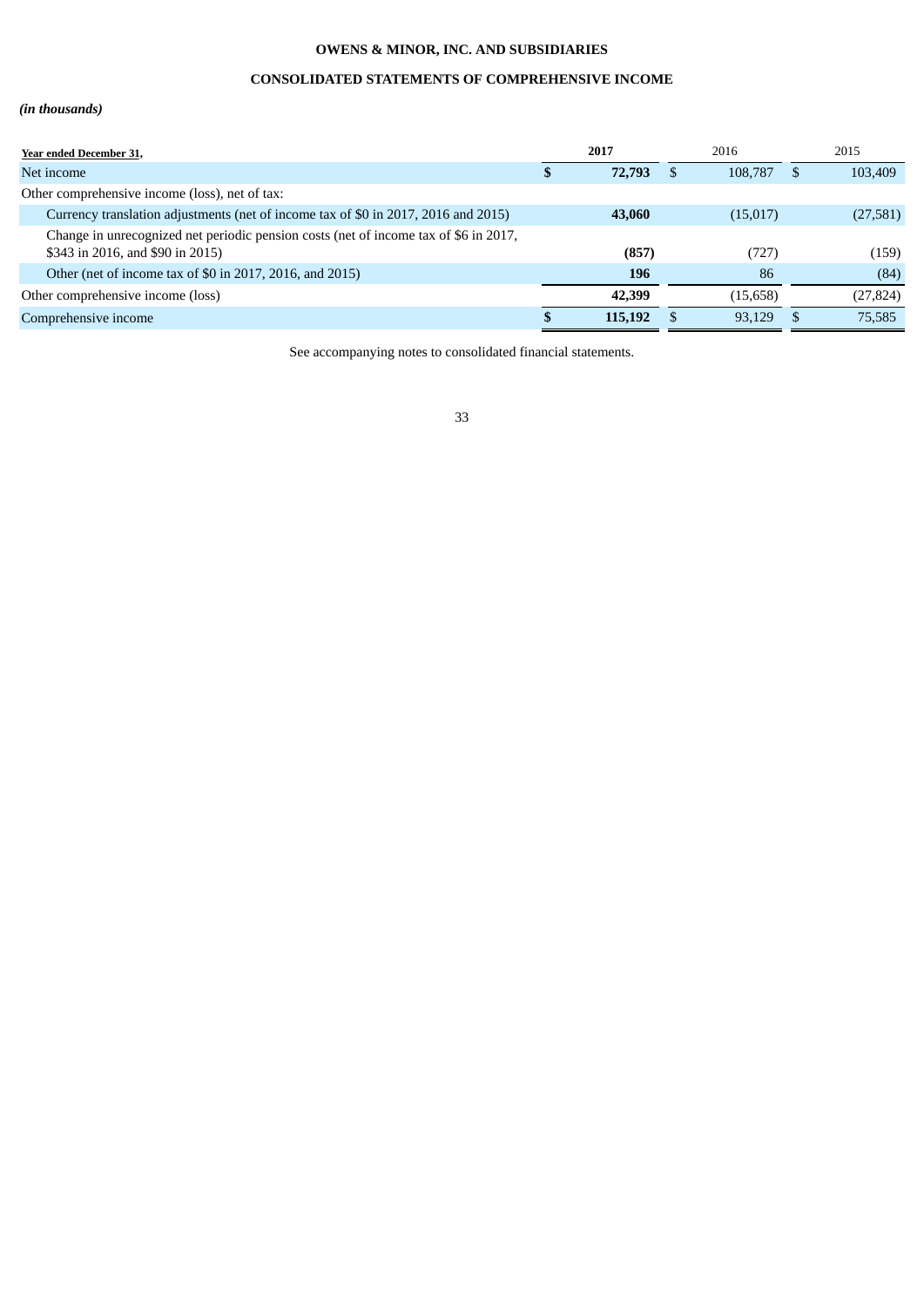**OWENS & MINOR, INC. AND SUBSIDIARIES**

**CONSOLIDATED STATEMENTS OF COMPREHENSIVE INCOME**

***(in thousands)***

| Year ended December 31, | | 2017 | | 2016 | | 2015 |
|---|---|---|---|---|---|---|
| Net income | **$** | **72,793** | $ | 108,787 | $ | 103,409 |
| Other comprehensive income (loss), net of tax: | | | | | | |
| Currency translation adjustments (net of income tax of $0 in 2017, 2016 and 2015) | | **43,060** | | (15,017) | | (27,581) |
| Change in unrecognized net periodic pension costs (net of income tax of $6 in 2017, $343 in 2016, and $90 in 2015) | | **(857)** | | (727) | | (159) |
| Other (net of income tax of $0 in 2017, 2016, and 2015) | | **196** | | 86 | | (84) |
| Other comprehensive income (loss) | | **42,399** | | (15,658) | | (27,824) |
| Comprehensive income | **$** | **115,192** | $ | 93,129 | $ | 75,585 |

See accompanying notes to consolidated financial statements.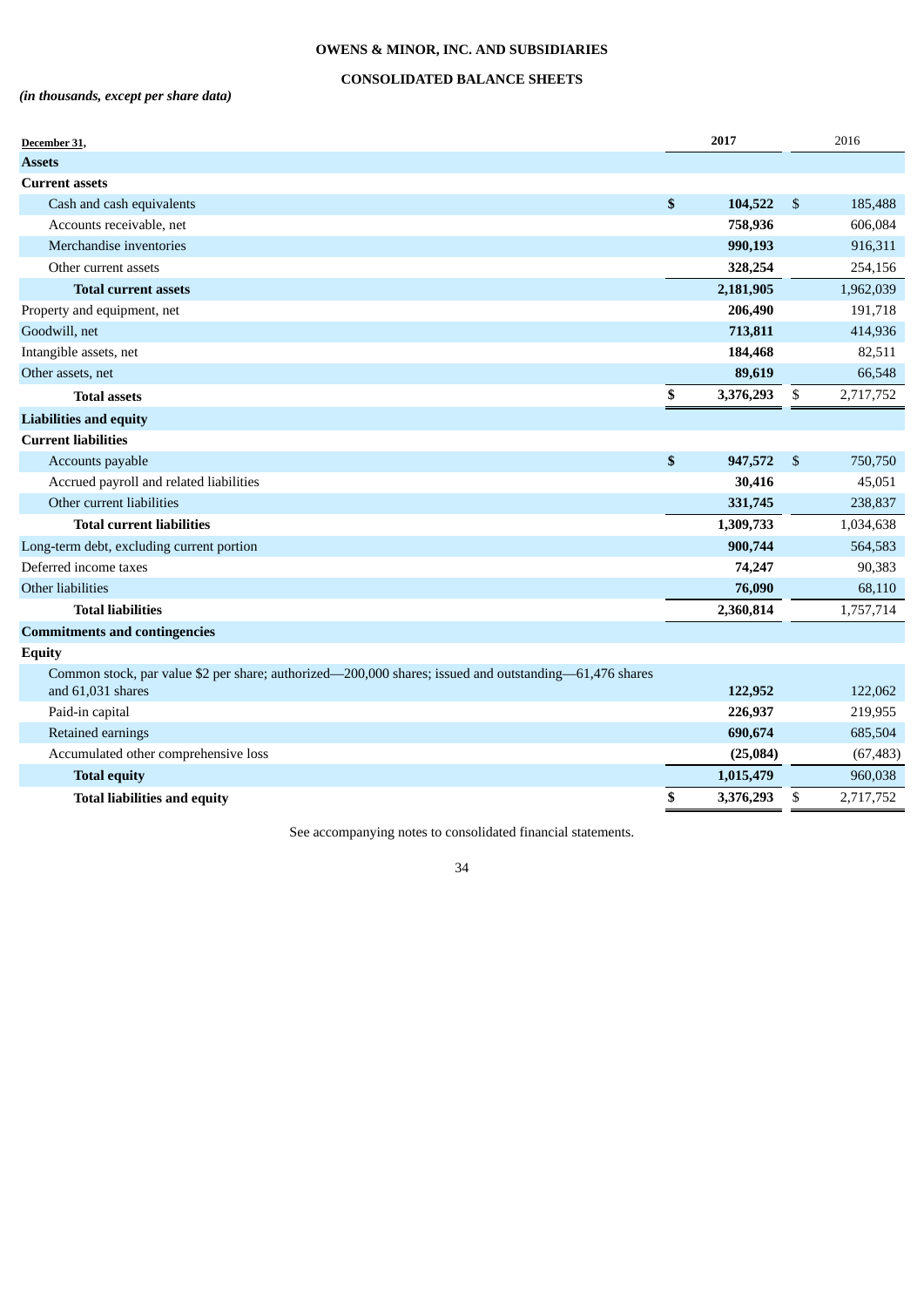**OWENS & MINOR, INC. AND SUBSIDIARIES**

**CONSOLIDATED BALANCE SHEETS**

***(in thousands, except per share data)***

| December 31, | 2017 | 2016 |
|---|---|---|
| **Assets** | | |
| **Current assets** | | |
| Cash and cash equivalents | **$ 104,522** | $ 185,488 |
| Accounts receivable, net | **758,936** | 606,084 |
| Merchandise inventories | **990,193** | 916,311 |
| Other current assets | **328,254** | 254,156 |
| **Total current assets** | **2,181,905** | 1,962,039 |
| Property and equipment, net | **206,490** | 191,718 |
| Goodwill, net | **713,811** | 414,936 |
| Intangible assets, net | **184,468** | 82,511 |
| Other assets, net | **89,619** | 66,548 |
| **Total assets** | **$ 3,376,293** | $ 2,717,752 |
| **Liabilities and equity** | | |
| **Current liabilities** | | |
| Accounts payable | **$ 947,572** | $ 750,750 |
| Accrued payroll and related liabilities | **30,416** | 45,051 |
| Other current liabilities | **331,745** | 238,837 |
| **Total current liabilities** | **1,309,733** | 1,034,638 |
| Long-term debt, excluding current portion | **900,744** | 564,583 |
| Deferred income taxes | **74,247** | 90,383 |
| Other liabilities | **76,090** | 68,110 |
| **Total liabilities** | **2,360,814** | 1,757,714 |
| **Commitments and contingencies** | | |
| **Equity** | | |
| Common stock, par value $2 per share; authorized—200,000 shares; issued and outstanding—61,476 shares and 61,031 shares | **122,952** | 122,062 |
| Paid-in capital | **226,937** | 219,955 |
| Retained earnings | **690,674** | 685,504 |
| Accumulated other comprehensive loss | **(25,084)** | (67,483) |
| **Total equity** | **1,015,479** | 960,038 |
| **Total liabilities and equity** | **$ 3,376,293** | $ 2,717,752 |

See accompanying notes to consolidated financial statements.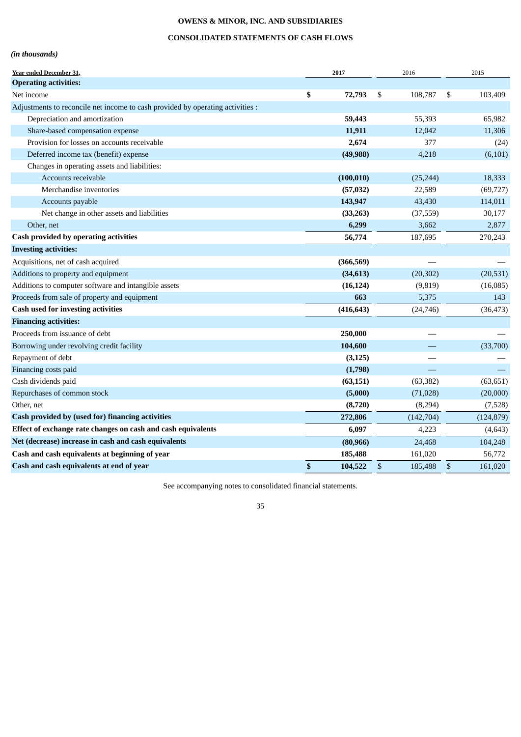**OWENS & MINOR, INC. AND SUBSIDIARIES**

**CONSOLIDATED STATEMENTS OF CASH FLOWS**

*(in thousands)*

| Year ended December 31, | 2017 | 2016 | 2015 |
|---|---|---|---|
| **Operating activities:** | | | |
| Net income | **$ 72,793** | $ 108,787 | $ 103,409 |
| Adjustments to reconcile net income to cash provided by operating activities : | | | |
| Depreciation and amortization | **59,443** | 55,393 | 65,982 |
| Share-based compensation expense | **11,911** | 12,042 | 11,306 |
| Provision for losses on accounts receivable | **2,674** | 377 | (24) |
| Deferred income tax (benefit) expense | **(49,988)** | 4,218 | (6,101) |
| Changes in operating assets and liabilities: | | | |
| Accounts receivable | **(100,010)** | (25,244) | 18,333 |
| Merchandise inventories | **(57,032)** | 22,589 | (69,727) |
| Accounts payable | **143,947** | 43,430 | 114,011 |
| Net change in other assets and liabilities | **(33,263)** | (37,559) | 30,177 |
| Other, net | **6,299** | 3,662 | 2,877 |
| **Cash provided by operating activities** | **56,774** | 187,695 | 270,243 |
| **Investing activities:** | | | |
| Acquisitions, net of cash acquired | **(366,569)** | — | — |
| Additions to property and equipment | **(34,613)** | (20,302) | (20,531) |
| Additions to computer software and intangible assets | **(16,124)** | (9,819) | (16,085) |
| Proceeds from sale of property and equipment | **663** | 5,375 | 143 |
| **Cash used for investing activities** | **(416,643)** | (24,746) | (36,473) |
| **Financing activities:** | | | |
| Proceeds from issuance of debt | **250,000** | — | — |
| Borrowing under revolving credit facility | **104,600** | — | (33,700) |
| Repayment of debt | **(3,125)** | — | — |
| Financing costs paid | **(1,798)** | — | — |
| Cash dividends paid | **(63,151)** | (63,382) | (63,651) |
| Repurchases of common stock | **(5,000)** | (71,028) | (20,000) |
| Other, net | **(8,720)** | (8,294) | (7,528) |
| **Cash provided by (used for) financing activities** | **272,806** | (142,704) | (124,879) |
| **Effect of exchange rate changes on cash and cash equivalents** | **6,097** | 4,223 | (4,643) |
| **Net (decrease) increase in cash and cash equivalents** | **(80,966)** | 24,468 | 104,248 |
| **Cash and cash equivalents at beginning of year** | **185,488** | 161,020 | 56,772 |
| **Cash and cash equivalents at end of year** | **$ 104,522** | $ 185,488 | $ 161,020 |

See accompanying notes to consolidated financial statements.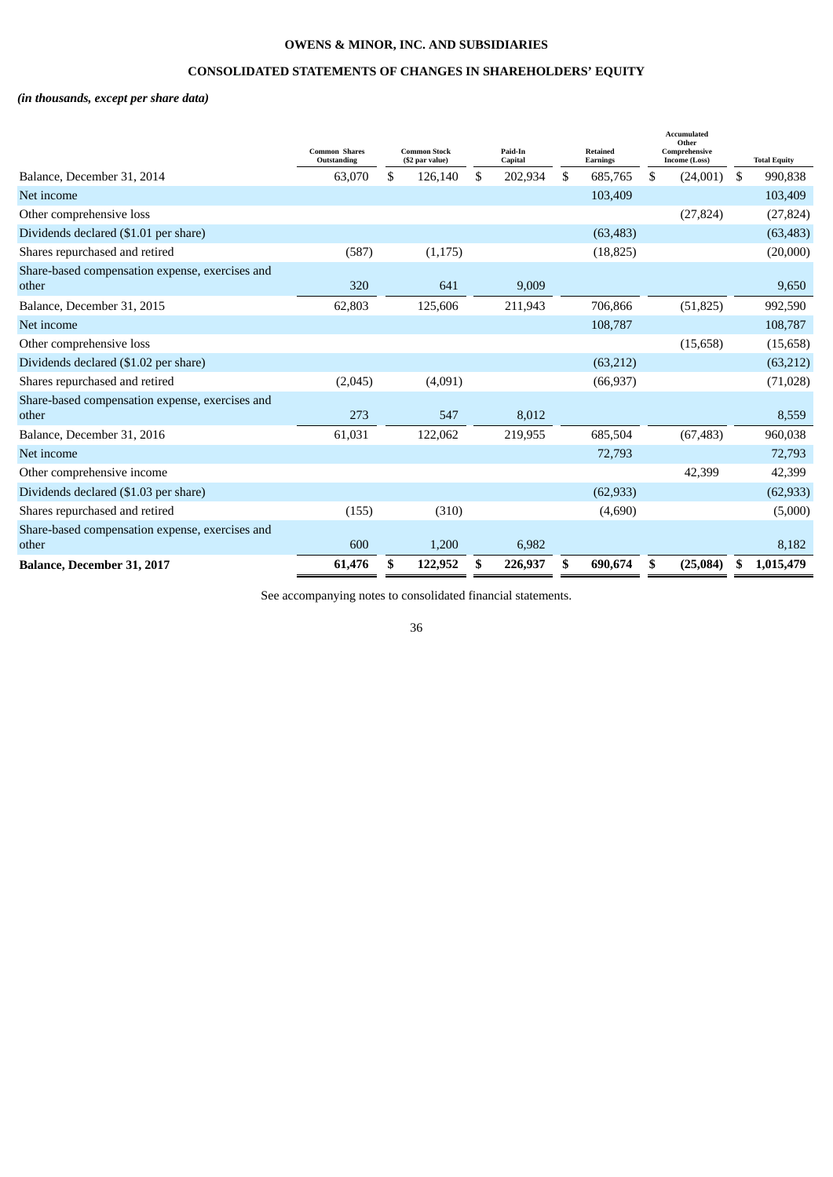# OWENS & MINOR, INC. AND SUBSIDIARIES

## CONSOLIDATED STATEMENTS OF CHANGES IN SHAREHOLDERS' EQUITY

***(in thousands, except per share data)***

| | Common Shares Outstanding | Common Stock ($2 par value) | Paid-In Capital | Retained Earnings | Accumulated Other Comprehensive Income (Loss) | Total Equity |
|---|---|---|---|---|---|---|
| Balance, December 31, 2014 | 63,070 | $ 126,140 | $ 202,934 | $ 685,765 | $ (24,001) | $ 990,838 |
| Net income | | | | 103,409 | | 103,409 |
| Other comprehensive loss | | | | | (27,824) | (27,824) |
| Dividends declared ($1.01 per share) | | | | (63,483) | | (63,483) |
| Shares repurchased and retired | (587) | (1,175) | | (18,825) | | (20,000) |
| Share-based compensation expense, exercises and other | 320 | 641 | 9,009 | | | 9,650 |
| Balance, December 31, 2015 | 62,803 | 125,606 | 211,943 | 706,866 | (51,825) | 992,590 |
| Net income | | | | 108,787 | | 108,787 |
| Other comprehensive loss | | | | | (15,658) | (15,658) |
| Dividends declared ($1.02 per share) | | | | (63,212) | | (63,212) |
| Shares repurchased and retired | (2,045) | (4,091) | | (66,937) | | (71,028) |
| Share-based compensation expense, exercises and other | 273 | 547 | 8,012 | | | 8,559 |
| Balance, December 31, 2016 | 61,031 | 122,062 | 219,955 | 685,504 | (67,483) | 960,038 |
| Net income | | | | 72,793 | | 72,793 |
| Other comprehensive income | | | | | 42,399 | 42,399 |
| Dividends declared ($1.03 per share) | | | | (62,933) | | (62,933) |
| Shares repurchased and retired | (155) | (310) | | (4,690) | | (5,000) |
| Share-based compensation expense, exercises and other | 600 | 1,200 | 6,982 | | | 8,182 |
| **Balance, December 31, 2017** | **61,476** | **$ 122,952** | **$ 226,937** | **$ 690,674** | **$ (25,084)** | **$ 1,015,479** |

See accompanying notes to consolidated financial statements.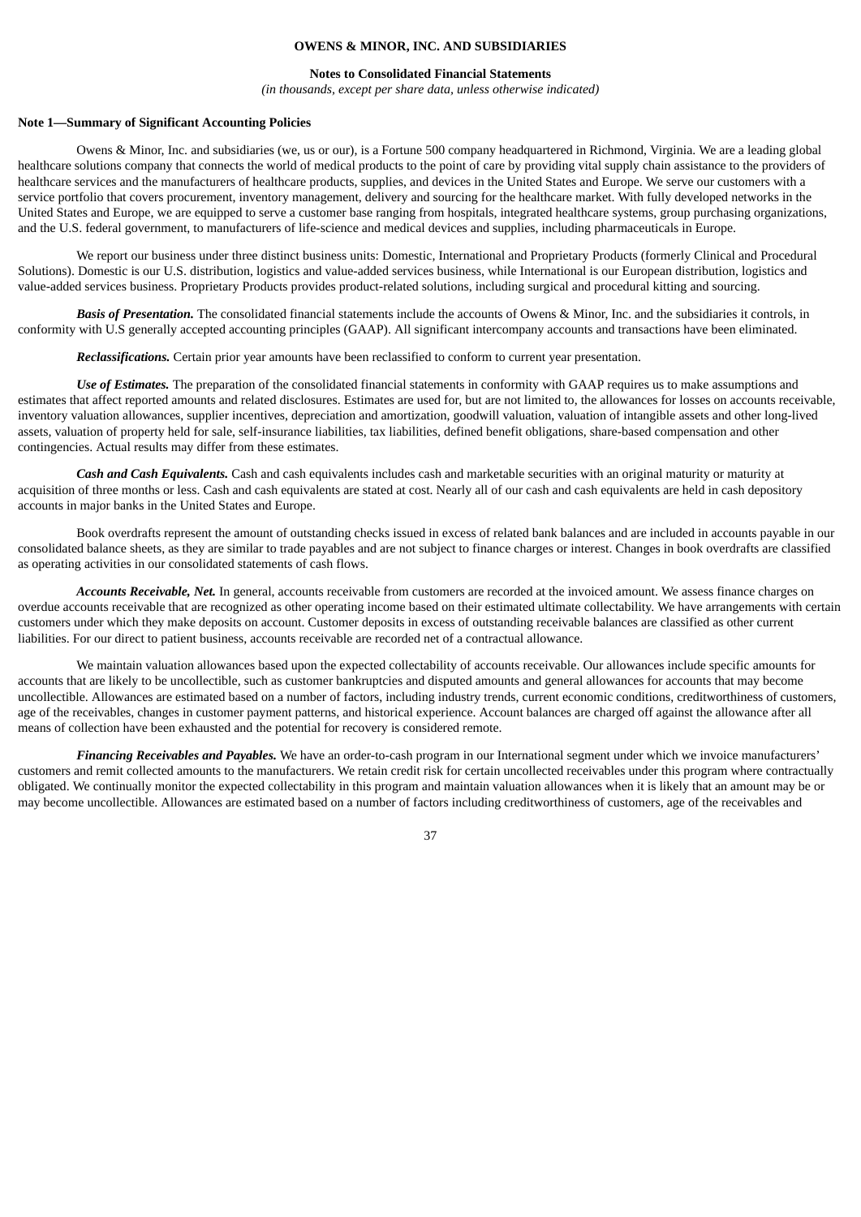**OWENS & MINOR, INC. AND SUBSIDIARIES**

**Notes to Consolidated Financial Statements**

*(in thousands, except per share data, unless otherwise indicated)*

**Note 1—Summary of Significant Accounting Policies**

Owens & Minor, Inc. and subsidiaries (we, us or our), is a Fortune 500 company headquartered in Richmond, Virginia. We are a leading global healthcare solutions company that connects the world of medical products to the point of care by providing vital supply chain assistance to the providers of healthcare services and the manufacturers of healthcare products, supplies, and devices in the United States and Europe. We serve our customers with a service portfolio that covers procurement, inventory management, delivery and sourcing for the healthcare market. With fully developed networks in the United States and Europe, we are equipped to serve a customer base ranging from hospitals, integrated healthcare systems, group purchasing organizations, and the U.S. federal government, to manufacturers of life-science and medical devices and supplies, including pharmaceuticals in Europe.

We report our business under three distinct business units: Domestic, International and Proprietary Products (formerly Clinical and Procedural Solutions). Domestic is our U.S. distribution, logistics and value-added services business, while International is our European distribution, logistics and value-added services business. Proprietary Products provides product-related solutions, including surgical and procedural kitting and sourcing.

***Basis of Presentation.*** The consolidated financial statements include the accounts of Owens & Minor, Inc. and the subsidiaries it controls, in conformity with U.S generally accepted accounting principles (GAAP). All significant intercompany accounts and transactions have been eliminated.

***Reclassifications.*** Certain prior year amounts have been reclassified to conform to current year presentation.

***Use of Estimates.*** The preparation of the consolidated financial statements in conformity with GAAP requires us to make assumptions and estimates that affect reported amounts and related disclosures. Estimates are used for, but are not limited to, the allowances for losses on accounts receivable, inventory valuation allowances, supplier incentives, depreciation and amortization, goodwill valuation, valuation of intangible assets and other long-lived assets, valuation of property held for sale, self-insurance liabilities, tax liabilities, defined benefit obligations, share-based compensation and other contingencies. Actual results may differ from these estimates.

***Cash and Cash Equivalents.*** Cash and cash equivalents includes cash and marketable securities with an original maturity or maturity at acquisition of three months or less. Cash and cash equivalents are stated at cost. Nearly all of our cash and cash equivalents are held in cash depository accounts in major banks in the United States and Europe.

Book overdrafts represent the amount of outstanding checks issued in excess of related bank balances and are included in accounts payable in our consolidated balance sheets, as they are similar to trade payables and are not subject to finance charges or interest. Changes in book overdrafts are classified as operating activities in our consolidated statements of cash flows.

***Accounts Receivable, Net.*** In general, accounts receivable from customers are recorded at the invoiced amount. We assess finance charges on overdue accounts receivable that are recognized as other operating income based on their estimated ultimate collectability. We have arrangements with certain customers under which they make deposits on account. Customer deposits in excess of outstanding receivable balances are classified as other current liabilities. For our direct to patient business, accounts receivable are recorded net of a contractual allowance.

We maintain valuation allowances based upon the expected collectability of accounts receivable. Our allowances include specific amounts for accounts that are likely to be uncollectible, such as customer bankruptcies and disputed amounts and general allowances for accounts that may become uncollectible. Allowances are estimated based on a number of factors, including industry trends, current economic conditions, creditworthiness of customers, age of the receivables, changes in customer payment patterns, and historical experience. Account balances are charged off against the allowance after all means of collection have been exhausted and the potential for recovery is considered remote.

***Financing Receivables and Payables.*** We have an order-to-cash program in our International segment under which we invoice manufacturers' customers and remit collected amounts to the manufacturers. We retain credit risk for certain uncollected receivables under this program where contractually obligated. We continually monitor the expected collectability in this program and maintain valuation allowances when it is likely that an amount may be or may become uncollectible. Allowances are estimated based on a number of factors including creditworthiness of customers, age of the receivables and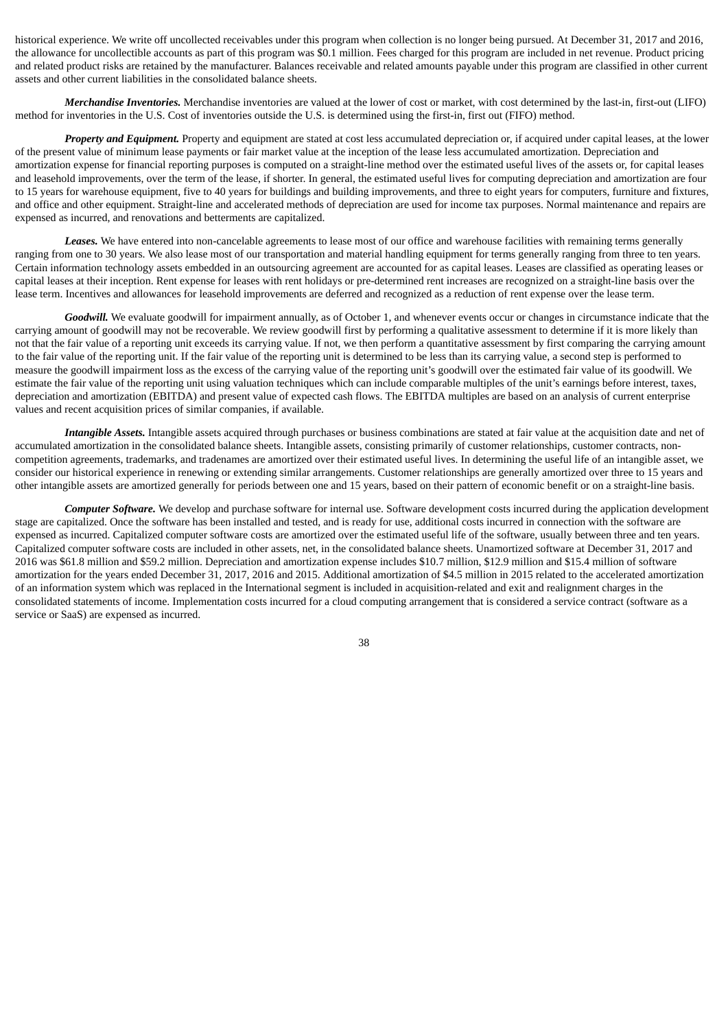historical experience. We write off uncollected receivables under this program when collection is no longer being pursued. At December 31, 2017 and 2016, the allowance for uncollectible accounts as part of this program was $0.1 million. Fees charged for this program are included in net revenue. Product pricing and related product risks are retained by the manufacturer. Balances receivable and related amounts payable under this program are classified in other current assets and other current liabilities in the consolidated balance sheets.

***Merchandise Inventories.*** Merchandise inventories are valued at the lower of cost or market, with cost determined by the last-in, first-out (LIFO) method for inventories in the U.S. Cost of inventories outside the U.S. is determined using the first-in, first out (FIFO) method.

***Property and Equipment.*** Property and equipment are stated at cost less accumulated depreciation or, if acquired under capital leases, at the lower of the present value of minimum lease payments or fair market value at the inception of the lease less accumulated amortization. Depreciation and amortization expense for financial reporting purposes is computed on a straight-line method over the estimated useful lives of the assets or, for capital leases and leasehold improvements, over the term of the lease, if shorter. In general, the estimated useful lives for computing depreciation and amortization are four to 15 years for warehouse equipment, five to 40 years for buildings and building improvements, and three to eight years for computers, furniture and fixtures, and office and other equipment. Straight-line and accelerated methods of depreciation are used for income tax purposes. Normal maintenance and repairs are expensed as incurred, and renovations and betterments are capitalized.

***Leases.*** We have entered into non-cancelable agreements to lease most of our office and warehouse facilities with remaining terms generally ranging from one to 30 years. We also lease most of our transportation and material handling equipment for terms generally ranging from three to ten years. Certain information technology assets embedded in an outsourcing agreement are accounted for as capital leases. Leases are classified as operating leases or capital leases at their inception. Rent expense for leases with rent holidays or pre-determined rent increases are recognized on a straight-line basis over the lease term. Incentives and allowances for leasehold improvements are deferred and recognized as a reduction of rent expense over the lease term.

***Goodwill.*** We evaluate goodwill for impairment annually, as of October 1, and whenever events occur or changes in circumstance indicate that the carrying amount of goodwill may not be recoverable. We review goodwill first by performing a qualitative assessment to determine if it is more likely than not that the fair value of a reporting unit exceeds its carrying value. If not, we then perform a quantitative assessment by first comparing the carrying amount to the fair value of the reporting unit. If the fair value of the reporting unit is determined to be less than its carrying value, a second step is performed to measure the goodwill impairment loss as the excess of the carrying value of the reporting unit's goodwill over the estimated fair value of its goodwill. We estimate the fair value of the reporting unit using valuation techniques which can include comparable multiples of the unit's earnings before interest, taxes, depreciation and amortization (EBITDA) and present value of expected cash flows. The EBITDA multiples are based on an analysis of current enterprise values and recent acquisition prices of similar companies, if available.

***Intangible Assets.*** Intangible assets acquired through purchases or business combinations are stated at fair value at the acquisition date and net of accumulated amortization in the consolidated balance sheets. Intangible assets, consisting primarily of customer relationships, customer contracts, non-competition agreements, trademarks, and tradenames are amortized over their estimated useful lives. In determining the useful life of an intangible asset, we consider our historical experience in renewing or extending similar arrangements. Customer relationships are generally amortized over three to 15 years and other intangible assets are amortized generally for periods between one and 15 years, based on their pattern of economic benefit or on a straight-line basis.

***Computer Software.*** We develop and purchase software for internal use. Software development costs incurred during the application development stage are capitalized. Once the software has been installed and tested, and is ready for use, additional costs incurred in connection with the software are expensed as incurred. Capitalized computer software costs are amortized over the estimated useful life of the software, usually between three and ten years. Capitalized computer software costs are included in other assets, net, in the consolidated balance sheets. Unamortized software at December 31, 2017 and 2016 was $61.8 million and $59.2 million. Depreciation and amortization expense includes $10.7 million, $12.9 million and $15.4 million of software amortization for the years ended December 31, 2017, 2016 and 2015. Additional amortization of $4.5 million in 2015 related to the accelerated amortization of an information system which was replaced in the International segment is included in acquisition-related and exit and realignment charges in the consolidated statements of income. Implementation costs incurred for a cloud computing arrangement that is considered a service contract (software as a service or SaaS) are expensed as incurred.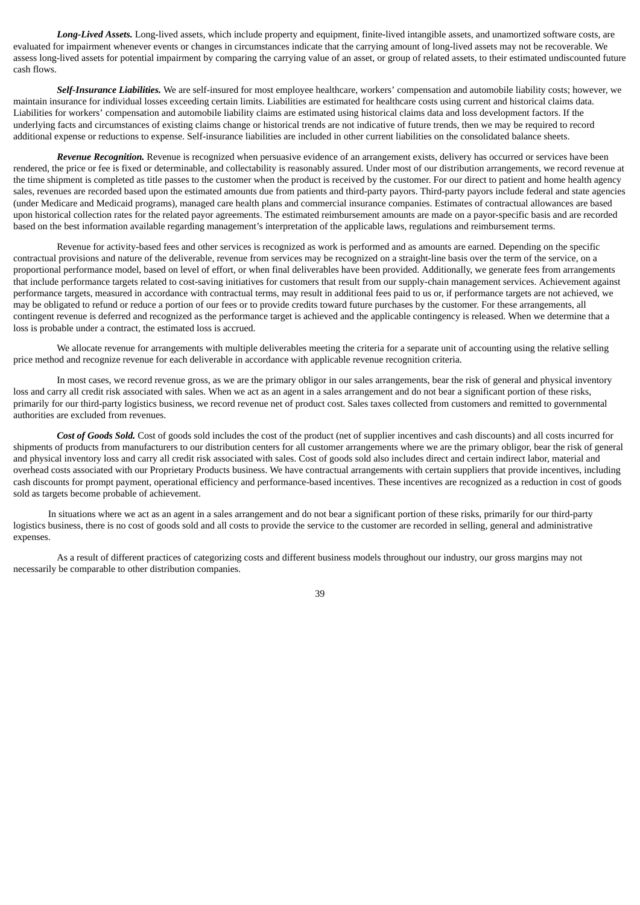***Long-Lived Assets.*** Long-lived assets, which include property and equipment, finite-lived intangible assets, and unamortized software costs, are evaluated for impairment whenever events or changes in circumstances indicate that the carrying amount of long-lived assets may not be recoverable. We assess long-lived assets for potential impairment by comparing the carrying value of an asset, or group of related assets, to their estimated undiscounted future cash flows.

***Self-Insurance Liabilities.*** We are self-insured for most employee healthcare, workers' compensation and automobile liability costs; however, we maintain insurance for individual losses exceeding certain limits. Liabilities are estimated for healthcare costs using current and historical claims data. Liabilities for workers' compensation and automobile liability claims are estimated using historical claims data and loss development factors. If the underlying facts and circumstances of existing claims change or historical trends are not indicative of future trends, then we may be required to record additional expense or reductions to expense. Self-insurance liabilities are included in other current liabilities on the consolidated balance sheets.

***Revenue Recognition.*** Revenue is recognized when persuasive evidence of an arrangement exists, delivery has occurred or services have been rendered, the price or fee is fixed or determinable, and collectability is reasonably assured. Under most of our distribution arrangements, we record revenue at the time shipment is completed as title passes to the customer when the product is received by the customer. For our direct to patient and home health agency sales, revenues are recorded based upon the estimated amounts due from patients and third-party payors. Third-party payors include federal and state agencies (under Medicare and Medicaid programs), managed care health plans and commercial insurance companies. Estimates of contractual allowances are based upon historical collection rates for the related payor agreements. The estimated reimbursement amounts are made on a payor-specific basis and are recorded based on the best information available regarding management's interpretation of the applicable laws, regulations and reimbursement terms.

Revenue for activity-based fees and other services is recognized as work is performed and as amounts are earned. Depending on the specific contractual provisions and nature of the deliverable, revenue from services may be recognized on a straight-line basis over the term of the service, on a proportional performance model, based on level of effort, or when final deliverables have been provided. Additionally, we generate fees from arrangements that include performance targets related to cost-saving initiatives for customers that result from our supply-chain management services. Achievement against performance targets, measured in accordance with contractual terms, may result in additional fees paid to us or, if performance targets are not achieved, we may be obligated to refund or reduce a portion of our fees or to provide credits toward future purchases by the customer. For these arrangements, all contingent revenue is deferred and recognized as the performance target is achieved and the applicable contingency is released. When we determine that a loss is probable under a contract, the estimated loss is accrued.

We allocate revenue for arrangements with multiple deliverables meeting the criteria for a separate unit of accounting using the relative selling price method and recognize revenue for each deliverable in accordance with applicable revenue recognition criteria.

In most cases, we record revenue gross, as we are the primary obligor in our sales arrangements, bear the risk of general and physical inventory loss and carry all credit risk associated with sales. When we act as an agent in a sales arrangement and do not bear a significant portion of these risks, primarily for our third-party logistics business, we record revenue net of product cost. Sales taxes collected from customers and remitted to governmental authorities are excluded from revenues.

***Cost of Goods Sold.*** Cost of goods sold includes the cost of the product (net of supplier incentives and cash discounts) and all costs incurred for shipments of products from manufacturers to our distribution centers for all customer arrangements where we are the primary obligor, bear the risk of general and physical inventory loss and carry all credit risk associated with sales. Cost of goods sold also includes direct and certain indirect labor, material and overhead costs associated with our Proprietary Products business. We have contractual arrangements with certain suppliers that provide incentives, including cash discounts for prompt payment, operational efficiency and performance-based incentives. These incentives are recognized as a reduction in cost of goods sold as targets become probable of achievement.

In situations where we act as an agent in a sales arrangement and do not bear a significant portion of these risks, primarily for our third-party logistics business, there is no cost of goods sold and all costs to provide the service to the customer are recorded in selling, general and administrative expenses.

As a result of different practices of categorizing costs and different business models throughout our industry, our gross margins may not necessarily be comparable to other distribution companies.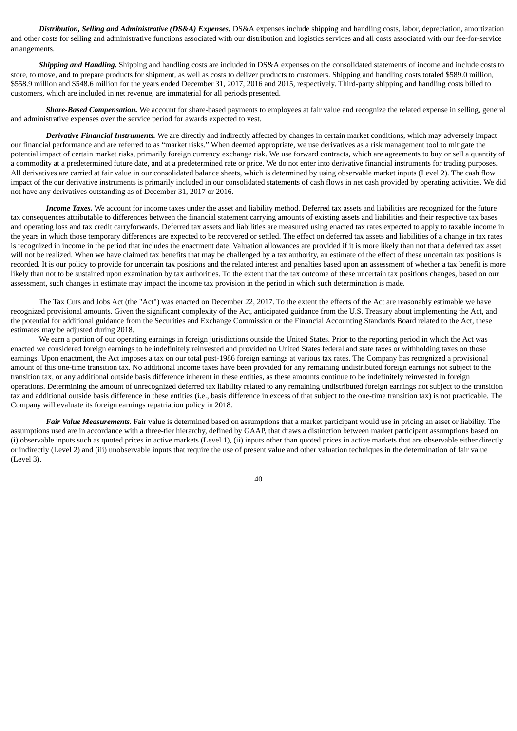***Distribution, Selling and Administrative (DS&A) Expenses.*** DS&A expenses include shipping and handling costs, labor, depreciation, amortization and other costs for selling and administrative functions associated with our distribution and logistics services and all costs associated with our fee-for-service arrangements.

***Shipping and Handling.*** Shipping and handling costs are included in DS&A expenses on the consolidated statements of income and include costs to store, to move, and to prepare products for shipment, as well as costs to deliver products to customers. Shipping and handling costs totaled $589.0 million, $558.9 million and $548.6 million for the years ended December 31, 2017, 2016 and 2015, respectively. Third-party shipping and handling costs billed to customers, which are included in net revenue, are immaterial for all periods presented.

***Share-Based Compensation.*** We account for share-based payments to employees at fair value and recognize the related expense in selling, general and administrative expenses over the service period for awards expected to vest.

***Derivative Financial Instruments.*** We are directly and indirectly affected by changes in certain market conditions, which may adversely impact our financial performance and are referred to as "market risks." When deemed appropriate, we use derivatives as a risk management tool to mitigate the potential impact of certain market risks, primarily foreign currency exchange risk. We use forward contracts, which are agreements to buy or sell a quantity of a commodity at a predetermined future date, and at a predetermined rate or price. We do not enter into derivative financial instruments for trading purposes. All derivatives are carried at fair value in our consolidated balance sheets, which is determined by using observable market inputs (Level 2). The cash flow impact of the our derivative instruments is primarily included in our consolidated statements of cash flows in net cash provided by operating activities. We did not have any derivatives outstanding as of December 31, 2017 or 2016.

***Income Taxes.*** We account for income taxes under the asset and liability method. Deferred tax assets and liabilities are recognized for the future tax consequences attributable to differences between the financial statement carrying amounts of existing assets and liabilities and their respective tax bases and operating loss and tax credit carryforwards. Deferred tax assets and liabilities are measured using enacted tax rates expected to apply to taxable income in the years in which those temporary differences are expected to be recovered or settled. The effect on deferred tax assets and liabilities of a change in tax rates is recognized in income in the period that includes the enactment date. Valuation allowances are provided if it is more likely than not that a deferred tax asset will not be realized. When we have claimed tax benefits that may be challenged by a tax authority, an estimate of the effect of these uncertain tax positions is recorded. It is our policy to provide for uncertain tax positions and the related interest and penalties based upon an assessment of whether a tax benefit is more likely than not to be sustained upon examination by tax authorities. To the extent that the tax outcome of these uncertain tax positions changes, based on our assessment, such changes in estimate may impact the income tax provision in the period in which such determination is made.

The Tax Cuts and Jobs Act (the "Act") was enacted on December 22, 2017. To the extent the effects of the Act are reasonably estimable we have recognized provisional amounts. Given the significant complexity of the Act, anticipated guidance from the U.S. Treasury about implementing the Act, and the potential for additional guidance from the Securities and Exchange Commission or the Financial Accounting Standards Board related to the Act, these estimates may be adjusted during 2018.

We earn a portion of our operating earnings in foreign jurisdictions outside the United States. Prior to the reporting period in which the Act was enacted we considered foreign earnings to be indefinitely reinvested and provided no United States federal and state taxes or withholding taxes on those earnings. Upon enactment, the Act imposes a tax on our total post-1986 foreign earnings at various tax rates. The Company has recognized a provisional amount of this one-time transition tax. No additional income taxes have been provided for any remaining undistributed foreign earnings not subject to the transition tax, or any additional outside basis difference inherent in these entities, as these amounts continue to be indefinitely reinvested in foreign operations. Determining the amount of unrecognized deferred tax liability related to any remaining undistributed foreign earnings not subject to the transition tax and additional outside basis difference in these entities (i.e., basis difference in excess of that subject to the one-time transition tax) is not practicable. The Company will evaluate its foreign earnings repatriation policy in 2018.

***Fair Value Measurements.*** Fair value is determined based on assumptions that a market participant would use in pricing an asset or liability. The assumptions used are in accordance with a three-tier hierarchy, defined by GAAP, that draws a distinction between market participant assumptions based on (i) observable inputs such as quoted prices in active markets (Level 1), (ii) inputs other than quoted prices in active markets that are observable either directly or indirectly (Level 2) and (iii) unobservable inputs that require the use of present value and other valuation techniques in the determination of fair value (Level 3).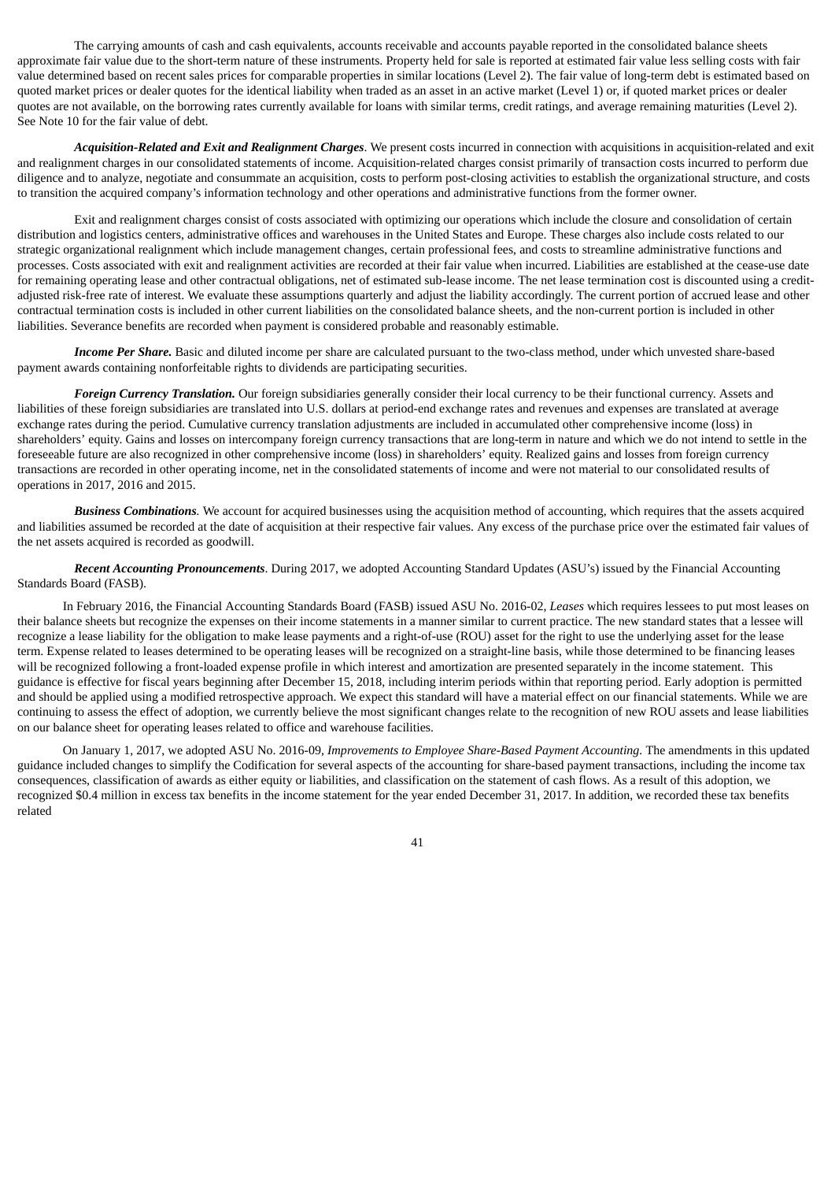The carrying amounts of cash and cash equivalents, accounts receivable and accounts payable reported in the consolidated balance sheets approximate fair value due to the short-term nature of these instruments. Property held for sale is reported at estimated fair value less selling costs with fair value determined based on recent sales prices for comparable properties in similar locations (Level 2). The fair value of long-term debt is estimated based on quoted market prices or dealer quotes for the identical liability when traded as an asset in an active market (Level 1) or, if quoted market prices or dealer quotes are not available, on the borrowing rates currently available for loans with similar terms, credit ratings, and average remaining maturities (Level 2). See Note 10 for the fair value of debt.

***Acquisition-Related and Exit and Realignment Charges***. We present costs incurred in connection with acquisitions in acquisition-related and exit and realignment charges in our consolidated statements of income. Acquisition-related charges consist primarily of transaction costs incurred to perform due diligence and to analyze, negotiate and consummate an acquisition, costs to perform post-closing activities to establish the organizational structure, and costs to transition the acquired company's information technology and other operations and administrative functions from the former owner.

Exit and realignment charges consist of costs associated with optimizing our operations which include the closure and consolidation of certain distribution and logistics centers, administrative offices and warehouses in the United States and Europe. These charges also include costs related to our strategic organizational realignment which include management changes, certain professional fees, and costs to streamline administrative functions and processes. Costs associated with exit and realignment activities are recorded at their fair value when incurred. Liabilities are established at the cease-use date for remaining operating lease and other contractual obligations, net of estimated sub-lease income. The net lease termination cost is discounted using a credit-adjusted risk-free rate of interest. We evaluate these assumptions quarterly and adjust the liability accordingly. The current portion of accrued lease and other contractual termination costs is included in other current liabilities on the consolidated balance sheets, and the non-current portion is included in other liabilities. Severance benefits are recorded when payment is considered probable and reasonably estimable.

***Income Per Share.*** Basic and diluted income per share are calculated pursuant to the two-class method, under which unvested share-based payment awards containing nonforfeitable rights to dividends are participating securities.

***Foreign Currency Translation.*** Our foreign subsidiaries generally consider their local currency to be their functional currency. Assets and liabilities of these foreign subsidiaries are translated into U.S. dollars at period-end exchange rates and revenues and expenses are translated at average exchange rates during the period. Cumulative currency translation adjustments are included in accumulated other comprehensive income (loss) in shareholders' equity. Gains and losses on intercompany foreign currency transactions that are long-term in nature and which we do not intend to settle in the foreseeable future are also recognized in other comprehensive income (loss) in shareholders' equity. Realized gains and losses from foreign currency transactions are recorded in other operating income, net in the consolidated statements of income and were not material to our consolidated results of operations in 2017, 2016 and 2015.

***Business Combinations.*** We account for acquired businesses using the acquisition method of accounting, which requires that the assets acquired and liabilities assumed be recorded at the date of acquisition at their respective fair values. Any excess of the purchase price over the estimated fair values of the net assets acquired is recorded as goodwill.

***Recent Accounting Pronouncements***. During 2017, we adopted Accounting Standard Updates (ASU's) issued by the Financial Accounting Standards Board (FASB).

In February 2016, the Financial Accounting Standards Board (FASB) issued ASU No. 2016-02, *Leases* which requires lessees to put most leases on their balance sheets but recognize the expenses on their income statements in a manner similar to current practice. The new standard states that a lessee will recognize a lease liability for the obligation to make lease payments and a right-of-use (ROU) asset for the right to use the underlying asset for the lease term. Expense related to leases determined to be operating leases will be recognized on a straight-line basis, while those determined to be financing leases will be recognized following a front-loaded expense profile in which interest and amortization are presented separately in the income statement. This guidance is effective for fiscal years beginning after December 15, 2018, including interim periods within that reporting period. Early adoption is permitted and should be applied using a modified retrospective approach. We expect this standard will have a material effect on our financial statements. While we are continuing to assess the effect of adoption, we currently believe the most significant changes relate to the recognition of new ROU assets and lease liabilities on our balance sheet for operating leases related to office and warehouse facilities.

On January 1, 2017, we adopted ASU No. 2016-09, *Improvements to Employee Share-Based Payment Accounting.* The amendments in this updated guidance included changes to simplify the Codification for several aspects of the accounting for share-based payment transactions, including the income tax consequences, classification of awards as either equity or liabilities, and classification on the statement of cash flows. As a result of this adoption, we recognized $0.4 million in excess tax benefits in the income statement for the year ended December 31, 2017. In addition, we recorded these tax benefits related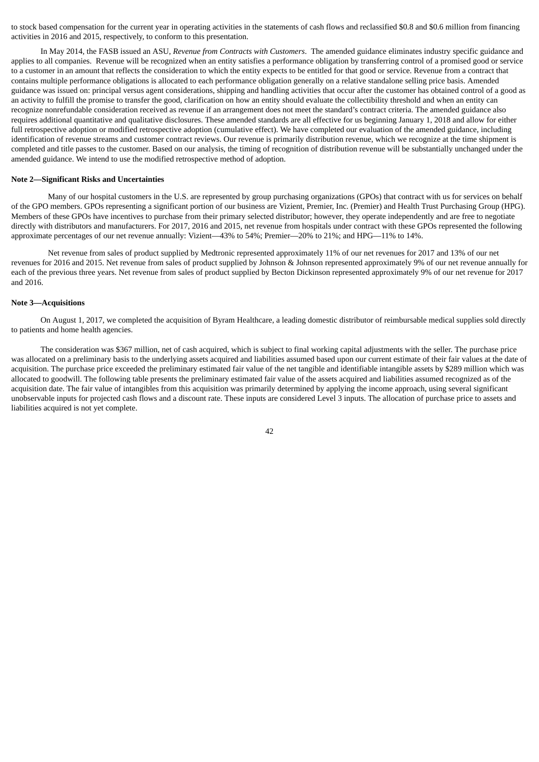to stock based compensation for the current year in operating activities in the statements of cash flows and reclassified $0.8 and $0.6 million from financing activities in 2016 and 2015, respectively, to conform to this presentation.

In May 2014, the FASB issued an ASU, *Revenue from Contracts with Customers*. The amended guidance eliminates industry specific guidance and applies to all companies. Revenue will be recognized when an entity satisfies a performance obligation by transferring control of a promised good or service to a customer in an amount that reflects the consideration to which the entity expects to be entitled for that good or service. Revenue from a contract that contains multiple performance obligations is allocated to each performance obligation generally on a relative standalone selling price basis. Amended guidance was issued on: principal versus agent considerations, shipping and handling activities that occur after the customer has obtained control of a good as an activity to fulfill the promise to transfer the good, clarification on how an entity should evaluate the collectibility threshold and when an entity can recognize nonrefundable consideration received as revenue if an arrangement does not meet the standard's contract criteria. The amended guidance also requires additional quantitative and qualitative disclosures. These amended standards are all effective for us beginning January 1, 2018 and allow for either full retrospective adoption or modified retrospective adoption (cumulative effect). We have completed our evaluation of the amended guidance, including identification of revenue streams and customer contract reviews. Our revenue is primarily distribution revenue, which we recognize at the time shipment is completed and title passes to the customer. Based on our analysis, the timing of recognition of distribution revenue will be substantially unchanged under the amended guidance. We intend to use the modified retrospective method of adoption.

**Note 2—Significant Risks and Uncertainties**

Many of our hospital customers in the U.S. are represented by group purchasing organizations (GPOs) that contract with us for services on behalf of the GPO members. GPOs representing a significant portion of our business are Vizient, Premier, Inc. (Premier) and Health Trust Purchasing Group (HPG). Members of these GPOs have incentives to purchase from their primary selected distributor; however, they operate independently and are free to negotiate directly with distributors and manufacturers. For 2017, 2016 and 2015, net revenue from hospitals under contract with these GPOs represented the following approximate percentages of our net revenue annually: Vizient—43% to 54%; Premier—20% to 21%; and HPG—11% to 14%.

Net revenue from sales of product supplied by Medtronic represented approximately 11% of our net revenues for 2017 and 13% of our net revenues for 2016 and 2015. Net revenue from sales of product supplied by Johnson & Johnson represented approximately 9% of our net revenue annually for each of the previous three years. Net revenue from sales of product supplied by Becton Dickinson represented approximately 9% of our net revenue for 2017 and 2016.

**Note 3—Acquisitions**

On August 1, 2017, we completed the acquisition of Byram Healthcare, a leading domestic distributor of reimbursable medical supplies sold directly to patients and home health agencies.

The consideration was $367 million, net of cash acquired, which is subject to final working capital adjustments with the seller. The purchase price was allocated on a preliminary basis to the underlying assets acquired and liabilities assumed based upon our current estimate of their fair values at the date of acquisition. The purchase price exceeded the preliminary estimated fair value of the net tangible and identifiable intangible assets by $289 million which was allocated to goodwill. The following table presents the preliminary estimated fair value of the assets acquired and liabilities assumed recognized as of the acquisition date. The fair value of intangibles from this acquisition was primarily determined by applying the income approach, using several significant unobservable inputs for projected cash flows and a discount rate. These inputs are considered Level 3 inputs. The allocation of purchase price to assets and liabilities acquired is not yet complete.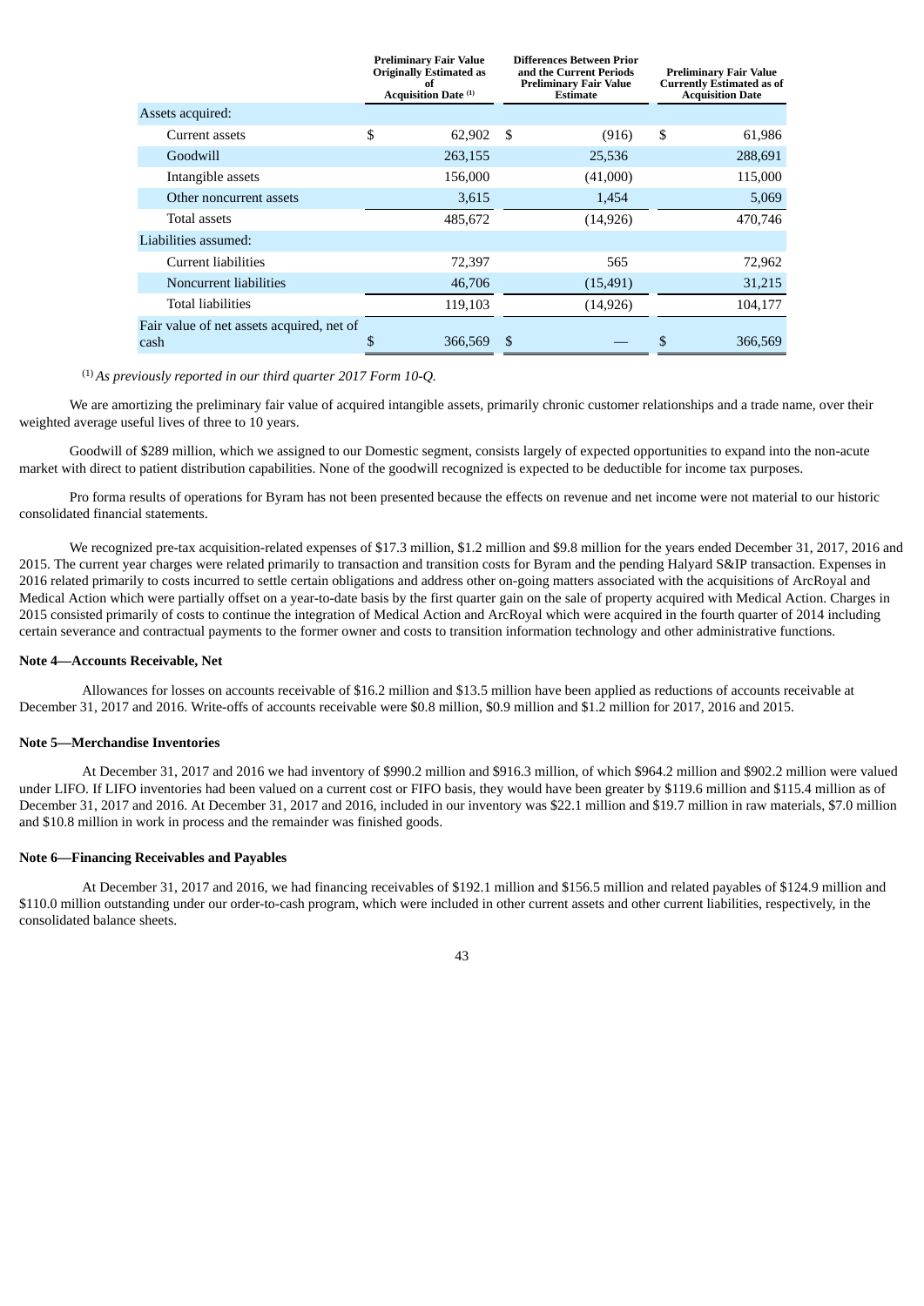| | Preliminary Fair Value Originally Estimated as of Acquisition Date [1] | Differences Between Prior and the Current Periods Preliminary Fair Value Estimate | Preliminary Fair Value Currently Estimated as of Acquisition Date |
|---|---|---|---|
| Assets acquired: | | | |
| Current assets | $ 62,902 | $ (916) | $ 61,986 |
| Goodwill | 263,155 | 25,536 | 288,691 |
| Intangible assets | 156,000 | (41,000) | 115,000 |
| Other noncurrent assets | 3,615 | 1,454 | 5,069 |
| Total assets | 485,672 | (14,926) | 470,746 |
| Liabilities assumed: | | | |
| Current liabilities | 72,397 | 565 | 72,962 |
| Noncurrent liabilities | 46,706 | (15,491) | 31,215 |
| Total liabilities | 119,103 | (14,926) | 104,177 |
| Fair value of net assets acquired, net of cash | $ 366,569 | $ — | $ 366,569 |

[1] *As previously reported in our third quarter 2017 Form 10-Q.*

We are amortizing the preliminary fair value of acquired intangible assets, primarily chronic customer relationships and a trade name, over their weighted average useful lives of three to 10 years.

Goodwill of $289 million, which we assigned to our Domestic segment, consists largely of expected opportunities to expand into the non-acute market with direct to patient distribution capabilities. None of the goodwill recognized is expected to be deductible for income tax purposes.

Pro forma results of operations for Byram has not been presented because the effects on revenue and net income were not material to our historic consolidated financial statements.

We recognized pre-tax acquisition-related expenses of $17.3 million, $1.2 million and $9.8 million for the years ended December 31, 2017, 2016 and 2015. The current year charges were related primarily to transaction and transition costs for Byram and the pending Halyard S&IP transaction. Expenses in 2016 related primarily to costs incurred to settle certain obligations and address other on-going matters associated with the acquisitions of ArcRoyal and Medical Action which were partially offset on a year-to-date basis by the first quarter gain on the sale of property acquired with Medical Action. Charges in 2015 consisted primarily of costs to continue the integration of Medical Action and ArcRoyal which were acquired in the fourth quarter of 2014 including certain severance and contractual payments to the former owner and costs to transition information technology and other administrative functions.

**Note 4—Accounts Receivable, Net**

Allowances for losses on accounts receivable of $16.2 million and $13.5 million have been applied as reductions of accounts receivable at December 31, 2017 and 2016. Write-offs of accounts receivable were $0.8 million, $0.9 million and $1.2 million for 2017, 2016 and 2015.

**Note 5—Merchandise Inventories**

At December 31, 2017 and 2016 we had inventory of $990.2 million and $916.3 million, of which $964.2 million and $902.2 million were valued under LIFO. If LIFO inventories had been valued on a current cost or FIFO basis, they would have been greater by $119.6 million and $115.4 million as of December 31, 2017 and 2016. At December 31, 2017 and 2016, included in our inventory was $22.1 million and $19.7 million in raw materials, $7.0 million and $10.8 million in work in process and the remainder was finished goods.

**Note 6—Financing Receivables and Payables**

At December 31, 2017 and 2016, we had financing receivables of $192.1 million and $156.5 million and related payables of $124.9 million and $110.0 million outstanding under our order-to-cash program, which were included in other current assets and other current liabilities, respectively, in the consolidated balance sheets.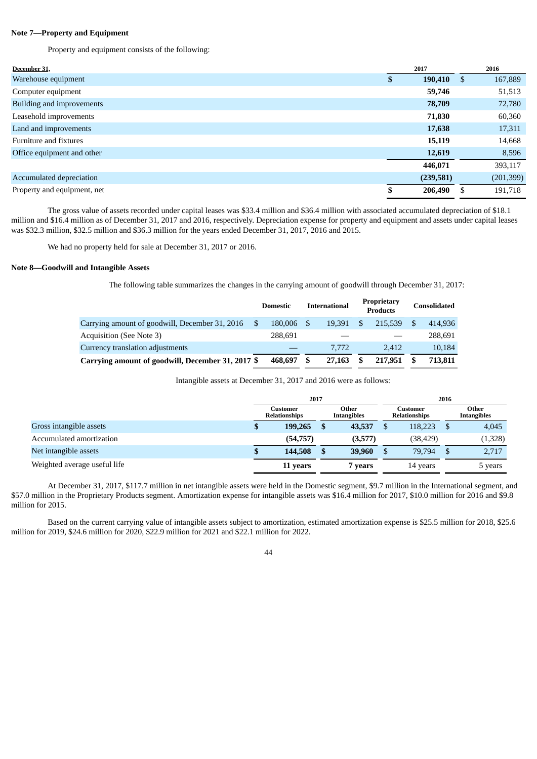## Note 7—Property and Equipment

Property and equipment consists of the following:

| December 31, | 2017 | 2016 |
|---|---|---|
| Warehouse equipment | $ 190,410 | $ 167,889 |
| Computer equipment | 59,746 | 51,513 |
| Building and improvements | 78,709 | 72,780 |
| Leasehold improvements | 71,830 | 60,360 |
| Land and improvements | 17,638 | 17,311 |
| Furniture and fixtures | 15,119 | 14,668 |
| Office equipment and other | 12,619 | 8,596 |
| | 446,071 | 393,117 |
| Accumulated depreciation | (239,581) | (201,399) |
| Property and equipment, net | $ 206,490 | $ 191,718 |

The gross value of assets recorded under capital leases was $33.4 million and $36.4 million with associated accumulated depreciation of $18.1 million and $16.4 million as of December 31, 2017 and 2016, respectively. Depreciation expense for property and equipment and assets under capital leases was $32.3 million, $32.5 million and $36.3 million for the years ended December 31, 2017, 2016 and 2015.

We had no property held for sale at December 31, 2017 or 2016.

## Note 8—Goodwill and Intangible Assets

The following table summarizes the changes in the carrying amount of goodwill through December 31, 2017:

| | Domestic | International | Proprietary Products | Consolidated |
|---|---|---|---|---|
| Carrying amount of goodwill, December 31, 2016 | $ 180,006 | $ 19,391 | $ 215,539 | $ 414,936 |
| Acquisition (See Note 3) | 288,691 | — | — | 288,691 |
| Currency translation adjustments | — | 7,772 | 2,412 | 10,184 |
| **Carrying amount of goodwill, December 31, 2017** | **$ 468,697** | **$ 27,163** | **$ 217,951** | **$ 713,811** |

Intangible assets at December 31, 2017 and 2016 were as follows:

| | 2017 | | 2016 | |
|---|---|---|---|---|
| | Customer Relationships | Other Intangibles | Customer Relationships | Other Intangibles |
| Gross intangible assets | $ 199,265 | $ 43,537 | $ 118,223 | $ 4,045 |
| Accumulated amortization | (54,757) | (3,577) | (38,429) | (1,328) |
| Net intangible assets | $ 144,508 | $ 39,960 | $ 79,794 | $ 2,717 |
| Weighted average useful life | 11 years | 7 years | 14 years | 5 years |

At December 31, 2017, $117.7 million in net intangible assets were held in the Domestic segment, $9.7 million in the International segment, and $57.0 million in the Proprietary Products segment. Amortization expense for intangible assets was $16.4 million for 2017, $10.0 million for 2016 and $9.8 million for 2015.

Based on the current carrying value of intangible assets subject to amortization, estimated amortization expense is $25.5 million for 2018, $25.6 million for 2019, $24.6 million for 2020, $22.9 million for 2021 and $22.1 million for 2022.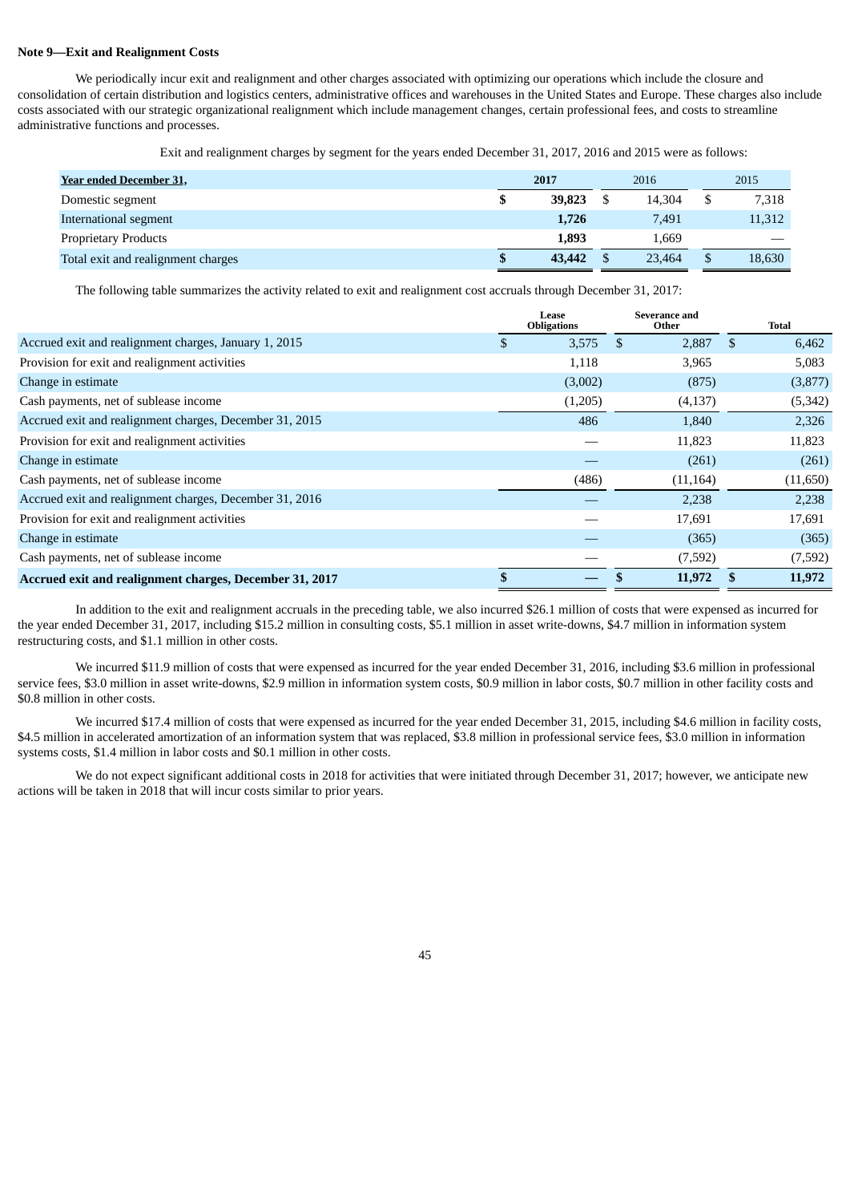**Note 9—Exit and Realignment Costs**

We periodically incur exit and realignment and other charges associated with optimizing our operations which include the closure and consolidation of certain distribution and logistics centers, administrative offices and warehouses in the United States and Europe. These charges also include costs associated with our strategic organizational realignment which include management changes, certain professional fees, and costs to streamline administrative functions and processes.

Exit and realignment charges by segment for the years ended December 31, 2017, 2016 and 2015 were as follows:

| Year ended December 31, | 2017 | 2016 | 2015 |
|---|---|---|---|
| Domestic segment | **$ 39,823** | $ 14,304 | $ 7,318 |
| International segment | **1,726** | 7,491 | 11,312 |
| Proprietary Products | **1,893** | 1,669 | — |
| Total exit and realignment charges | **$ 43,442** | $ 23,464 | $ 18,630 |

The following table summarizes the activity related to exit and realignment cost accruals through December 31, 2017:

| | Lease Obligations | Severance and Other | Total |
|---|---|---|---|
| Accrued exit and realignment charges, January 1, 2015 | $ 3,575 | $ 2,887 | $ 6,462 |
| Provision for exit and realignment activities | 1,118 | 3,965 | 5,083 |
| Change in estimate | (3,002) | (875) | (3,877) |
| Cash payments, net of sublease income | (1,205) | (4,137) | (5,342) |
| Accrued exit and realignment charges, December 31, 2015 | 486 | 1,840 | 2,326 |
| Provision for exit and realignment activities | — | 11,823 | 11,823 |
| Change in estimate | — | (261) | (261) |
| Cash payments, net of sublease income | (486) | (11,164) | (11,650) |
| Accrued exit and realignment charges, December 31, 2016 | — | 2,238 | 2,238 |
| Provision for exit and realignment activities | — | 17,691 | 17,691 |
| Change in estimate | — | (365) | (365) |
| Cash payments, net of sublease income | — | (7,592) | (7,592) |
| **Accrued exit and realignment charges, December 31, 2017** | **$ —** | **$ 11,972** | **$ 11,972** |

In addition to the exit and realignment accruals in the preceding table, we also incurred $26.1 million of costs that were expensed as incurred for the year ended December 31, 2017, including $15.2 million in consulting costs, $5.1 million in asset write-downs, $4.7 million in information system restructuring costs, and $1.1 million in other costs.

We incurred $11.9 million of costs that were expensed as incurred for the year ended December 31, 2016, including $3.6 million in professional service fees, $3.0 million in asset write-downs, $2.9 million in information system costs, $0.9 million in labor costs, $0.7 million in other facility costs and $0.8 million in other costs.

We incurred $17.4 million of costs that were expensed as incurred for the year ended December 31, 2015, including $4.6 million in facility costs, $4.5 million in accelerated amortization of an information system that was replaced, $3.8 million in professional service fees, $3.0 million in information systems costs, $1.4 million in labor costs and $0.1 million in other costs.

We do not expect significant additional costs in 2018 for activities that were initiated through December 31, 2017; however, we anticipate new actions will be taken in 2018 that will incur costs similar to prior years.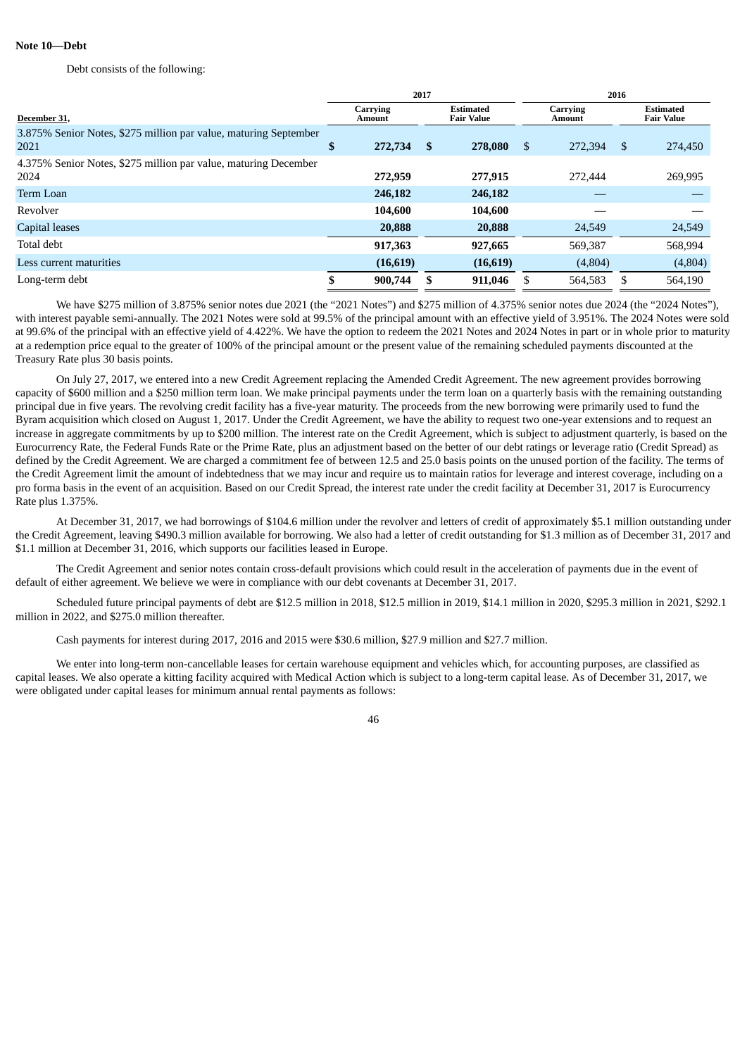**Note 10—Debt**

Debt consists of the following:

| December 31, | 2017 | | 2016 | |
|---|---|---|---|---|
| | Carrying Amount | Estimated Fair Value | Carrying Amount | Estimated Fair Value |
| 3.875% Senior Notes, $275 million par value, maturing September 2021 | $ 272,734 | $ 278,080 | $ 272,394 | $ 274,450 |
| 4.375% Senior Notes, $275 million par value, maturing December 2024 | 272,959 | 277,915 | 272,444 | 269,995 |
| Term Loan | 246,182 | 246,182 | — | — |
| Revolver | 104,600 | 104,600 | — | — |
| Capital leases | 20,888 | 20,888 | 24,549 | 24,549 |
| Total debt | 917,363 | 927,665 | 569,387 | 568,994 |
| Less current maturities | (16,619) | (16,619) | (4,804) | (4,804) |
| Long-term debt | $ 900,744 | $ 911,046 | $ 564,583 | $ 564,190 |

We have $275 million of 3.875% senior notes due 2021 (the "2021 Notes") and $275 million of 4.375% senior notes due 2024 (the "2024 Notes"), with interest payable semi-annually. The 2021 Notes were sold at 99.5% of the principal amount with an effective yield of 3.951%. The 2024 Notes were sold at 99.6% of the principal with an effective yield of 4.422%. We have the option to redeem the 2021 Notes and 2024 Notes in part or in whole prior to maturity at a redemption price equal to the greater of 100% of the principal amount or the present value of the remaining scheduled payments discounted at the Treasury Rate plus 30 basis points.

On July 27, 2017, we entered into a new Credit Agreement replacing the Amended Credit Agreement. The new agreement provides borrowing capacity of $600 million and a $250 million term loan. We make principal payments under the term loan on a quarterly basis with the remaining outstanding principal due in five years. The revolving credit facility has a five-year maturity. The proceeds from the new borrowing were primarily used to fund the Byram acquisition which closed on August 1, 2017. Under the Credit Agreement, we have the ability to request two one-year extensions and to request an increase in aggregate commitments by up to $200 million. The interest rate on the Credit Agreement, which is subject to adjustment quarterly, is based on the Eurocurrency Rate, the Federal Funds Rate or the Prime Rate, plus an adjustment based on the better of our debt ratings or leverage ratio (Credit Spread) as defined by the Credit Agreement. We are charged a commitment fee of between 12.5 and 25.0 basis points on the unused portion of the facility. The terms of the Credit Agreement limit the amount of indebtedness that we may incur and require us to maintain ratios for leverage and interest coverage, including on a pro forma basis in the event of an acquisition. Based on our Credit Spread, the interest rate under the credit facility at December 31, 2017 is Eurocurrency Rate plus 1.375%.

At December 31, 2017, we had borrowings of $104.6 million under the revolver and letters of credit of approximately $5.1 million outstanding under the Credit Agreement, leaving $490.3 million available for borrowing. We also had a letter of credit outstanding for $1.3 million as of December 31, 2017 and $1.1 million at December 31, 2016, which supports our facilities leased in Europe.

The Credit Agreement and senior notes contain cross-default provisions which could result in the acceleration of payments due in the event of default of either agreement. We believe we were in compliance with our debt covenants at December 31, 2017.

Scheduled future principal payments of debt are $12.5 million in 2018, $12.5 million in 2019, $14.1 million in 2020, $295.3 million in 2021, $292.1 million in 2022, and $275.0 million thereafter.

Cash payments for interest during 2017, 2016 and 2015 were $30.6 million, $27.9 million and $27.7 million.

We enter into long-term non-cancellable leases for certain warehouse equipment and vehicles which, for accounting purposes, are classified as capital leases. We also operate a kitting facility acquired with Medical Action which is subject to a long-term capital lease. As of December 31, 2017, we were obligated under capital leases for minimum annual rental payments as follows: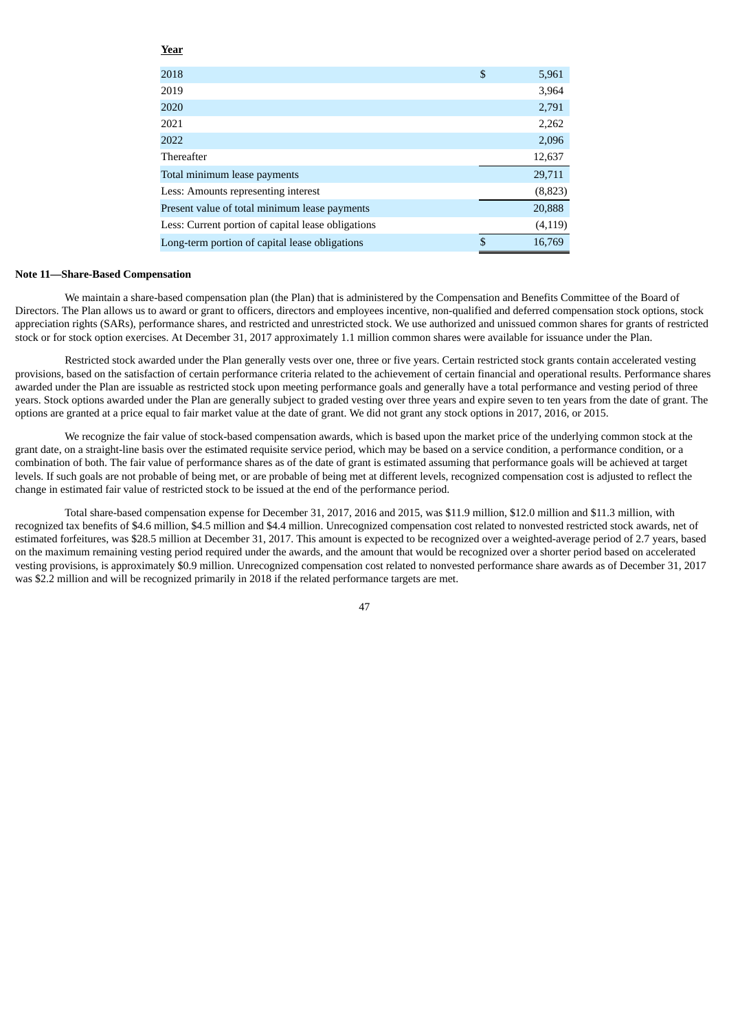| Year | |
|---|---|
| 2018 | $ 5,961 |
| 2019 | 3,964 |
| 2020 | 2,791 |
| 2021 | 2,262 |
| 2022 | 2,096 |
| Thereafter | 12,637 |
| Total minimum lease payments | 29,711 |
| Less: Amounts representing interest | (8,823) |
| Present value of total minimum lease payments | 20,888 |
| Less: Current portion of capital lease obligations | (4,119) |
| Long-term portion of capital lease obligations | $ 16,769 |

**Note 11—Share-Based Compensation**

We maintain a share-based compensation plan (the Plan) that is administered by the Compensation and Benefits Committee of the Board of Directors. The Plan allows us to award or grant to officers, directors and employees incentive, non-qualified and deferred compensation stock options, stock appreciation rights (SARs), performance shares, and restricted and unrestricted stock. We use authorized and unissued common shares for grants of restricted stock or for stock option exercises. At December 31, 2017 approximately 1.1 million common shares were available for issuance under the Plan.

Restricted stock awarded under the Plan generally vests over one, three or five years. Certain restricted stock grants contain accelerated vesting provisions, based on the satisfaction of certain performance criteria related to the achievement of certain financial and operational results. Performance shares awarded under the Plan are issuable as restricted stock upon meeting performance goals and generally have a total performance and vesting period of three years. Stock options awarded under the Plan are generally subject to graded vesting over three years and expire seven to ten years from the date of grant. The options are granted at a price equal to fair market value at the date of grant. We did not grant any stock options in 2017, 2016, or 2015.

We recognize the fair value of stock-based compensation awards, which is based upon the market price of the underlying common stock at the grant date, on a straight-line basis over the estimated requisite service period, which may be based on a service condition, a performance condition, or a combination of both. The fair value of performance shares as of the date of grant is estimated assuming that performance goals will be achieved at target levels. If such goals are not probable of being met, or are probable of being met at different levels, recognized compensation cost is adjusted to reflect the change in estimated fair value of restricted stock to be issued at the end of the performance period.

Total share-based compensation expense for December 31, 2017, 2016 and 2015, was $11.9 million, $12.0 million and $11.3 million, with recognized tax benefits of $4.6 million, $4.5 million and $4.4 million. Unrecognized compensation cost related to nonvested restricted stock awards, net of estimated forfeitures, was $28.5 million at December 31, 2017. This amount is expected to be recognized over a weighted-average period of 2.7 years, based on the maximum remaining vesting period required under the awards, and the amount that would be recognized over a shorter period based on accelerated vesting provisions, is approximately $0.9 million. Unrecognized compensation cost related to nonvested performance share awards as of December 31, 2017 was $2.2 million and will be recognized primarily in 2018 if the related performance targets are met.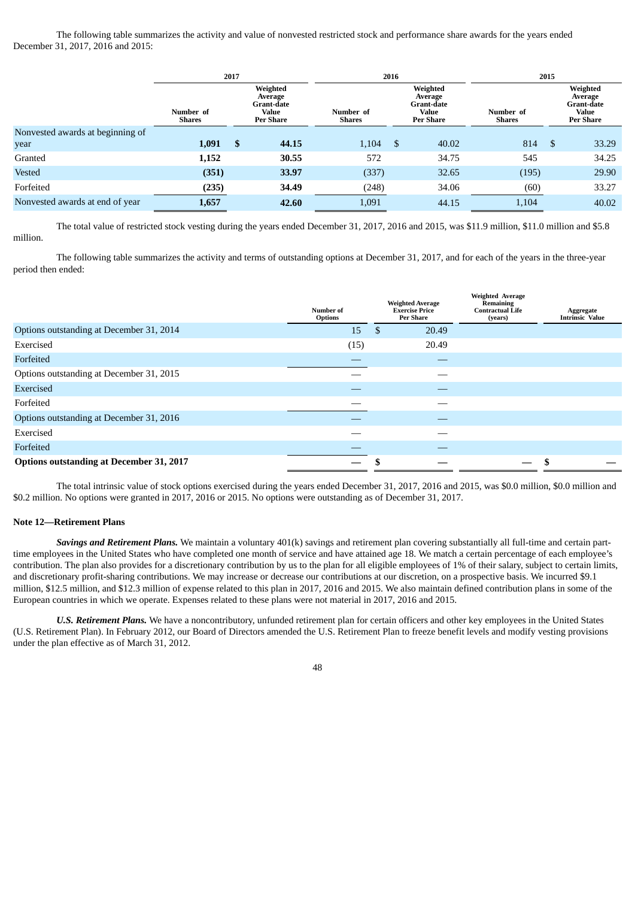The following table summarizes the activity and value of nonvested restricted stock and performance share awards for the years ended December 31, 2017, 2016 and 2015:

| | 2017 | | 2016 | | 2015 | |
|---|---|---|---|---|---|---|
| | Number of Shares | Weighted Average Grant-date Value Per Share | Number of Shares | Weighted Average Grant-date Value Per Share | Number of Shares | Weighted Average Grant-date Value Per Share |
| Nonvested awards at beginning of year | **1,091** | **$ 44.15** | 1,104 | $ 40.02 | 814 | $ 33.29 |
| Granted | **1,152** | **30.55** | 572 | 34.75 | 545 | 34.25 |
| Vested | **(351)** | **33.97** | (337) | 32.65 | (195) | 29.90 |
| Forfeited | **(235)** | **34.49** | (248) | 34.06 | (60) | 33.27 |
| Nonvested awards at end of year | **1,657** | **42.60** | 1,091 | 44.15 | 1,104 | 40.02 |

The total value of restricted stock vesting during the years ended December 31, 2017, 2016 and 2015, was $11.9 million, $11.0 million and $5.8 million.

The following table summarizes the activity and terms of outstanding options at December 31, 2017, and for each of the years in the three-year period then ended:

| | Number of Options | Weighted Average Exercise Price Per Share | Weighted Average Remaining Contractual Life (years) | Aggregate Intrinsic Value |
|---|---|---|---|---|
| Options outstanding at December 31, 2014 | 15 | $ 20.49 | | |
| Exercised | (15) | 20.49 | | |
| Forfeited | — | — | | |
| Options outstanding at December 31, 2015 | — | — | | |
| Exercised | — | — | | |
| Forfeited | — | — | | |
| Options outstanding at December 31, 2016 | — | — | | |
| Exercised | — | — | | |
| Forfeited | — | — | | |
| **Options outstanding at December 31, 2017** | — | $ — | — | $ — |

The total intrinsic value of stock options exercised during the years ended December 31, 2017, 2016 and 2015, was $0.0 million, $0.0 million and $0.2 million. No options were granted in 2017, 2016 or 2015. No options were outstanding as of December 31, 2017.

### Note 12—Retirement Plans

***Savings and Retirement Plans.*** We maintain a voluntary 401(k) savings and retirement plan covering substantially all full-time and certain part-time employees in the United States who have completed one month of service and have attained age 18. We match a certain percentage of each employee's contribution. The plan also provides for a discretionary contribution by us to the plan for all eligible employees of 1% of their salary, subject to certain limits, and discretionary profit-sharing contributions. We may increase or decrease our contributions at our discretion, on a prospective basis. We incurred $9.1 million, $12.5 million, and $12.3 million of expense related to this plan in 2017, 2016 and 2015. We also maintain defined contribution plans in some of the European countries in which we operate. Expenses related to these plans were not material in 2017, 2016 and 2015.

***U.S. Retirement Plans.*** We have a noncontributory, unfunded retirement plan for certain officers and other key employees in the United States (U.S. Retirement Plan). In February 2012, our Board of Directors amended the U.S. Retirement Plan to freeze benefit levels and modify vesting provisions under the plan effective as of March 31, 2012.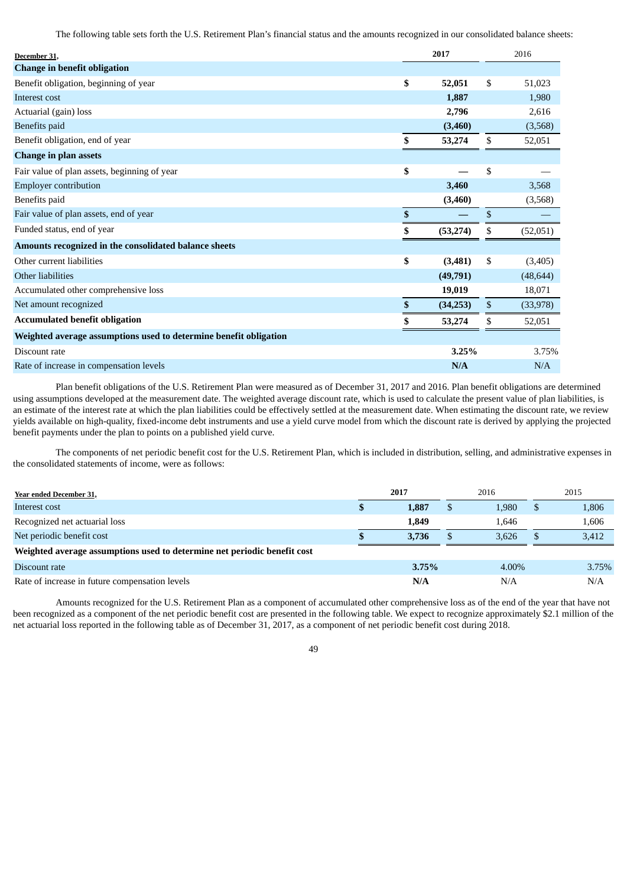The following table sets forth the U.S. Retirement Plan's financial status and the amounts recognized in our consolidated balance sheets:

| December 31, | 2017 | 2016 |
|---|---|---|
| **Change in benefit obligation** | | |
| Benefit obligation, beginning of year | **$ 52,051** | $ 51,023 |
| Interest cost | **1,887** | 1,980 |
| Actuarial (gain) loss | **2,796** | 2,616 |
| Benefits paid | **(3,460)** | (3,568) |
| Benefit obligation, end of year | **$ 53,274** | $ 52,051 |
| **Change in plan assets** | | |
| Fair value of plan assets, beginning of year | **$ —** | $ — |
| Employer contribution | **3,460** | 3,568 |
| Benefits paid | **(3,460)** | (3,568) |
| Fair value of plan assets, end of year | **$ —** | $ — |
| Funded status, end of year | **$ (53,274)** | $ (52,051) |
| **Amounts recognized in the consolidated balance sheets** | | |
| Other current liabilities | **$ (3,481)** | $ (3,405) |
| Other liabilities | **(49,791)** | (48,644) |
| Accumulated other comprehensive loss | **19,019** | 18,071 |
| Net amount recognized | **$ (34,253)** | $ (33,978) |
| **Accumulated benefit obligation** | **$ 53,274** | $ 52,051 |
| **Weighted average assumptions used to determine benefit obligation** | | |
| Discount rate | **3.25%** | 3.75% |
| Rate of increase in compensation levels | **N/A** | N/A |

Plan benefit obligations of the U.S. Retirement Plan were measured as of December 31, 2017 and 2016. Plan benefit obligations are determined using assumptions developed at the measurement date. The weighted average discount rate, which is used to calculate the present value of plan liabilities, is an estimate of the interest rate at which the plan liabilities could be effectively settled at the measurement date. When estimating the discount rate, we review yields available on high-quality, fixed-income debt instruments and use a yield curve model from which the discount rate is derived by applying the projected benefit payments under the plan to points on a published yield curve.

The components of net periodic benefit cost for the U.S. Retirement Plan, which is included in distribution, selling, and administrative expenses in the consolidated statements of income, were as follows:

| Year ended December 31, | 2017 | 2016 | 2015 |
|---|---|---|---|
| Interest cost | **$ 1,887** | $ 1,980 | $ 1,806 |
| Recognized net actuarial loss | **1,849** | 1,646 | 1,606 |
| Net periodic benefit cost | **$ 3,736** | $ 3,626 | $ 3,412 |
| **Weighted average assumptions used to determine net periodic benefit cost** | | | |
| Discount rate | **3.75%** | 4.00% | 3.75% |
| Rate of increase in future compensation levels | **N/A** | N/A | N/A |

Amounts recognized for the U.S. Retirement Plan as a component of accumulated other comprehensive loss as of the end of the year that have not been recognized as a component of the net periodic benefit cost are presented in the following table. We expect to recognize approximately $2.1 million of the net actuarial loss reported in the following table as of December 31, 2017, as a component of net periodic benefit cost during 2018.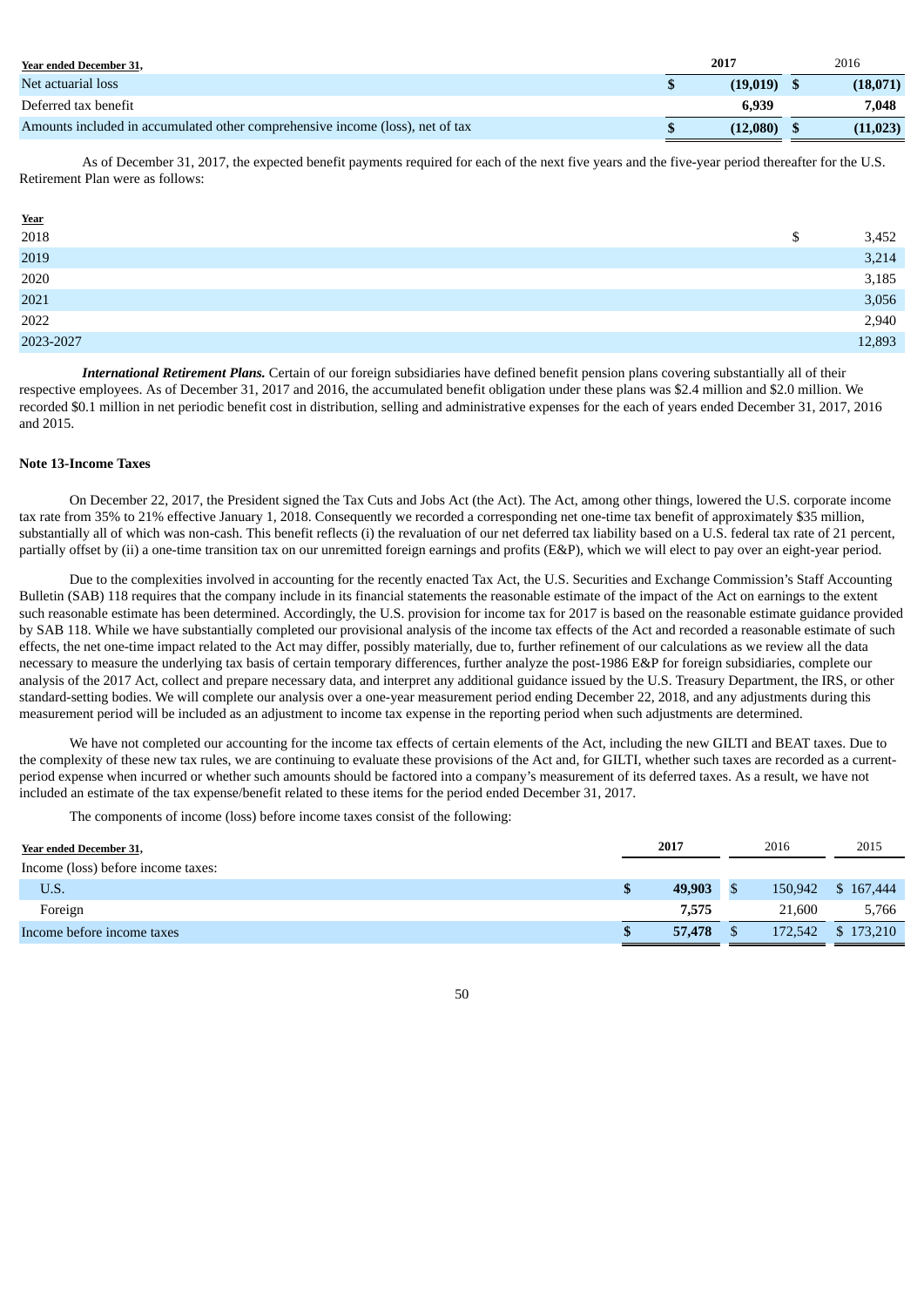| Year ended December 31, | 2017 | 2016 |
|---|---|---|
| Net actuarial loss | $ (19,019) | $ (18,071) |
| Deferred tax benefit | 6,939 | 7,048 |
| Amounts included in accumulated other comprehensive income (loss), net of tax | $ (12,080) | $ (11,023) |

As of December 31, 2017, the expected benefit payments required for each of the next five years and the five-year period thereafter for the U.S. Retirement Plan were as follows:

| Year | |
|---|---|
| 2018 | $ 3,452 |
| 2019 | 3,214 |
| 2020 | 3,185 |
| 2021 | 3,056 |
| 2022 | 2,940 |
| 2023-2027 | 12,893 |

***International Retirement Plans.*** Certain of our foreign subsidiaries have defined benefit pension plans covering substantially all of their respective employees. As of December 31, 2017 and 2016, the accumulated benefit obligation under these plans was $2.4 million and $2.0 million. We recorded $0.1 million in net periodic benefit cost in distribution, selling and administrative expenses for the each of years ended December 31, 2017, 2016 and 2015.

**Note 13-Income Taxes**

On December 22, 2017, the President signed the Tax Cuts and Jobs Act (the Act). The Act, among other things, lowered the U.S. corporate income tax rate from 35% to 21% effective January 1, 2018. Consequently we recorded a corresponding net one-time tax benefit of approximately $35 million, substantially all of which was non-cash. This benefit reflects (i) the revaluation of our net deferred tax liability based on a U.S. federal tax rate of 21 percent, partially offset by (ii) a one-time transition tax on our unremitted foreign earnings and profits (E&P), which we will elect to pay over an eight-year period.

Due to the complexities involved in accounting for the recently enacted Tax Act, the U.S. Securities and Exchange Commission's Staff Accounting Bulletin (SAB) 118 requires that the company include in its financial statements the reasonable estimate of the impact of the Act on earnings to the extent such reasonable estimate has been determined. Accordingly, the U.S. provision for income tax for 2017 is based on the reasonable estimate guidance provided by SAB 118. While we have substantially completed our provisional analysis of the income tax effects of the Act and recorded a reasonable estimate of such effects, the net one-time impact related to the Act may differ, possibly materially, due to, further refinement of our calculations as we review all the data necessary to measure the underlying tax basis of certain temporary differences, further analyze the post-1986 E&P for foreign subsidiaries, complete our analysis of the 2017 Act, collect and prepare necessary data, and interpret any additional guidance issued by the U.S. Treasury Department, the IRS, or other standard-setting bodies. We will complete our analysis over a one-year measurement period ending December 22, 2018, and any adjustments during this measurement period will be included as an adjustment to income tax expense in the reporting period when such adjustments are determined.

We have not completed our accounting for the income tax effects of certain elements of the Act, including the new GILTI and BEAT taxes. Due to the complexity of these new tax rules, we are continuing to evaluate these provisions of the Act and, for GILTI, whether such taxes are recorded as a current-period expense when incurred or whether such amounts should be factored into a company's measurement of its deferred taxes. As a result, we have not included an estimate of the tax expense/benefit related to these items for the period ended December 31, 2017.

The components of income (loss) before income taxes consist of the following:

| Year ended December 31, | 2017 | 2016 | 2015 |
|---|---|---|---|
| Income (loss) before income taxes: | | | |
| U.S. | $ 49,903 | $ 150,942 | $ 167,444 |
| Foreign | 7,575 | 21,600 | 5,766 |
| Income before income taxes | $ 57,478 | $ 172,542 | $ 173,210 |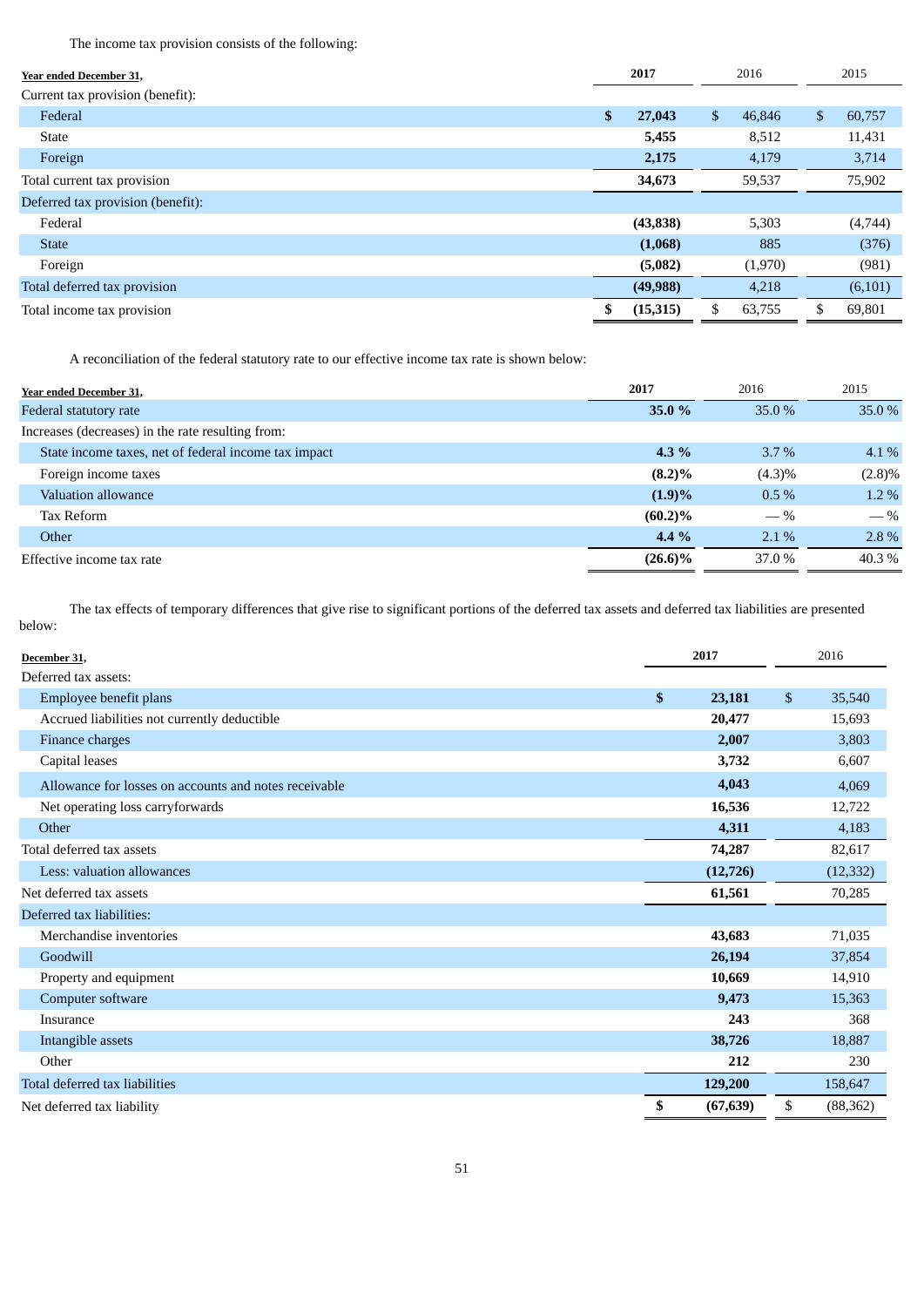The income tax provision consists of the following:

| Year ended December 31, | 2017 | 2016 | 2015 |
|---|---|---|---|
| Current tax provision (benefit): | | | |
| Federal | **$ 27,043** | $ 46,846 | $ 60,757 |
| State | **5,455** | 8,512 | 11,431 |
| Foreign | **2,175** | 4,179 | 3,714 |
| Total current tax provision | **34,673** | 59,537 | 75,902 |
| Deferred tax provision (benefit): | | | |
| Federal | **(43,838)** | 5,303 | (4,744) |
| State | **(1,068)** | 885 | (376) |
| Foreign | **(5,082)** | (1,970) | (981) |
| Total deferred tax provision | **(49,988)** | 4,218 | (6,101) |
| Total income tax provision | **$ (15,315)** | $ 63,755 | $ 69,801 |

A reconciliation of the federal statutory rate to our effective income tax rate is shown below:

| Year ended December 31, | 2017 | 2016 | 2015 |
|---|---|---|---|
| Federal statutory rate | **35.0 %** | 35.0 % | 35.0 % |
| Increases (decreases) in the rate resulting from: | | | |
| State income taxes, net of federal income tax impact | **4.3 %** | 3.7 % | 4.1 % |
| Foreign income taxes | **(8.2)%** | (4.3)% | (2.8)% |
| Valuation allowance | **(1.9)%** | 0.5 % | 1.2 % |
| Tax Reform | **(60.2)%** | — % | — % |
| Other | **4.4 %** | 2.1 % | 2.8 % |
| Effective income tax rate | **(26.6)%** | 37.0 % | 40.3 % |

The tax effects of temporary differences that give rise to significant portions of the deferred tax assets and deferred tax liabilities are presented below:

| December 31, | 2017 | 2016 |
|---|---|---|
| Deferred tax assets: | | |
| Employee benefit plans | **$ 23,181** | $ 35,540 |
| Accrued liabilities not currently deductible | **20,477** | 15,693 |
| Finance charges | **2,007** | 3,803 |
| Capital leases | **3,732** | 6,607 |
| Allowance for losses on accounts and notes receivable | **4,043** | 4,069 |
| Net operating loss carryforwards | **16,536** | 12,722 |
| Other | **4,311** | 4,183 |
| Total deferred tax assets | **74,287** | 82,617 |
| Less: valuation allowances | **(12,726)** | (12,332) |
| Net deferred tax assets | **61,561** | 70,285 |
| Deferred tax liabilities: | | |
| Merchandise inventories | **43,683** | 71,035 |
| Goodwill | **26,194** | 37,854 |
| Property and equipment | **10,669** | 14,910 |
| Computer software | **9,473** | 15,363 |
| Insurance | **243** | 368 |
| Intangible assets | **38,726** | 18,887 |
| Other | **212** | 230 |
| Total deferred tax liabilities | **129,200** | 158,647 |
| Net deferred tax liability | **$ (67,639)** | $ (88,362) |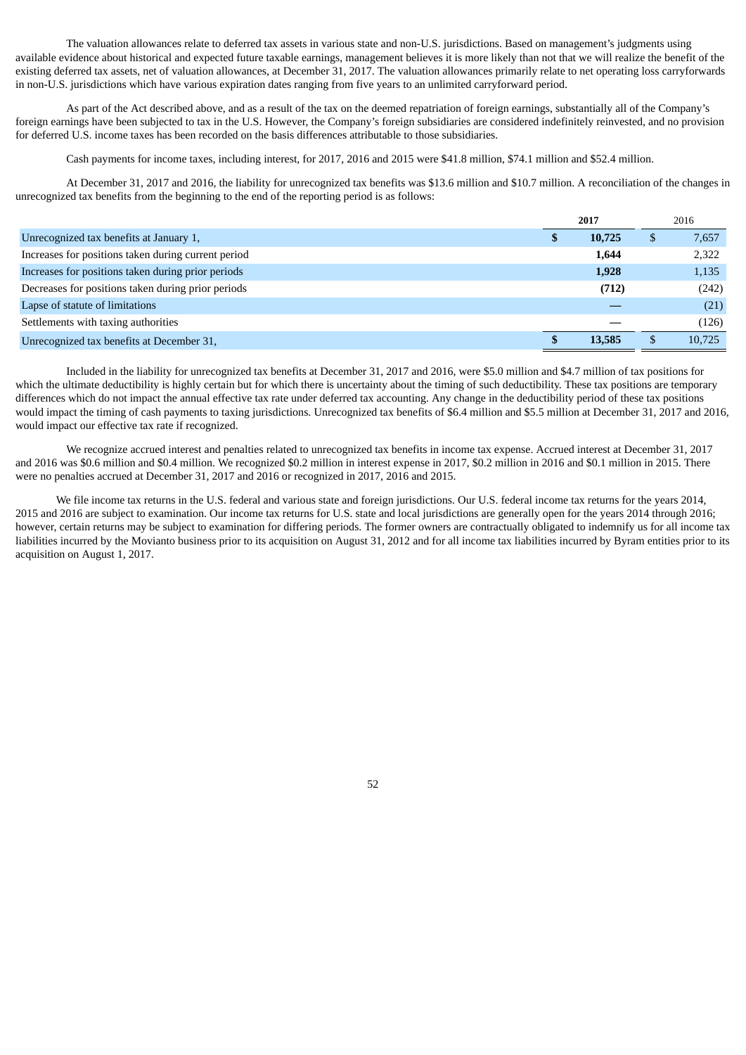The valuation allowances relate to deferred tax assets in various state and non-U.S. jurisdictions. Based on management's judgments using available evidence about historical and expected future taxable earnings, management believes it is more likely than not that we will realize the benefit of the existing deferred tax assets, net of valuation allowances, at December 31, 2017. The valuation allowances primarily relate to net operating loss carryforwards in non-U.S. jurisdictions which have various expiration dates ranging from five years to an unlimited carryforward period.

As part of the Act described above, and as a result of the tax on the deemed repatriation of foreign earnings, substantially all of the Company's foreign earnings have been subjected to tax in the U.S. However, the Company's foreign subsidiaries are considered indefinitely reinvested, and no provision for deferred U.S. income taxes has been recorded on the basis differences attributable to those subsidiaries.

Cash payments for income taxes, including interest, for 2017, 2016 and 2015 were $41.8 million, $74.1 million and $52.4 million.

At December 31, 2017 and 2016, the liability for unrecognized tax benefits was $13.6 million and $10.7 million. A reconciliation of the changes in unrecognized tax benefits from the beginning to the end of the reporting period is as follows:

| | **2017** | 2016 |
|---|---|---|
| Unrecognized tax benefits at January 1, | **$ 10,725** | $ 7,657 |
| Increases for positions taken during current period | **1,644** | 2,322 |
| Increases for positions taken during prior periods | **1,928** | 1,135 |
| Decreases for positions taken during prior periods | **(712)** | (242) |
| Lapse of statute of limitations | **—** | (21) |
| Settlements with taxing authorities | **—** | (126) |
| Unrecognized tax benefits at December 31, | **$ 13,585** | $ 10,725 |

Included in the liability for unrecognized tax benefits at December 31, 2017 and 2016, were $5.0 million and $4.7 million of tax positions for which the ultimate deductibility is highly certain but for which there is uncertainty about the timing of such deductibility. These tax positions are temporary differences which do not impact the annual effective tax rate under deferred tax accounting. Any change in the deductibility period of these tax positions would impact the timing of cash payments to taxing jurisdictions. Unrecognized tax benefits of $6.4 million and $5.5 million at December 31, 2017 and 2016, would impact our effective tax rate if recognized.

We recognize accrued interest and penalties related to unrecognized tax benefits in income tax expense. Accrued interest at December 31, 2017 and 2016 was $0.6 million and $0.4 million. We recognized $0.2 million in interest expense in 2017, $0.2 million in 2016 and $0.1 million in 2015. There were no penalties accrued at December 31, 2017 and 2016 or recognized in 2017, 2016 and 2015.

We file income tax returns in the U.S. federal and various state and foreign jurisdictions. Our U.S. federal income tax returns for the years 2014, 2015 and 2016 are subject to examination. Our income tax returns for U.S. state and local jurisdictions are generally open for the years 2014 through 2016; however, certain returns may be subject to examination for differing periods. The former owners are contractually obligated to indemnify us for all income tax liabilities incurred by the Movianto business prior to its acquisition on August 31, 2012 and for all income tax liabilities incurred by Byram entities prior to its acquisition on August 1, 2017.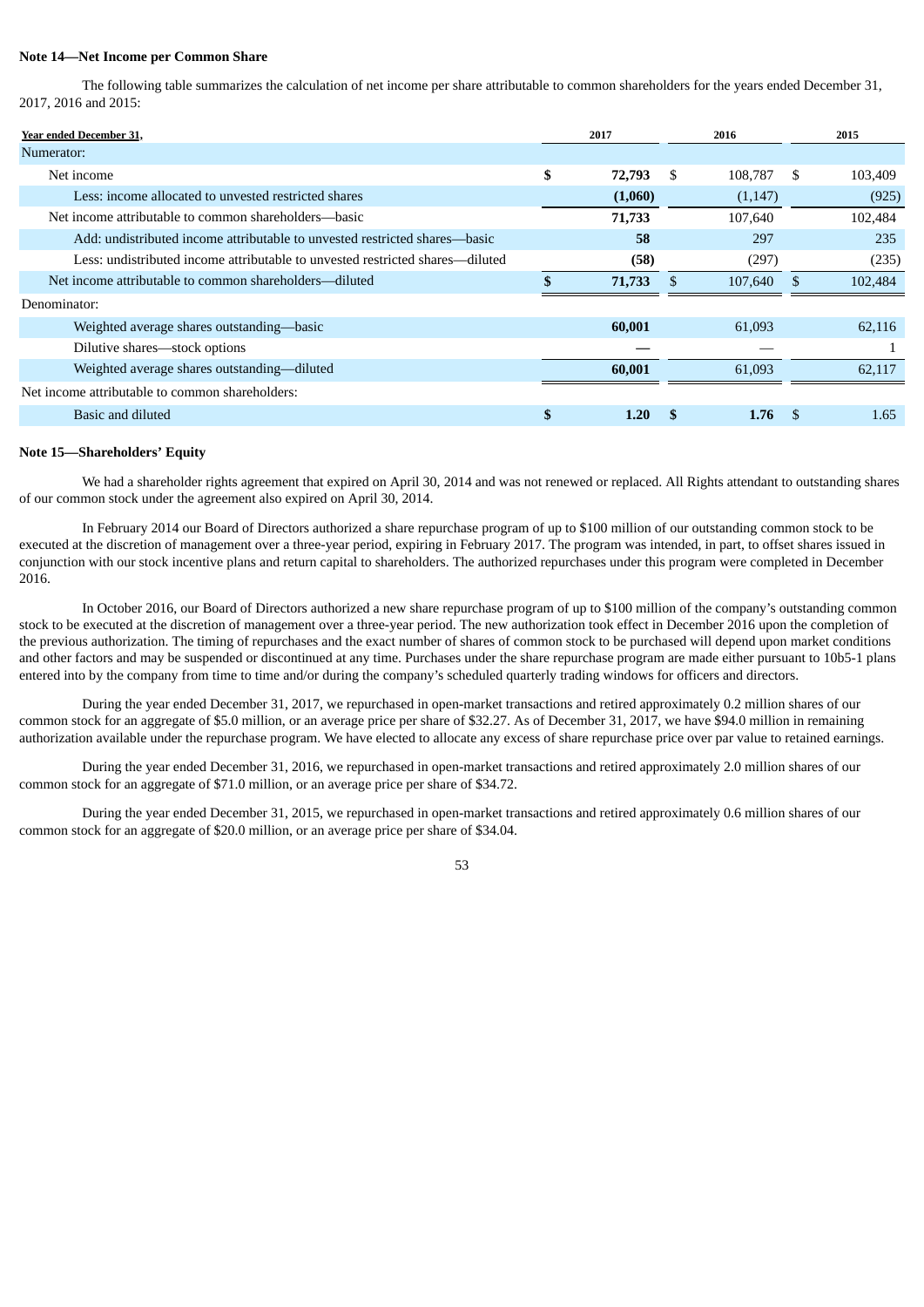**Note 14—Net Income per Common Share**

The following table summarizes the calculation of net income per share attributable to common shareholders for the years ended December 31, 2017, 2016 and 2015:

| Year ended December 31, | 2017 | 2016 | 2015 |
|---|---|---|---|
| Numerator: | | | |
| Net income | **$ 72,793** | $ 108,787 | $ 103,409 |
| Less: income allocated to unvested restricted shares | **(1,060)** | (1,147) | (925) |
| Net income attributable to common shareholders—basic | **71,733** | 107,640 | 102,484 |
| Add: undistributed income attributable to unvested restricted shares—basic | **58** | 297 | 235 |
| Less: undistributed income attributable to unvested restricted shares—diluted | **(58)** | (297) | (235) |
| Net income attributable to common shareholders—diluted | **$ 71,733** | $ 107,640 | $ 102,484 |
| Denominator: | | | |
| Weighted average shares outstanding—basic | **60,001** | 61,093 | 62,116 |
| Dilutive shares—stock options | **—** | — | 1 |
| Weighted average shares outstanding—diluted | **60,001** | 61,093 | 62,117 |
| Net income attributable to common shareholders: | | | |
| Basic and diluted | **$ 1.20** | **$ 1.76** | $ 1.65 |

**Note 15—Shareholders' Equity**

We had a shareholder rights agreement that expired on April 30, 2014 and was not renewed or replaced. All Rights attendant to outstanding shares of our common stock under the agreement also expired on April 30, 2014.

In February 2014 our Board of Directors authorized a share repurchase program of up to $100 million of our outstanding common stock to be executed at the discretion of management over a three-year period, expiring in February 2017. The program was intended, in part, to offset shares issued in conjunction with our stock incentive plans and return capital to shareholders. The authorized repurchases under this program were completed in December 2016.

In October 2016, our Board of Directors authorized a new share repurchase program of up to $100 million of the company's outstanding common stock to be executed at the discretion of management over a three-year period. The new authorization took effect in December 2016 upon the completion of the previous authorization. The timing of repurchases and the exact number of shares of common stock to be purchased will depend upon market conditions and other factors and may be suspended or discontinued at any time. Purchases under the share repurchase program are made either pursuant to 10b5-1 plans entered into by the company from time to time and/or during the company's scheduled quarterly trading windows for officers and directors.

During the year ended December 31, 2017, we repurchased in open-market transactions and retired approximately 0.2 million shares of our common stock for an aggregate of $5.0 million, or an average price per share of $32.27. As of December 31, 2017, we have $94.0 million in remaining authorization available under the repurchase program. We have elected to allocate any excess of share repurchase price over par value to retained earnings.

During the year ended December 31, 2016, we repurchased in open-market transactions and retired approximately 2.0 million shares of our common stock for an aggregate of $71.0 million, or an average price per share of $34.72.

During the year ended December 31, 2015, we repurchased in open-market transactions and retired approximately 0.6 million shares of our common stock for an aggregate of $20.0 million, or an average price per share of $34.04.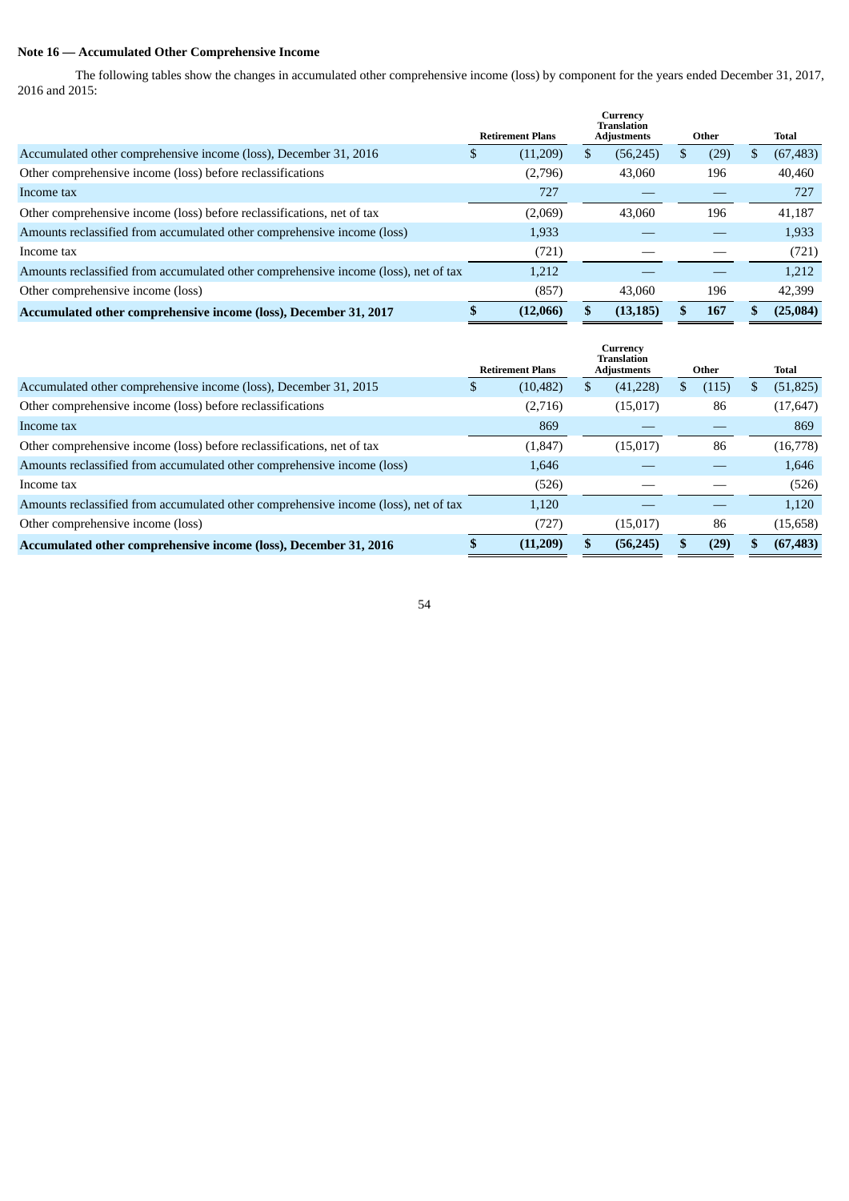**Note 16 — Accumulated Other Comprehensive Income**

The following tables show the changes in accumulated other comprehensive income (loss) by component for the years ended December 31, 2017, 2016 and 2015:

| | Retirement Plans | Currency Translation Adjustments | Other | Total |
|---|---|---|---|---|
| Accumulated other comprehensive income (loss), December 31, 2016 | $ (11,209) | $ (56,245) | $ (29) | $ (67,483) |
| Other comprehensive income (loss) before reclassifications | (2,796) | 43,060 | 196 | 40,460 |
| Income tax | 727 | — | — | 727 |
| Other comprehensive income (loss) before reclassifications, net of tax | (2,069) | 43,060 | 196 | 41,187 |
| Amounts reclassified from accumulated other comprehensive income (loss) | 1,933 | — | — | 1,933 |
| Income tax | (721) | — | — | (721) |
| Amounts reclassified from accumulated other comprehensive income (loss), net of tax | 1,212 | — | — | 1,212 |
| Other comprehensive income (loss) | (857) | 43,060 | 196 | 42,399 |
| **Accumulated other comprehensive income (loss), December 31, 2017** | **$ (12,066)** | **$ (13,185)** | **$ 167** | **$ (25,084)** |

| | Retirement Plans | Currency Translation Adjustments | Other | Total |
|---|---|---|---|---|
| Accumulated other comprehensive income (loss), December 31, 2015 | $ (10,482) | $ (41,228) | $ (115) | $ (51,825) |
| Other comprehensive income (loss) before reclassifications | (2,716) | (15,017) | 86 | (17,647) |
| Income tax | 869 | — | — | 869 |
| Other comprehensive income (loss) before reclassifications, net of tax | (1,847) | (15,017) | 86 | (16,778) |
| Amounts reclassified from accumulated other comprehensive income (loss) | 1,646 | — | — | 1,646 |
| Income tax | (526) | — | — | (526) |
| Amounts reclassified from accumulated other comprehensive income (loss), net of tax | 1,120 | — | — | 1,120 |
| Other comprehensive income (loss) | (727) | (15,017) | 86 | (15,658) |
| **Accumulated other comprehensive income (loss), December 31, 2016** | **$ (11,209)** | **$ (56,245)** | **$ (29)** | **$ (67,483)** |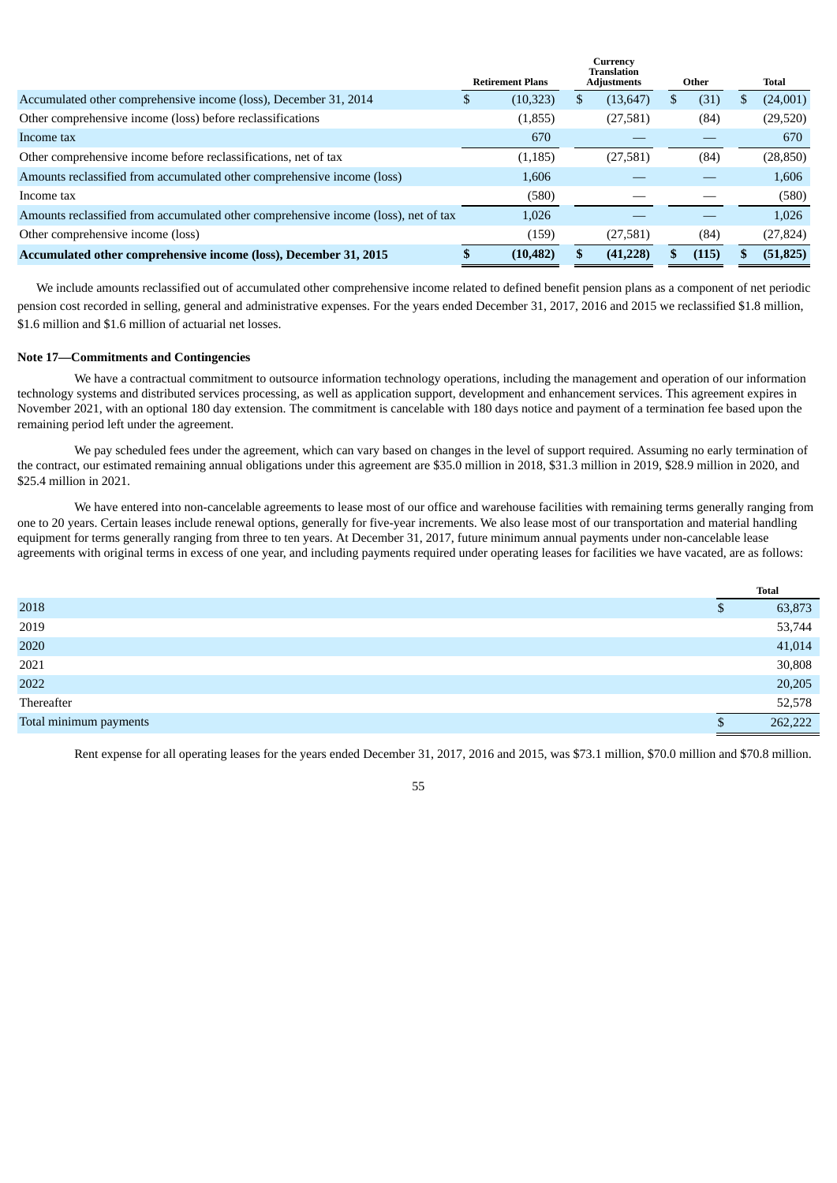| | Retirement Plans | Currency Translation Adjustments | Other | Total |
|---|---|---|---|---|
| Accumulated other comprehensive income (loss), December 31, 2014 | $ (10,323) | $ (13,647) | $ (31) | $ (24,001) |
| Other comprehensive income (loss) before reclassifications | (1,855) | (27,581) | (84) | (29,520) |
| Income tax | 670 | — | — | 670 |
| Other comprehensive income before reclassifications, net of tax | (1,185) | (27,581) | (84) | (28,850) |
| Amounts reclassified from accumulated other comprehensive income (loss) | 1,606 | — | — | 1,606 |
| Income tax | (580) | — | — | (580) |
| Amounts reclassified from accumulated other comprehensive income (loss), net of tax | 1,026 | — | — | 1,026 |
| Other comprehensive income (loss) | (159) | (27,581) | (84) | (27,824) |
| **Accumulated other comprehensive income (loss), December 31, 2015** | **$ (10,482)** | **$ (41,228)** | **$ (115)** | **$ (51,825)** |

We include amounts reclassified out of accumulated other comprehensive income related to defined benefit pension plans as a component of net periodic pension cost recorded in selling, general and administrative expenses. For the years ended December 31, 2017, 2016 and 2015 we reclassified $1.8 million, $1.6 million and $1.6 million of actuarial net losses.

**Note 17—Commitments and Contingencies**

We have a contractual commitment to outsource information technology operations, including the management and operation of our information technology systems and distributed services processing, as well as application support, development and enhancement services. This agreement expires in November 2021, with an optional 180 day extension. The commitment is cancelable with 180 days notice and payment of a termination fee based upon the remaining period left under the agreement.

We pay scheduled fees under the agreement, which can vary based on changes in the level of support required. Assuming no early termination of the contract, our estimated remaining annual obligations under this agreement are $35.0 million in 2018, $31.3 million in 2019, $28.9 million in 2020, and $25.4 million in 2021.

We have entered into non-cancelable agreements to lease most of our office and warehouse facilities with remaining terms generally ranging from one to 20 years. Certain leases include renewal options, generally for five-year increments. We also lease most of our transportation and material handling equipment for terms generally ranging from three to ten years. At December 31, 2017, future minimum annual payments under non-cancelable lease agreements with original terms in excess of one year, and including payments required under operating leases for facilities we have vacated, are as follows:

| | Total |
|---|---|
| 2018 | $ 63,873 |
| 2019 | 53,744 |
| 2020 | 41,014 |
| 2021 | 30,808 |
| 2022 | 20,205 |
| Thereafter | 52,578 |
| Total minimum payments | $ 262,222 |

Rent expense for all operating leases for the years ended December 31, 2017, 2016 and 2015, was $73.1 million, $70.0 million and $70.8 million.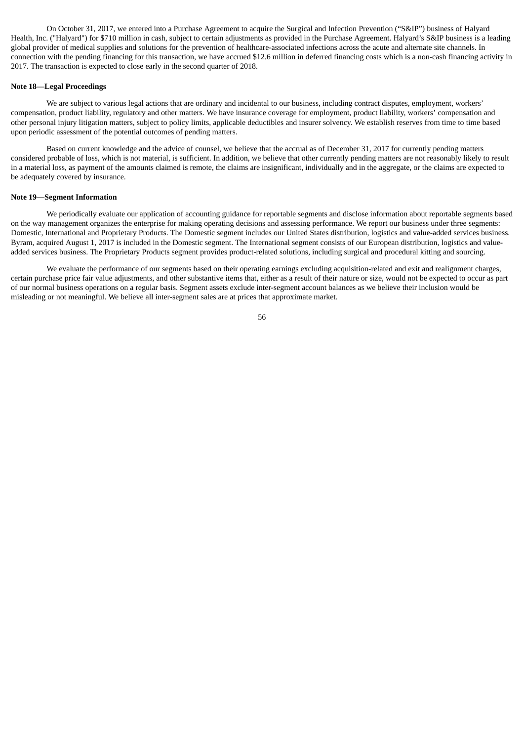On October 31, 2017, we entered into a Purchase Agreement to acquire the Surgical and Infection Prevention ("S&IP") business of Halyard Health, Inc. ("Halyard") for $710 million in cash, subject to certain adjustments as provided in the Purchase Agreement. Halyard's S&IP business is a leading global provider of medical supplies and solutions for the prevention of healthcare-associated infections across the acute and alternate site channels. In connection with the pending financing for this transaction, we have accrued $12.6 million in deferred financing costs which is a non-cash financing activity in 2017. The transaction is expected to close early in the second quarter of 2018.

**Note 18—Legal Proceedings**

We are subject to various legal actions that are ordinary and incidental to our business, including contract disputes, employment, workers' compensation, product liability, regulatory and other matters. We have insurance coverage for employment, product liability, workers' compensation and other personal injury litigation matters, subject to policy limits, applicable deductibles and insurer solvency. We establish reserves from time to time based upon periodic assessment of the potential outcomes of pending matters.

Based on current knowledge and the advice of counsel, we believe that the accrual as of December 31, 2017 for currently pending matters considered probable of loss, which is not material, is sufficient. In addition, we believe that other currently pending matters are not reasonably likely to result in a material loss, as payment of the amounts claimed is remote, the claims are insignificant, individually and in the aggregate, or the claims are expected to be adequately covered by insurance.

**Note 19—Segment Information**

We periodically evaluate our application of accounting guidance for reportable segments and disclose information about reportable segments based on the way management organizes the enterprise for making operating decisions and assessing performance. We report our business under three segments: Domestic, International and Proprietary Products. The Domestic segment includes our United States distribution, logistics and value-added services business. Byram, acquired August 1, 2017 is included in the Domestic segment. The International segment consists of our European distribution, logistics and value-added services business. The Proprietary Products segment provides product-related solutions, including surgical and procedural kitting and sourcing.

We evaluate the performance of our segments based on their operating earnings excluding acquisition-related and exit and realignment charges, certain purchase price fair value adjustments, and other substantive items that, either as a result of their nature or size, would not be expected to occur as part of our normal business operations on a regular basis. Segment assets exclude inter-segment account balances as we believe their inclusion would be misleading or not meaningful. We believe all inter-segment sales are at prices that approximate market.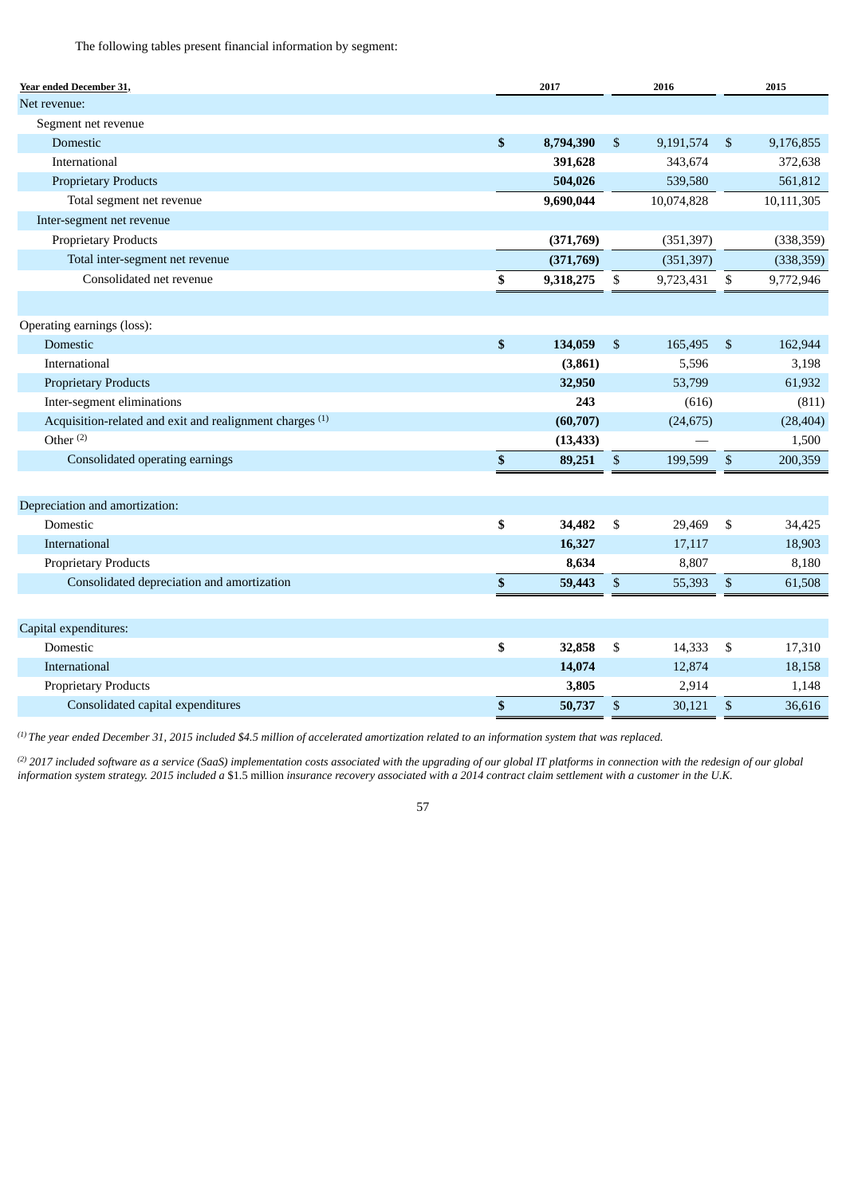The following tables present financial information by segment:

| Year ended December 31, | 2017 | 2016 | 2015 |
|---|---|---|---|
| Net revenue: | | | |
| Segment net revenue | | | |
| Domestic | **$ 8,794,390** | $ 9,191,574 | $ 9,176,855 |
| International | **391,628** | 343,674 | 372,638 |
| Proprietary Products | **504,026** | 539,580 | 561,812 |
| Total segment net revenue | **9,690,044** | 10,074,828 | 10,111,305 |
| Inter-segment net revenue | | | |
| Proprietary Products | **(371,769)** | (351,397) | (338,359) |
| Total inter-segment net revenue | **(371,769)** | (351,397) | (338,359) |
| Consolidated net revenue | **$ 9,318,275** | $ 9,723,431 | $ 9,772,946 |
| | | | |
| Operating earnings (loss): | | | |
| Domestic | **$ 134,059** | $ 165,495 | $ 162,944 |
| International | **(3,861)** | 5,596 | 3,198 |
| Proprietary Products | **32,950** | 53,799 | 61,932 |
| Inter-segment eliminations | **243** | (616) | (811) |
| Acquisition-related and exit and realignment charges [(1)] | **(60,707)** | (24,675) | (28,404) |
| Other [(2)] | **(13,433)** | — | 1,500 |
| Consolidated operating earnings | **$ 89,251** | $ 199,599 | $ 200,359 |
| | | | |
| Depreciation and amortization: | | | |
| Domestic | **$ 34,482** | $ 29,469 | $ 34,425 |
| International | **16,327** | 17,117 | 18,903 |
| Proprietary Products | **8,634** | 8,807 | 8,180 |
| Consolidated depreciation and amortization | **$ 59,443** | $ 55,393 | $ 61,508 |
| | | | |
| Capital expenditures: | | | |
| Domestic | **$ 32,858** | $ 14,333 | $ 17,310 |
| International | **14,074** | 12,874 | 18,158 |
| Proprietary Products | **3,805** | 2,914 | 1,148 |
| Consolidated capital expenditures | **$ 50,737** | $ 30,121 | $ 36,616 |

[(1)] *The year ended December 31, 2015 included $4.5 million of accelerated amortization related to an information system that was replaced.*

[(2)] *2017 included software as a service (SaaS) implementation costs associated with the upgrading of our global IT platforms in connection with the redesign of our global information system strategy. 2015 included a* $1.5 million *insurance recovery associated with a 2014 contract claim settlement with a customer in the U.K.*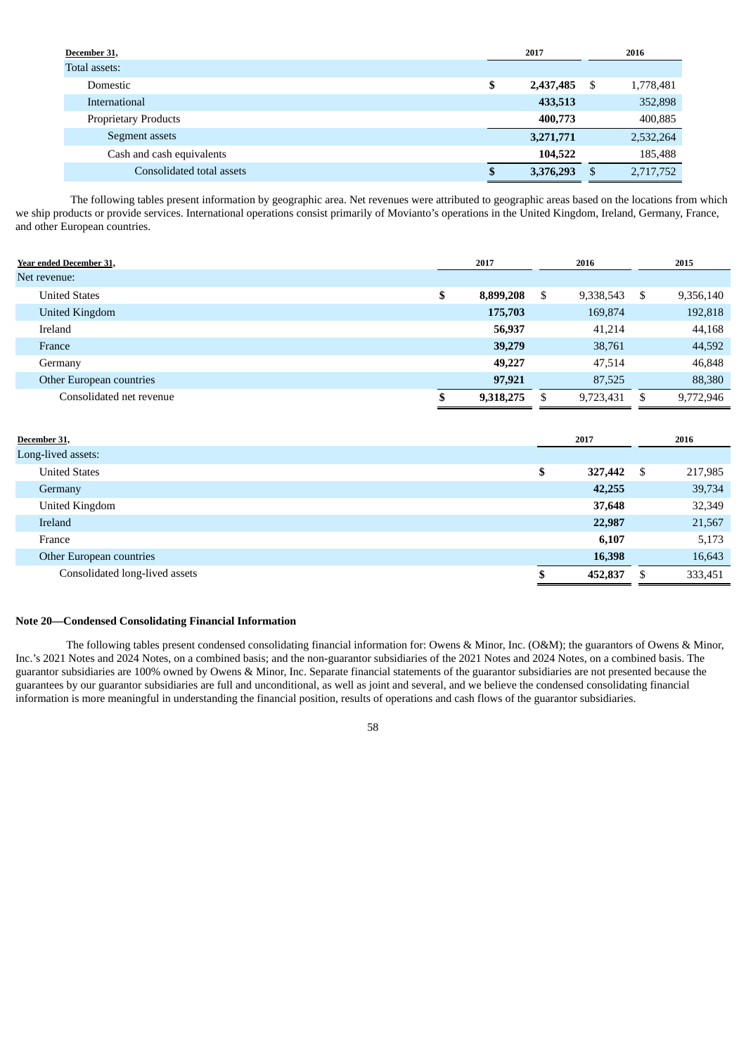| December 31, | 2017 | 2016 |
|---|---|---|
| Total assets: | | |
| Domestic | $ 2,437,485 | $ 1,778,481 |
| International | 433,513 | 352,898 |
| Proprietary Products | 400,773 | 400,885 |
| Segment assets | 3,271,771 | 2,532,264 |
| Cash and cash equivalents | 104,522 | 185,488 |
| Consolidated total assets | $ 3,376,293 | $ 2,717,752 |

The following tables present information by geographic area. Net revenues were attributed to geographic areas based on the locations from which we ship products or provide services. International operations consist primarily of Movianto's operations in the United Kingdom, Ireland, Germany, France, and other European countries.

| Year ended December 31, | 2017 | 2016 | 2015 |
|---|---|---|---|
| Net revenue: | | | |
| United States | $ 8,899,208 | $ 9,338,543 | $ 9,356,140 |
| United Kingdom | 175,703 | 169,874 | 192,818 |
| Ireland | 56,937 | 41,214 | 44,168 |
| France | 39,279 | 38,761 | 44,592 |
| Germany | 49,227 | 47,514 | 46,848 |
| Other European countries | 97,921 | 87,525 | 88,380 |
| Consolidated net revenue | $ 9,318,275 | $ 9,723,431 | $ 9,772,946 |

| December 31, | 2017 | 2016 |
|---|---|---|
| Long-lived assets: | | |
| United States | $ 327,442 | $ 217,985 |
| Germany | 42,255 | 39,734 |
| United Kingdom | 37,648 | 32,349 |
| Ireland | 22,987 | 21,567 |
| France | 6,107 | 5,173 |
| Other European countries | 16,398 | 16,643 |
| Consolidated long-lived assets | $ 452,837 | $ 333,451 |

**Note 20—Condensed Consolidating Financial Information**

The following tables present condensed consolidating financial information for: Owens & Minor, Inc. (O&M); the guarantors of Owens & Minor, Inc.'s 2021 Notes and 2024 Notes, on a combined basis; and the non-guarantor subsidiaries of the 2021 Notes and 2024 Notes, on a combined basis. The guarantor subsidiaries are 100% owned by Owens & Minor, Inc. Separate financial statements of the guarantor subsidiaries are not presented because the guarantees by our guarantor subsidiaries are full and unconditional, as well as joint and several, and we believe the condensed consolidating financial information is more meaningful in understanding the financial position, results of operations and cash flows of the guarantor subsidiaries.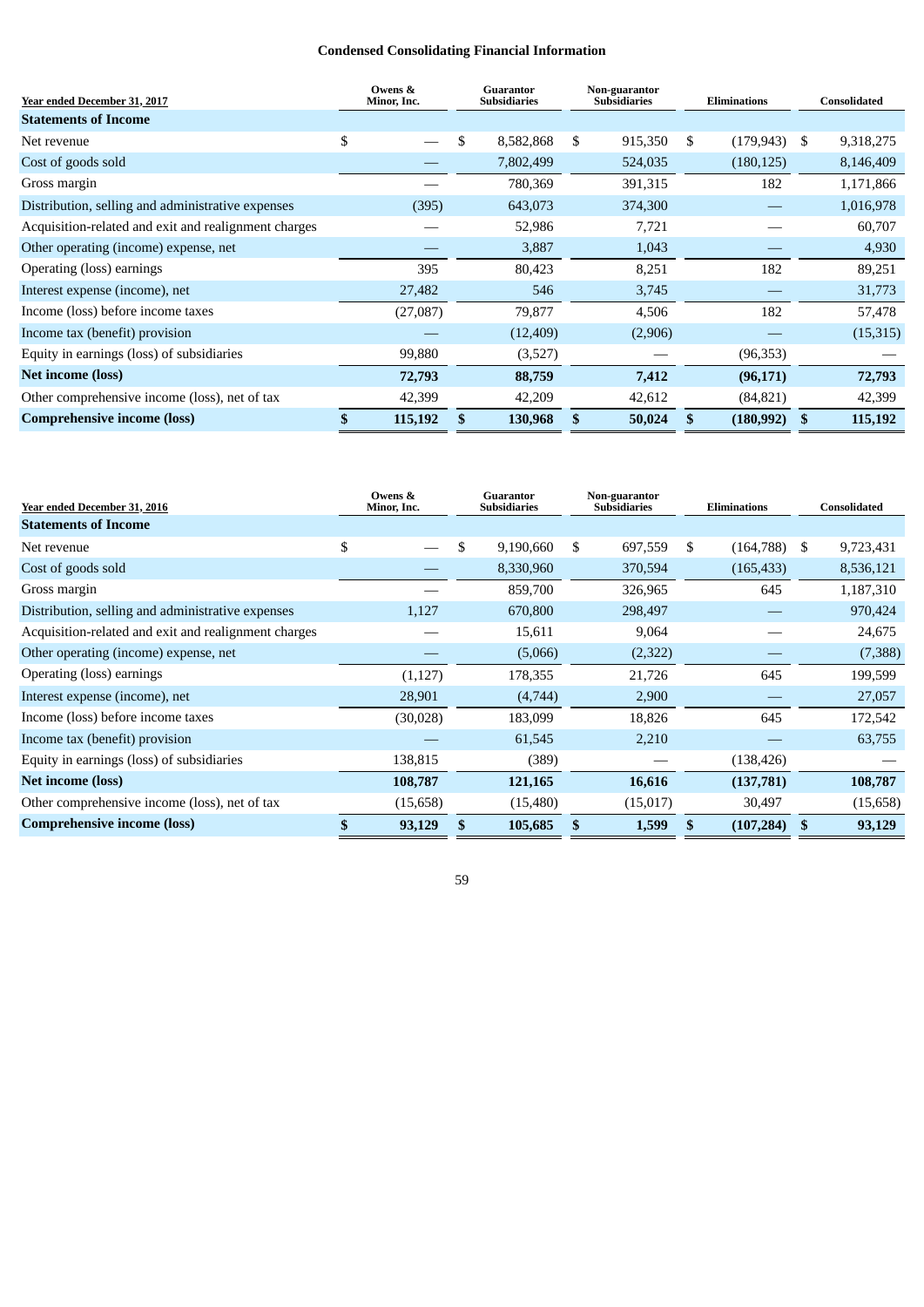## Condensed Consolidating Financial Information

| Year ended December 31, 2017 | Owens & Minor, Inc. | Guarantor Subsidiaries | Non-guarantor Subsidiaries | Eliminations | Consolidated |
|---|---|---|---|---|---|
| **Statements of Income** | | | | | |
| Net revenue | $ — | $ 8,582,868 | $ 915,350 | $ (179,943) | $ 9,318,275 |
| Cost of goods sold | — | 7,802,499 | 524,035 | (180,125) | 8,146,409 |
| Gross margin | — | 780,369 | 391,315 | 182 | 1,171,866 |
| Distribution, selling and administrative expenses | (395) | 643,073 | 374,300 | — | 1,016,978 |
| Acquisition-related and exit and realignment charges | — | 52,986 | 7,721 | — | 60,707 |
| Other operating (income) expense, net | — | 3,887 | 1,043 | — | 4,930 |
| Operating (loss) earnings | 395 | 80,423 | 8,251 | 182 | 89,251 |
| Interest expense (income), net | 27,482 | 546 | 3,745 | — | 31,773 |
| Income (loss) before income taxes | (27,087) | 79,877 | 4,506 | 182 | 57,478 |
| Income tax (benefit) provision | — | (12,409) | (2,906) | — | (15,315) |
| Equity in earnings (loss) of subsidiaries | 99,880 | (3,527) | — | (96,353) | — |
| **Net income (loss)** | **72,793** | **88,759** | **7,412** | **(96,171)** | **72,793** |
| Other comprehensive income (loss), net of tax | 42,399 | 42,209 | 42,612 | (84,821) | 42,399 |
| **Comprehensive income (loss)** | **$ 115,192** | **$ 130,968** | **$ 50,024** | **$ (180,992)** | **$ 115,192** |

| Year ended December 31, 2016 | Owens & Minor, Inc. | Guarantor Subsidiaries | Non-guarantor Subsidiaries | Eliminations | Consolidated |
|---|---|---|---|---|---|
| **Statements of Income** | | | | | |
| Net revenue | $ — | $ 9,190,660 | $ 697,559 | $ (164,788) | $ 9,723,431 |
| Cost of goods sold | — | 8,330,960 | 370,594 | (165,433) | 8,536,121 |
| Gross margin | — | 859,700 | 326,965 | 645 | 1,187,310 |
| Distribution, selling and administrative expenses | 1,127 | 670,800 | 298,497 | — | 970,424 |
| Acquisition-related and exit and realignment charges | — | 15,611 | 9,064 | — | 24,675 |
| Other operating (income) expense, net | — | (5,066) | (2,322) | — | (7,388) |
| Operating (loss) earnings | (1,127) | 178,355 | 21,726 | 645 | 199,599 |
| Interest expense (income), net | 28,901 | (4,744) | 2,900 | — | 27,057 |
| Income (loss) before income taxes | (30,028) | 183,099 | 18,826 | 645 | 172,542 |
| Income tax (benefit) provision | — | 61,545 | 2,210 | — | 63,755 |
| Equity in earnings (loss) of subsidiaries | 138,815 | (389) | — | (138,426) | — |
| **Net income (loss)** | **108,787** | **121,165** | **16,616** | **(137,781)** | **108,787** |
| Other comprehensive income (loss), net of tax | (15,658) | (15,480) | (15,017) | 30,497 | (15,658) |
| **Comprehensive income (loss)** | **$ 93,129** | **$ 105,685** | **$ 1,599** | **$ (107,284)** | **$ 93,129** |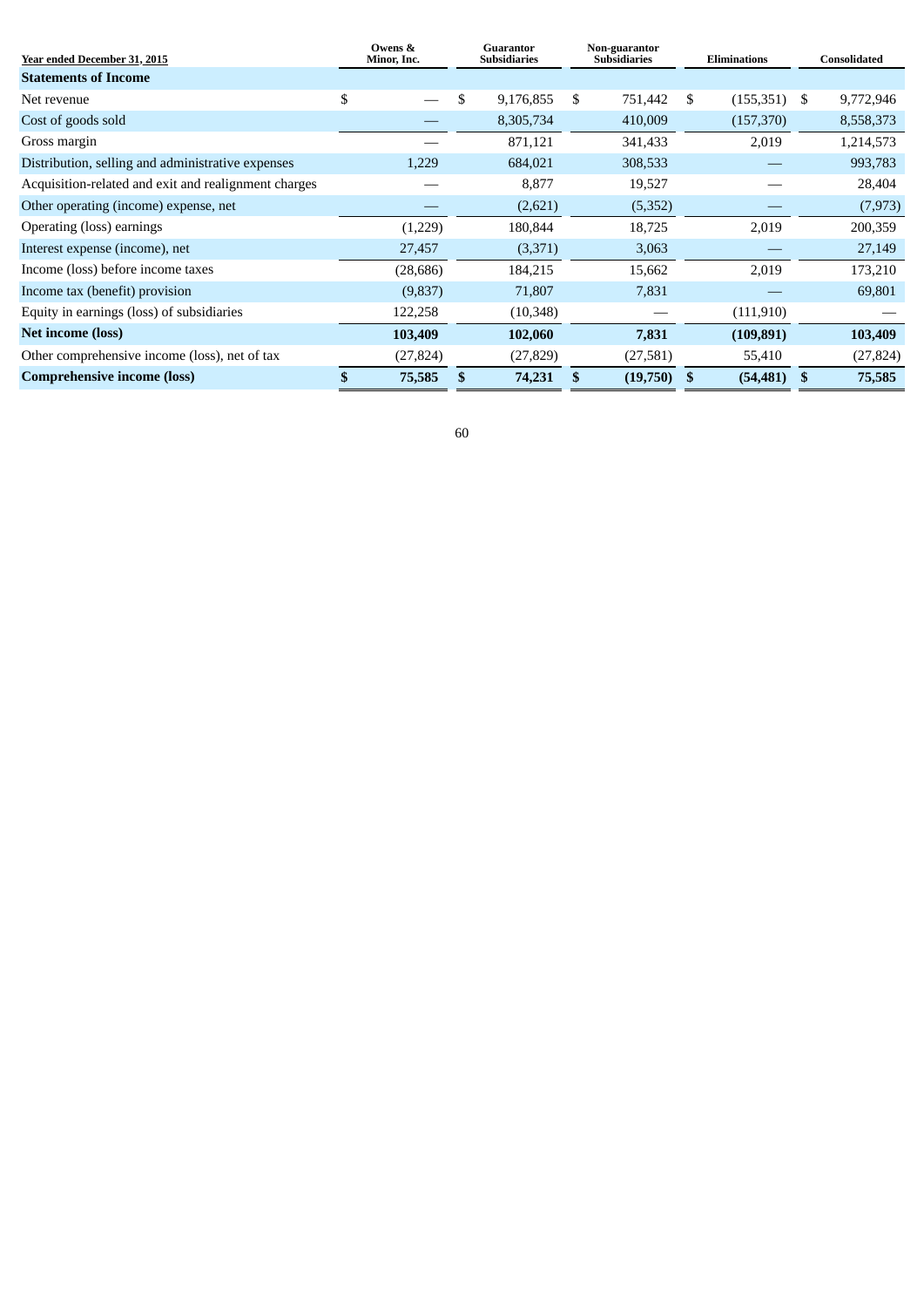| Year ended December 31, 2015 | Owens & Minor, Inc. | Guarantor Subsidiaries | Non-guarantor Subsidiaries | Eliminations | Consolidated |
|---|---|---|---|---|---|
| **Statements of Income** | | | | | |
| Net revenue | $ — | $ 9,176,855 | $ 751,442 | $ (155,351) | $ 9,772,946 |
| Cost of goods sold | — | 8,305,734 | 410,009 | (157,370) | 8,558,373 |
| Gross margin | — | 871,121 | 341,433 | 2,019 | 1,214,573 |
| Distribution, selling and administrative expenses | 1,229 | 684,021 | 308,533 | — | 993,783 |
| Acquisition-related and exit and realignment charges | — | 8,877 | 19,527 | — | 28,404 |
| Other operating (income) expense, net | — | (2,621) | (5,352) | — | (7,973) |
| Operating (loss) earnings | (1,229) | 180,844 | 18,725 | 2,019 | 200,359 |
| Interest expense (income), net | 27,457 | (3,371) | 3,063 | — | 27,149 |
| Income (loss) before income taxes | (28,686) | 184,215 | 15,662 | 2,019 | 173,210 |
| Income tax (benefit) provision | (9,837) | 71,807 | 7,831 | — | 69,801 |
| Equity in earnings (loss) of subsidiaries | 122,258 | (10,348) | — | (111,910) | — |
| **Net income (loss)** | **103,409** | **102,060** | **7,831** | **(109,891)** | **103,409** |
| Other comprehensive income (loss), net of tax | (27,824) | (27,829) | (27,581) | 55,410 | (27,824) |
| **Comprehensive income (loss)** | **$ 75,585** | **$ 74,231** | **$ (19,750)** | **$ (54,481)** | **$ 75,585** |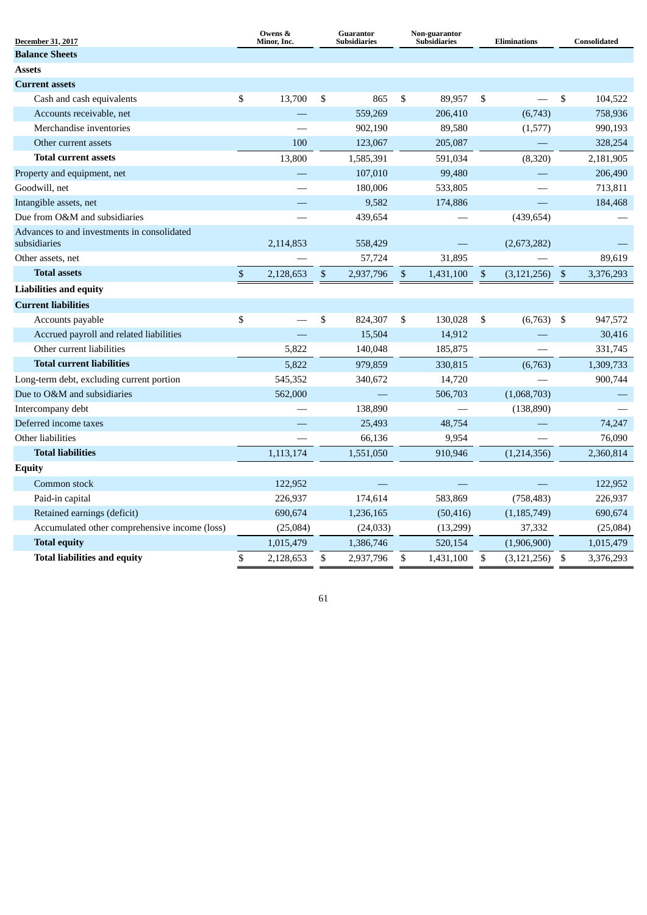| December 31, 2017 | Owens & Minor, Inc. | Guarantor Subsidiaries | Non-guarantor Subsidiaries | Eliminations | Consolidated |
|---|---|---|---|---|---|
| **Balance Sheets** | | | | | |
| **Assets** | | | | | |
| **Current assets** | | | | | |
| Cash and cash equivalents | $ 13,700 | $ 865 | $ 89,957 | $ — | $ 104,522 |
| Accounts receivable, net | — | 559,269 | 206,410 | (6,743) | 758,936 |
| Merchandise inventories | — | 902,190 | 89,580 | (1,577) | 990,193 |
| Other current assets | 100 | 123,067 | 205,087 | — | 328,254 |
| **Total current assets** | 13,800 | 1,585,391 | 591,034 | (8,320) | 2,181,905 |
| Property and equipment, net | — | 107,010 | 99,480 | — | 206,490 |
| Goodwill, net | — | 180,006 | 533,805 | — | 713,811 |
| Intangible assets, net | — | 9,582 | 174,886 | — | 184,468 |
| Due from O&M and subsidiaries | — | 439,654 | — | (439,654) | — |
| Advances to and investments in consolidated subsidiaries | 2,114,853 | 558,429 | — | (2,673,282) | — |
| Other assets, net | — | 57,724 | 31,895 | — | 89,619 |
| **Total assets** | $ 2,128,653 | $ 2,937,796 | $ 1,431,100 | $ (3,121,256) | $ 3,376,293 |
| **Liabilities and equity** | | | | | |
| **Current liabilities** | | | | | |
| Accounts payable | $ — | $ 824,307 | $ 130,028 | $ (6,763) | $ 947,572 |
| Accrued payroll and related liabilities | — | 15,504 | 14,912 | — | 30,416 |
| Other current liabilities | 5,822 | 140,048 | 185,875 | — | 331,745 |
| **Total current liabilities** | 5,822 | 979,859 | 330,815 | (6,763) | 1,309,733 |
| Long-term debt, excluding current portion | 545,352 | 340,672 | 14,720 | — | 900,744 |
| Due to O&M and subsidiaries | 562,000 | — | 506,703 | (1,068,703) | — |
| Intercompany debt | — | 138,890 | — | (138,890) | — |
| Deferred income taxes | — | 25,493 | 48,754 | — | 74,247 |
| Other liabilities | — | 66,136 | 9,954 | — | 76,090 |
| **Total liabilities** | 1,113,174 | 1,551,050 | 910,946 | (1,214,356) | 2,360,814 |
| **Equity** | | | | | |
| Common stock | 122,952 | — | — | — | 122,952 |
| Paid-in capital | 226,937 | 174,614 | 583,869 | (758,483) | 226,937 |
| Retained earnings (deficit) | 690,674 | 1,236,165 | (50,416) | (1,185,749) | 690,674 |
| Accumulated other comprehensive income (loss) | (25,084) | (24,033) | (13,299) | 37,332 | (25,084) |
| **Total equity** | 1,015,479 | 1,386,746 | 520,154 | (1,906,900) | 1,015,479 |
| **Total liabilities and equity** | $ 2,128,653 | $ 2,937,796 | $ 1,431,100 | $ (3,121,256) | $ 3,376,293 |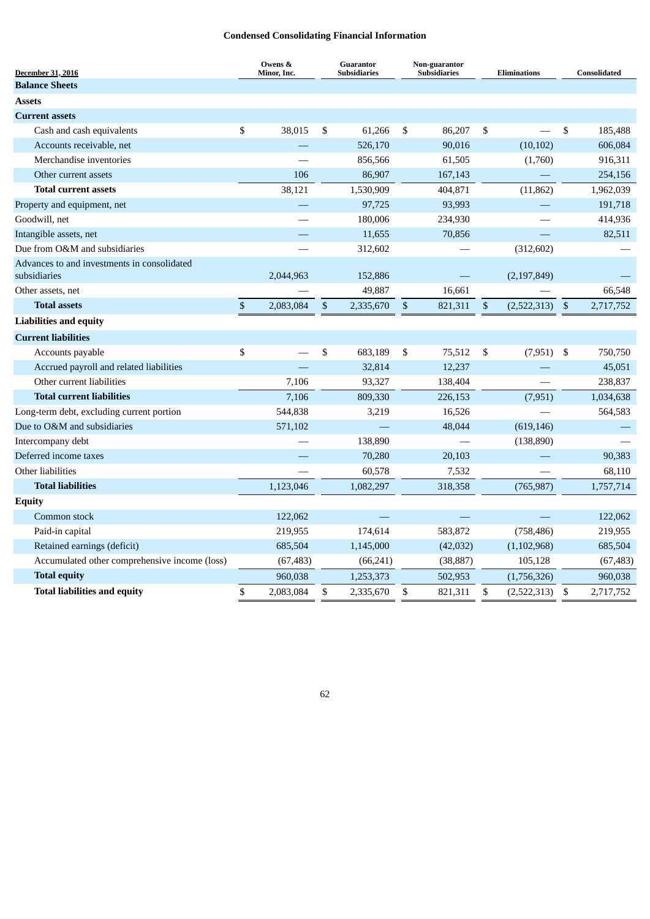**Condensed Consolidating Financial Information**

| December 31, 2016 | Owens & Minor, Inc. | Guarantor Subsidiaries | Non-guarantor Subsidiaries | Eliminations | Consolidated |
|---|---|---|---|---|---|
| **Balance Sheets** | | | | | |
| **Assets** | | | | | |
| **Current assets** | | | | | |
| Cash and cash equivalents | $ 38,015 | $ 61,266 | $ 86,207 | $ — | $ 185,488 |
| Accounts receivable, net | — | 526,170 | 90,016 | (10,102) | 606,084 |
| Merchandise inventories | — | 856,566 | 61,505 | (1,760) | 916,311 |
| Other current assets | 106 | 86,907 | 167,143 | — | 254,156 |
| **Total current assets** | 38,121 | 1,530,909 | 404,871 | (11,862) | 1,962,039 |
| Property and equipment, net | — | 97,725 | 93,993 | — | 191,718 |
| Goodwill, net | — | 180,006 | 234,930 | — | 414,936 |
| Intangible assets, net | — | 11,655 | 70,856 | — | 82,511 |
| Due from O&M and subsidiaries | — | 312,602 | — | (312,602) | — |
| Advances to and investments in consolidated subsidiaries | 2,044,963 | 152,886 | — | (2,197,849) | — |
| Other assets, net | — | 49,887 | 16,661 | — | 66,548 |
| **Total assets** | $ 2,083,084 | $ 2,335,670 | $ 821,311 | $ (2,522,313) | $ 2,717,752 |
| **Liabilities and equity** | | | | | |
| **Current liabilities** | | | | | |
| Accounts payable | $ — | $ 683,189 | $ 75,512 | $ (7,951) | $ 750,750 |
| Accrued payroll and related liabilities | — | 32,814 | 12,237 | — | 45,051 |
| Other current liabilities | 7,106 | 93,327 | 138,404 | — | 238,837 |
| **Total current liabilities** | 7,106 | 809,330 | 226,153 | (7,951) | 1,034,638 |
| Long-term debt, excluding current portion | 544,838 | 3,219 | 16,526 | — | 564,583 |
| Due to O&M and subsidiaries | 571,102 | — | 48,044 | (619,146) | — |
| Intercompany debt | — | 138,890 | — | (138,890) | — |
| Deferred income taxes | — | 70,280 | 20,103 | — | 90,383 |
| Other liabilities | — | 60,578 | 7,532 | — | 68,110 |
| **Total liabilities** | 1,123,046 | 1,082,297 | 318,358 | (765,987) | 1,757,714 |
| **Equity** | | | | | |
| Common stock | 122,062 | — | — | — | 122,062 |
| Paid-in capital | 219,955 | 174,614 | 583,872 | (758,486) | 219,955 |
| Retained earnings (deficit) | 685,504 | 1,145,000 | (42,032) | (1,102,968) | 685,504 |
| Accumulated other comprehensive income (loss) | (67,483) | (66,241) | (38,887) | 105,128 | (67,483) |
| **Total equity** | 960,038 | 1,253,373 | 502,953 | (1,756,326) | 960,038 |
| **Total liabilities and equity** | $ 2,083,084 | $ 2,335,670 | $ 821,311 | $ (2,522,313) | $ 2,717,752 |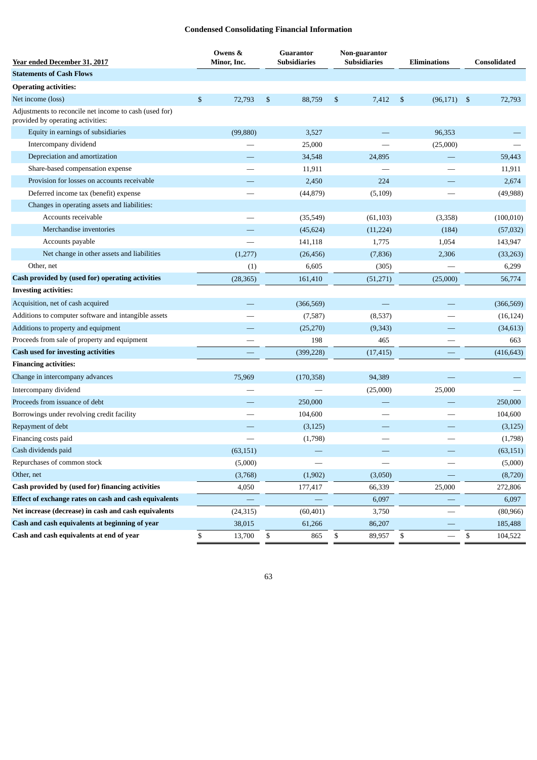## Condensed Consolidating Financial Information

| Year ended December 31, 2017 | Owens & Minor, Inc. | Guarantor Subsidiaries | Non-guarantor Subsidiaries | Eliminations | Consolidated |
|---|---|---|---|---|---|
| **Statements of Cash Flows** | | | | | |
| **Operating activities:** | | | | | |
| Net income (loss) | $ 72,793 | $ 88,759 | $ 7,412 | $ (96,171) | $ 72,793 |
| Adjustments to reconcile net income to cash (used for) provided by operating activities: | | | | | |
| Equity in earnings of subsidiaries | (99,880) | 3,527 | — | 96,353 | — |
| Intercompany dividend | — | 25,000 | — | (25,000) | — |
| Depreciation and amortization | — | 34,548 | 24,895 | — | 59,443 |
| Share-based compensation expense | — | 11,911 | — | — | 11,911 |
| Provision for losses on accounts receivable | — | 2,450 | 224 | — | 2,674 |
| Deferred income tax (benefit) expense | — | (44,879) | (5,109) | — | (49,988) |
| Changes in operating assets and liabilities: | | | | | |
| Accounts receivable | — | (35,549) | (61,103) | (3,358) | (100,010) |
| Merchandise inventories | — | (45,624) | (11,224) | (184) | (57,032) |
| Accounts payable | — | 141,118 | 1,775 | 1,054 | 143,947 |
| Net change in other assets and liabilities | (1,277) | (26,456) | (7,836) | 2,306 | (33,263) |
| Other, net | (1) | 6,605 | (305) | — | 6,299 |
| **Cash provided by (used for) operating activities** | (28,365) | 161,410 | (51,271) | (25,000) | 56,774 |
| **Investing activities:** | | | | | |
| Acquisition, net of cash acquired | — | (366,569) | — | — | (366,569) |
| Additions to computer software and intangible assets | — | (7,587) | (8,537) | — | (16,124) |
| Additions to property and equipment | — | (25,270) | (9,343) | — | (34,613) |
| Proceeds from sale of property and equipment | — | 198 | 465 | — | 663 |
| **Cash used for investing activities** | — | (399,228) | (17,415) | — | (416,643) |
| **Financing activities:** | | | | | |
| Change in intercompany advances | 75,969 | (170,358) | 94,389 | — | — |
| Intercompany dividend | — | — | (25,000) | 25,000 | — |
| Proceeds from issuance of debt | — | 250,000 | — | — | 250,000 |
| Borrowings under revolving credit facility | — | 104,600 | — | — | 104,600 |
| Repayment of debt | — | (3,125) | — | — | (3,125) |
| Financing costs paid | — | (1,798) | — | — | (1,798) |
| Cash dividends paid | (63,151) | — | — | — | (63,151) |
| Repurchases of common stock | (5,000) | — | — | — | (5,000) |
| Other, net | (3,768) | (1,902) | (3,050) | — | (8,720) |
| **Cash provided by (used for) financing activities** | 4,050 | 177,417 | 66,339 | 25,000 | 272,806 |
| **Effect of exchange rates on cash and cash equivalents** | — | — | 6,097 | — | 6,097 |
| **Net increase (decrease) in cash and cash equivalents** | (24,315) | (60,401) | 3,750 | — | (80,966) |
| **Cash and cash equivalents at beginning of year** | 38,015 | 61,266 | 86,207 | — | 185,488 |
| **Cash and cash equivalents at end of year** | $ 13,700 | $ 865 | $ 89,957 | $ — | $ 104,522 |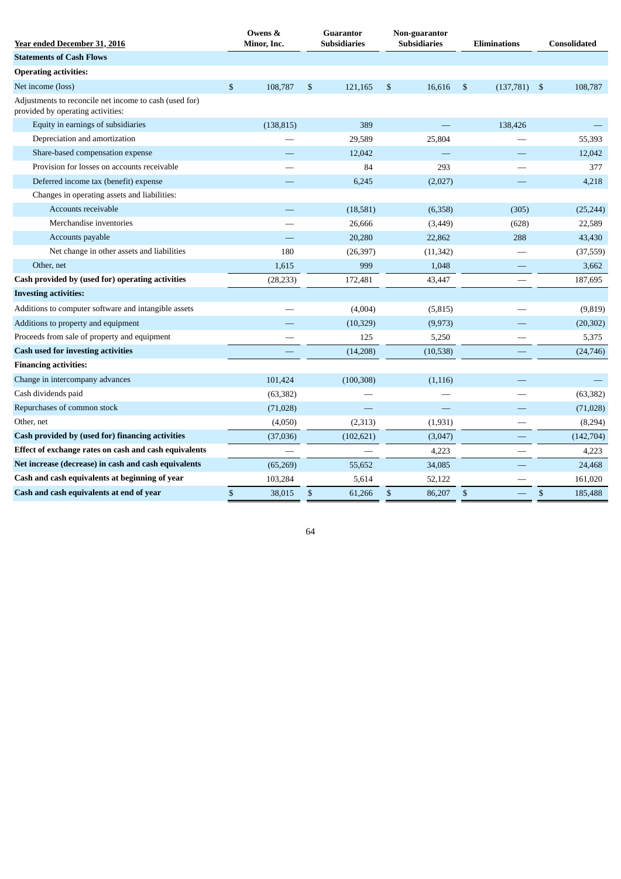| Year ended December 31, 2016 | Owens & Minor, Inc. | Guarantor Subsidiaries | Non-guarantor Subsidiaries | Eliminations | Consolidated |
|---|---|---|---|---|---|
| **Statements of Cash Flows** | | | | | |
| **Operating activities:** | | | | | |
| Net income (loss) | $ 108,787 | $ 121,165 | $ 16,616 | $ (137,781) | $ 108,787 |
| Adjustments to reconcile net income to cash (used for) provided by operating activities: | | | | | |
| Equity in earnings of subsidiaries | (138,815) | 389 | — | 138,426 | — |
| Depreciation and amortization | — | 29,589 | 25,804 | — | 55,393 |
| Share-based compensation expense | — | 12,042 | — | — | 12,042 |
| Provision for losses on accounts receivable | — | 84 | 293 | — | 377 |
| Deferred income tax (benefit) expense | — | 6,245 | (2,027) | — | 4,218 |
| Changes in operating assets and liabilities: | | | | | |
| Accounts receivable | — | (18,581) | (6,358) | (305) | (25,244) |
| Merchandise inventories | — | 26,666 | (3,449) | (628) | 22,589 |
| Accounts payable | — | 20,280 | 22,862 | 288 | 43,430 |
| Net change in other assets and liabilities | 180 | (26,397) | (11,342) | — | (37,559) |
| Other, net | 1,615 | 999 | 1,048 | — | 3,662 |
| **Cash provided by (used for) operating activities** | (28,233) | 172,481 | 43,447 | — | 187,695 |
| **Investing activities:** | | | | | |
| Additions to computer software and intangible assets | — | (4,004) | (5,815) | — | (9,819) |
| Additions to property and equipment | — | (10,329) | (9,973) | — | (20,302) |
| Proceeds from sale of property and equipment | — | 125 | 5,250 | — | 5,375 |
| **Cash used for investing activities** | — | (14,208) | (10,538) | — | (24,746) |
| **Financing activities:** | | | | | |
| Change in intercompany advances | 101,424 | (100,308) | (1,116) | — | — |
| Cash dividends paid | (63,382) | — | — | — | (63,382) |
| Repurchases of common stock | (71,028) | — | — | — | (71,028) |
| Other, net | (4,050) | (2,313) | (1,931) | — | (8,294) |
| **Cash provided by (used for) financing activities** | (37,036) | (102,621) | (3,047) | — | (142,704) |
| **Effect of exchange rates on cash and cash equivalents** | — | — | 4,223 | — | 4,223 |
| **Net increase (decrease) in cash and cash equivalents** | (65,269) | 55,652 | 34,085 | — | 24,468 |
| **Cash and cash equivalents at beginning of year** | 103,284 | 5,614 | 52,122 | — | 161,020 |
| **Cash and cash equivalents at end of year** | $ 38,015 | $ 61,266 | $ 86,207 | $ — | $ 185,488 |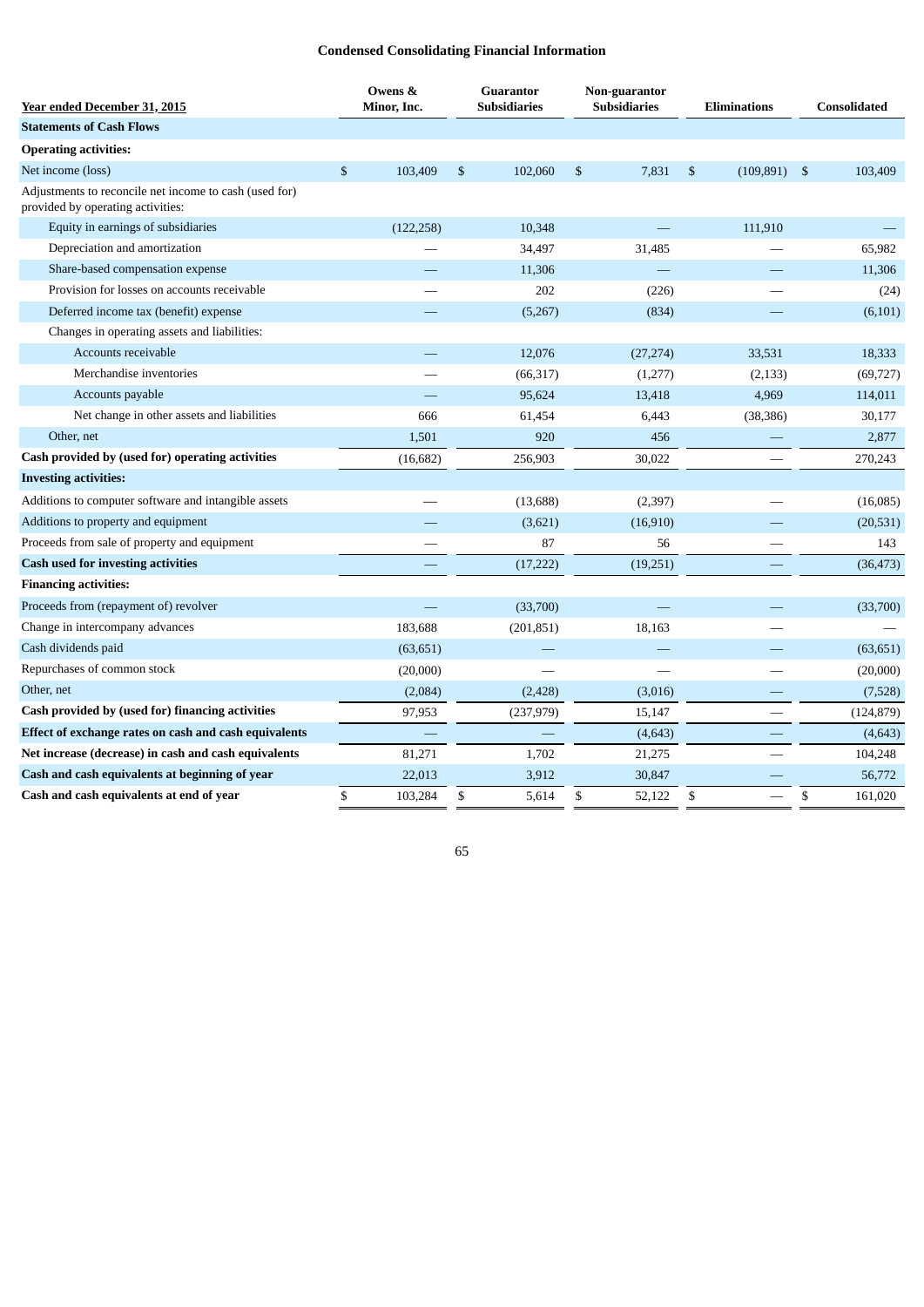## Condensed Consolidating Financial Information

| Year ended December 31, 2015 | Owens & Minor, Inc. | Guarantor Subsidiaries | Non-guarantor Subsidiaries | Eliminations | Consolidated |
|---|---|---|---|---|---|
| **Statements of Cash Flows** | | | | | |
| **Operating activities:** | | | | | |
| Net income (loss) | $ 103,409 | $ 102,060 | $ 7,831 | $ (109,891) | $ 103,409 |
| Adjustments to reconcile net income to cash (used for) provided by operating activities: | | | | | |
| Equity in earnings of subsidiaries | (122,258) | 10,348 | — | 111,910 | — |
| Depreciation and amortization | — | 34,497 | 31,485 | — | 65,982 |
| Share-based compensation expense | — | 11,306 | — | — | 11,306 |
| Provision for losses on accounts receivable | — | 202 | (226) | — | (24) |
| Deferred income tax (benefit) expense | — | (5,267) | (834) | — | (6,101) |
| Changes in operating assets and liabilities: | | | | | |
| Accounts receivable | — | 12,076 | (27,274) | 33,531 | 18,333 |
| Merchandise inventories | — | (66,317) | (1,277) | (2,133) | (69,727) |
| Accounts payable | — | 95,624 | 13,418 | 4,969 | 114,011 |
| Net change in other assets and liabilities | 666 | 61,454 | 6,443 | (38,386) | 30,177 |
| Other, net | 1,501 | 920 | 456 | — | 2,877 |
| **Cash provided by (used for) operating activities** | (16,682) | 256,903 | 30,022 | — | 270,243 |
| **Investing activities:** | | | | | |
| Additions to computer software and intangible assets | — | (13,688) | (2,397) | — | (16,085) |
| Additions to property and equipment | — | (3,621) | (16,910) | — | (20,531) |
| Proceeds from sale of property and equipment | — | 87 | 56 | — | 143 |
| **Cash used for investing activities** | — | (17,222) | (19,251) | — | (36,473) |
| **Financing activities:** | | | | | |
| Proceeds from (repayment of) revolver | — | (33,700) | — | — | (33,700) |
| Change in intercompany advances | 183,688 | (201,851) | 18,163 | — | — |
| Cash dividends paid | (63,651) | — | — | — | (63,651) |
| Repurchases of common stock | (20,000) | — | — | — | (20,000) |
| Other, net | (2,084) | (2,428) | (3,016) | — | (7,528) |
| **Cash provided by (used for) financing activities** | 97,953 | (237,979) | 15,147 | — | (124,879) |
| **Effect of exchange rates on cash and cash equivalents** | — | — | (4,643) | — | (4,643) |
| **Net increase (decrease) in cash and cash equivalents** | 81,271 | 1,702 | 21,275 | — | 104,248 |
| **Cash and cash equivalents at beginning of year** | 22,013 | 3,912 | 30,847 | — | 56,772 |
| **Cash and cash equivalents at end of year** | $ 103,284 | $ 5,614 | $ 52,122 | $ — | $ 161,020 |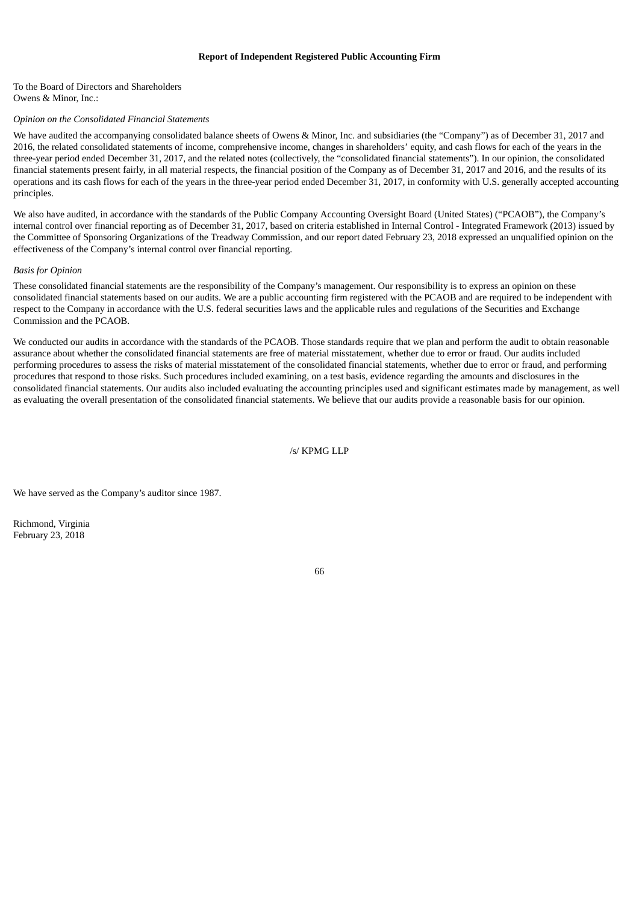# Report of Independent Registered Public Accounting Firm

To the Board of Directors and Shareholders
Owens & Minor, Inc.:

*Opinion on the Consolidated Financial Statements*

We have audited the accompanying consolidated balance sheets of Owens & Minor, Inc. and subsidiaries (the "Company") as of December 31, 2017 and 2016, the related consolidated statements of income, comprehensive income, changes in shareholders' equity, and cash flows for each of the years in the three-year period ended December 31, 2017, and the related notes (collectively, the "consolidated financial statements"). In our opinion, the consolidated financial statements present fairly, in all material respects, the financial position of the Company as of December 31, 2017 and 2016, and the results of its operations and its cash flows for each of the years in the three-year period ended December 31, 2017, in conformity with U.S. generally accepted accounting principles.

We also have audited, in accordance with the standards of the Public Company Accounting Oversight Board (United States) ("PCAOB"), the Company's internal control over financial reporting as of December 31, 2017, based on criteria established in Internal Control - Integrated Framework (2013) issued by the Committee of Sponsoring Organizations of the Treadway Commission, and our report dated February 23, 2018 expressed an unqualified opinion on the effectiveness of the Company's internal control over financial reporting.

*Basis for Opinion*

These consolidated financial statements are the responsibility of the Company's management. Our responsibility is to express an opinion on these consolidated financial statements based on our audits. We are a public accounting firm registered with the PCAOB and are required to be independent with respect to the Company in accordance with the U.S. federal securities laws and the applicable rules and regulations of the Securities and Exchange Commission and the PCAOB.

We conducted our audits in accordance with the standards of the PCAOB. Those standards require that we plan and perform the audit to obtain reasonable assurance about whether the consolidated financial statements are free of material misstatement, whether due to error or fraud. Our audits included performing procedures to assess the risks of material misstatement of the consolidated financial statements, whether due to error or fraud, and performing procedures that respond to those risks. Such procedures included examining, on a test basis, evidence regarding the amounts and disclosures in the consolidated financial statements. Our audits also included evaluating the accounting principles used and significant estimates made by management, as well as evaluating the overall presentation of the consolidated financial statements. We believe that our audits provide a reasonable basis for our opinion.

/s/ KPMG LLP

We have served as the Company's auditor since 1987.

Richmond, Virginia
February 23, 2018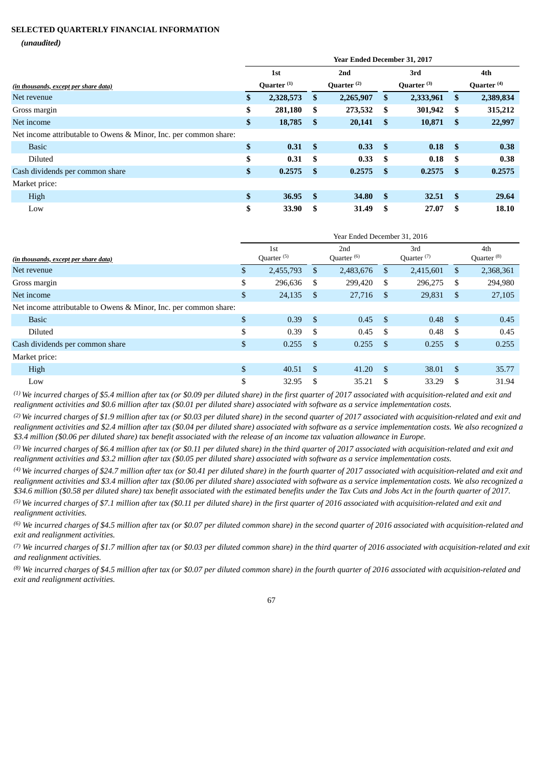## SELECTED QUARTERLY FINANCIAL INFORMATION

***(unaudited)***

| | Year Ended December 31, 2017 | | | |
|---|---|---|---|---|
| *(in thousands, except per share data)* | **1st Quarter [(1)]** | **2nd Quarter [(2)]** | **3rd Quarter [(3)]** | **4th Quarter [(4)]** |
| Net revenue | **$ 2,328,573** | **$ 2,265,907** | **$ 2,333,961** | **$ 2,389,834** |
| Gross margin | **$ 281,180** | **$ 273,532** | **$ 301,942** | **$ 315,212** |
| Net income | **$ 18,785** | **$ 20,141** | **$ 10,871** | **$ 22,997** |
| Net income attributable to Owens & Minor, Inc. per common share: | | | | |
| Basic | **$ 0.31** | **$ 0.33** | **$ 0.18** | **$ 0.38** |
| Diluted | **$ 0.31** | **$ 0.33** | **$ 0.18** | **$ 0.38** |
| Cash dividends per common share | **$ 0.2575** | **$ 0.2575** | **$ 0.2575** | **$ 0.2575** |
| Market price: | | | | |
| High | **$ 36.95** | **$ 34.80** | **$ 32.51** | **$ 29.64** |
| Low | **$ 33.90** | **$ 31.49** | **$ 27.07** | **$ 18.10** |

| | Year Ended December 31, 2016 | | | |
|---|---|---|---|---|
| *(in thousands, except per share data)* | 1st Quarter [(5)] | 2nd Quarter [(6)] | 3rd Quarter [(7)] | 4th Quarter [(8)] |
| Net revenue | $ 2,455,793 | $ 2,483,676 | $ 2,415,601 | $ 2,368,361 |
| Gross margin | $ 296,636 | $ 299,420 | $ 296,275 | $ 294,980 |
| Net income | $ 24,135 | $ 27,716 | $ 29,831 | $ 27,105 |
| Net income attributable to Owens & Minor, Inc. per common share: | | | | |
| Basic | $ 0.39 | $ 0.45 | $ 0.48 | $ 0.45 |
| Diluted | $ 0.39 | $ 0.45 | $ 0.48 | $ 0.45 |
| Cash dividends per common share | $ 0.255 | $ 0.255 | $ 0.255 | $ 0.255 |
| Market price: | | | | |
| High | $ 40.51 | $ 41.20 | $ 38.01 | $ 35.77 |
| Low | $ 32.95 | $ 35.21 | $ 33.29 | $ 31.94 |

*[(1)] We incurred charges of $5.4 million after tax (or $0.09 per diluted share) in the first quarter of 2017 associated with acquisition-related and exit and realignment activities and $0.6 million after tax ($0.01 per diluted share) associated with software as a service implementation costs.*

*[(2)] We incurred charges of $1.9 million after tax (or $0.03 per diluted share) in the second quarter of 2017 associated with acquisition-related and exit and realignment activities and $2.4 million after tax ($0.04 per diluted share) associated with software as a service implementation costs. We also recognized a $3.4 million ($0.06 per diluted share) tax benefit associated with the release of an income tax valuation allowance in Europe.*

*[(3)] We incurred charges of $6.4 million after tax (or $0.11 per diluted share) in the third quarter of 2017 associated with acquisition-related and exit and realignment activities and $3.2 million after tax ($0.05 per diluted share) associated with software as a service implementation costs.*

*[(4)] We incurred charges of $24.7 million after tax (or $0.41 per diluted share) in the fourth quarter of 2017 associated with acquisition-related and exit and realignment activities and $3.4 million after tax ($0.06 per diluted share) associated with software as a service implementation costs. We also recognized a $34.6 million ($0.58 per diluted share) tax benefit associated with the estimated benefits under the Tax Cuts and Jobs Act in the fourth quarter of 2017.*

*[(5)] We incurred charges of $7.1 million after tax ($0.11 per diluted share) in the first quarter of 2016 associated with acquisition-related and exit and realignment activities.*

*[(6)] We incurred charges of $4.5 million after tax (or $0.07 per diluted common share) in the second quarter of 2016 associated with acquisition-related and exit and realignment activities.*

*[(7)] We incurred charges of $1.7 million after tax (or $0.03 per diluted common share) in the third quarter of 2016 associated with acquisition-related and exit and realignment activities.*

*[(8)] We incurred charges of $4.5 million after tax (or $0.07 per diluted common share) in the fourth quarter of 2016 associated with acquisition-related and exit and realignment activities.*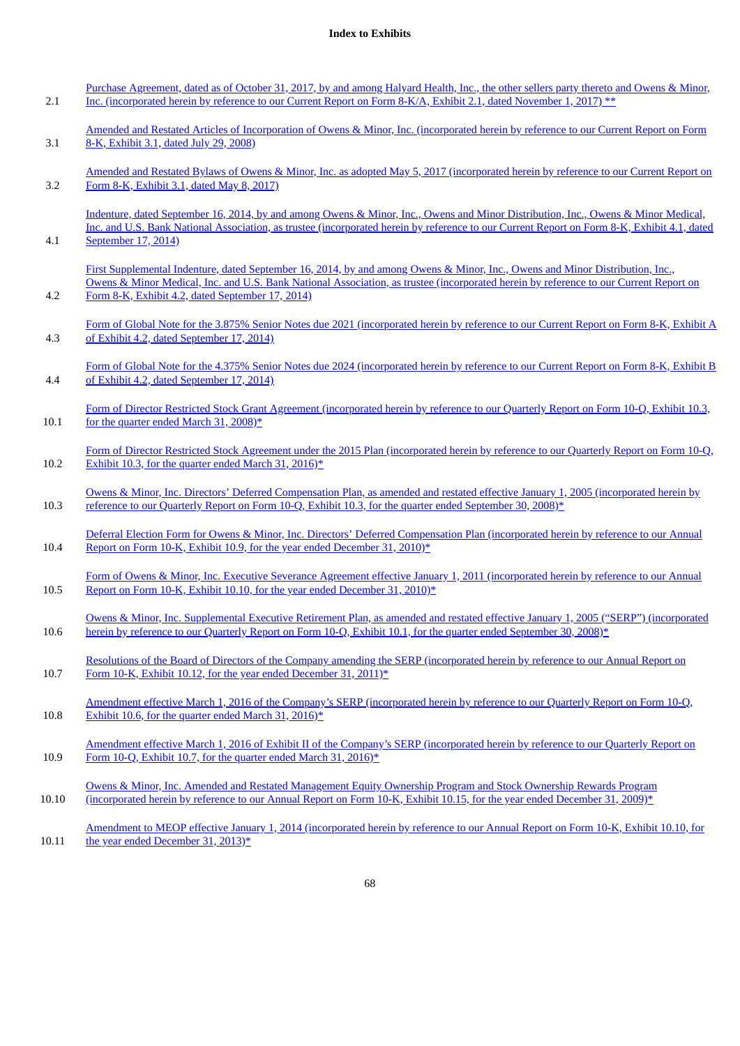**Index to Exhibits**

| | |
|---|---|
| 2.1 | Purchase Agreement, dated as of October 31, 2017, by and among Halyard Health, Inc., the other sellers party thereto and Owens & Minor, Inc. (incorporated herein by reference to our Current Report on Form 8-K/A, Exhibit 2.1, dated November 1, 2017) ** |
| 3.1 | Amended and Restated Articles of Incorporation of Owens & Minor, Inc. (incorporated herein by reference to our Current Report on Form 8-K, Exhibit 3.1, dated July 29, 2008) |
| 3.2 | Amended and Restated Bylaws of Owens & Minor, Inc. as adopted May 5, 2017 (incorporated herein by reference to our Current Report on Form 8-K, Exhibit 3.1, dated May 8, 2017) |
| 4.1 | Indenture, dated September 16, 2014, by and among Owens & Minor, Inc., Owens and Minor Distribution, Inc., Owens & Minor Medical, Inc. and U.S. Bank National Association, as trustee (incorporated herein by reference to our Current Report on Form 8-K, Exhibit 4.1, dated September 17, 2014) |
| 4.2 | First Supplemental Indenture, dated September 16, 2014, by and among Owens & Minor, Inc., Owens and Minor Distribution, Inc., Owens & Minor Medical, Inc. and U.S. Bank National Association, as trustee (incorporated herein by reference to our Current Report on Form 8-K, Exhibit 4.2, dated September 17, 2014) |
| 4.3 | Form of Global Note for the 3.875% Senior Notes due 2021 (incorporated herein by reference to our Current Report on Form 8-K, Exhibit A of Exhibit 4.2, dated September 17, 2014) |
| 4.4 | Form of Global Note for the 4.375% Senior Notes due 2024 (incorporated herein by reference to our Current Report on Form 8-K, Exhibit B of Exhibit 4.2, dated September 17, 2014) |
| 10.1 | Form of Director Restricted Stock Grant Agreement (incorporated herein by reference to our Quarterly Report on Form 10-Q, Exhibit 10.3, for the quarter ended March 31, 2008)* |
| 10.2 | Form of Director Restricted Stock Agreement under the 2015 Plan (incorporated herein by reference to our Quarterly Report on Form 10-Q, Exhibit 10.3, for the quarter ended March 31, 2016)* |
| 10.3 | Owens & Minor, Inc. Directors' Deferred Compensation Plan, as amended and restated effective January 1, 2005 (incorporated herein by reference to our Quarterly Report on Form 10-Q, Exhibit 10.3, for the quarter ended September 30, 2008)* |
| 10.4 | Deferral Election Form for Owens & Minor, Inc. Directors' Deferred Compensation Plan (incorporated herein by reference to our Annual Report on Form 10-K, Exhibit 10.9, for the year ended December 31, 2010)* |
| 10.5 | Form of Owens & Minor, Inc. Executive Severance Agreement effective January 1, 2011 (incorporated herein by reference to our Annual Report on Form 10-K, Exhibit 10.10, for the year ended December 31, 2010)* |
| 10.6 | Owens & Minor, Inc. Supplemental Executive Retirement Plan, as amended and restated effective January 1, 2005 ("SERP") (incorporated herein by reference to our Quarterly Report on Form 10-Q, Exhibit 10.1, for the quarter ended September 30, 2008)* |
| 10.7 | Resolutions of the Board of Directors of the Company amending the SERP (incorporated herein by reference to our Annual Report on Form 10-K, Exhibit 10.12, for the year ended December 31, 2011)* |
| 10.8 | Amendment effective March 1, 2016 of the Company's SERP (incorporated herein by reference to our Quarterly Report on Form 10-Q, Exhibit 10.6, for the quarter ended March 31, 2016)* |
| 10.9 | Amendment effective March 1, 2016 of Exhibit II of the Company's SERP (incorporated herein by reference to our Quarterly Report on Form 10-Q, Exhibit 10.7, for the quarter ended March 31, 2016)* |
| 10.10 | Owens & Minor, Inc. Amended and Restated Management Equity Ownership Program and Stock Ownership Rewards Program (incorporated herein by reference to our Annual Report on Form 10-K, Exhibit 10.15, for the year ended December 31, 2009)* |
| 10.11 | Amendment to MEOP effective January 1, 2014 (incorporated herein by reference to our Annual Report on Form 10-K, Exhibit 10.10, for the year ended December 31, 2013)* |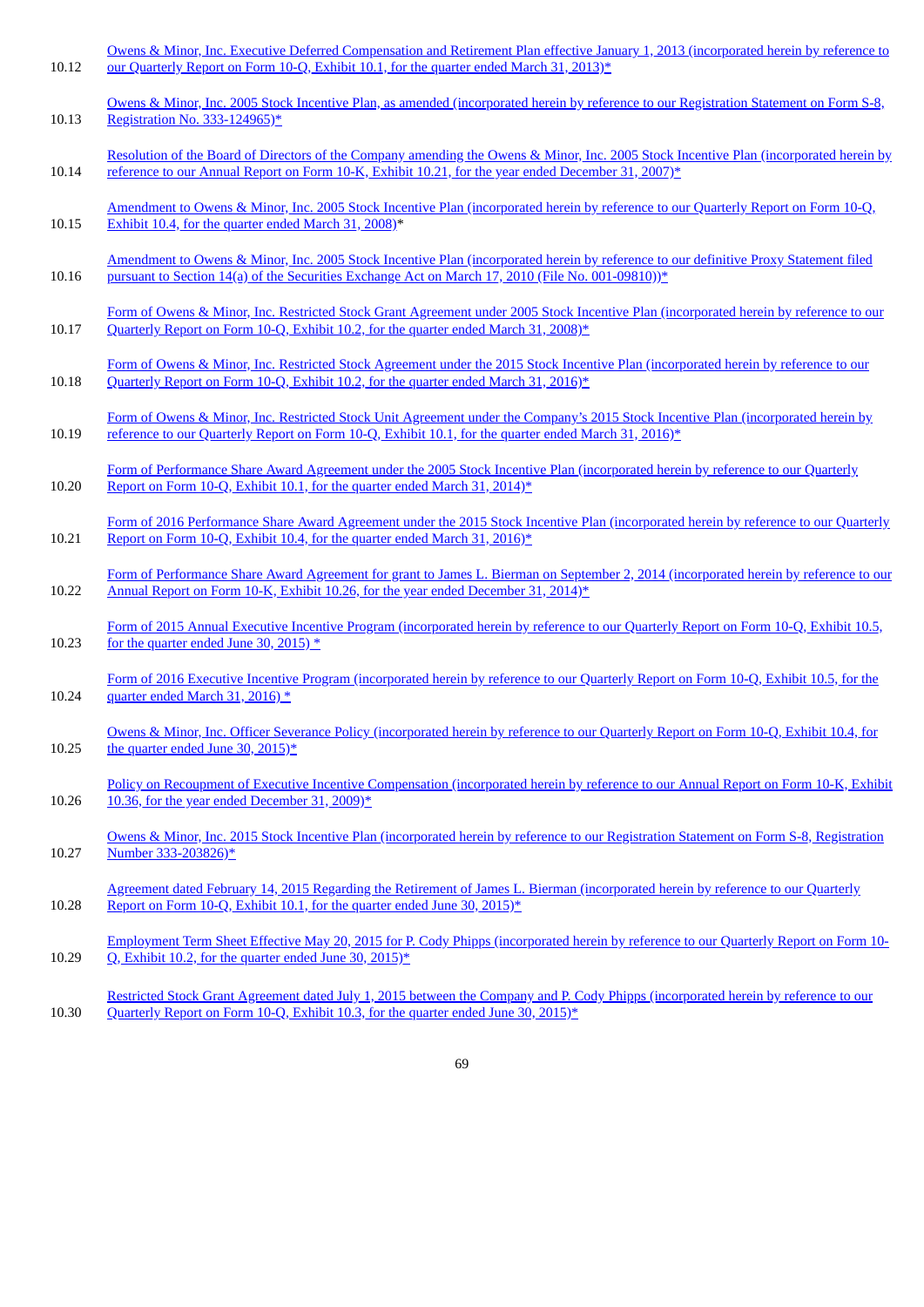| | |
|---|---|
| 10.12 | Owens & Minor, Inc. Executive Deferred Compensation and Retirement Plan effective January 1, 2013 (incorporated herein by reference to our Quarterly Report on Form 10-Q, Exhibit 10.1, for the quarter ended March 31, 2013)* |
| 10.13 | Owens & Minor, Inc. 2005 Stock Incentive Plan, as amended (incorporated herein by reference to our Registration Statement on Form S-8, Registration No. 333-124965)* |
| 10.14 | Resolution of the Board of Directors of the Company amending the Owens & Minor, Inc. 2005 Stock Incentive Plan (incorporated herein by reference to our Annual Report on Form 10-K, Exhibit 10.21, for the year ended December 31, 2007)* |
| 10.15 | Amendment to Owens & Minor, Inc. 2005 Stock Incentive Plan (incorporated herein by reference to our Quarterly Report on Form 10-Q, Exhibit 10.4, for the quarter ended March 31, 2008)* |
| 10.16 | Amendment to Owens & Minor, Inc. 2005 Stock Incentive Plan (incorporated herein by reference to our definitive Proxy Statement filed pursuant to Section 14(a) of the Securities Exchange Act on March 17, 2010 (File No. 001-09810))* |
| 10.17 | Form of Owens & Minor, Inc. Restricted Stock Grant Agreement under 2005 Stock Incentive Plan (incorporated herein by reference to our Quarterly Report on Form 10-Q, Exhibit 10.2, for the quarter ended March 31, 2008)* |
| 10.18 | Form of Owens & Minor, Inc. Restricted Stock Agreement under the 2015 Stock Incentive Plan (incorporated herein by reference to our Quarterly Report on Form 10-Q, Exhibit 10.2, for the quarter ended March 31, 2016)* |
| 10.19 | Form of Owens & Minor, Inc. Restricted Stock Unit Agreement under the Company's 2015 Stock Incentive Plan (incorporated herein by reference to our Quarterly Report on Form 10-Q, Exhibit 10.1, for the quarter ended March 31, 2016)* |
| 10.20 | Form of Performance Share Award Agreement under the 2005 Stock Incentive Plan (incorporated herein by reference to our Quarterly Report on Form 10-Q, Exhibit 10.1, for the quarter ended March 31, 2014)* |
| 10.21 | Form of 2016 Performance Share Award Agreement under the 2015 Stock Incentive Plan (incorporated herein by reference to our Quarterly Report on Form 10-Q, Exhibit 10.4, for the quarter ended March 31, 2016)* |
| 10.22 | Form of Performance Share Award Agreement for grant to James L. Bierman on September 2, 2014 (incorporated herein by reference to our Annual Report on Form 10-K, Exhibit 10.26, for the year ended December 31, 2014)* |
| 10.23 | Form of 2015 Annual Executive Incentive Program (incorporated herein by reference to our Quarterly Report on Form 10-Q, Exhibit 10.5, for the quarter ended June 30, 2015) * |
| 10.24 | Form of 2016 Executive Incentive Program (incorporated herein by reference to our Quarterly Report on Form 10-Q, Exhibit 10.5, for the quarter ended March 31, 2016) * |
| 10.25 | Owens & Minor, Inc. Officer Severance Policy (incorporated herein by reference to our Quarterly Report on Form 10-Q, Exhibit 10.4, for the quarter ended June 30, 2015)* |
| 10.26 | Policy on Recoupment of Executive Incentive Compensation (incorporated herein by reference to our Annual Report on Form 10-K, Exhibit 10.36, for the year ended December 31, 2009)* |
| 10.27 | Owens & Minor, Inc. 2015 Stock Incentive Plan (incorporated herein by reference to our Registration Statement on Form S-8, Registration Number 333-203826)* |
| 10.28 | Agreement dated February 14, 2015 Regarding the Retirement of James L. Bierman (incorporated herein by reference to our Quarterly Report on Form 10-Q, Exhibit 10.1, for the quarter ended June 30, 2015)* |
| 10.29 | Employment Term Sheet Effective May 20, 2015 for P. Cody Phipps (incorporated herein by reference to our Quarterly Report on Form 10-Q, Exhibit 10.2, for the quarter ended June 30, 2015)* |
| 10.30 | Restricted Stock Grant Agreement dated July 1, 2015 between the Company and P. Cody Phipps (incorporated herein by reference to our Quarterly Report on Form 10-Q, Exhibit 10.3, for the quarter ended June 30, 2015)* |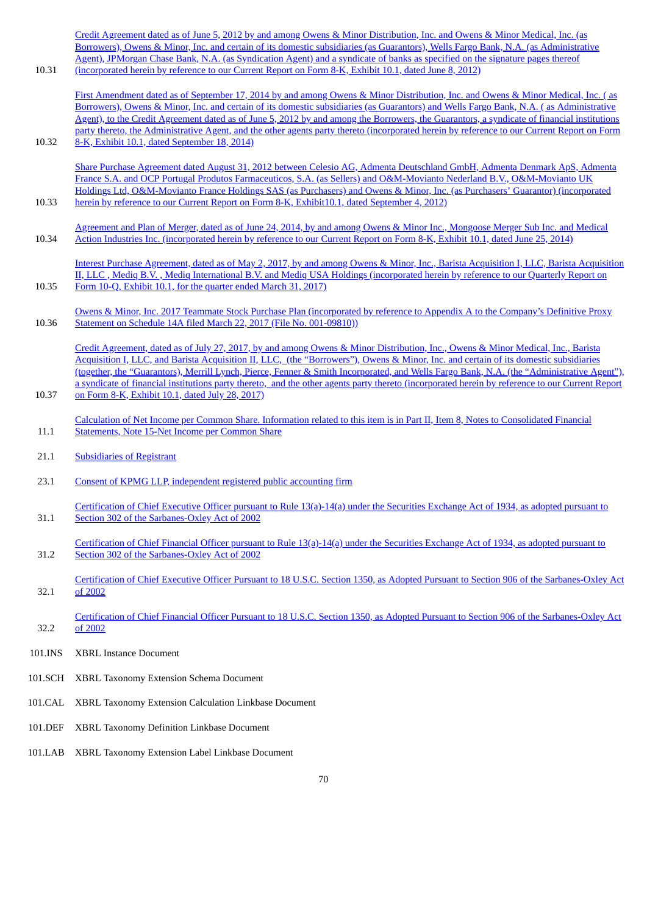| | |
|---|---|
| 10.31 | Credit Agreement dated as of June 5, 2012 by and among Owens & Minor Distribution, Inc. and Owens & Minor Medical, Inc. (as Borrowers), Owens & Minor, Inc. and certain of its domestic subsidiaries (as Guarantors), Wells Fargo Bank, N.A. (as Administrative Agent), JPMorgan Chase Bank, N.A. (as Syndication Agent) and a syndicate of banks as specified on the signature pages thereof (incorporated herein by reference to our Current Report on Form 8-K, Exhibit 10.1, dated June 8, 2012) |
| 10.32 | First Amendment dated as of September 17, 2014 by and among Owens & Minor Distribution, Inc. and Owens & Minor Medical, Inc. ( as Borrowers), Owens & Minor, Inc. and certain of its domestic subsidiaries (as Guarantors) and Wells Fargo Bank, N.A. ( as Administrative Agent), to the Credit Agreement dated as of June 5, 2012 by and among the Borrowers, the Guarantors, a syndicate of financial institutions party thereto, the Administrative Agent, and the other agents party thereto (incorporated herein by reference to our Current Report on Form 8-K, Exhibit 10.1, dated September 18, 2014) |
| 10.33 | Share Purchase Agreement dated August 31, 2012 between Celesio AG, Admenta Deutschland GmbH, Admenta Denmark ApS, Admenta France S.A. and OCP Portugal Produtos Farmaceuticos, S.A. (as Sellers) and O&M-Movianto Nederland B.V., O&M-Movianto UK Holdings Ltd, O&M-Movianto France Holdings SAS (as Purchasers) and Owens & Minor, Inc. (as Purchasers' Guarantor) (incorporated herein by reference to our Current Report on Form 8-K, Exhibit10.1, dated September 4, 2012) |
| 10.34 | Agreement and Plan of Merger, dated as of June 24, 2014, by and among Owens & Minor Inc., Mongoose Merger Sub Inc. and Medical Action Industries Inc. (incorporated herein by reference to our Current Report on Form 8-K, Exhibit 10.1, dated June 25, 2014) |
| 10.35 | Interest Purchase Agreement, dated as of May 2, 2017, by and among Owens & Minor, Inc., Barista Acquisition I, LLC, Barista Acquisition II, LLC , Mediq B.V. , Mediq International B.V. and Mediq USA Holdings (incorporated herein by reference to our Quarterly Report on Form 10-Q, Exhibit 10.1, for the quarter ended March 31, 2017) |
| 10.36 | Owens & Minor, Inc. 2017 Teammate Stock Purchase Plan (incorporated by reference to Appendix A to the Company's Definitive Proxy Statement on Schedule 14A filed March 22, 2017 (File No. 001-09810)) |
| 10.37 | Credit Agreement, dated as of July 27, 2017, by and among Owens & Minor Distribution, Inc., Owens & Minor Medical, Inc., Barista Acquisition I, LLC, and Barista Acquisition II, LLC, (the "Borrowers"), Owens & Minor, Inc. and certain of its domestic subsidiaries (together, the "Guarantors), Merrill Lynch, Pierce, Fenner & Smith Incorporated, and Wells Fargo Bank, N.A. (the "Administrative Agent"), a syndicate of financial institutions party thereto, and the other agents party thereto (incorporated herein by reference to our Current Report on Form 8-K, Exhibit 10.1, dated July 28, 2017) |
| 11.1 | Calculation of Net Income per Common Share. Information related to this item is in Part II, Item 8, Notes to Consolidated Financial Statements, Note 15-Net Income per Common Share |
| 21.1 | Subsidiaries of Registrant |
| 23.1 | Consent of KPMG LLP, independent registered public accounting firm |
| 31.1 | Certification of Chief Executive Officer pursuant to Rule 13(a)-14(a) under the Securities Exchange Act of 1934, as adopted pursuant to Section 302 of the Sarbanes-Oxley Act of 2002 |
| 31.2 | Certification of Chief Financial Officer pursuant to Rule 13(a)-14(a) under the Securities Exchange Act of 1934, as adopted pursuant to Section 302 of the Sarbanes-Oxley Act of 2002 |
| 32.1 | Certification of Chief Executive Officer Pursuant to 18 U.S.C. Section 1350, as Adopted Pursuant to Section 906 of the Sarbanes-Oxley Act of 2002 |
| 32.2 | Certification of Chief Financial Officer Pursuant to 18 U.S.C. Section 1350, as Adopted Pursuant to Section 906 of the Sarbanes-Oxley Act of 2002 |
| 101.INS | XBRL Instance Document |
| 101.SCH | XBRL Taxonomy Extension Schema Document |
| 101.CAL | XBRL Taxonomy Extension Calculation Linkbase Document |
| 101.DEF | XBRL Taxonomy Definition Linkbase Document |
| 101.LAB | XBRL Taxonomy Extension Label Linkbase Document |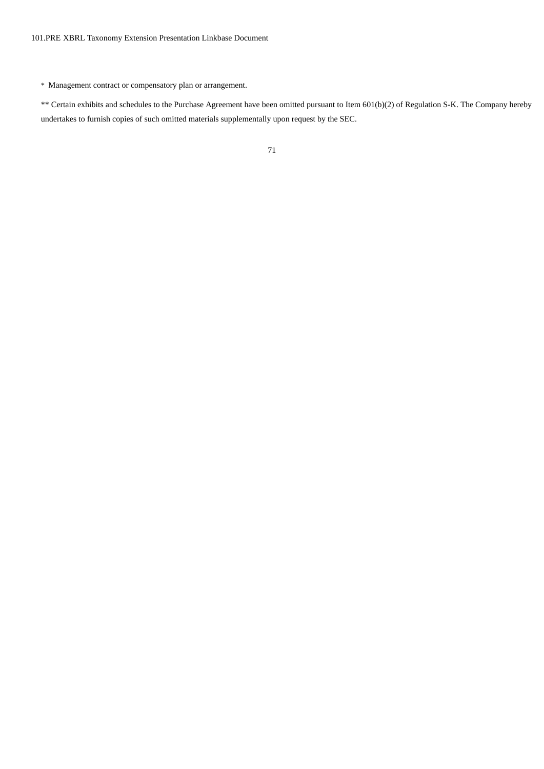101.PRE XBRL Taxonomy Extension Presentation Linkbase Document

* Management contract or compensatory plan or arrangement.

** Certain exhibits and schedules to the Purchase Agreement have been omitted pursuant to Item 601(b)(2) of Regulation S-K. The Company hereby undertakes to furnish copies of such omitted materials supplementally upon request by the SEC.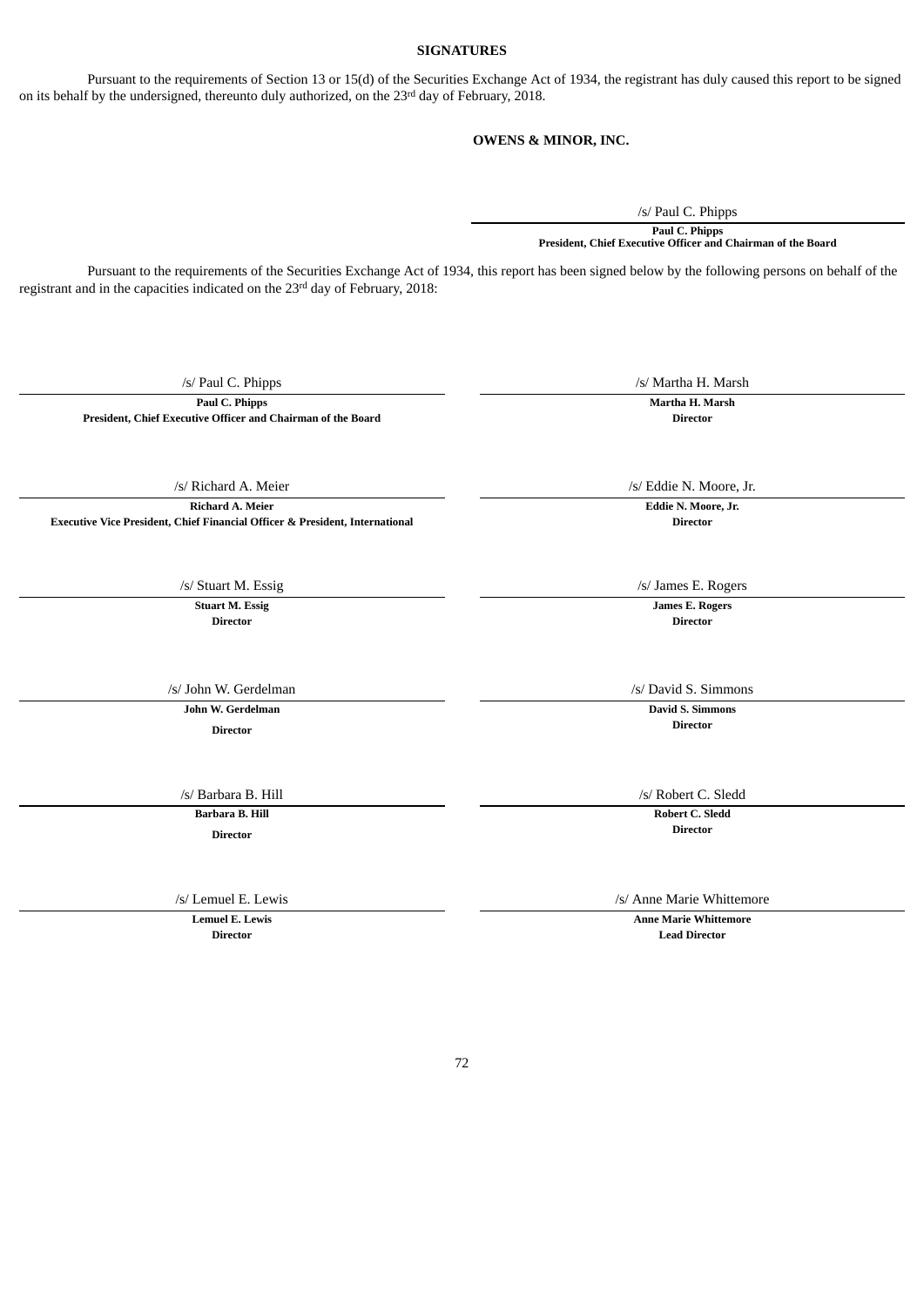## SIGNATURES

Pursuant to the requirements of Section 13 or 15(d) of the Securities Exchange Act of 1934, the registrant has duly caused this report to be signed on its behalf by the undersigned, thereunto duly authorized, on the 23rd day of February, 2018.

**OWENS & MINOR, INC.**

/s/ Paul C. Phipps
**Paul C. Phipps**
**President, Chief Executive Officer and Chairman of the Board**

Pursuant to the requirements of the Securities Exchange Act of 1934, this report has been signed below by the following persons on behalf of the registrant and in the capacities indicated on the 23rd day of February, 2018:

| | |
|---|---|
| /s/ Paul C. Phipps<br>**Paul C. Phipps**<br>**President, Chief Executive Officer and Chairman of the Board** | /s/ Martha H. Marsh<br>**Martha H. Marsh**<br>**Director** |
| /s/ Richard A. Meier<br>**Richard A. Meier**<br>**Executive Vice President, Chief Financial Officer & President, International** | /s/ Eddie N. Moore, Jr.<br>**Eddie N. Moore, Jr.**<br>**Director** |
| /s/ Stuart M. Essig<br>**Stuart M. Essig**<br>**Director** | /s/ James E. Rogers<br>**James E. Rogers**<br>**Director** |
| /s/ John W. Gerdelman<br>**John W. Gerdelman**<br>**Director** | /s/ David S. Simmons<br>**David S. Simmons**<br>**Director** |
| /s/ Barbara B. Hill<br>**Barbara B. Hill**<br>**Director** | /s/ Robert C. Sledd<br>**Robert C. Sledd**<br>**Director** |
| /s/ Lemuel E. Lewis<br>**Lemuel E. Lewis**<br>**Director** | /s/ Anne Marie Whittemore<br>**Anne Marie Whittemore**<br>**Lead Director** |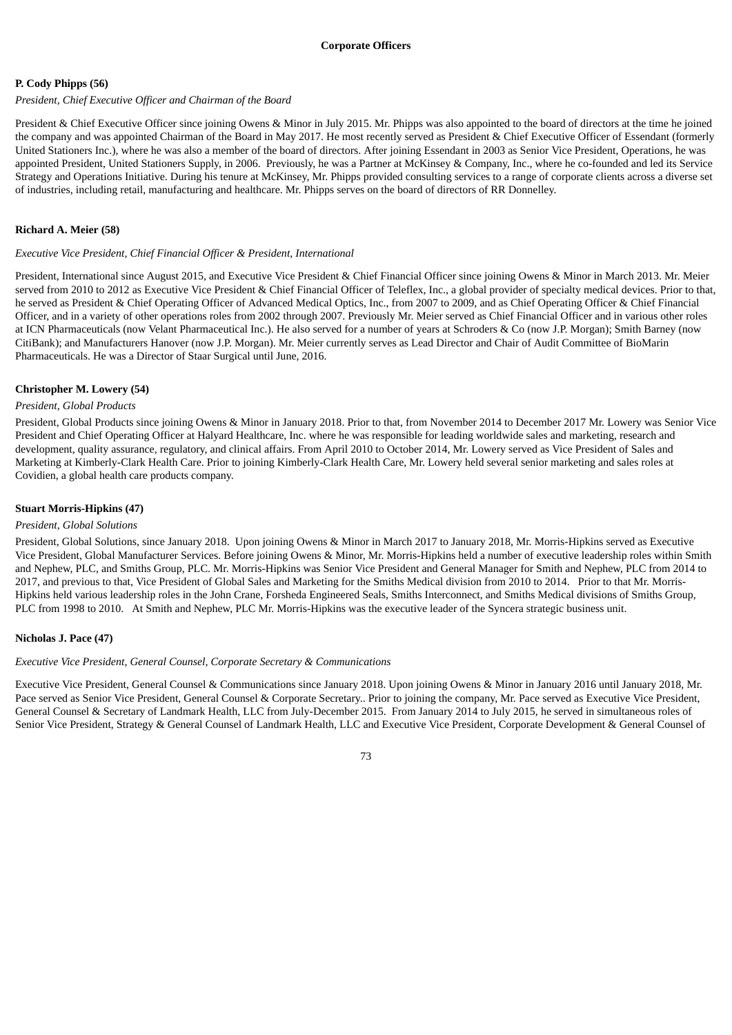## Corporate Officers

**P. Cody Phipps (56)**

*President, Chief Executive Officer and Chairman of the Board*

President & Chief Executive Officer since joining Owens & Minor in July 2015. Mr. Phipps was also appointed to the board of directors at the time he joined the company and was appointed Chairman of the Board in May 2017. He most recently served as President & Chief Executive Officer of Essendant (formerly United Stationers Inc.), where he was also a member of the board of directors. After joining Essendant in 2003 as Senior Vice President, Operations, he was appointed President, United Stationers Supply, in 2006. Previously, he was a Partner at McKinsey & Company, Inc., where he co-founded and led its Service Strategy and Operations Initiative. During his tenure at McKinsey, Mr. Phipps provided consulting services to a range of corporate clients across a diverse set of industries, including retail, manufacturing and healthcare. Mr. Phipps serves on the board of directors of RR Donnelley.

**Richard A. Meier (58)**

*Executive Vice President, Chief Financial Officer & President, International*

President, International since August 2015, and Executive Vice President & Chief Financial Officer since joining Owens & Minor in March 2013. Mr. Meier served from 2010 to 2012 as Executive Vice President & Chief Financial Officer of Teleflex, Inc., a global provider of specialty medical devices. Prior to that, he served as President & Chief Operating Officer of Advanced Medical Optics, Inc., from 2007 to 2009, and as Chief Operating Officer & Chief Financial Officer, and in a variety of other operations roles from 2002 through 2007. Previously Mr. Meier served as Chief Financial Officer and in various other roles at ICN Pharmaceuticals (now Velant Pharmaceutical Inc.). He also served for a number of years at Schroders & Co (now J.P. Morgan); Smith Barney (now CitiBank); and Manufacturers Hanover (now J.P. Morgan). Mr. Meier currently serves as Lead Director and Chair of Audit Committee of BioMarin Pharmaceuticals. He was a Director of Staar Surgical until June, 2016.

**Christopher M. Lowery (54)**

*President, Global Products*

President, Global Products since joining Owens & Minor in January 2018. Prior to that, from November 2014 to December 2017 Mr. Lowery was Senior Vice President and Chief Operating Officer at Halyard Healthcare, Inc. where he was responsible for leading worldwide sales and marketing, research and development, quality assurance, regulatory, and clinical affairs. From April 2010 to October 2014, Mr. Lowery served as Vice President of Sales and Marketing at Kimberly-Clark Health Care. Prior to joining Kimberly-Clark Health Care, Mr. Lowery held several senior marketing and sales roles at Covidien, a global health care products company.

**Stuart Morris-Hipkins (47)**

*President, Global Solutions*

President, Global Solutions, since January 2018. Upon joining Owens & Minor in March 2017 to January 2018, Mr. Morris-Hipkins served as Executive Vice President, Global Manufacturer Services. Before joining Owens & Minor, Mr. Morris-Hipkins held a number of executive leadership roles within Smith and Nephew, PLC, and Smiths Group, PLC. Mr. Morris-Hipkins was Senior Vice President and General Manager for Smith and Nephew, PLC from 2014 to 2017, and previous to that, Vice President of Global Sales and Marketing for the Smiths Medical division from 2010 to 2014. Prior to that Mr. Morris-Hipkins held various leadership roles in the John Crane, Forsheda Engineered Seals, Smiths Interconnect, and Smiths Medical divisions of Smiths Group, PLC from 1998 to 2010. At Smith and Nephew, PLC Mr. Morris-Hipkins was the executive leader of the Syncera strategic business unit.

**Nicholas J. Pace (47)**

*Executive Vice President, General Counsel, Corporate Secretary & Communications*

Executive Vice President, General Counsel & Communications since January 2018. Upon joining Owens & Minor in January 2016 until January 2018, Mr. Pace served as Senior Vice President, General Counsel & Corporate Secretary.. Prior to joining the company, Mr. Pace served as Executive Vice President, General Counsel & Secretary of Landmark Health, LLC from July-December 2015. From January 2014 to July 2015, he served in simultaneous roles of Senior Vice President, Strategy & General Counsel of Landmark Health, LLC and Executive Vice President, Corporate Development & General Counsel of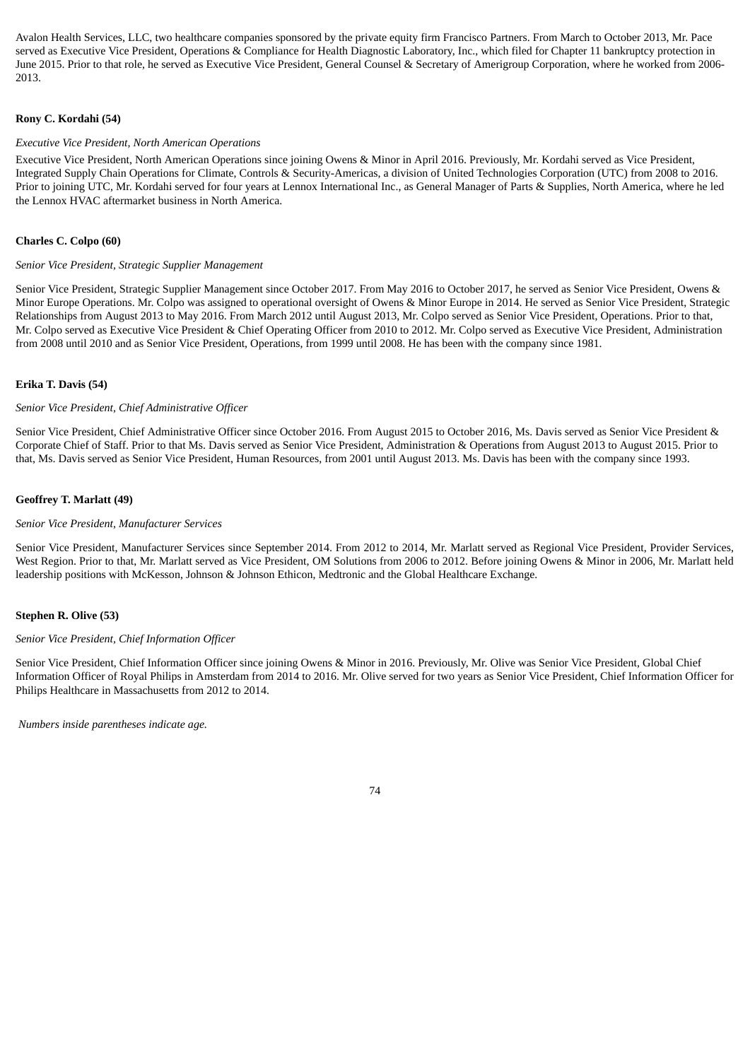Avalon Health Services, LLC, two healthcare companies sponsored by the private equity firm Francisco Partners. From March to October 2013, Mr. Pace served as Executive Vice President, Operations & Compliance for Health Diagnostic Laboratory, Inc., which filed for Chapter 11 bankruptcy protection in June 2015. Prior to that role, he served as Executive Vice President, General Counsel & Secretary of Amerigroup Corporation, where he worked from 2006-2013.

**Rony C. Kordahi (54)**

*Executive Vice President, North American Operations*

Executive Vice President, North American Operations since joining Owens & Minor in April 2016. Previously, Mr. Kordahi served as Vice President, Integrated Supply Chain Operations for Climate, Controls & Security-Americas, a division of United Technologies Corporation (UTC) from 2008 to 2016. Prior to joining UTC, Mr. Kordahi served for four years at Lennox International Inc., as General Manager of Parts & Supplies, North America, where he led the Lennox HVAC aftermarket business in North America.

**Charles C. Colpo (60)**

*Senior Vice President, Strategic Supplier Management*

Senior Vice President, Strategic Supplier Management since October 2017. From May 2016 to October 2017, he served as Senior Vice President, Owens & Minor Europe Operations. Mr. Colpo was assigned to operational oversight of Owens & Minor Europe in 2014. He served as Senior Vice President, Strategic Relationships from August 2013 to May 2016. From March 2012 until August 2013, Mr. Colpo served as Senior Vice President, Operations. Prior to that, Mr. Colpo served as Executive Vice President & Chief Operating Officer from 2010 to 2012. Mr. Colpo served as Executive Vice President, Administration from 2008 until 2010 and as Senior Vice President, Operations, from 1999 until 2008. He has been with the company since 1981.

**Erika T. Davis (54)**

*Senior Vice President, Chief Administrative Officer*

Senior Vice President, Chief Administrative Officer since October 2016. From August 2015 to October 2016, Ms. Davis served as Senior Vice President & Corporate Chief of Staff. Prior to that Ms. Davis served as Senior Vice President, Administration & Operations from August 2013 to August 2015. Prior to that, Ms. Davis served as Senior Vice President, Human Resources, from 2001 until August 2013. Ms. Davis has been with the company since 1993.

**Geoffrey T. Marlatt (49)**

*Senior Vice President, Manufacturer Services*

Senior Vice President, Manufacturer Services since September 2014. From 2012 to 2014, Mr. Marlatt served as Regional Vice President, Provider Services, West Region. Prior to that, Mr. Marlatt served as Vice President, OM Solutions from 2006 to 2012. Before joining Owens & Minor in 2006, Mr. Marlatt held leadership positions with McKesson, Johnson & Johnson Ethicon, Medtronic and the Global Healthcare Exchange.

**Stephen R. Olive (53)**

*Senior Vice President, Chief Information Officer*

Senior Vice President, Chief Information Officer since joining Owens & Minor in 2016. Previously, Mr. Olive was Senior Vice President, Global Chief Information Officer of Royal Philips in Amsterdam from 2014 to 2016. Mr. Olive served for two years as Senior Vice President, Chief Information Officer for Philips Healthcare in Massachusetts from 2012 to 2014.

*Numbers inside parentheses indicate age.*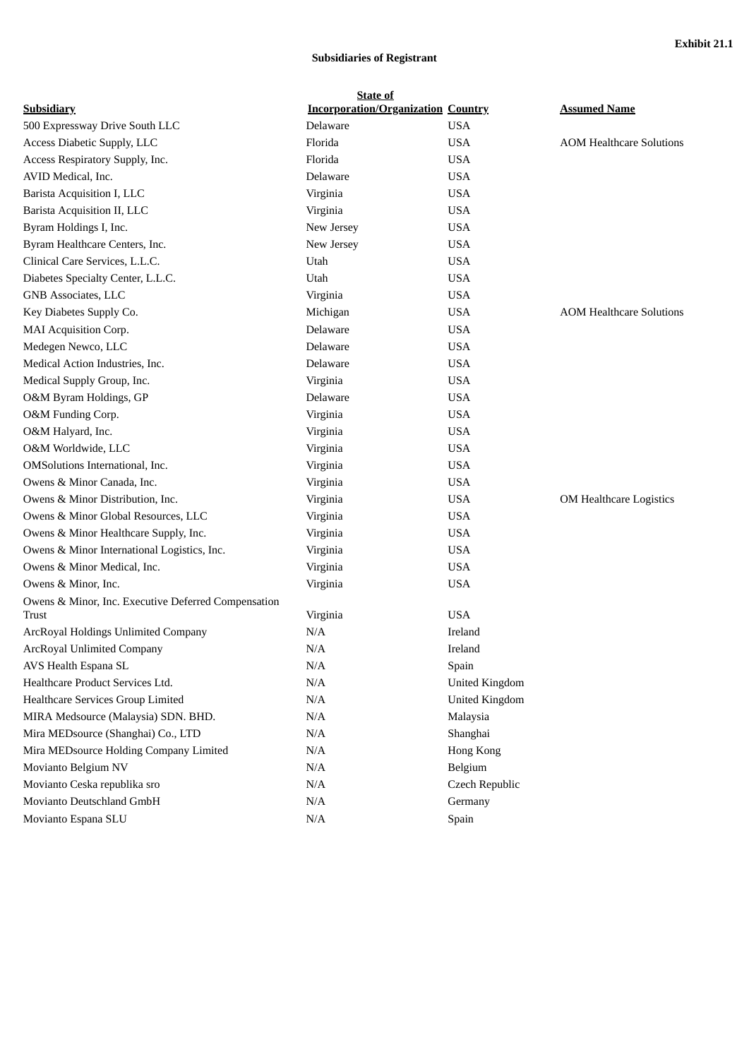**Exhibit 21.1**

**Subsidiaries of Registrant**

| Subsidiary | State of Incorporation/Organization | Country | Assumed Name |
|---|---|---|---|
| 500 Expressway Drive South LLC | Delaware | USA | |
| Access Diabetic Supply, LLC | Florida | USA | AOM Healthcare Solutions |
| Access Respiratory Supply, Inc. | Florida | USA | |
| AVID Medical, Inc. | Delaware | USA | |
| Barista Acquisition I, LLC | Virginia | USA | |
| Barista Acquisition II, LLC | Virginia | USA | |
| Byram Holdings I, Inc. | New Jersey | USA | |
| Byram Healthcare Centers, Inc. | New Jersey | USA | |
| Clinical Care Services, L.L.C. | Utah | USA | |
| Diabetes Specialty Center, L.L.C. | Utah | USA | |
| GNB Associates, LLC | Virginia | USA | |
| Key Diabetes Supply Co. | Michigan | USA | AOM Healthcare Solutions |
| MAI Acquisition Corp. | Delaware | USA | |
| Medegen Newco, LLC | Delaware | USA | |
| Medical Action Industries, Inc. | Delaware | USA | |
| Medical Supply Group, Inc. | Virginia | USA | |
| O&M Byram Holdings, GP | Delaware | USA | |
| O&M Funding Corp. | Virginia | USA | |
| O&M Halyard, Inc. | Virginia | USA | |
| O&M Worldwide, LLC | Virginia | USA | |
| OMSolutions International, Inc. | Virginia | USA | |
| Owens & Minor Canada, Inc. | Virginia | USA | |
| Owens & Minor Distribution, Inc. | Virginia | USA | OM Healthcare Logistics |
| Owens & Minor Global Resources, LLC | Virginia | USA | |
| Owens & Minor Healthcare Supply, Inc. | Virginia | USA | |
| Owens & Minor International Logistics, Inc. | Virginia | USA | |
| Owens & Minor Medical, Inc. | Virginia | USA | |
| Owens & Minor, Inc. | Virginia | USA | |
| Owens & Minor, Inc. Executive Deferred Compensation Trust | Virginia | USA | |
| ArcRoyal Holdings Unlimited Company | N/A | Ireland | |
| ArcRoyal Unlimited Company | N/A | Ireland | |
| AVS Health Espana SL | N/A | Spain | |
| Healthcare Product Services Ltd. | N/A | United Kingdom | |
| Healthcare Services Group Limited | N/A | United Kingdom | |
| MIRA Medsource (Malaysia) SDN. BHD. | N/A | Malaysia | |
| Mira MEDsource (Shanghai) Co., LTD | N/A | Shanghai | |
| Mira MEDsource Holding Company Limited | N/A | Hong Kong | |
| Movianto Belgium NV | N/A | Belgium | |
| Movianto Ceska republika sro | N/A | Czech Republic | |
| Movianto Deutschland GmbH | N/A | Germany | |
| Movianto Espana SLU | N/A | Spain | |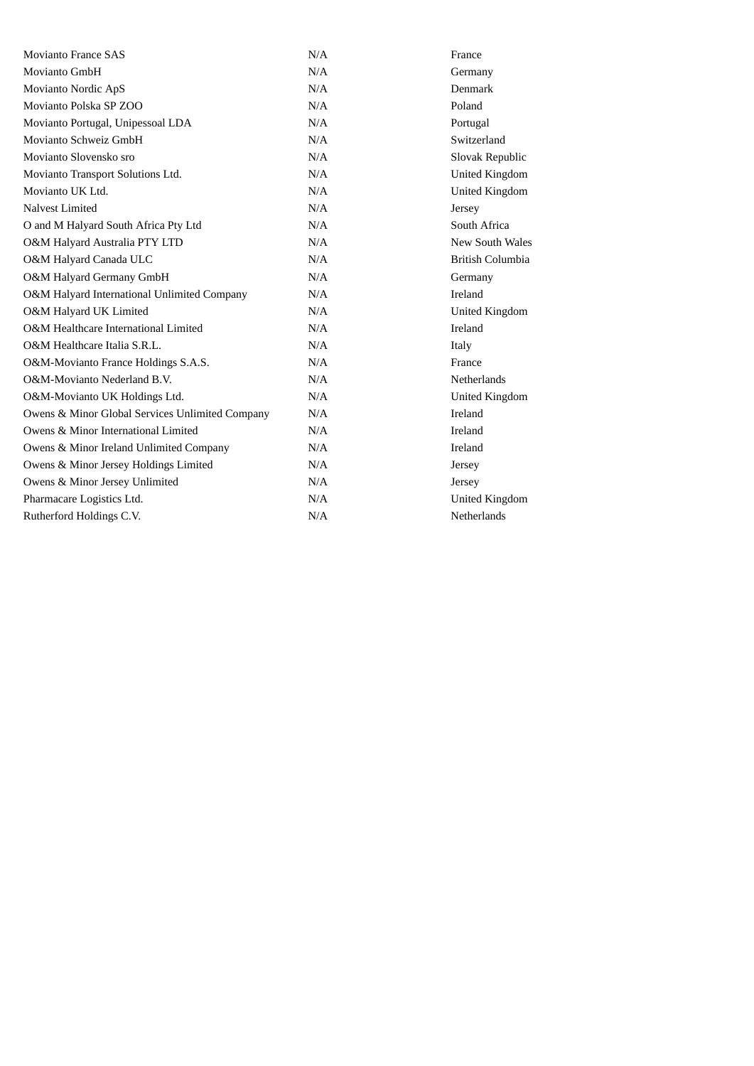| | | |
|---|---|---|
| Movianto France SAS | N/A | France |
| Movianto GmbH | N/A | Germany |
| Movianto Nordic ApS | N/A | Denmark |
| Movianto Polska SP ZOO | N/A | Poland |
| Movianto Portugal, Unipessoal LDA | N/A | Portugal |
| Movianto Schweiz GmbH | N/A | Switzerland |
| Movianto Slovensko sro | N/A | Slovak Republic |
| Movianto Transport Solutions Ltd. | N/A | United Kingdom |
| Movianto UK Ltd. | N/A | United Kingdom |
| Nalvest Limited | N/A | Jersey |
| O and M Halyard South Africa Pty Ltd | N/A | South Africa |
| O&M Halyard Australia PTY LTD | N/A | New South Wales |
| O&M Halyard Canada ULC | N/A | British Columbia |
| O&M Halyard Germany GmbH | N/A | Germany |
| O&M Halyard International Unlimited Company | N/A | Ireland |
| O&M Halyard UK Limited | N/A | United Kingdom |
| O&M Healthcare International Limited | N/A | Ireland |
| O&M Healthcare Italia S.R.L. | N/A | Italy |
| O&M-Movianto France Holdings S.A.S. | N/A | France |
| O&M-Movianto Nederland B.V. | N/A | Netherlands |
| O&M-Movianto UK Holdings Ltd. | N/A | United Kingdom |
| Owens & Minor Global Services Unlimited Company | N/A | Ireland |
| Owens & Minor International Limited | N/A | Ireland |
| Owens & Minor Ireland Unlimited Company | N/A | Ireland |
| Owens & Minor Jersey Holdings Limited | N/A | Jersey |
| Owens & Minor Jersey Unlimited | N/A | Jersey |
| Pharmacare Logistics Ltd. | N/A | United Kingdom |
| Rutherford Holdings C.V. | N/A | Netherlands |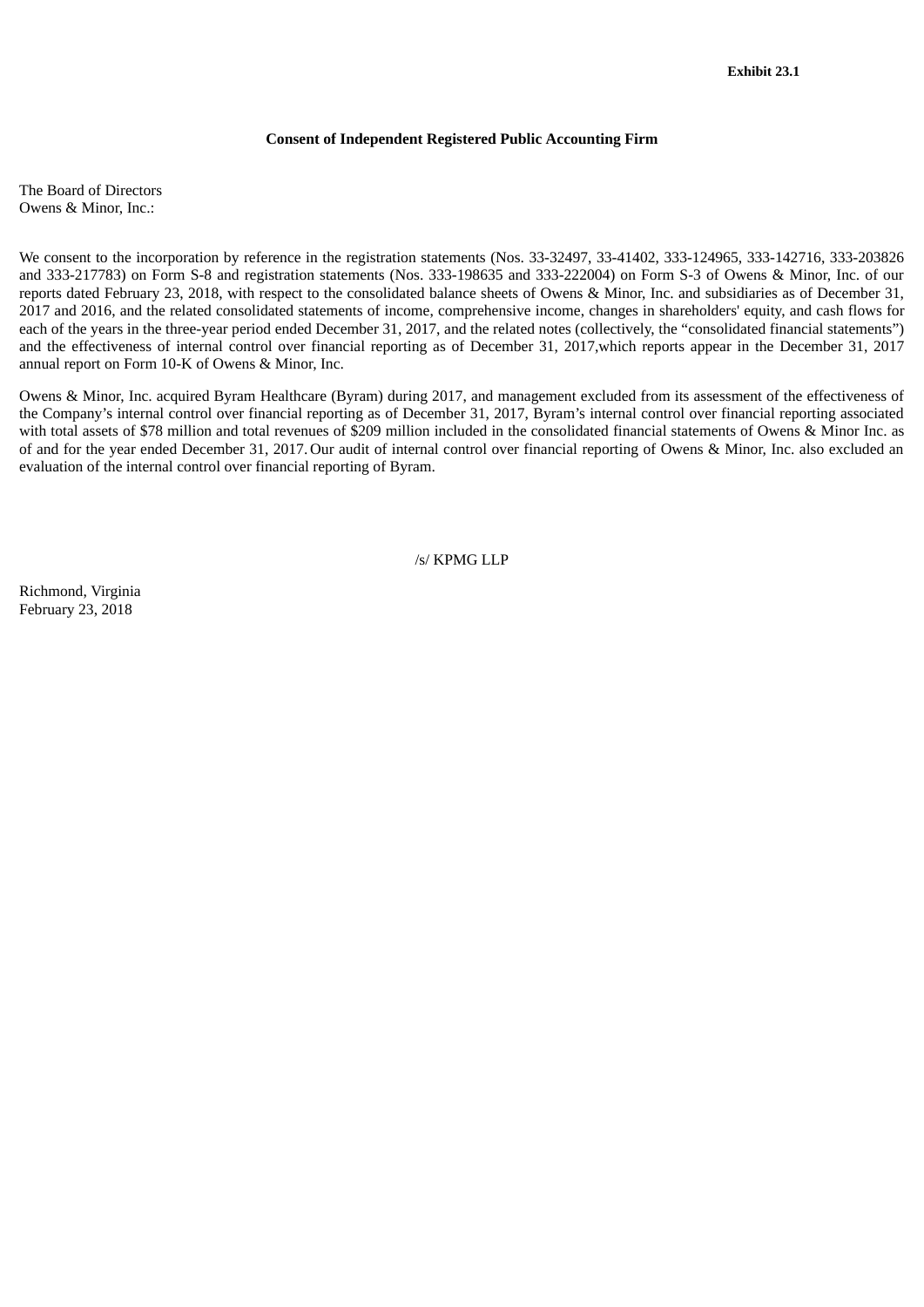**Exhibit 23.1**

**Consent of Independent Registered Public Accounting Firm**

The Board of Directors
Owens & Minor, Inc.:

We consent to the incorporation by reference in the registration statements (Nos. 33-32497, 33-41402, 333-124965, 333-142716, 333-203826 and 333-217783) on Form S-8 and registration statements (Nos. 333-198635 and 333-222004) on Form S-3 of Owens & Minor, Inc. of our reports dated February 23, 2018, with respect to the consolidated balance sheets of Owens & Minor, Inc. and subsidiaries as of December 31, 2017 and 2016, and the related consolidated statements of income, comprehensive income, changes in shareholders' equity, and cash flows for each of the years in the three-year period ended December 31, 2017, and the related notes (collectively, the "consolidated financial statements") and the effectiveness of internal control over financial reporting as of December 31, 2017,which reports appear in the December 31, 2017 annual report on Form 10-K of Owens & Minor, Inc.

Owens & Minor, Inc. acquired Byram Healthcare (Byram) during 2017, and management excluded from its assessment of the effectiveness of the Company's internal control over financial reporting as of December 31, 2017, Byram's internal control over financial reporting associated with total assets of $78 million and total revenues of $209 million included in the consolidated financial statements of Owens & Minor Inc. as of and for the year ended December 31, 2017. Our audit of internal control over financial reporting of Owens & Minor, Inc. also excluded an evaluation of the internal control over financial reporting of Byram.

/s/ KPMG LLP

Richmond, Virginia
February 23, 2018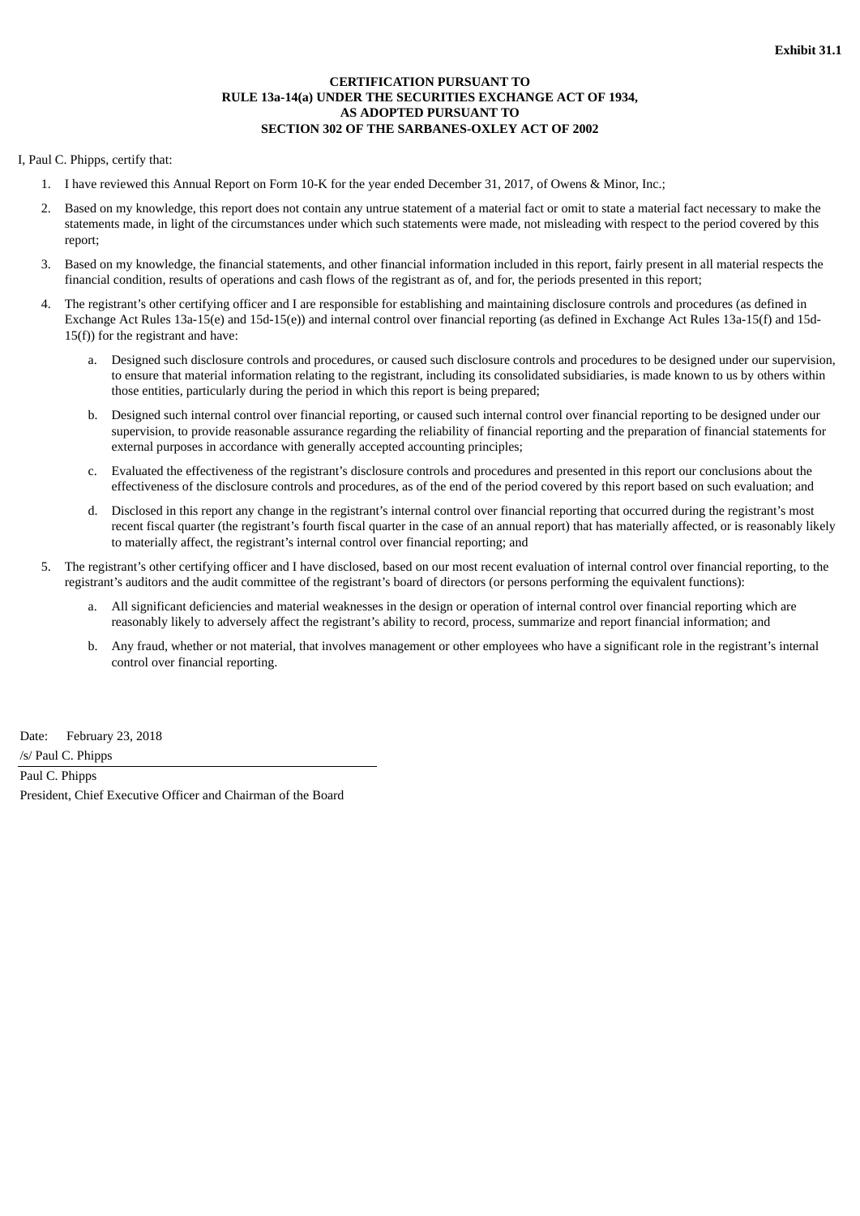**Exhibit 31.1**

**CERTIFICATION PURSUANT TO
RULE 13a-14(a) UNDER THE SECURITIES EXCHANGE ACT OF 1934,
AS ADOPTED PURSUANT TO
SECTION 302 OF THE SARBANES-OXLEY ACT OF 2002**

I, Paul C. Phipps, certify that:

1. I have reviewed this Annual Report on Form 10-K for the year ended December 31, 2017, of Owens & Minor, Inc.;
2. Based on my knowledge, this report does not contain any untrue statement of a material fact or omit to state a material fact necessary to make the statements made, in light of the circumstances under which such statements were made, not misleading with respect to the period covered by this report;
3. Based on my knowledge, the financial statements, and other financial information included in this report, fairly present in all material respects the financial condition, results of operations and cash flows of the registrant as of, and for, the periods presented in this report;
4. The registrant's other certifying officer and I are responsible for establishing and maintaining disclosure controls and procedures (as defined in Exchange Act Rules 13a-15(e) and 15d-15(e)) and internal control over financial reporting (as defined in Exchange Act Rules 13a-15(f) and 15d-15(f)) for the registrant and have:
   a. Designed such disclosure controls and procedures, or caused such disclosure controls and procedures to be designed under our supervision, to ensure that material information relating to the registrant, including its consolidated subsidiaries, is made known to us by others within those entities, particularly during the period in which this report is being prepared;
   b. Designed such internal control over financial reporting, or caused such internal control over financial reporting to be designed under our supervision, to provide reasonable assurance regarding the reliability of financial reporting and the preparation of financial statements for external purposes in accordance with generally accepted accounting principles;
   c. Evaluated the effectiveness of the registrant's disclosure controls and procedures and presented in this report our conclusions about the effectiveness of the disclosure controls and procedures, as of the end of the period covered by this report based on such evaluation; and
   d. Disclosed in this report any change in the registrant's internal control over financial reporting that occurred during the registrant's most recent fiscal quarter (the registrant's fourth fiscal quarter in the case of an annual report) that has materially affected, or is reasonably likely to materially affect, the registrant's internal control over financial reporting; and
5. The registrant's other certifying officer and I have disclosed, based on our most recent evaluation of internal control over financial reporting, to the registrant's auditors and the audit committee of the registrant's board of directors (or persons performing the equivalent functions):
   a. All significant deficiencies and material weaknesses in the design or operation of internal control over financial reporting which are reasonably likely to adversely affect the registrant's ability to record, process, summarize and report financial information; and
   b. Any fraud, whether or not material, that involves management or other employees who have a significant role in the registrant's internal control over financial reporting.

Date: February 23, 2018

/s/ Paul C. Phipps

Paul C. Phipps
President, Chief Executive Officer and Chairman of the Board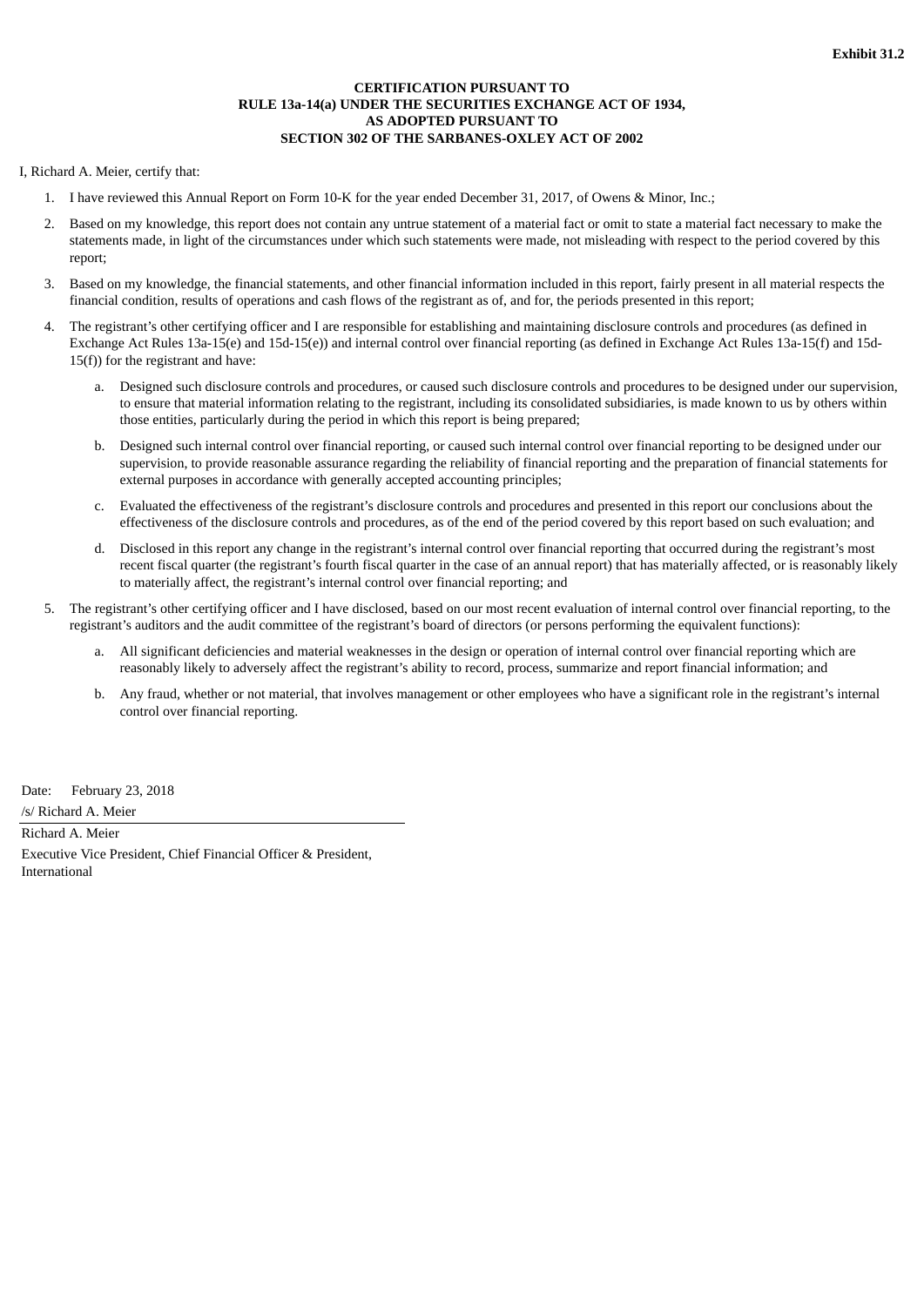**Exhibit 31.2**

**CERTIFICATION PURSUANT TO**
**RULE 13a-14(a) UNDER THE SECURITIES EXCHANGE ACT OF 1934,**
**AS ADOPTED PURSUANT TO**
**SECTION 302 OF THE SARBANES-OXLEY ACT OF 2002**

I, Richard A. Meier, certify that:

1. I have reviewed this Annual Report on Form 10-K for the year ended December 31, 2017, of Owens & Minor, Inc.;

2. Based on my knowledge, this report does not contain any untrue statement of a material fact or omit to state a material fact necessary to make the statements made, in light of the circumstances under which such statements were made, not misleading with respect to the period covered by this report;

3. Based on my knowledge, the financial statements, and other financial information included in this report, fairly present in all material respects the financial condition, results of operations and cash flows of the registrant as of, and for, the periods presented in this report;

4. The registrant's other certifying officer and I are responsible for establishing and maintaining disclosure controls and procedures (as defined in Exchange Act Rules 13a-15(e) and 15d-15(e)) and internal control over financial reporting (as defined in Exchange Act Rules 13a-15(f) and 15d-15(f)) for the registrant and have:

   a. Designed such disclosure controls and procedures, or caused such disclosure controls and procedures to be designed under our supervision, to ensure that material information relating to the registrant, including its consolidated subsidiaries, is made known to us by others within those entities, particularly during the period in which this report is being prepared;

   b. Designed such internal control over financial reporting, or caused such internal control over financial reporting to be designed under our supervision, to provide reasonable assurance regarding the reliability of financial reporting and the preparation of financial statements for external purposes in accordance with generally accepted accounting principles;

   c. Evaluated the effectiveness of the registrant's disclosure controls and procedures and presented in this report our conclusions about the effectiveness of the disclosure controls and procedures, as of the end of the period covered by this report based on such evaluation; and

   d. Disclosed in this report any change in the registrant's internal control over financial reporting that occurred during the registrant's most recent fiscal quarter (the registrant's fourth fiscal quarter in the case of an annual report) that has materially affected, or is reasonably likely to materially affect, the registrant's internal control over financial reporting; and

5. The registrant's other certifying officer and I have disclosed, based on our most recent evaluation of internal control over financial reporting, to the registrant's auditors and the audit committee of the registrant's board of directors (or persons performing the equivalent functions):

   a. All significant deficiencies and material weaknesses in the design or operation of internal control over financial reporting which are reasonably likely to adversely affect the registrant's ability to record, process, summarize and report financial information; and

   b. Any fraud, whether or not material, that involves management or other employees who have a significant role in the registrant's internal control over financial reporting.

Date: February 23, 2018

/s/ Richard A. Meier

Richard A. Meier

Executive Vice President, Chief Financial Officer & President, International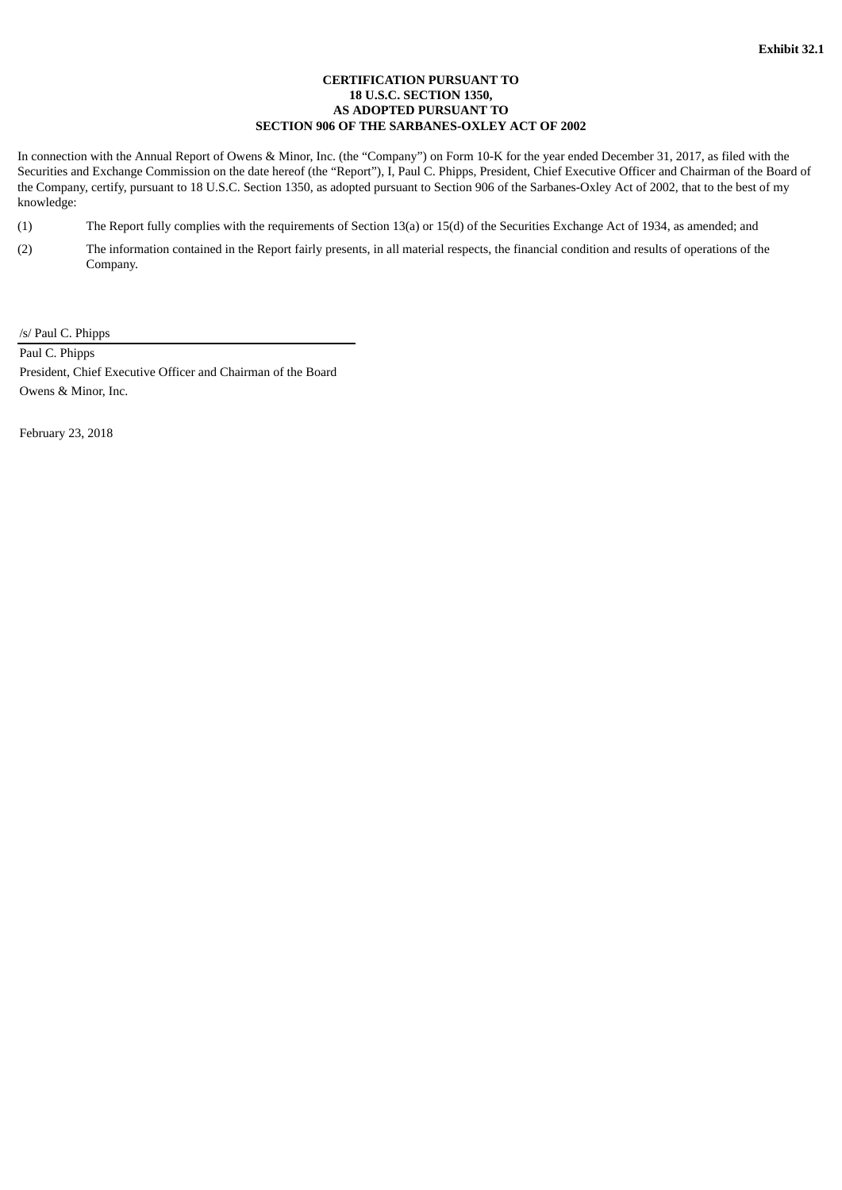**Exhibit 32.1**

**CERTIFICATION PURSUANT TO**
**18 U.S.C. SECTION 1350,**
**AS ADOPTED PURSUANT TO**
**SECTION 906 OF THE SARBANES-OXLEY ACT OF 2002**

In connection with the Annual Report of Owens & Minor, Inc. (the "Company") on Form 10-K for the year ended December 31, 2017, as filed with the Securities and Exchange Commission on the date hereof (the "Report"), I, Paul C. Phipps, President, Chief Executive Officer and Chairman of the Board of the Company, certify, pursuant to 18 U.S.C. Section 1350, as adopted pursuant to Section 906 of the Sarbanes-Oxley Act of 2002, that to the best of my knowledge:

(1) The Report fully complies with the requirements of Section 13(a) or 15(d) of the Securities Exchange Act of 1934, as amended; and

(2) The information contained in the Report fairly presents, in all material respects, the financial condition and results of operations of the Company.

/s/ Paul C. Phipps

Paul C. Phipps
President, Chief Executive Officer and Chairman of the Board
Owens & Minor, Inc.

February 23, 2018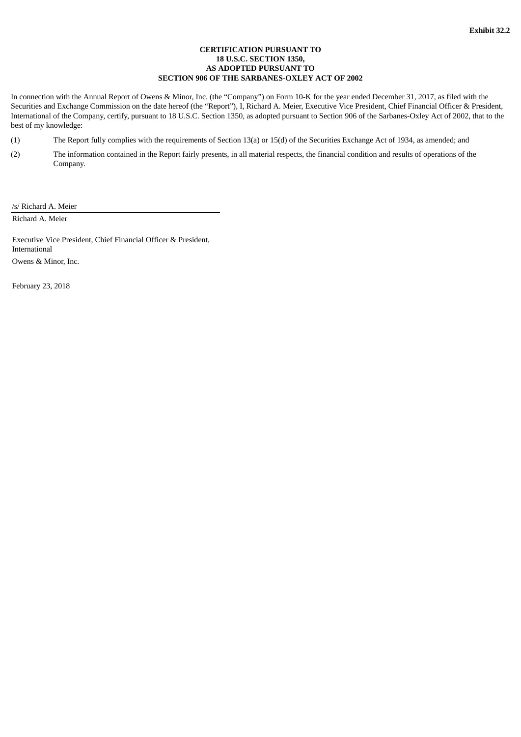**Exhibit 32.2**

**CERTIFICATION PURSUANT TO**
**18 U.S.C. SECTION 1350,**
**AS ADOPTED PURSUANT TO**
**SECTION 906 OF THE SARBANES-OXLEY ACT OF 2002**

In connection with the Annual Report of Owens & Minor, Inc. (the “Company”) on Form 10-K for the year ended December 31, 2017, as filed with the Securities and Exchange Commission on the date hereof (the “Report”), I, Richard A. Meier, Executive Vice President, Chief Financial Officer & President, International of the Company, certify, pursuant to 18 U.S.C. Section 1350, as adopted pursuant to Section 906 of the Sarbanes-Oxley Act of 2002, that to the best of my knowledge:

(1) The Report fully complies with the requirements of Section 13(a) or 15(d) of the Securities Exchange Act of 1934, as amended; and

(2) The information contained in the Report fairly presents, in all material respects, the financial condition and results of operations of the Company.

/s/ Richard A. Meier

Richard A. Meier

Executive Vice President, Chief Financial Officer & President, International

Owens & Minor, Inc.

February 23, 2018